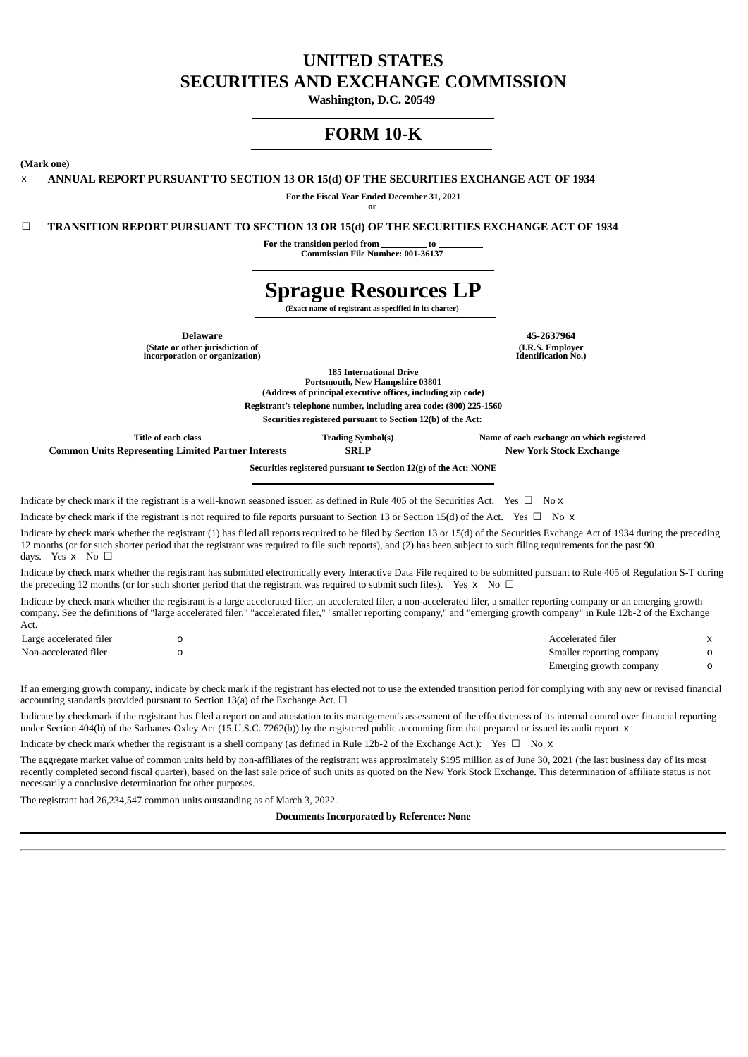# UNITED STATES
# SECURITIES AND EXCHANGE COMMISSION

**Washington, D.C. 20549**

---

# FORM 10-K

---

**(Mark one)**

x **ANNUAL REPORT PURSUANT TO SECTION 13 OR 15(d) OF THE SECURITIES EXCHANGE ACT OF 1934**

**For the Fiscal Year Ended December 31, 2021**
**or**

☐ **TRANSITION REPORT PURSUANT TO SECTION 13 OR 15(d) OF THE SECURITIES EXCHANGE ACT OF 1934**

**For the transition period from \_\_\_\_\_\_\_\_\_\_ to \_\_\_\_\_\_\_\_\_\_**
**Commission File Number: 001-36137**

---

# Sprague Resources LP

**(Exact name of registrant as specified in its charter)**

| | |
|---|---|
| **Delaware** | **45-2637964** |
| **(State or other jurisdiction of incorporation or organization)** | **(I.R.S. Employer Identification No.)** |

**185 International Drive**
**Portsmouth, New Hampshire 03801**
**(Address of principal executive offices, including zip code)**

**Registrant's telephone number, including area code: (800) 225-1560**

**Securities registered pursuant to Section 12(b) of the Act:**

| Title of each class | Trading Symbol(s) | Name of each exchange on which registered |
|---|---|---|
| **Common Units Representing Limited Partner Interests** | **SRLP** | **New York Stock Exchange** |

**Securities registered pursuant to Section 12(g) of the Act: NONE**

---

Indicate by check mark if the registrant is a well-known seasoned issuer, as defined in Rule 405 of the Securities Act. Yes ☐ No x

Indicate by check mark if the registrant is not required to file reports pursuant to Section 13 or Section 15(d) of the Act. Yes ☐ No x

Indicate by check mark whether the registrant (1) has filed all reports required to be filed by Section 13 or 15(d) of the Securities Exchange Act of 1934 during the preceding 12 months (or for such shorter period that the registrant was required to file such reports), and (2) has been subject to such filing requirements for the past 90 days. Yes x No ☐

Indicate by check mark whether the registrant has submitted electronically every Interactive Data File required to be submitted pursuant to Rule 405 of Regulation S-T during the preceding 12 months (or for such shorter period that the registrant was required to submit such files). Yes x No ☐

Indicate by check mark whether the registrant is a large accelerated filer, an accelerated filer, a non-accelerated filer, a smaller reporting company or an emerging growth company. See the definitions of "large accelerated filer," "accelerated filer," "smaller reporting company," and "emerging growth company" in Rule 12b-2 of the Exchange Act.

| | | | |
|---|---|---|---|
| Large accelerated filer | o | Accelerated filer | x |
| Non-accelerated filer | o | Smaller reporting company | o |
| | | Emerging growth company | o |

If an emerging growth company, indicate by check mark if the registrant has elected not to use the extended transition period for complying with any new or revised financial accounting standards provided pursuant to Section 13(a) of the Exchange Act. ☐

Indicate by checkmark if the registrant has filed a report on and attestation to its management's assessment of the effectiveness of its internal control over financial reporting under Section 404(b) of the Sarbanes-Oxley Act (15 U.S.C. 7262(b)) by the registered public accounting firm that prepared or issued its audit report. x

Indicate by check mark whether the registrant is a shell company (as defined in Rule 12b-2 of the Exchange Act.): Yes ☐ No x

The aggregate market value of common units held by non-affiliates of the registrant was approximately $195 million as of June 30, 2021 (the last business day of its most recently completed second fiscal quarter), based on the last sale price of such units as quoted on the New York Stock Exchange. This determination of affiliate status is not necessarily a conclusive determination for other purposes.

The registrant had 26,234,547 common units outstanding as of March 3, 2022.

**Documents Incorporated by Reference: None**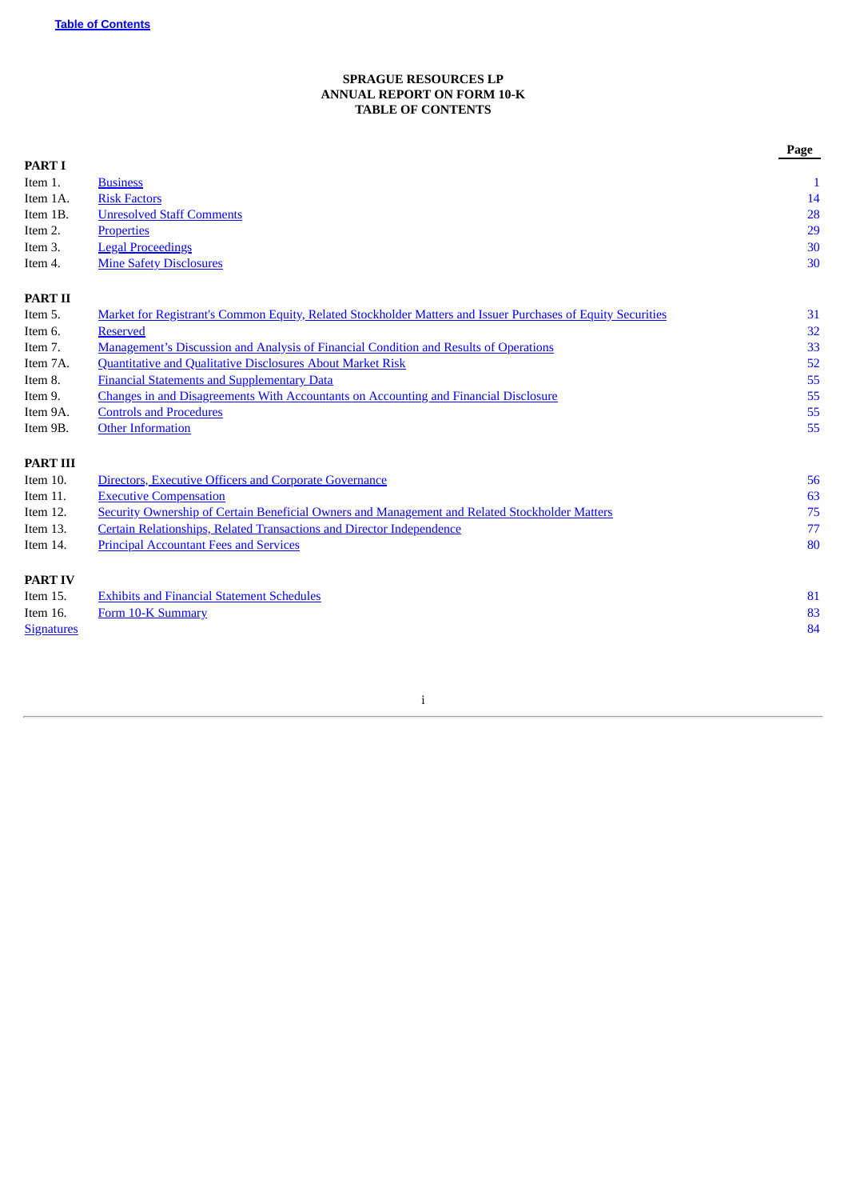Table of Contents

**SPRAGUE RESOURCES LP**
**ANNUAL REPORT ON FORM 10-K**
**TABLE OF CONTENTS**

| | | Page |
|---|---|---|
| **PART I** | | |
| Item 1. | Business | 1 |
| Item 1A. | Risk Factors | 14 |
| Item 1B. | Unresolved Staff Comments | 28 |
| Item 2. | Properties | 29 |
| Item 3. | Legal Proceedings | 30 |
| Item 4. | Mine Safety Disclosures | 30 |
| **PART II** | | |
| Item 5. | Market for Registrant's Common Equity, Related Stockholder Matters and Issuer Purchases of Equity Securities | 31 |
| Item 6. | Reserved | 32 |
| Item 7. | Management's Discussion and Analysis of Financial Condition and Results of Operations | 33 |
| Item 7A. | Quantitative and Qualitative Disclosures About Market Risk | 52 |
| Item 8. | Financial Statements and Supplementary Data | 55 |
| Item 9. | Changes in and Disagreements With Accountants on Accounting and Financial Disclosure | 55 |
| Item 9A. | Controls and Procedures | 55 |
| Item 9B. | Other Information | 55 |
| **PART III** | | |
| Item 10. | Directors, Executive Officers and Corporate Governance | 56 |
| Item 11. | Executive Compensation | 63 |
| Item 12. | Security Ownership of Certain Beneficial Owners and Management and Related Stockholder Matters | 75 |
| Item 13. | Certain Relationships, Related Transactions and Director Independence | 77 |
| Item 14. | Principal Accountant Fees and Services | 80 |
| **PART IV** | | |
| Item 15. | Exhibits and Financial Statement Schedules | 81 |
| Item 16. | Form 10-K Summary | 83 |
| Signatures | | 84 |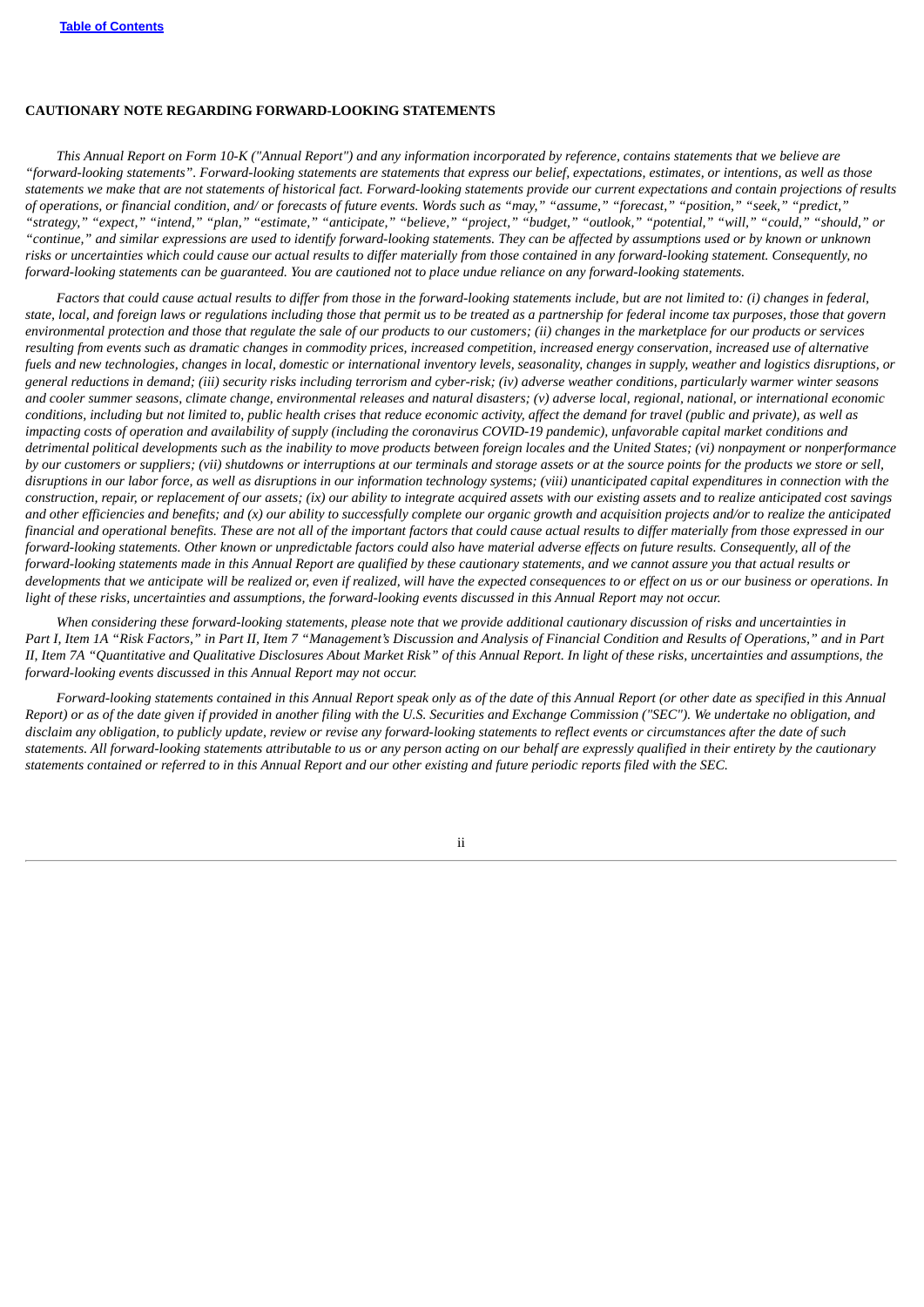## CAUTIONARY NOTE REGARDING FORWARD-LOOKING STATEMENTS

*This Annual Report on Form 10-K ("Annual Report") and any information incorporated by reference, contains statements that we believe are "forward-looking statements". Forward-looking statements are statements that express our belief, expectations, estimates, or intentions, as well as those statements we make that are not statements of historical fact. Forward-looking statements provide our current expectations and contain projections of results of operations, or financial condition, and/ or forecasts of future events. Words such as "may," "assume," "forecast," "position," "seek," "predict," "strategy," "expect," "intend," "plan," "estimate," "anticipate," "believe," "project," "budget," "outlook," "potential," "will," "could," "should," or "continue," and similar expressions are used to identify forward-looking statements. They can be affected by assumptions used or by known or unknown risks or uncertainties which could cause our actual results to differ materially from those contained in any forward-looking statement. Consequently, no forward-looking statements can be guaranteed. You are cautioned not to place undue reliance on any forward-looking statements.*

*Factors that could cause actual results to differ from those in the forward-looking statements include, but are not limited to: (i) changes in federal, state, local, and foreign laws or regulations including those that permit us to be treated as a partnership for federal income tax purposes, those that govern environmental protection and those that regulate the sale of our products to our customers; (ii) changes in the marketplace for our products or services resulting from events such as dramatic changes in commodity prices, increased competition, increased energy conservation, increased use of alternative fuels and new technologies, changes in local, domestic or international inventory levels, seasonality, changes in supply, weather and logistics disruptions, or general reductions in demand; (iii) security risks including terrorism and cyber-risk; (iv) adverse weather conditions, particularly warmer winter seasons and cooler summer seasons, climate change, environmental releases and natural disasters; (v) adverse local, regional, national, or international economic conditions, including but not limited to, public health crises that reduce economic activity, affect the demand for travel (public and private), as well as impacting costs of operation and availability of supply (including the coronavirus COVID-19 pandemic), unfavorable capital market conditions and detrimental political developments such as the inability to move products between foreign locales and the United States; (vi) nonpayment or nonperformance by our customers or suppliers; (vii) shutdowns or interruptions at our terminals and storage assets or at the source points for the products we store or sell, disruptions in our labor force, as well as disruptions in our information technology systems; (viii) unanticipated capital expenditures in connection with the construction, repair, or replacement of our assets; (ix) our ability to integrate acquired assets with our existing assets and to realize anticipated cost savings and other efficiencies and benefits; and (x) our ability to successfully complete our organic growth and acquisition projects and/or to realize the anticipated financial and operational benefits. These are not all of the important factors that could cause actual results to differ materially from those expressed in our forward-looking statements. Other known or unpredictable factors could also have material adverse effects on future results. Consequently, all of the forward-looking statements made in this Annual Report are qualified by these cautionary statements, and we cannot assure you that actual results or developments that we anticipate will be realized or, even if realized, will have the expected consequences to or effect on us or our business or operations. In light of these risks, uncertainties and assumptions, the forward-looking events discussed in this Annual Report may not occur.*

*When considering these forward-looking statements, please note that we provide additional cautionary discussion of risks and uncertainties in Part I, Item 1A "Risk Factors," in Part II, Item 7 "Management's Discussion and Analysis of Financial Condition and Results of Operations," and in Part II, Item 7A "Quantitative and Qualitative Disclosures About Market Risk" of this Annual Report. In light of these risks, uncertainties and assumptions, the forward-looking events discussed in this Annual Report may not occur.*

*Forward-looking statements contained in this Annual Report speak only as of the date of this Annual Report (or other date as specified in this Annual Report) or as of the date given if provided in another filing with the U.S. Securities and Exchange Commission ("SEC"). We undertake no obligation, and disclaim any obligation, to publicly update, review or revise any forward-looking statements to reflect events or circumstances after the date of such statements. All forward-looking statements attributable to us or any person acting on our behalf are expressly qualified in their entirety by the cautionary statements contained or referred to in this Annual Report and our other existing and future periodic reports filed with the SEC.*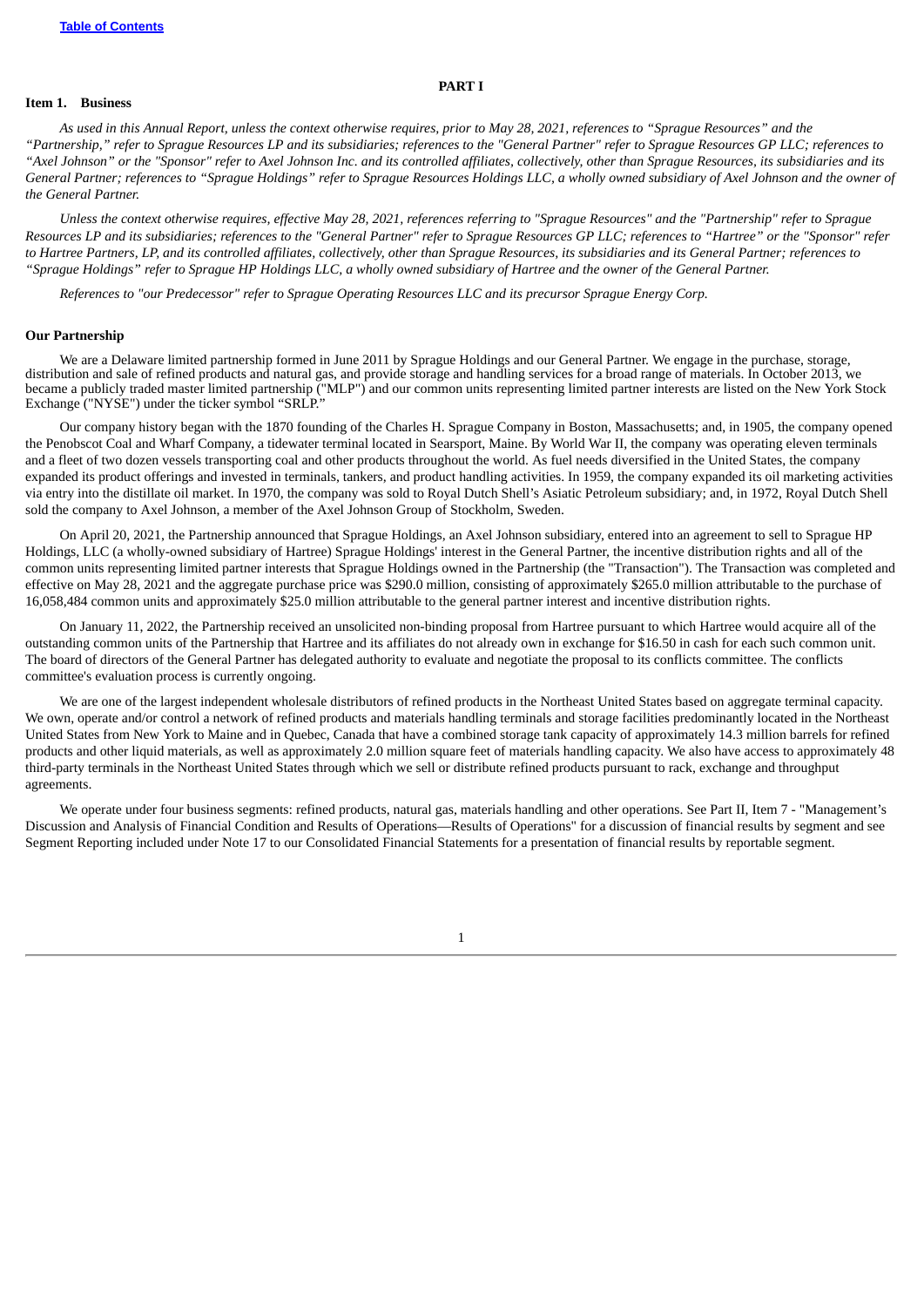# PART I

## Item 1. Business

*As used in this Annual Report, unless the context otherwise requires, prior to May 28, 2021, references to "Sprague Resources" and the "Partnership," refer to Sprague Resources LP and its subsidiaries; references to the "General Partner" refer to Sprague Resources GP LLC; references to "Axel Johnson" or the "Sponsor" refer to Axel Johnson Inc. and its controlled affiliates, collectively, other than Sprague Resources, its subsidiaries and its General Partner; references to "Sprague Holdings" refer to Sprague Resources Holdings LLC, a wholly owned subsidiary of Axel Johnson and the owner of the General Partner.*

*Unless the context otherwise requires, effective May 28, 2021, references referring to "Sprague Resources" and the "Partnership" refer to Sprague Resources LP and its subsidiaries; references to the "General Partner" refer to Sprague Resources GP LLC; references to "Hartree" or the "Sponsor" refer to Hartree Partners, LP, and its controlled affiliates, collectively, other than Sprague Resources, its subsidiaries and its General Partner; references to "Sprague Holdings" refer to Sprague HP Holdings LLC, a wholly owned subsidiary of Hartree and the owner of the General Partner.*

*References to "our Predecessor" refer to Sprague Operating Resources LLC and its precursor Sprague Energy Corp.*

### Our Partnership

We are a Delaware limited partnership formed in June 2011 by Sprague Holdings and our General Partner. We engage in the purchase, storage, distribution and sale of refined products and natural gas, and provide storage and handling services for a broad range of materials. In October 2013, we became a publicly traded master limited partnership ("MLP") and our common units representing limited partner interests are listed on the New York Stock Exchange ("NYSE") under the ticker symbol "SRLP."

Our company history began with the 1870 founding of the Charles H. Sprague Company in Boston, Massachusetts; and, in 1905, the company opened the Penobscot Coal and Wharf Company, a tidewater terminal located in Searsport, Maine. By World War II, the company was operating eleven terminals and a fleet of two dozen vessels transporting coal and other products throughout the world. As fuel needs diversified in the United States, the company expanded its product offerings and invested in terminals, tankers, and product handling activities. In 1959, the company expanded its oil marketing activities via entry into the distillate oil market. In 1970, the company was sold to Royal Dutch Shell's Asiatic Petroleum subsidiary; and, in 1972, Royal Dutch Shell sold the company to Axel Johnson, a member of the Axel Johnson Group of Stockholm, Sweden.

On April 20, 2021, the Partnership announced that Sprague Holdings, an Axel Johnson subsidiary, entered into an agreement to sell to Sprague HP Holdings, LLC (a wholly-owned subsidiary of Hartree) Sprague Holdings' interest in the General Partner, the incentive distribution rights and all of the common units representing limited partner interests that Sprague Holdings owned in the Partnership (the "Transaction"). The Transaction was completed and effective on May 28, 2021 and the aggregate purchase price was $290.0 million, consisting of approximately $265.0 million attributable to the purchase of 16,058,484 common units and approximately $25.0 million attributable to the general partner interest and incentive distribution rights.

On January 11, 2022, the Partnership received an unsolicited non-binding proposal from Hartree pursuant to which Hartree would acquire all of the outstanding common units of the Partnership that Hartree and its affiliates do not already own in exchange for $16.50 in cash for each such common unit. The board of directors of the General Partner has delegated authority to evaluate and negotiate the proposal to its conflicts committee. The conflicts committee's evaluation process is currently ongoing.

We are one of the largest independent wholesale distributors of refined products in the Northeast United States based on aggregate terminal capacity. We own, operate and/or control a network of refined products and materials handling terminals and storage facilities predominantly located in the Northeast United States from New York to Maine and in Quebec, Canada that have a combined storage tank capacity of approximately 14.3 million barrels for refined products and other liquid materials, as well as approximately 2.0 million square feet of materials handling capacity. We also have access to approximately 48 third-party terminals in the Northeast United States through which we sell or distribute refined products pursuant to rack, exchange and throughput agreements.

We operate under four business segments: refined products, natural gas, materials handling and other operations. See Part II, Item 7 - "Management's Discussion and Analysis of Financial Condition and Results of Operations—Results of Operations" for a discussion of financial results by segment and see Segment Reporting included under Note 17 to our Consolidated Financial Statements for a presentation of financial results by reportable segment.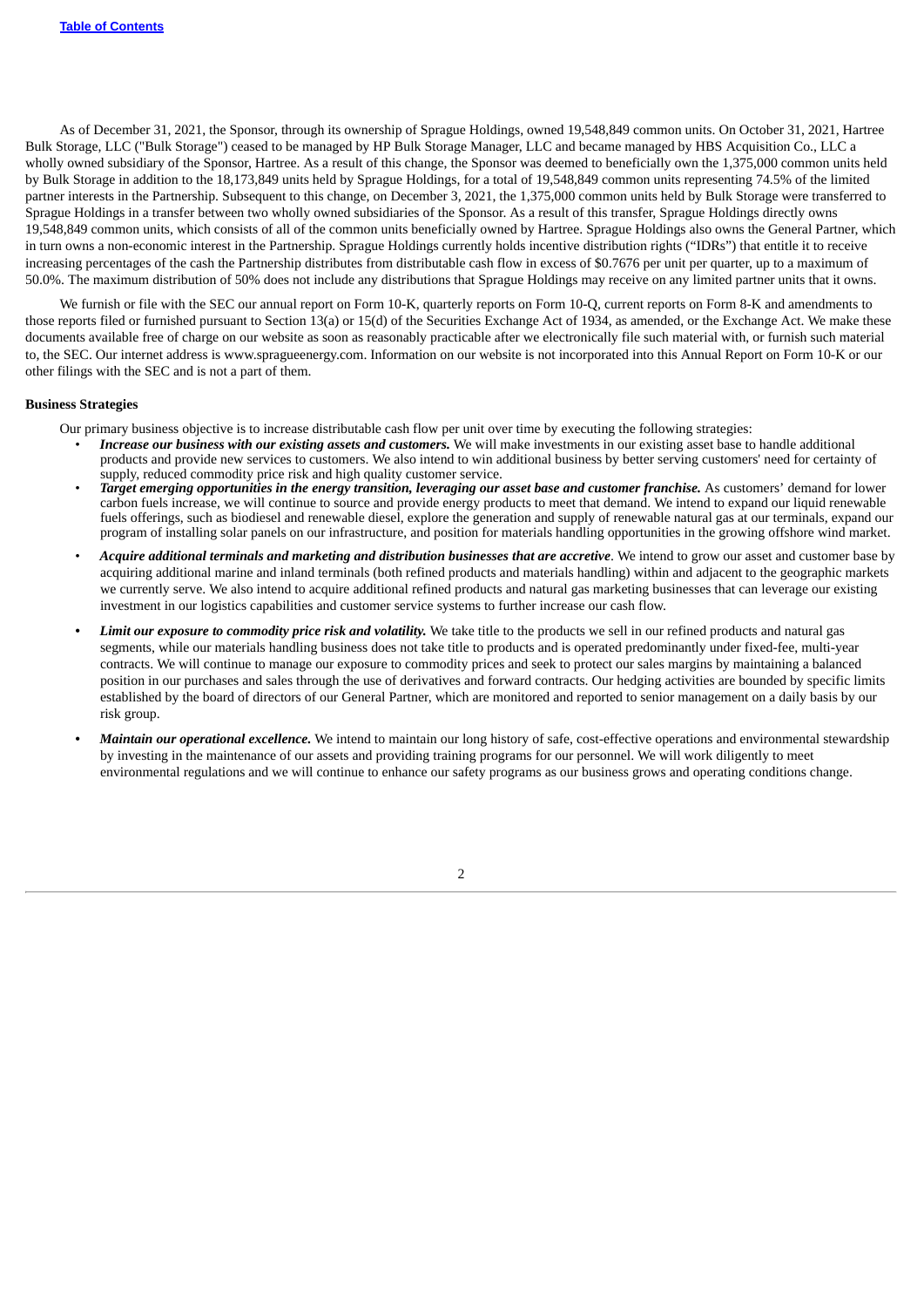As of December 31, 2021, the Sponsor, through its ownership of Sprague Holdings, owned 19,548,849 common units. On October 31, 2021, Hartree Bulk Storage, LLC ("Bulk Storage") ceased to be managed by HP Bulk Storage Manager, LLC and became managed by HBS Acquisition Co., LLC a wholly owned subsidiary of the Sponsor, Hartree. As a result of this change, the Sponsor was deemed to beneficially own the 1,375,000 common units held by Bulk Storage in addition to the 18,173,849 units held by Sprague Holdings, for a total of 19,548,849 common units representing 74.5% of the limited partner interests in the Partnership. Subsequent to this change, on December 3, 2021, the 1,375,000 common units held by Bulk Storage were transferred to Sprague Holdings in a transfer between two wholly owned subsidiaries of the Sponsor. As a result of this transfer, Sprague Holdings directly owns 19,548,849 common units, which consists of all of the common units beneficially owned by Hartree. Sprague Holdings also owns the General Partner, which in turn owns a non-economic interest in the Partnership. Sprague Holdings currently holds incentive distribution rights ("IDRs") that entitle it to receive increasing percentages of the cash the Partnership distributes from distributable cash flow in excess of $0.7676 per unit per quarter, up to a maximum of 50.0%. The maximum distribution of 50% does not include any distributions that Sprague Holdings may receive on any limited partner units that it owns.

We furnish or file with the SEC our annual report on Form 10-K, quarterly reports on Form 10-Q, current reports on Form 8-K and amendments to those reports filed or furnished pursuant to Section 13(a) or 15(d) of the Securities Exchange Act of 1934, as amended, or the Exchange Act. We make these documents available free of charge on our website as soon as reasonably practicable after we electronically file such material with, or furnish such material to, the SEC. Our internet address is www.spragueenergy.com. Information on our website is not incorporated into this Annual Report on Form 10-K or our other filings with the SEC and is not a part of them.

**Business Strategies**

Our primary business objective is to increase distributable cash flow per unit over time by executing the following strategies:

- ***Increase our business with our existing assets and customers.*** We will make investments in our existing asset base to handle additional products and provide new services to customers. We also intend to win additional business by better serving customers' need for certainty of supply, reduced commodity price risk and high quality customer service.
- ***Target emerging opportunities in the energy transition, leveraging our asset base and customer franchise.*** As customers' demand for lower carbon fuels increase, we will continue to source and provide energy products to meet that demand. We intend to expand our liquid renewable fuels offerings, such as biodiesel and renewable diesel, explore the generation and supply of renewable natural gas at our terminals, expand our program of installing solar panels on our infrastructure, and position for materials handling opportunities in the growing offshore wind market.
- ***Acquire additional terminals and marketing and distribution businesses that are accretive***. We intend to grow our asset and customer base by acquiring additional marine and inland terminals (both refined products and materials handling) within and adjacent to the geographic markets we currently serve. We also intend to acquire additional refined products and natural gas marketing businesses that can leverage our existing investment in our logistics capabilities and customer service systems to further increase our cash flow.
- ***Limit our exposure to commodity price risk and volatility.*** We take title to the products we sell in our refined products and natural gas segments, while our materials handling business does not take title to products and is operated predominantly under fixed-fee, multi-year contracts. We will continue to manage our exposure to commodity prices and seek to protect our sales margins by maintaining a balanced position in our purchases and sales through the use of derivatives and forward contracts. Our hedging activities are bounded by specific limits established by the board of directors of our General Partner, which are monitored and reported to senior management on a daily basis by our risk group.
- ***Maintain our operational excellence.*** We intend to maintain our long history of safe, cost-effective operations and environmental stewardship by investing in the maintenance of our assets and providing training programs for our personnel. We will work diligently to meet environmental regulations and we will continue to enhance our safety programs as our business grows and operating conditions change.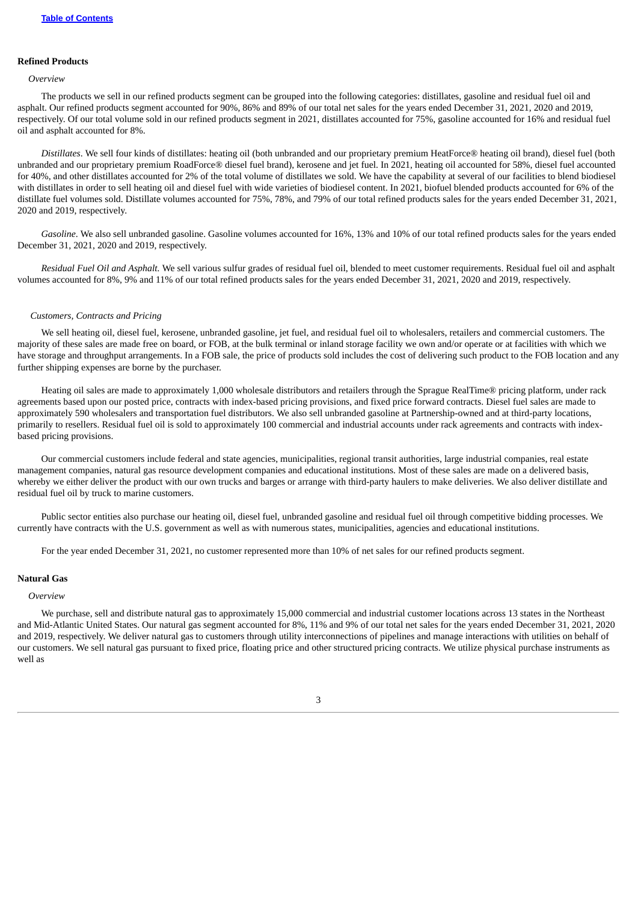### Refined Products

*Overview*

The products we sell in our refined products segment can be grouped into the following categories: distillates, gasoline and residual fuel oil and asphalt. Our refined products segment accounted for 90%, 86% and 89% of our total net sales for the years ended December 31, 2021, 2020 and 2019, respectively. Of our total volume sold in our refined products segment in 2021, distillates accounted for 75%, gasoline accounted for 16% and residual fuel oil and asphalt accounted for 8%.

*Distillates*. We sell four kinds of distillates: heating oil (both unbranded and our proprietary premium HeatForce® heating oil brand), diesel fuel (both unbranded and our proprietary premium RoadForce® diesel fuel brand), kerosene and jet fuel. In 2021, heating oil accounted for 58%, diesel fuel accounted for 40%, and other distillates accounted for 2% of the total volume of distillates we sold. We have the capability at several of our facilities to blend biodiesel with distillates in order to sell heating oil and diesel fuel with wide varieties of biodiesel content. In 2021, biofuel blended products accounted for 6% of the distillate fuel volumes sold. Distillate volumes accounted for 75%, 78%, and 79% of our total refined products sales for the years ended December 31, 2021, 2020 and 2019, respectively.

*Gasoline*. We also sell unbranded gasoline. Gasoline volumes accounted for 16%, 13% and 10% of our total refined products sales for the years ended December 31, 2021, 2020 and 2019, respectively.

*Residual Fuel Oil and Asphalt.* We sell various sulfur grades of residual fuel oil, blended to meet customer requirements. Residual fuel oil and asphalt volumes accounted for 8%, 9% and 11% of our total refined products sales for the years ended December 31, 2021, 2020 and 2019, respectively.

*Customers, Contracts and Pricing*

We sell heating oil, diesel fuel, kerosene, unbranded gasoline, jet fuel, and residual fuel oil to wholesalers, retailers and commercial customers. The majority of these sales are made free on board, or FOB, at the bulk terminal or inland storage facility we own and/or operate or at facilities with which we have storage and throughput arrangements. In a FOB sale, the price of products sold includes the cost of delivering such product to the FOB location and any further shipping expenses are borne by the purchaser.

Heating oil sales are made to approximately 1,000 wholesale distributors and retailers through the Sprague RealTime® pricing platform, under rack agreements based upon our posted price, contracts with index-based pricing provisions, and fixed price forward contracts. Diesel fuel sales are made to approximately 590 wholesalers and transportation fuel distributors. We also sell unbranded gasoline at Partnership-owned and at third-party locations, primarily to resellers. Residual fuel oil is sold to approximately 100 commercial and industrial accounts under rack agreements and contracts with index-based pricing provisions.

Our commercial customers include federal and state agencies, municipalities, regional transit authorities, large industrial companies, real estate management companies, natural gas resource development companies and educational institutions. Most of these sales are made on a delivered basis, whereby we either deliver the product with our own trucks and barges or arrange with third-party haulers to make deliveries. We also deliver distillate and residual fuel oil by truck to marine customers.

Public sector entities also purchase our heating oil, diesel fuel, unbranded gasoline and residual fuel oil through competitive bidding processes. We currently have contracts with the U.S. government as well as with numerous states, municipalities, agencies and educational institutions.

For the year ended December 31, 2021, no customer represented more than 10% of net sales for our refined products segment.

### Natural Gas

*Overview*

We purchase, sell and distribute natural gas to approximately 15,000 commercial and industrial customer locations across 13 states in the Northeast and Mid-Atlantic United States. Our natural gas segment accounted for 8%, 11% and 9% of our total net sales for the years ended December 31, 2021, 2020 and 2019, respectively. We deliver natural gas to customers through utility interconnections of pipelines and manage interactions with utilities on behalf of our customers. We sell natural gas pursuant to fixed price, floating price and other structured pricing contracts. We utilize physical purchase instruments as well as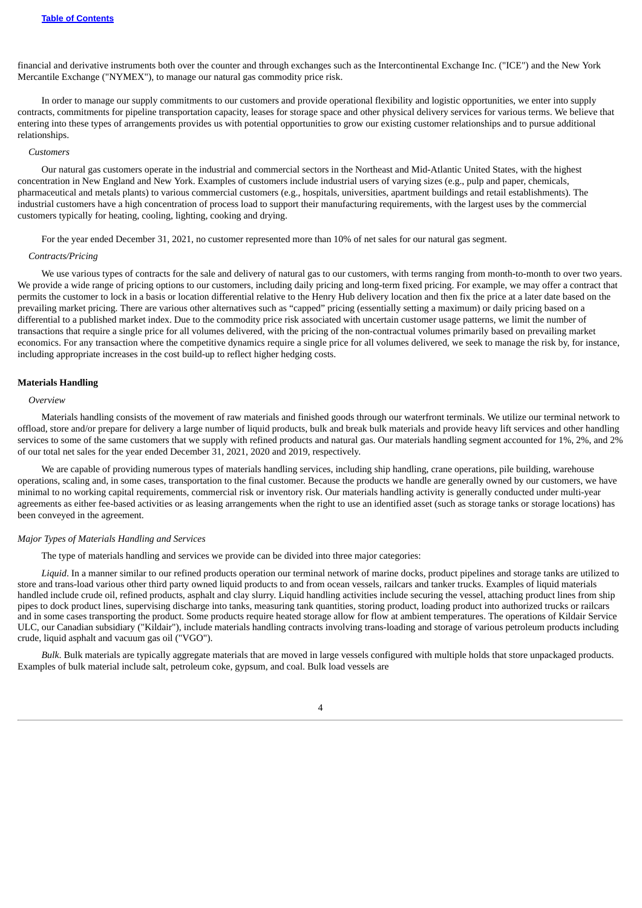financial and derivative instruments both over the counter and through exchanges such as the Intercontinental Exchange Inc. ("ICE") and the New York Mercantile Exchange ("NYMEX"), to manage our natural gas commodity price risk.

In order to manage our supply commitments to our customers and provide operational flexibility and logistic opportunities, we enter into supply contracts, commitments for pipeline transportation capacity, leases for storage space and other physical delivery services for various terms. We believe that entering into these types of arrangements provides us with potential opportunities to grow our existing customer relationships and to pursue additional relationships.

*Customers*

Our natural gas customers operate in the industrial and commercial sectors in the Northeast and Mid-Atlantic United States, with the highest concentration in New England and New York. Examples of customers include industrial users of varying sizes (e.g., pulp and paper, chemicals, pharmaceutical and metals plants) to various commercial customers (e.g., hospitals, universities, apartment buildings and retail establishments). The industrial customers have a high concentration of process load to support their manufacturing requirements, with the largest uses by the commercial customers typically for heating, cooling, lighting, cooking and drying.

For the year ended December 31, 2021, no customer represented more than 10% of net sales for our natural gas segment.

*Contracts/Pricing*

We use various types of contracts for the sale and delivery of natural gas to our customers, with terms ranging from month-to-month to over two years. We provide a wide range of pricing options to our customers, including daily pricing and long-term fixed pricing. For example, we may offer a contract that permits the customer to lock in a basis or location differential relative to the Henry Hub delivery location and then fix the price at a later date based on the prevailing market pricing. There are various other alternatives such as "capped" pricing (essentially setting a maximum) or daily pricing based on a differential to a published market index. Due to the commodity price risk associated with uncertain customer usage patterns, we limit the number of transactions that require a single price for all volumes delivered, with the pricing of the non-contractual volumes primarily based on prevailing market economics. For any transaction where the competitive dynamics require a single price for all volumes delivered, we seek to manage the risk by, for instance, including appropriate increases in the cost build-up to reflect higher hedging costs.

**Materials Handling**

*Overview*

Materials handling consists of the movement of raw materials and finished goods through our waterfront terminals. We utilize our terminal network to offload, store and/or prepare for delivery a large number of liquid products, bulk and break bulk materials and provide heavy lift services and other handling services to some of the same customers that we supply with refined products and natural gas. Our materials handling segment accounted for 1%, 2%, and 2% of our total net sales for the year ended December 31, 2021, 2020 and 2019, respectively.

We are capable of providing numerous types of materials handling services, including ship handling, crane operations, pile building, warehouse operations, scaling and, in some cases, transportation to the final customer. Because the products we handle are generally owned by our customers, we have minimal to no working capital requirements, commercial risk or inventory risk. Our materials handling activity is generally conducted under multi-year agreements as either fee-based activities or as leasing arrangements when the right to use an identified asset (such as storage tanks or storage locations) has been conveyed in the agreement.

*Major Types of Materials Handling and Services*

The type of materials handling and services we provide can be divided into three major categories:

*Liquid*. In a manner similar to our refined products operation our terminal network of marine docks, product pipelines and storage tanks are utilized to store and trans-load various other third party owned liquid products to and from ocean vessels, railcars and tanker trucks. Examples of liquid materials handled include crude oil, refined products, asphalt and clay slurry. Liquid handling activities include securing the vessel, attaching product lines from ship pipes to dock product lines, supervising discharge into tanks, measuring tank quantities, storing product, loading product into authorized trucks or railcars and in some cases transporting the product. Some products require heated storage allow for flow at ambient temperatures. The operations of Kildair Service ULC, our Canadian subsidiary ("Kildair"), include materials handling contracts involving trans-loading and storage of various petroleum products including crude, liquid asphalt and vacuum gas oil ("VGO").

*Bulk*. Bulk materials are typically aggregate materials that are moved in large vessels configured with multiple holds that store unpackaged products. Examples of bulk material include salt, petroleum coke, gypsum, and coal. Bulk load vessels are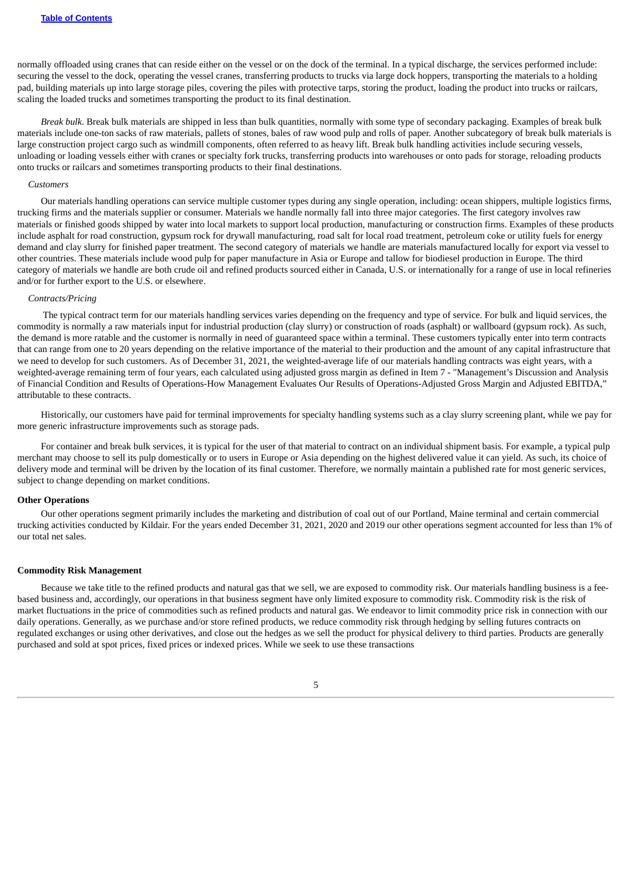normally offloaded using cranes that can reside either on the vessel or on the dock of the terminal. In a typical discharge, the services performed include: securing the vessel to the dock, operating the vessel cranes, transferring products to trucks via large dock hoppers, transporting the materials to a holding pad, building materials up into large storage piles, covering the piles with protective tarps, storing the product, loading the product into trucks or railcars, scaling the loaded trucks and sometimes transporting the product to its final destination.

*Break bulk*. Break bulk materials are shipped in less than bulk quantities, normally with some type of secondary packaging. Examples of break bulk materials include one-ton sacks of raw materials, pallets of stones, bales of raw wood pulp and rolls of paper. Another subcategory of break bulk materials is large construction project cargo such as windmill components, often referred to as heavy lift. Break bulk handling activities include securing vessels, unloading or loading vessels either with cranes or specialty fork trucks, transferring products into warehouses or onto pads for storage, reloading products onto trucks or railcars and sometimes transporting products to their final destinations.

*Customers*

Our materials handling operations can service multiple customer types during any single operation, including: ocean shippers, multiple logistics firms, trucking firms and the materials supplier or consumer. Materials we handle normally fall into three major categories. The first category involves raw materials or finished goods shipped by water into local markets to support local production, manufacturing or construction firms. Examples of these products include asphalt for road construction, gypsum rock for drywall manufacturing, road salt for local road treatment, petroleum coke or utility fuels for energy demand and clay slurry for finished paper treatment. The second category of materials we handle are materials manufactured locally for export via vessel to other countries. These materials include wood pulp for paper manufacture in Asia or Europe and tallow for biodiesel production in Europe. The third category of materials we handle are both crude oil and refined products sourced either in Canada, U.S. or internationally for a range of use in local refineries and/or for further export to the U.S. or elsewhere.

*Contracts/Pricing*

The typical contract term for our materials handling services varies depending on the frequency and type of service. For bulk and liquid services, the commodity is normally a raw materials input for industrial production (clay slurry) or construction of roads (asphalt) or wallboard (gypsum rock). As such, the demand is more ratable and the customer is normally in need of guaranteed space within a terminal. These customers typically enter into term contracts that can range from one to 20 years depending on the relative importance of the material to their production and the amount of any capital infrastructure that we need to develop for such customers. As of December 31, 2021, the weighted-average life of our materials handling contracts was eight years, with a weighted-average remaining term of four years, each calculated using adjusted gross margin as defined in Item 7 - "Management's Discussion and Analysis of Financial Condition and Results of Operations-How Management Evaluates Our Results of Operations-Adjusted Gross Margin and Adjusted EBITDA," attributable to these contracts.

Historically, our customers have paid for terminal improvements for specialty handling systems such as a clay slurry screening plant, while we pay for more generic infrastructure improvements such as storage pads.

For container and break bulk services, it is typical for the user of that material to contract on an individual shipment basis. For example, a typical pulp merchant may choose to sell its pulp domestically or to users in Europe or Asia depending on the highest delivered value it can yield. As such, its choice of delivery mode and terminal will be driven by the location of its final customer. Therefore, we normally maintain a published rate for most generic services, subject to change depending on market conditions.

**Other Operations**

Our other operations segment primarily includes the marketing and distribution of coal out of our Portland, Maine terminal and certain commercial trucking activities conducted by Kildair. For the years ended December 31, 2021, 2020 and 2019 our other operations segment accounted for less than 1% of our total net sales.

**Commodity Risk Management**

Because we take title to the refined products and natural gas that we sell, we are exposed to commodity risk. Our materials handling business is a fee-based business and, accordingly, our operations in that business segment have only limited exposure to commodity risk. Commodity risk is the risk of market fluctuations in the price of commodities such as refined products and natural gas. We endeavor to limit commodity price risk in connection with our daily operations. Generally, as we purchase and/or store refined products, we reduce commodity risk through hedging by selling futures contracts on regulated exchanges or using other derivatives, and close out the hedges as we sell the product for physical delivery to third parties. Products are generally purchased and sold at spot prices, fixed prices or indexed prices. While we seek to use these transactions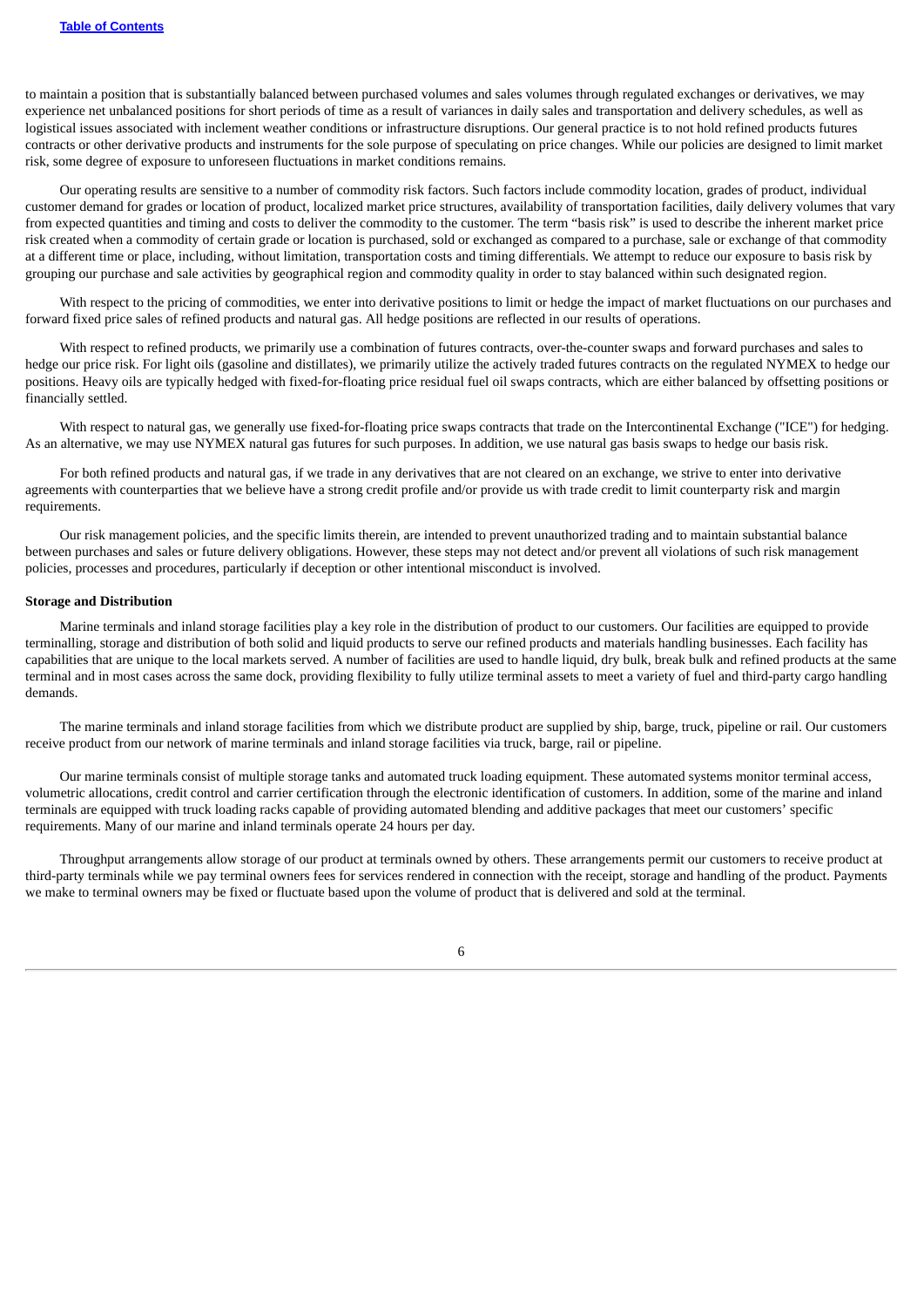to maintain a position that is substantially balanced between purchased volumes and sales volumes through regulated exchanges or derivatives, we may experience net unbalanced positions for short periods of time as a result of variances in daily sales and transportation and delivery schedules, as well as logistical issues associated with inclement weather conditions or infrastructure disruptions. Our general practice is to not hold refined products futures contracts or other derivative products and instruments for the sole purpose of speculating on price changes. While our policies are designed to limit market risk, some degree of exposure to unforeseen fluctuations in market conditions remains.

Our operating results are sensitive to a number of commodity risk factors. Such factors include commodity location, grades of product, individual customer demand for grades or location of product, localized market price structures, availability of transportation facilities, daily delivery volumes that vary from expected quantities and timing and costs to deliver the commodity to the customer. The term "basis risk" is used to describe the inherent market price risk created when a commodity of certain grade or location is purchased, sold or exchanged as compared to a purchase, sale or exchange of that commodity at a different time or place, including, without limitation, transportation costs and timing differentials. We attempt to reduce our exposure to basis risk by grouping our purchase and sale activities by geographical region and commodity quality in order to stay balanced within such designated region.

With respect to the pricing of commodities, we enter into derivative positions to limit or hedge the impact of market fluctuations on our purchases and forward fixed price sales of refined products and natural gas. All hedge positions are reflected in our results of operations.

With respect to refined products, we primarily use a combination of futures contracts, over-the-counter swaps and forward purchases and sales to hedge our price risk. For light oils (gasoline and distillates), we primarily utilize the actively traded futures contracts on the regulated NYMEX to hedge our positions. Heavy oils are typically hedged with fixed-for-floating price residual fuel oil swaps contracts, which are either balanced by offsetting positions or financially settled.

With respect to natural gas, we generally use fixed-for-floating price swaps contracts that trade on the Intercontinental Exchange ("ICE") for hedging. As an alternative, we may use NYMEX natural gas futures for such purposes. In addition, we use natural gas basis swaps to hedge our basis risk.

For both refined products and natural gas, if we trade in any derivatives that are not cleared on an exchange, we strive to enter into derivative agreements with counterparties that we believe have a strong credit profile and/or provide us with trade credit to limit counterparty risk and margin requirements.

Our risk management policies, and the specific limits therein, are intended to prevent unauthorized trading and to maintain substantial balance between purchases and sales or future delivery obligations. However, these steps may not detect and/or prevent all violations of such risk management policies, processes and procedures, particularly if deception or other intentional misconduct is involved.

**Storage and Distribution**

Marine terminals and inland storage facilities play a key role in the distribution of product to our customers. Our facilities are equipped to provide terminalling, storage and distribution of both solid and liquid products to serve our refined products and materials handling businesses. Each facility has capabilities that are unique to the local markets served. A number of facilities are used to handle liquid, dry bulk, break bulk and refined products at the same terminal and in most cases across the same dock, providing flexibility to fully utilize terminal assets to meet a variety of fuel and third-party cargo handling demands.

The marine terminals and inland storage facilities from which we distribute product are supplied by ship, barge, truck, pipeline or rail. Our customers receive product from our network of marine terminals and inland storage facilities via truck, barge, rail or pipeline.

Our marine terminals consist of multiple storage tanks and automated truck loading equipment. These automated systems monitor terminal access, volumetric allocations, credit control and carrier certification through the electronic identification of customers. In addition, some of the marine and inland terminals are equipped with truck loading racks capable of providing automated blending and additive packages that meet our customers' specific requirements. Many of our marine and inland terminals operate 24 hours per day.

Throughput arrangements allow storage of our product at terminals owned by others. These arrangements permit our customers to receive product at third-party terminals while we pay terminal owners fees for services rendered in connection with the receipt, storage and handling of the product. Payments we make to terminal owners may be fixed or fluctuate based upon the volume of product that is delivered and sold at the terminal.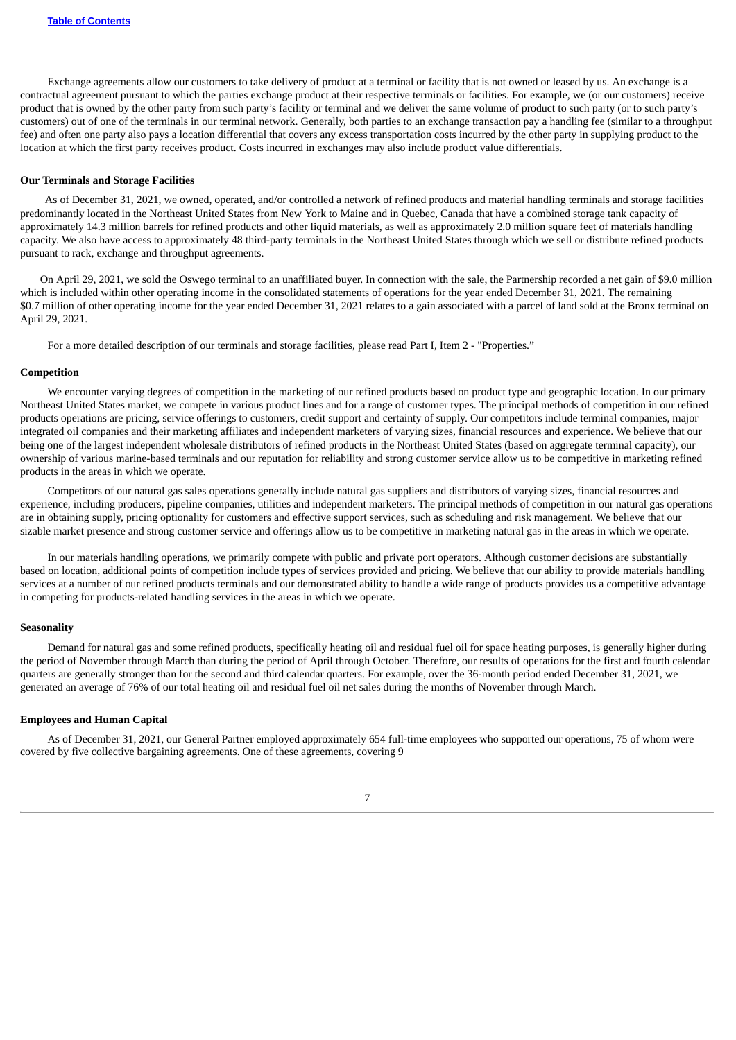Exchange agreements allow our customers to take delivery of product at a terminal or facility that is not owned or leased by us. An exchange is a contractual agreement pursuant to which the parties exchange product at their respective terminals or facilities. For example, we (or our customers) receive product that is owned by the other party from such party's facility or terminal and we deliver the same volume of product to such party (or to such party's customers) out of one of the terminals in our terminal network. Generally, both parties to an exchange transaction pay a handling fee (similar to a throughput fee) and often one party also pays a location differential that covers any excess transportation costs incurred by the other party in supplying product to the location at which the first party receives product. Costs incurred in exchanges may also include product value differentials.

**Our Terminals and Storage Facilities**

As of December 31, 2021, we owned, operated, and/or controlled a network of refined products and material handling terminals and storage facilities predominantly located in the Northeast United States from New York to Maine and in Quebec, Canada that have a combined storage tank capacity of approximately 14.3 million barrels for refined products and other liquid materials, as well as approximately 2.0 million square feet of materials handling capacity. We also have access to approximately 48 third-party terminals in the Northeast United States through which we sell or distribute refined products pursuant to rack, exchange and throughput agreements.

On April 29, 2021, we sold the Oswego terminal to an unaffiliated buyer. In connection with the sale, the Partnership recorded a net gain of $9.0 million which is included within other operating income in the consolidated statements of operations for the year ended December 31, 2021. The remaining $0.7 million of other operating income for the year ended December 31, 2021 relates to a gain associated with a parcel of land sold at the Bronx terminal on April 29, 2021.

For a more detailed description of our terminals and storage facilities, please read Part I, Item 2 - "Properties."

**Competition**

We encounter varying degrees of competition in the marketing of our refined products based on product type and geographic location. In our primary Northeast United States market, we compete in various product lines and for a range of customer types. The principal methods of competition in our refined products operations are pricing, service offerings to customers, credit support and certainty of supply. Our competitors include terminal companies, major integrated oil companies and their marketing affiliates and independent marketers of varying sizes, financial resources and experience. We believe that our being one of the largest independent wholesale distributors of refined products in the Northeast United States (based on aggregate terminal capacity), our ownership of various marine-based terminals and our reputation for reliability and strong customer service allow us to be competitive in marketing refined products in the areas in which we operate.

Competitors of our natural gas sales operations generally include natural gas suppliers and distributors of varying sizes, financial resources and experience, including producers, pipeline companies, utilities and independent marketers. The principal methods of competition in our natural gas operations are in obtaining supply, pricing optionality for customers and effective support services, such as scheduling and risk management. We believe that our sizable market presence and strong customer service and offerings allow us to be competitive in marketing natural gas in the areas in which we operate.

In our materials handling operations, we primarily compete with public and private port operators. Although customer decisions are substantially based on location, additional points of competition include types of services provided and pricing. We believe that our ability to provide materials handling services at a number of our refined products terminals and our demonstrated ability to handle a wide range of products provides us a competitive advantage in competing for products-related handling services in the areas in which we operate.

**Seasonality**

Demand for natural gas and some refined products, specifically heating oil and residual fuel oil for space heating purposes, is generally higher during the period of November through March than during the period of April through October. Therefore, our results of operations for the first and fourth calendar quarters are generally stronger than for the second and third calendar quarters. For example, over the 36-month period ended December 31, 2021, we generated an average of 76% of our total heating oil and residual fuel oil net sales during the months of November through March.

**Employees and Human Capital**

As of December 31, 2021, our General Partner employed approximately 654 full-time employees who supported our operations, 75 of whom were covered by five collective bargaining agreements. One of these agreements, covering 9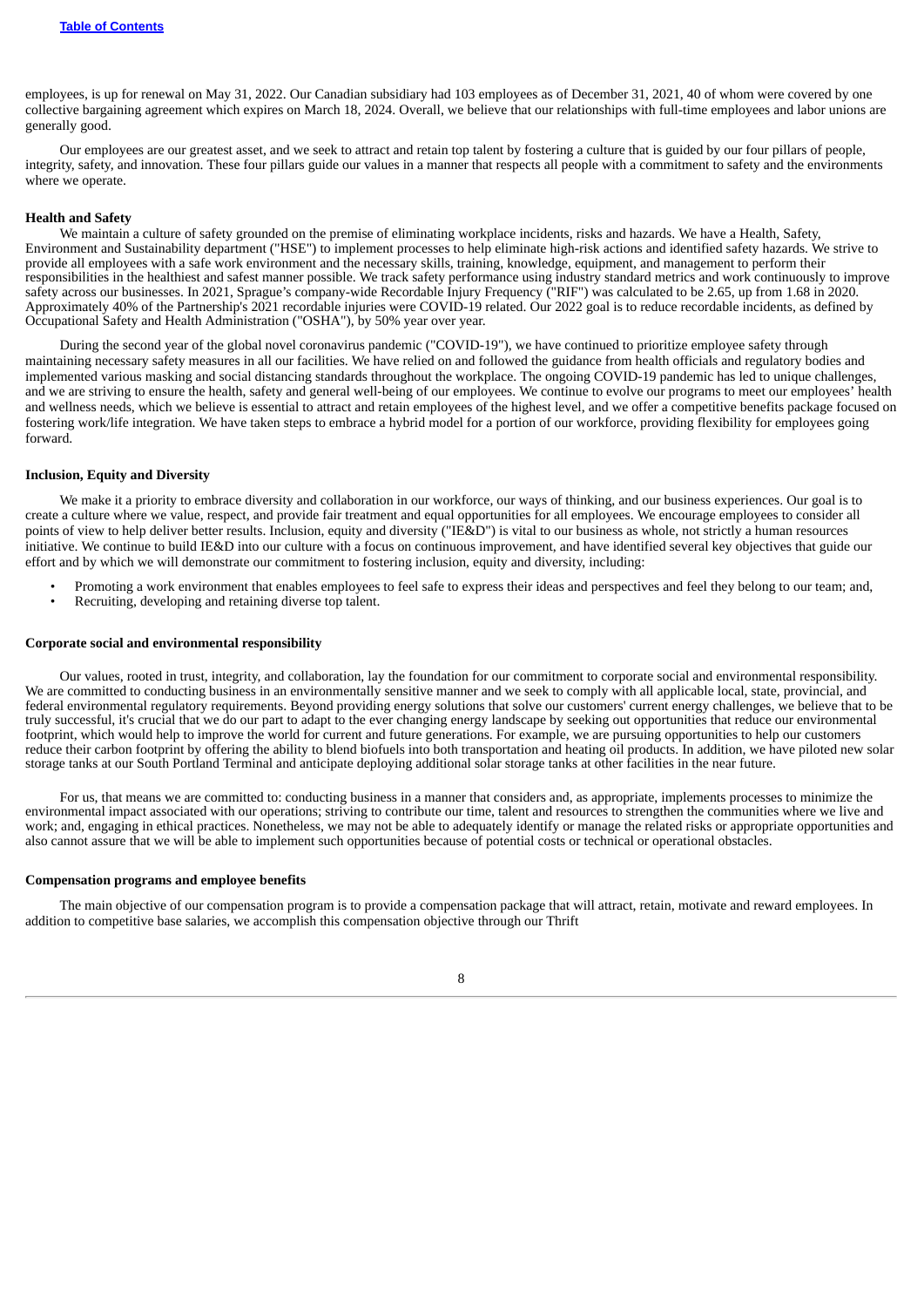employees, is up for renewal on May 31, 2022. Our Canadian subsidiary had 103 employees as of December 31, 2021, 40 of whom were covered by one collective bargaining agreement which expires on March 18, 2024. Overall, we believe that our relationships with full-time employees and labor unions are generally good.

Our employees are our greatest asset, and we seek to attract and retain top talent by fostering a culture that is guided by our four pillars of people, integrity, safety, and innovation. These four pillars guide our values in a manner that respects all people with a commitment to safety and the environments where we operate.

**Health and Safety**

We maintain a culture of safety grounded on the premise of eliminating workplace incidents, risks and hazards. We have a Health, Safety, Environment and Sustainability department ("HSE") to implement processes to help eliminate high-risk actions and identified safety hazards. We strive to provide all employees with a safe work environment and the necessary skills, training, knowledge, equipment, and management to perform their responsibilities in the healthiest and safest manner possible. We track safety performance using industry standard metrics and work continuously to improve safety across our businesses. In 2021, Sprague's company-wide Recordable Injury Frequency ("RIF") was calculated to be 2.65, up from 1.68 in 2020. Approximately 40% of the Partnership's 2021 recordable injuries were COVID-19 related. Our 2022 goal is to reduce recordable incidents, as defined by Occupational Safety and Health Administration ("OSHA"), by 50% year over year.

During the second year of the global novel coronavirus pandemic ("COVID-19"), we have continued to prioritize employee safety through maintaining necessary safety measures in all our facilities. We have relied on and followed the guidance from health officials and regulatory bodies and implemented various masking and social distancing standards throughout the workplace. The ongoing COVID-19 pandemic has led to unique challenges, and we are striving to ensure the health, safety and general well-being of our employees. We continue to evolve our programs to meet our employees' health and wellness needs, which we believe is essential to attract and retain employees of the highest level, and we offer a competitive benefits package focused on fostering work/life integration. We have taken steps to embrace a hybrid model for a portion of our workforce, providing flexibility for employees going forward.

**Inclusion, Equity and Diversity**

We make it a priority to embrace diversity and collaboration in our workforce, our ways of thinking, and our business experiences. Our goal is to create a culture where we value, respect, and provide fair treatment and equal opportunities for all employees. We encourage employees to consider all points of view to help deliver better results. Inclusion, equity and diversity ("IE&D") is vital to our business as whole, not strictly a human resources initiative. We continue to build IE&D into our culture with a focus on continuous improvement, and have identified several key objectives that guide our effort and by which we will demonstrate our commitment to fostering inclusion, equity and diversity, including:

- Promoting a work environment that enables employees to feel safe to express their ideas and perspectives and feel they belong to our team; and,
- Recruiting, developing and retaining diverse top talent.

**Corporate social and environmental responsibility**

Our values, rooted in trust, integrity, and collaboration, lay the foundation for our commitment to corporate social and environmental responsibility. We are committed to conducting business in an environmentally sensitive manner and we seek to comply with all applicable local, state, provincial, and federal environmental regulatory requirements. Beyond providing energy solutions that solve our customers' current energy challenges, we believe that to be truly successful, it's crucial that we do our part to adapt to the ever changing energy landscape by seeking out opportunities that reduce our environmental footprint, which would help to improve the world for current and future generations. For example, we are pursuing opportunities to help our customers reduce their carbon footprint by offering the ability to blend biofuels into both transportation and heating oil products. In addition, we have piloted new solar storage tanks at our South Portland Terminal and anticipate deploying additional solar storage tanks at other facilities in the near future.

For us, that means we are committed to: conducting business in a manner that considers and, as appropriate, implements processes to minimize the environmental impact associated with our operations; striving to contribute our time, talent and resources to strengthen the communities where we live and work; and, engaging in ethical practices. Nonetheless, we may not be able to adequately identify or manage the related risks or appropriate opportunities and also cannot assure that we will be able to implement such opportunities because of potential costs or technical or operational obstacles.

**Compensation programs and employee benefits**

The main objective of our compensation program is to provide a compensation package that will attract, retain, motivate and reward employees. In addition to competitive base salaries, we accomplish this compensation objective through our Thrift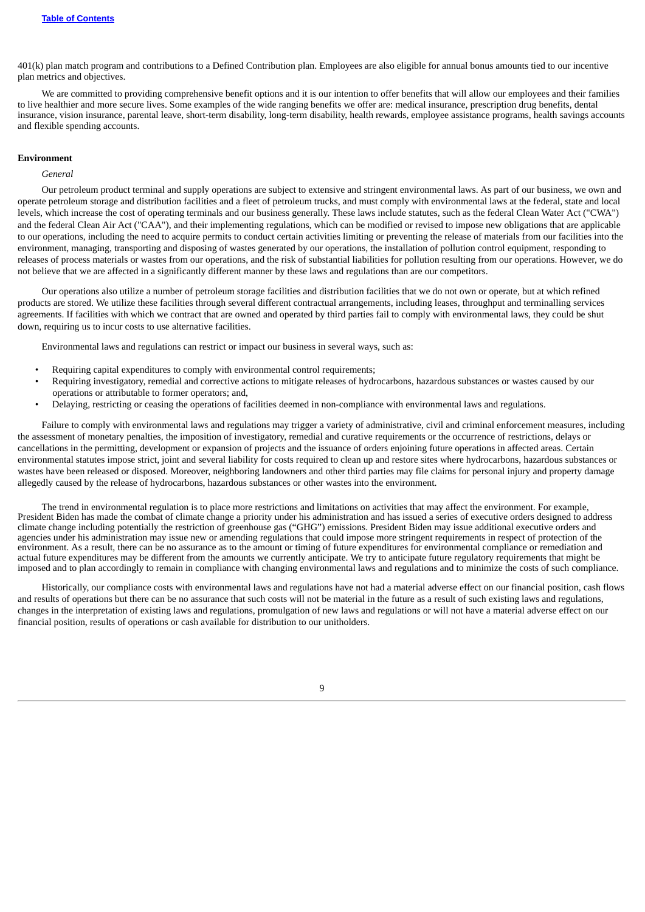401(k) plan match program and contributions to a Defined Contribution plan. Employees are also eligible for annual bonus amounts tied to our incentive plan metrics and objectives.

We are committed to providing comprehensive benefit options and it is our intention to offer benefits that will allow our employees and their families to live healthier and more secure lives. Some examples of the wide ranging benefits we offer are: medical insurance, prescription drug benefits, dental insurance, vision insurance, parental leave, short-term disability, long-term disability, health rewards, employee assistance programs, health savings accounts and flexible spending accounts.

**Environment**

*General*

Our petroleum product terminal and supply operations are subject to extensive and stringent environmental laws. As part of our business, we own and operate petroleum storage and distribution facilities and a fleet of petroleum trucks, and must comply with environmental laws at the federal, state and local levels, which increase the cost of operating terminals and our business generally. These laws include statutes, such as the federal Clean Water Act ("CWA") and the federal Clean Air Act ("CAA"), and their implementing regulations, which can be modified or revised to impose new obligations that are applicable to our operations, including the need to acquire permits to conduct certain activities limiting or preventing the release of materials from our facilities into the environment, managing, transporting and disposing of wastes generated by our operations, the installation of pollution control equipment, responding to releases of process materials or wastes from our operations, and the risk of substantial liabilities for pollution resulting from our operations. However, we do not believe that we are affected in a significantly different manner by these laws and regulations than are our competitors.

Our operations also utilize a number of petroleum storage facilities and distribution facilities that we do not own or operate, but at which refined products are stored. We utilize these facilities through several different contractual arrangements, including leases, throughput and terminalling services agreements. If facilities with which we contract that are owned and operated by third parties fail to comply with environmental laws, they could be shut down, requiring us to incur costs to use alternative facilities.

Environmental laws and regulations can restrict or impact our business in several ways, such as:

- Requiring capital expenditures to comply with environmental control requirements;
- Requiring investigatory, remedial and corrective actions to mitigate releases of hydrocarbons, hazardous substances or wastes caused by our operations or attributable to former operators; and,
- Delaying, restricting or ceasing the operations of facilities deemed in non-compliance with environmental laws and regulations.

Failure to comply with environmental laws and regulations may trigger a variety of administrative, civil and criminal enforcement measures, including the assessment of monetary penalties, the imposition of investigatory, remedial and curative requirements or the occurrence of restrictions, delays or cancellations in the permitting, development or expansion of projects and the issuance of orders enjoining future operations in affected areas. Certain environmental statutes impose strict, joint and several liability for costs required to clean up and restore sites where hydrocarbons, hazardous substances or wastes have been released or disposed. Moreover, neighboring landowners and other third parties may file claims for personal injury and property damage allegedly caused by the release of hydrocarbons, hazardous substances or other wastes into the environment.

The trend in environmental regulation is to place more restrictions and limitations on activities that may affect the environment. For example, President Biden has made the combat of climate change a priority under his administration and has issued a series of executive orders designed to address climate change including potentially the restriction of greenhouse gas ("GHG") emissions. President Biden may issue additional executive orders and agencies under his administration may issue new or amending regulations that could impose more stringent requirements in respect of protection of the environment. As a result, there can be no assurance as to the amount or timing of future expenditures for environmental compliance or remediation and actual future expenditures may be different from the amounts we currently anticipate. We try to anticipate future regulatory requirements that might be imposed and to plan accordingly to remain in compliance with changing environmental laws and regulations and to minimize the costs of such compliance.

Historically, our compliance costs with environmental laws and regulations have not had a material adverse effect on our financial position, cash flows and results of operations but there can be no assurance that such costs will not be material in the future as a result of such existing laws and regulations, changes in the interpretation of existing laws and regulations, promulgation of new laws and regulations or will not have a material adverse effect on our financial position, results of operations or cash available for distribution to our unitholders.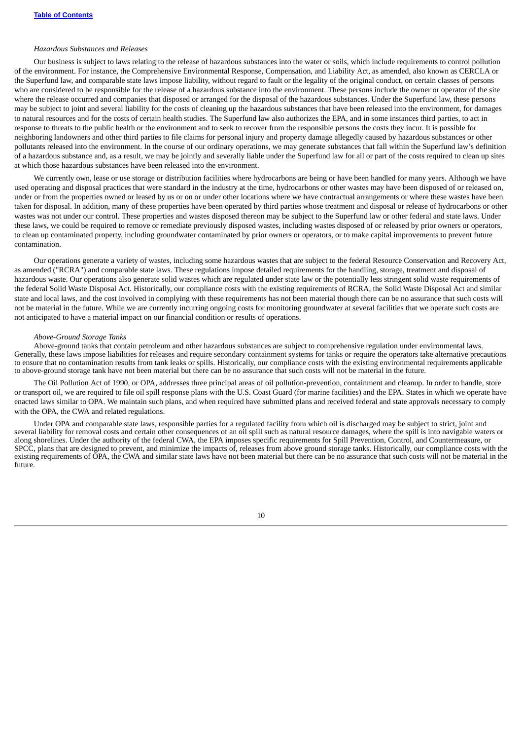*Hazardous Substances and Releases*

Our business is subject to laws relating to the release of hazardous substances into the water or soils, which include requirements to control pollution of the environment. For instance, the Comprehensive Environmental Response, Compensation, and Liability Act, as amended, also known as CERCLA or the Superfund law, and comparable state laws impose liability, without regard to fault or the legality of the original conduct, on certain classes of persons who are considered to be responsible for the release of a hazardous substance into the environment. These persons include the owner or operator of the site where the release occurred and companies that disposed or arranged for the disposal of the hazardous substances. Under the Superfund law, these persons may be subject to joint and several liability for the costs of cleaning up the hazardous substances that have been released into the environment, for damages to natural resources and for the costs of certain health studies. The Superfund law also authorizes the EPA, and in some instances third parties, to act in response to threats to the public health or the environment and to seek to recover from the responsible persons the costs they incur. It is possible for neighboring landowners and other third parties to file claims for personal injury and property damage allegedly caused by hazardous substances or other pollutants released into the environment. In the course of our ordinary operations, we may generate substances that fall within the Superfund law's definition of a hazardous substance and, as a result, we may be jointly and severally liable under the Superfund law for all or part of the costs required to clean up sites at which those hazardous substances have been released into the environment.

We currently own, lease or use storage or distribution facilities where hydrocarbons are being or have been handled for many years. Although we have used operating and disposal practices that were standard in the industry at the time, hydrocarbons or other wastes may have been disposed of or released on, under or from the properties owned or leased by us or on or under other locations where we have contractual arrangements or where these wastes have been taken for disposal. In addition, many of these properties have been operated by third parties whose treatment and disposal or release of hydrocarbons or other wastes was not under our control. These properties and wastes disposed thereon may be subject to the Superfund law or other federal and state laws. Under these laws, we could be required to remove or remediate previously disposed wastes, including wastes disposed of or released by prior owners or operators, to clean up contaminated property, including groundwater contaminated by prior owners or operators, or to make capital improvements to prevent future contamination.

Our operations generate a variety of wastes, including some hazardous wastes that are subject to the federal Resource Conservation and Recovery Act, as amended ("RCRA") and comparable state laws. These regulations impose detailed requirements for the handling, storage, treatment and disposal of hazardous waste. Our operations also generate solid wastes which are regulated under state law or the potentially less stringent solid waste requirements of the federal Solid Waste Disposal Act. Historically, our compliance costs with the existing requirements of RCRA, the Solid Waste Disposal Act and similar state and local laws, and the cost involved in complying with these requirements has not been material though there can be no assurance that such costs will not be material in the future. While we are currently incurring ongoing costs for monitoring groundwater at several facilities that we operate such costs are not anticipated to have a material impact on our financial condition or results of operations.

*Above-Ground Storage Tanks*

Above-ground tanks that contain petroleum and other hazardous substances are subject to comprehensive regulation under environmental laws. Generally, these laws impose liabilities for releases and require secondary containment systems for tanks or require the operators take alternative precautions to ensure that no contamination results from tank leaks or spills. Historically, our compliance costs with the existing environmental requirements applicable to above-ground storage tank have not been material but there can be no assurance that such costs will not be material in the future.

The Oil Pollution Act of 1990, or OPA, addresses three principal areas of oil pollution-prevention, containment and cleanup. In order to handle, store or transport oil, we are required to file oil spill response plans with the U.S. Coast Guard (for marine facilities) and the EPA. States in which we operate have enacted laws similar to OPA. We maintain such plans, and when required have submitted plans and received federal and state approvals necessary to comply with the OPA, the CWA and related regulations.

Under OPA and comparable state laws, responsible parties for a regulated facility from which oil is discharged may be subject to strict, joint and several liability for removal costs and certain other consequences of an oil spill such as natural resource damages, where the spill is into navigable waters or along shorelines. Under the authority of the federal CWA, the EPA imposes specific requirements for Spill Prevention, Control, and Countermeasure, or SPCC, plans that are designed to prevent, and minimize the impacts of, releases from above ground storage tanks. Historically, our compliance costs with the existing requirements of OPA, the CWA and similar state laws have not been material but there can be no assurance that such costs will not be material in the future.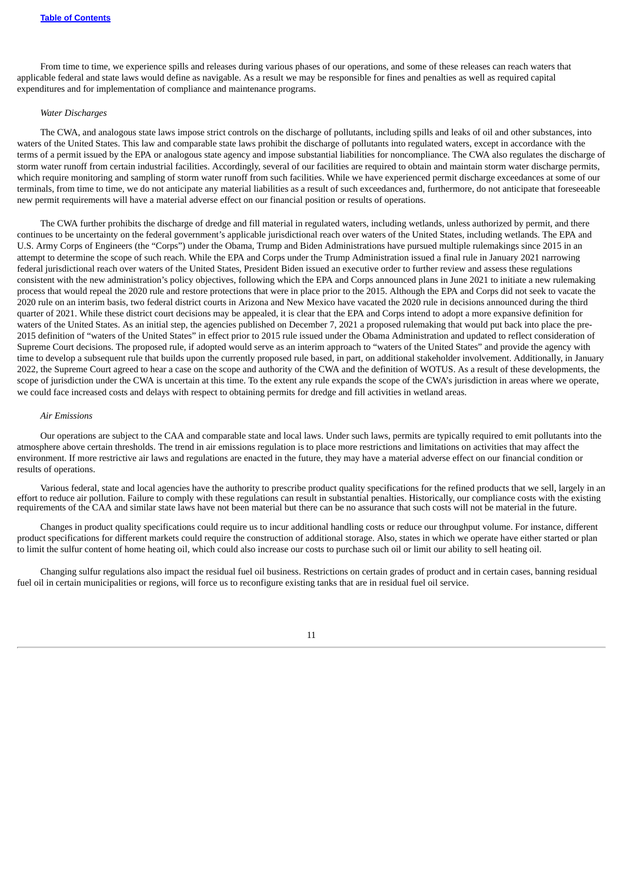From time to time, we experience spills and releases during various phases of our operations, and some of these releases can reach waters that applicable federal and state laws would define as navigable. As a result we may be responsible for fines and penalties as well as required capital expenditures and for implementation of compliance and maintenance programs.

*Water Discharges*

The CWA, and analogous state laws impose strict controls on the discharge of pollutants, including spills and leaks of oil and other substances, into waters of the United States. This law and comparable state laws prohibit the discharge of pollutants into regulated waters, except in accordance with the terms of a permit issued by the EPA or analogous state agency and impose substantial liabilities for noncompliance. The CWA also regulates the discharge of storm water runoff from certain industrial facilities. Accordingly, several of our facilities are required to obtain and maintain storm water discharge permits, which require monitoring and sampling of storm water runoff from such facilities. While we have experienced permit discharge exceedances at some of our terminals, from time to time, we do not anticipate any material liabilities as a result of such exceedances and, furthermore, do not anticipate that foreseeable new permit requirements will have a material adverse effect on our financial position or results of operations.

The CWA further prohibits the discharge of dredge and fill material in regulated waters, including wetlands, unless authorized by permit, and there continues to be uncertainty on the federal government's applicable jurisdictional reach over waters of the United States, including wetlands. The EPA and U.S. Army Corps of Engineers (the "Corps") under the Obama, Trump and Biden Administrations have pursued multiple rulemakings since 2015 in an attempt to determine the scope of such reach. While the EPA and Corps under the Trump Administration issued a final rule in January 2021 narrowing federal jurisdictional reach over waters of the United States, President Biden issued an executive order to further review and assess these regulations consistent with the new administration's policy objectives, following which the EPA and Corps announced plans in June 2021 to initiate a new rulemaking process that would repeal the 2020 rule and restore protections that were in place prior to the 2015. Although the EPA and Corps did not seek to vacate the 2020 rule on an interim basis, two federal district courts in Arizona and New Mexico have vacated the 2020 rule in decisions announced during the third quarter of 2021. While these district court decisions may be appealed, it is clear that the EPA and Corps intend to adopt a more expansive definition for waters of the United States. As an initial step, the agencies published on December 7, 2021 a proposed rulemaking that would put back into place the pre-2015 definition of "waters of the United States" in effect prior to 2015 rule issued under the Obama Administration and updated to reflect consideration of Supreme Court decisions. The proposed rule, if adopted would serve as an interim approach to "waters of the United States" and provide the agency with time to develop a subsequent rule that builds upon the currently proposed rule based, in part, on additional stakeholder involvement. Additionally, in January 2022, the Supreme Court agreed to hear a case on the scope and authority of the CWA and the definition of WOTUS. As a result of these developments, the scope of jurisdiction under the CWA is uncertain at this time. To the extent any rule expands the scope of the CWA's jurisdiction in areas where we operate, we could face increased costs and delays with respect to obtaining permits for dredge and fill activities in wetland areas.

*Air Emissions*

Our operations are subject to the CAA and comparable state and local laws. Under such laws, permits are typically required to emit pollutants into the atmosphere above certain thresholds. The trend in air emissions regulation is to place more restrictions and limitations on activities that may affect the environment. If more restrictive air laws and regulations are enacted in the future, they may have a material adverse effect on our financial condition or results of operations.

Various federal, state and local agencies have the authority to prescribe product quality specifications for the refined products that we sell, largely in an effort to reduce air pollution. Failure to comply with these regulations can result in substantial penalties. Historically, our compliance costs with the existing requirements of the CAA and similar state laws have not been material but there can be no assurance that such costs will not be material in the future.

Changes in product quality specifications could require us to incur additional handling costs or reduce our throughput volume. For instance, different product specifications for different markets could require the construction of additional storage. Also, states in which we operate have either started or plan to limit the sulfur content of home heating oil, which could also increase our costs to purchase such oil or limit our ability to sell heating oil.

Changing sulfur regulations also impact the residual fuel oil business. Restrictions on certain grades of product and in certain cases, banning residual fuel oil in certain municipalities or regions, will force us to reconfigure existing tanks that are in residual fuel oil service.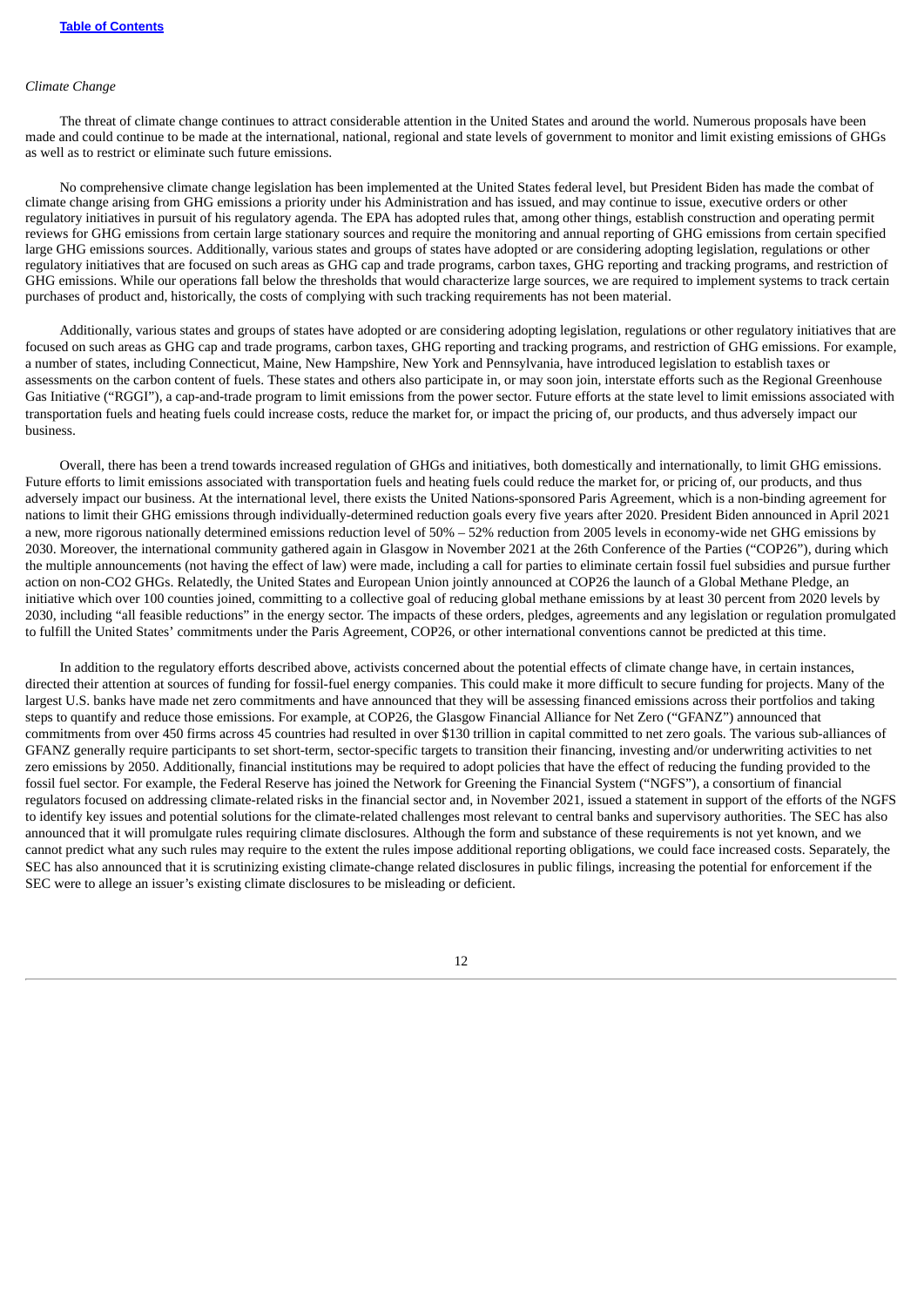*Climate Change*

The threat of climate change continues to attract considerable attention in the United States and around the world. Numerous proposals have been made and could continue to be made at the international, national, regional and state levels of government to monitor and limit existing emissions of GHGs as well as to restrict or eliminate such future emissions.

No comprehensive climate change legislation has been implemented at the United States federal level, but President Biden has made the combat of climate change arising from GHG emissions a priority under his Administration and has issued, and may continue to issue, executive orders or other regulatory initiatives in pursuit of his regulatory agenda. The EPA has adopted rules that, among other things, establish construction and operating permit reviews for GHG emissions from certain large stationary sources and require the monitoring and annual reporting of GHG emissions from certain specified large GHG emissions sources. Additionally, various states and groups of states have adopted or are considering adopting legislation, regulations or other regulatory initiatives that are focused on such areas as GHG cap and trade programs, carbon taxes, GHG reporting and tracking programs, and restriction of GHG emissions. While our operations fall below the thresholds that would characterize large sources, we are required to implement systems to track certain purchases of product and, historically, the costs of complying with such tracking requirements has not been material.

Additionally, various states and groups of states have adopted or are considering adopting legislation, regulations or other regulatory initiatives that are focused on such areas as GHG cap and trade programs, carbon taxes, GHG reporting and tracking programs, and restriction of GHG emissions. For example, a number of states, including Connecticut, Maine, New Hampshire, New York and Pennsylvania, have introduced legislation to establish taxes or assessments on the carbon content of fuels. These states and others also participate in, or may soon join, interstate efforts such as the Regional Greenhouse Gas Initiative ("RGGI"), a cap-and-trade program to limit emissions from the power sector. Future efforts at the state level to limit emissions associated with transportation fuels and heating fuels could increase costs, reduce the market for, or impact the pricing of, our products, and thus adversely impact our business.

Overall, there has been a trend towards increased regulation of GHGs and initiatives, both domestically and internationally, to limit GHG emissions. Future efforts to limit emissions associated with transportation fuels and heating fuels could reduce the market for, or pricing of, our products, and thus adversely impact our business. At the international level, there exists the United Nations-sponsored Paris Agreement, which is a non-binding agreement for nations to limit their GHG emissions through individually-determined reduction goals every five years after 2020. President Biden announced in April 2021 a new, more rigorous nationally determined emissions reduction level of 50% – 52% reduction from 2005 levels in economy-wide net GHG emissions by 2030. Moreover, the international community gathered again in Glasgow in November 2021 at the 26th Conference of the Parties ("COP26"), during which the multiple announcements (not having the effect of law) were made, including a call for parties to eliminate certain fossil fuel subsidies and pursue further action on non-CO2 GHGs. Relatedly, the United States and European Union jointly announced at COP26 the launch of a Global Methane Pledge, an initiative which over 100 counties joined, committing to a collective goal of reducing global methane emissions by at least 30 percent from 2020 levels by 2030, including "all feasible reductions" in the energy sector. The impacts of these orders, pledges, agreements and any legislation or regulation promulgated to fulfill the United States' commitments under the Paris Agreement, COP26, or other international conventions cannot be predicted at this time.

In addition to the regulatory efforts described above, activists concerned about the potential effects of climate change have, in certain instances, directed their attention at sources of funding for fossil-fuel energy companies. This could make it more difficult to secure funding for projects. Many of the largest U.S. banks have made net zero commitments and have announced that they will be assessing financed emissions across their portfolios and taking steps to quantify and reduce those emissions. For example, at COP26, the Glasgow Financial Alliance for Net Zero ("GFANZ") announced that commitments from over 450 firms across 45 countries had resulted in over $130 trillion in capital committed to net zero goals. The various sub-alliances of GFANZ generally require participants to set short-term, sector-specific targets to transition their financing, investing and/or underwriting activities to net zero emissions by 2050. Additionally, financial institutions may be required to adopt policies that have the effect of reducing the funding provided to the fossil fuel sector. For example, the Federal Reserve has joined the Network for Greening the Financial System ("NGFS"), a consortium of financial regulators focused on addressing climate-related risks in the financial sector and, in November 2021, issued a statement in support of the efforts of the NGFS to identify key issues and potential solutions for the climate-related challenges most relevant to central banks and supervisory authorities. The SEC has also announced that it will promulgate rules requiring climate disclosures. Although the form and substance of these requirements is not yet known, and we cannot predict what any such rules may require to the extent the rules impose additional reporting obligations, we could face increased costs. Separately, the SEC has also announced that it is scrutinizing existing climate-change related disclosures in public filings, increasing the potential for enforcement if the SEC were to allege an issuer's existing climate disclosures to be misleading or deficient.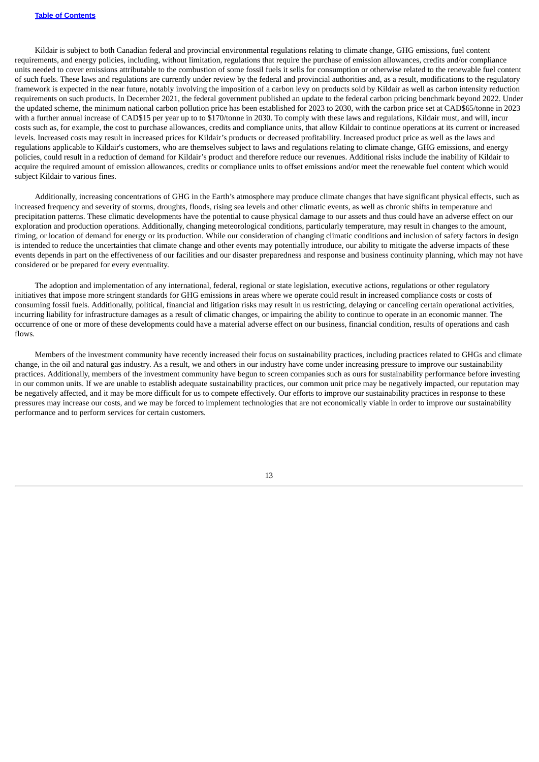Kildair is subject to both Canadian federal and provincial environmental regulations relating to climate change, GHG emissions, fuel content requirements, and energy policies, including, without limitation, regulations that require the purchase of emission allowances, credits and/or compliance units needed to cover emissions attributable to the combustion of some fossil fuels it sells for consumption or otherwise related to the renewable fuel content of such fuels. These laws and regulations are currently under review by the federal and provincial authorities and, as a result, modifications to the regulatory framework is expected in the near future, notably involving the imposition of a carbon levy on products sold by Kildair as well as carbon intensity reduction requirements on such products. In December 2021, the federal government published an update to the federal carbon pricing benchmark beyond 2022. Under the updated scheme, the minimum national carbon pollution price has been established for 2023 to 2030, with the carbon price set at CAD$65/tonne in 2023 with a further annual increase of CAD$15 per year up to to $170/tonne in 2030. To comply with these laws and regulations, Kildair must, and will, incur costs such as, for example, the cost to purchase allowances, credits and compliance units, that allow Kildair to continue operations at its current or increased levels. Increased costs may result in increased prices for Kildair's products or decreased profitability. Increased product price as well as the laws and regulations applicable to Kildair's customers, who are themselves subject to laws and regulations relating to climate change, GHG emissions, and energy policies, could result in a reduction of demand for Kildair's product and therefore reduce our revenues. Additional risks include the inability of Kildair to acquire the required amount of emission allowances, credits or compliance units to offset emissions and/or meet the renewable fuel content which would subject Kildair to various fines.

Additionally, increasing concentrations of GHG in the Earth's atmosphere may produce climate changes that have significant physical effects, such as increased frequency and severity of storms, droughts, floods, rising sea levels and other climatic events, as well as chronic shifts in temperature and precipitation patterns. These climatic developments have the potential to cause physical damage to our assets and thus could have an adverse effect on our exploration and production operations. Additionally, changing meteorological conditions, particularly temperature, may result in changes to the amount, timing, or location of demand for energy or its production. While our consideration of changing climatic conditions and inclusion of safety factors in design is intended to reduce the uncertainties that climate change and other events may potentially introduce, our ability to mitigate the adverse impacts of these events depends in part on the effectiveness of our facilities and our disaster preparedness and response and business continuity planning, which may not have considered or be prepared for every eventuality.

The adoption and implementation of any international, federal, regional or state legislation, executive actions, regulations or other regulatory initiatives that impose more stringent standards for GHG emissions in areas where we operate could result in increased compliance costs or costs of consuming fossil fuels. Additionally, political, financial and litigation risks may result in us restricting, delaying or canceling certain operational activities, incurring liability for infrastructure damages as a result of climatic changes, or impairing the ability to continue to operate in an economic manner. The occurrence of one or more of these developments could have a material adverse effect on our business, financial condition, results of operations and cash flows.

Members of the investment community have recently increased their focus on sustainability practices, including practices related to GHGs and climate change, in the oil and natural gas industry. As a result, we and others in our industry have come under increasing pressure to improve our sustainability practices. Additionally, members of the investment community have begun to screen companies such as ours for sustainability performance before investing in our common units. If we are unable to establish adequate sustainability practices, our common unit price may be negatively impacted, our reputation may be negatively affected, and it may be more difficult for us to compete effectively. Our efforts to improve our sustainability practices in response to these pressures may increase our costs, and we may be forced to implement technologies that are not economically viable in order to improve our sustainability performance and to perform services for certain customers.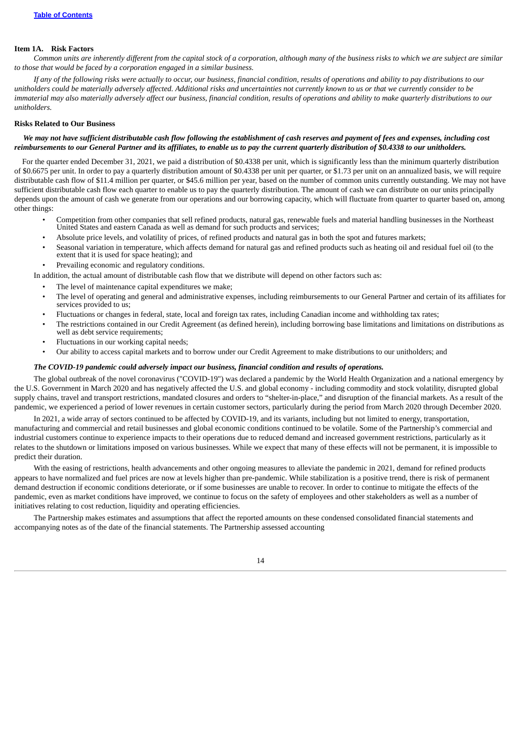## Item 1A. Risk Factors

*Common units are inherently different from the capital stock of a corporation, although many of the business risks to which we are subject are similar to those that would be faced by a corporation engaged in a similar business.*

*If any of the following risks were actually to occur, our business, financial condition, results of operations and ability to pay distributions to our unitholders could be materially adversely affected. Additional risks and uncertainties not currently known to us or that we currently consider to be immaterial may also materially adversely affect our business, financial condition, results of operations and ability to make quarterly distributions to our unitholders.*

### Risks Related to Our Business

***We may not have sufficient distributable cash flow following the establishment of cash reserves and payment of fees and expenses, including cost reimbursements to our General Partner and its affiliates, to enable us to pay the current quarterly distribution of $0.4338 to our unitholders.***

For the quarter ended December 31, 2021, we paid a distribution of $0.4338 per unit, which is significantly less than the minimum quarterly distribution of $0.6675 per unit. In order to pay a quarterly distribution amount of $0.4338 per unit per quarter, or $1.73 per unit on an annualized basis, we will require distributable cash flow of $11.4 million per quarter, or $45.6 million per year, based on the number of common units currently outstanding. We may not have sufficient distributable cash flow each quarter to enable us to pay the quarterly distribution. The amount of cash we can distribute on our units principally depends upon the amount of cash we generate from our operations and our borrowing capacity, which will fluctuate from quarter to quarter based on, among other things:

- Competition from other companies that sell refined products, natural gas, renewable fuels and material handling businesses in the Northeast United States and eastern Canada as well as demand for such products and services;
- Absolute price levels, and volatility of prices, of refined products and natural gas in both the spot and futures markets;
- Seasonal variation in temperature, which affects demand for natural gas and refined products such as heating oil and residual fuel oil (to the extent that it is used for space heating); and
- Prevailing economic and regulatory conditions.

In addition, the actual amount of distributable cash flow that we distribute will depend on other factors such as:

- The level of maintenance capital expenditures we make;
- The level of operating and general and administrative expenses, including reimbursements to our General Partner and certain of its affiliates for services provided to us;
- Fluctuations or changes in federal, state, local and foreign tax rates, including Canadian income and withholding tax rates;
- The restrictions contained in our Credit Agreement (as defined herein), including borrowing base limitations and limitations on distributions as well as debt service requirements;
- Fluctuations in our working capital needs;
- Our ability to access capital markets and to borrow under our Credit Agreement to make distributions to our unitholders; and

***The COVID-19 pandemic could adversely impact our business, financial condition and results of operations.***

The global outbreak of the novel coronavirus ("COVID-19") was declared a pandemic by the World Health Organization and a national emergency by the U.S. Government in March 2020 and has negatively affected the U.S. and global economy - including commodity and stock volatility, disrupted global supply chains, travel and transport restrictions, mandated closures and orders to "shelter-in-place," and disruption of the financial markets. As a result of the pandemic, we experienced a period of lower revenues in certain customer sectors, particularly during the period from March 2020 through December 2020.

In 2021, a wide array of sectors continued to be affected by COVID-19, and its variants, including but not limited to energy, transportation, manufacturing and commercial and retail businesses and global economic conditions continued to be volatile. Some of the Partnership's commercial and industrial customers continue to experience impacts to their operations due to reduced demand and increased government restrictions, particularly as it relates to the shutdown or limitations imposed on various businesses. While we expect that many of these effects will not be permanent, it is impossible to predict their duration.

With the easing of restrictions, health advancements and other ongoing measures to alleviate the pandemic in 2021, demand for refined products appears to have normalized and fuel prices are now at levels higher than pre-pandemic. While stabilization is a positive trend, there is risk of permanent demand destruction if economic conditions deteriorate, or if some businesses are unable to recover. In order to continue to mitigate the effects of the pandemic, even as market conditions have improved, we continue to focus on the safety of employees and other stakeholders as well as a number of initiatives relating to cost reduction, liquidity and operating efficiencies.

The Partnership makes estimates and assumptions that affect the reported amounts on these condensed consolidated financial statements and accompanying notes as of the date of the financial statements. The Partnership assessed accounting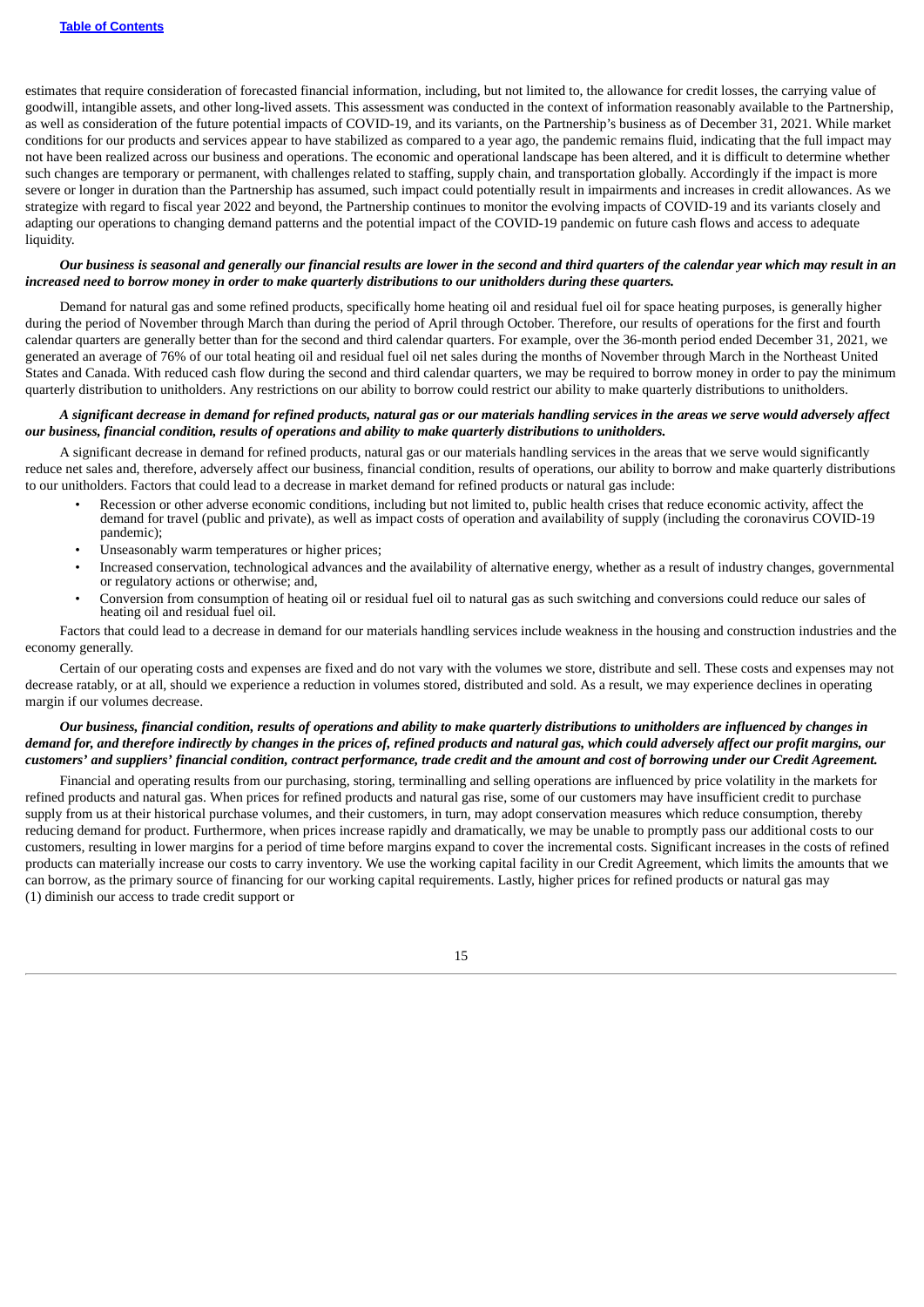estimates that require consideration of forecasted financial information, including, but not limited to, the allowance for credit losses, the carrying value of goodwill, intangible assets, and other long-lived assets. This assessment was conducted in the context of information reasonably available to the Partnership, as well as consideration of the future potential impacts of COVID-19, and its variants, on the Partnership's business as of December 31, 2021. While market conditions for our products and services appear to have stabilized as compared to a year ago, the pandemic remains fluid, indicating that the full impact may not have been realized across our business and operations. The economic and operational landscape has been altered, and it is difficult to determine whether such changes are temporary or permanent, with challenges related to staffing, supply chain, and transportation globally. Accordingly if the impact is more severe or longer in duration than the Partnership has assumed, such impact could potentially result in impairments and increases in credit allowances. As we strategize with regard to fiscal year 2022 and beyond, the Partnership continues to monitor the evolving impacts of COVID-19 and its variants closely and adapting our operations to changing demand patterns and the potential impact of the COVID-19 pandemic on future cash flows and access to adequate liquidity.

***Our business is seasonal and generally our financial results are lower in the second and third quarters of the calendar year which may result in an increased need to borrow money in order to make quarterly distributions to our unitholders during these quarters.***

Demand for natural gas and some refined products, specifically home heating oil and residual fuel oil for space heating purposes, is generally higher during the period of November through March than during the period of April through October. Therefore, our results of operations for the first and fourth calendar quarters are generally better than for the second and third calendar quarters. For example, over the 36-month period ended December 31, 2021, we generated an average of 76% of our total heating oil and residual fuel oil net sales during the months of November through March in the Northeast United States and Canada. With reduced cash flow during the second and third calendar quarters, we may be required to borrow money in order to pay the minimum quarterly distribution to unitholders. Any restrictions on our ability to borrow could restrict our ability to make quarterly distributions to unitholders.

***A significant decrease in demand for refined products, natural gas or our materials handling services in the areas we serve would adversely affect our business, financial condition, results of operations and ability to make quarterly distributions to unitholders.***

A significant decrease in demand for refined products, natural gas or our materials handling services in the areas that we serve would significantly reduce net sales and, therefore, adversely affect our business, financial condition, results of operations, our ability to borrow and make quarterly distributions to our unitholders. Factors that could lead to a decrease in market demand for refined products or natural gas include:

- Recession or other adverse economic conditions, including but not limited to, public health crises that reduce economic activity, affect the demand for travel (public and private), as well as impact costs of operation and availability of supply (including the coronavirus COVID-19 pandemic);
- Unseasonably warm temperatures or higher prices;
- Increased conservation, technological advances and the availability of alternative energy, whether as a result of industry changes, governmental or regulatory actions or otherwise; and,
- Conversion from consumption of heating oil or residual fuel oil to natural gas as such switching and conversions could reduce our sales of heating oil and residual fuel oil.

Factors that could lead to a decrease in demand for our materials handling services include weakness in the housing and construction industries and the economy generally.

Certain of our operating costs and expenses are fixed and do not vary with the volumes we store, distribute and sell. These costs and expenses may not decrease ratably, or at all, should we experience a reduction in volumes stored, distributed and sold. As a result, we may experience declines in operating margin if our volumes decrease.

***Our business, financial condition, results of operations and ability to make quarterly distributions to unitholders are influenced by changes in demand for, and therefore indirectly by changes in the prices of, refined products and natural gas, which could adversely affect our profit margins, our customers' and suppliers' financial condition, contract performance, trade credit and the amount and cost of borrowing under our Credit Agreement.***

Financial and operating results from our purchasing, storing, terminalling and selling operations are influenced by price volatility in the markets for refined products and natural gas. When prices for refined products and natural gas rise, some of our customers may have insufficient credit to purchase supply from us at their historical purchase volumes, and their customers, in turn, may adopt conservation measures which reduce consumption, thereby reducing demand for product. Furthermore, when prices increase rapidly and dramatically, we may be unable to promptly pass our additional costs to our customers, resulting in lower margins for a period of time before margins expand to cover the incremental costs. Significant increases in the costs of refined products can materially increase our costs to carry inventory. We use the working capital facility in our Credit Agreement, which limits the amounts that we can borrow, as the primary source of financing for our working capital requirements. Lastly, higher prices for refined products or natural gas may (1) diminish our access to trade credit support or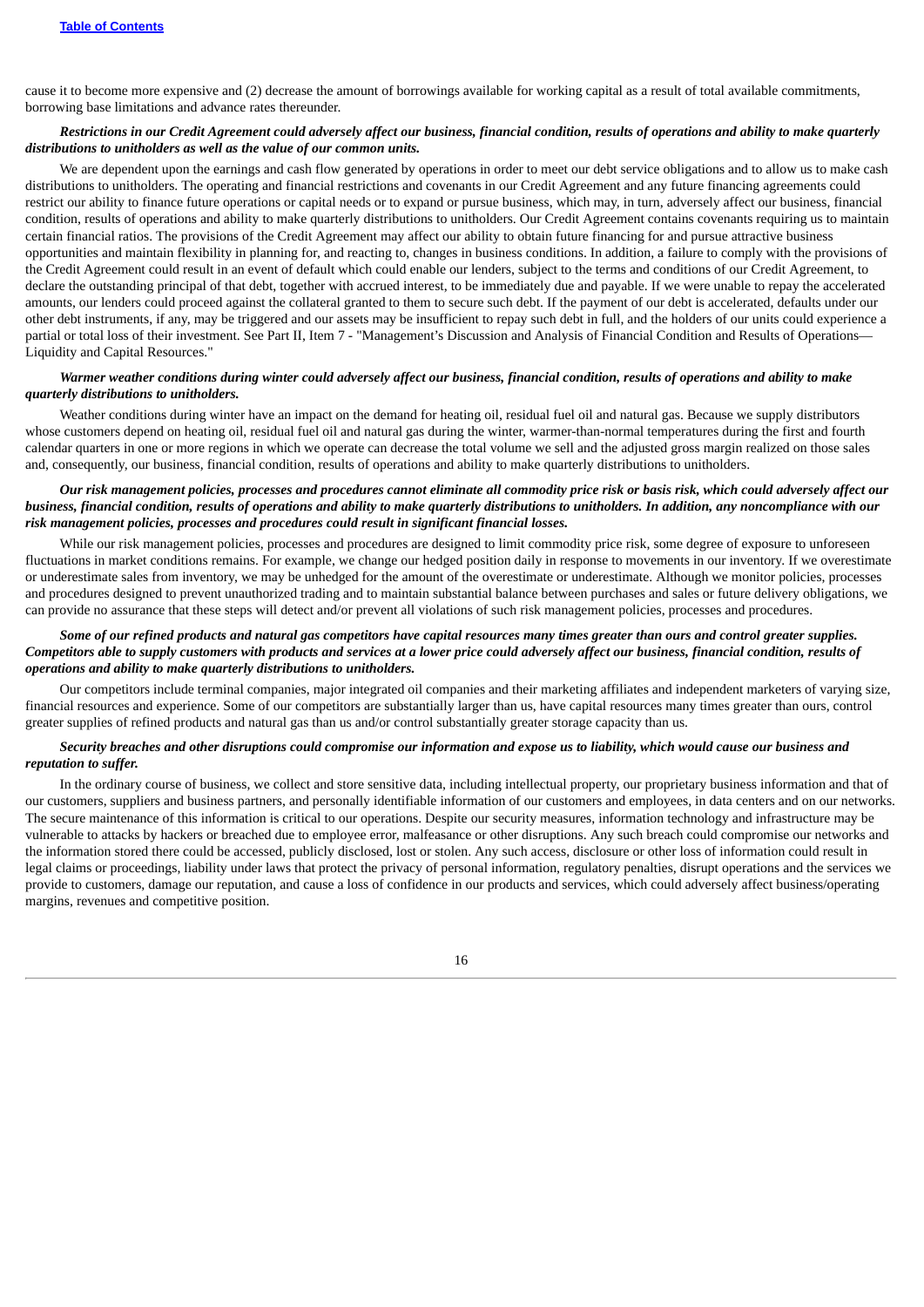cause it to become more expensive and (2) decrease the amount of borrowings available for working capital as a result of total available commitments, borrowing base limitations and advance rates thereunder.

***Restrictions in our Credit Agreement could adversely affect our business, financial condition, results of operations and ability to make quarterly distributions to unitholders as well as the value of our common units.***

We are dependent upon the earnings and cash flow generated by operations in order to meet our debt service obligations and to allow us to make cash distributions to unitholders. The operating and financial restrictions and covenants in our Credit Agreement and any future financing agreements could restrict our ability to finance future operations or capital needs or to expand or pursue business, which may, in turn, adversely affect our business, financial condition, results of operations and ability to make quarterly distributions to unitholders. Our Credit Agreement contains covenants requiring us to maintain certain financial ratios. The provisions of the Credit Agreement may affect our ability to obtain future financing for and pursue attractive business opportunities and maintain flexibility in planning for, and reacting to, changes in business conditions. In addition, a failure to comply with the provisions of the Credit Agreement could result in an event of default which could enable our lenders, subject to the terms and conditions of our Credit Agreement, to declare the outstanding principal of that debt, together with accrued interest, to be immediately due and payable. If we were unable to repay the accelerated amounts, our lenders could proceed against the collateral granted to them to secure such debt. If the payment of our debt is accelerated, defaults under our other debt instruments, if any, may be triggered and our assets may be insufficient to repay such debt in full, and the holders of our units could experience a partial or total loss of their investment. See Part II, Item 7 - "Management's Discussion and Analysis of Financial Condition and Results of Operations—Liquidity and Capital Resources."

***Warmer weather conditions during winter could adversely affect our business, financial condition, results of operations and ability to make quarterly distributions to unitholders.***

Weather conditions during winter have an impact on the demand for heating oil, residual fuel oil and natural gas. Because we supply distributors whose customers depend on heating oil, residual fuel oil and natural gas during the winter, warmer-than-normal temperatures during the first and fourth calendar quarters in one or more regions in which we operate can decrease the total volume we sell and the adjusted gross margin realized on those sales and, consequently, our business, financial condition, results of operations and ability to make quarterly distributions to unitholders.

***Our risk management policies, processes and procedures cannot eliminate all commodity price risk or basis risk, which could adversely affect our business, financial condition, results of operations and ability to make quarterly distributions to unitholders. In addition, any noncompliance with our risk management policies, processes and procedures could result in significant financial losses.***

While our risk management policies, processes and procedures are designed to limit commodity price risk, some degree of exposure to unforeseen fluctuations in market conditions remains. For example, we change our hedged position daily in response to movements in our inventory. If we overestimate or underestimate sales from inventory, we may be unhedged for the amount of the overestimate or underestimate. Although we monitor policies, processes and procedures designed to prevent unauthorized trading and to maintain substantial balance between purchases and sales or future delivery obligations, we can provide no assurance that these steps will detect and/or prevent all violations of such risk management policies, processes and procedures.

***Some of our refined products and natural gas competitors have capital resources many times greater than ours and control greater supplies. Competitors able to supply customers with products and services at a lower price could adversely affect our business, financial condition, results of operations and ability to make quarterly distributions to unitholders.***

Our competitors include terminal companies, major integrated oil companies and their marketing affiliates and independent marketers of varying size, financial resources and experience. Some of our competitors are substantially larger than us, have capital resources many times greater than ours, control greater supplies of refined products and natural gas than us and/or control substantially greater storage capacity than us.

***Security breaches and other disruptions could compromise our information and expose us to liability, which would cause our business and reputation to suffer.***

In the ordinary course of business, we collect and store sensitive data, including intellectual property, our proprietary business information and that of our customers, suppliers and business partners, and personally identifiable information of our customers and employees, in data centers and on our networks. The secure maintenance of this information is critical to our operations. Despite our security measures, information technology and infrastructure may be vulnerable to attacks by hackers or breached due to employee error, malfeasance or other disruptions. Any such breach could compromise our networks and the information stored there could be accessed, publicly disclosed, lost or stolen. Any such access, disclosure or other loss of information could result in legal claims or proceedings, liability under laws that protect the privacy of personal information, regulatory penalties, disrupt operations and the services we provide to customers, damage our reputation, and cause a loss of confidence in our products and services, which could adversely affect business/operating margins, revenues and competitive position.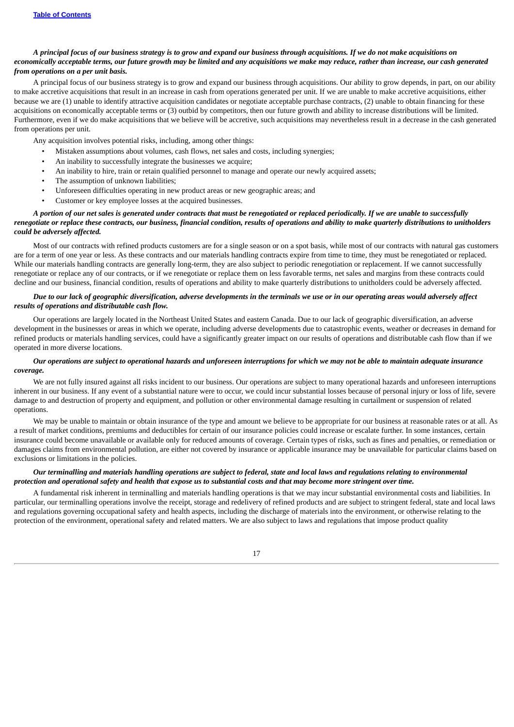***A principal focus of our business strategy is to grow and expand our business through acquisitions. If we do not make acquisitions on economically acceptable terms, our future growth may be limited and any acquisitions we make may reduce, rather than increase, our cash generated from operations on a per unit basis.***

A principal focus of our business strategy is to grow and expand our business through acquisitions. Our ability to grow depends, in part, on our ability to make accretive acquisitions that result in an increase in cash from operations generated per unit. If we are unable to make accretive acquisitions, either because we are (1) unable to identify attractive acquisition candidates or negotiate acceptable purchase contracts, (2) unable to obtain financing for these acquisitions on economically acceptable terms or (3) outbid by competitors, then our future growth and ability to increase distributions will be limited. Furthermore, even if we do make acquisitions that we believe will be accretive, such acquisitions may nevertheless result in a decrease in the cash generated from operations per unit.

Any acquisition involves potential risks, including, among other things:

- Mistaken assumptions about volumes, cash flows, net sales and costs, including synergies;
- An inability to successfully integrate the businesses we acquire;
- An inability to hire, train or retain qualified personnel to manage and operate our newly acquired assets;
- The assumption of unknown liabilities;
- Unforeseen difficulties operating in new product areas or new geographic areas; and
- Customer or key employee losses at the acquired businesses.

***A portion of our net sales is generated under contracts that must be renegotiated or replaced periodically. If we are unable to successfully renegotiate or replace these contracts, our business, financial condition, results of operations and ability to make quarterly distributions to unitholders could be adversely affected.***

Most of our contracts with refined products customers are for a single season or on a spot basis, while most of our contracts with natural gas customers are for a term of one year or less. As these contracts and our materials handling contracts expire from time to time, they must be renegotiated or replaced. While our materials handling contracts are generally long-term, they are also subject to periodic renegotiation or replacement. If we cannot successfully renegotiate or replace any of our contracts, or if we renegotiate or replace them on less favorable terms, net sales and margins from these contracts could decline and our business, financial condition, results of operations and ability to make quarterly distributions to unitholders could be adversely affected.

***Due to our lack of geographic diversification, adverse developments in the terminals we use or in our operating areas would adversely affect results of operations and distributable cash flow.***

Our operations are largely located in the Northeast United States and eastern Canada. Due to our lack of geographic diversification, an adverse development in the businesses or areas in which we operate, including adverse developments due to catastrophic events, weather or decreases in demand for refined products or materials handling services, could have a significantly greater impact on our results of operations and distributable cash flow than if we operated in more diverse locations.

***Our operations are subject to operational hazards and unforeseen interruptions for which we may not be able to maintain adequate insurance coverage.***

We are not fully insured against all risks incident to our business. Our operations are subject to many operational hazards and unforeseen interruptions inherent in our business. If any event of a substantial nature were to occur, we could incur substantial losses because of personal injury or loss of life, severe damage to and destruction of property and equipment, and pollution or other environmental damage resulting in curtailment or suspension of related operations.

We may be unable to maintain or obtain insurance of the type and amount we believe to be appropriate for our business at reasonable rates or at all. As a result of market conditions, premiums and deductibles for certain of our insurance policies could increase or escalate further. In some instances, certain insurance could become unavailable or available only for reduced amounts of coverage. Certain types of risks, such as fines and penalties, or remediation or damages claims from environmental pollution, are either not covered by insurance or applicable insurance may be unavailable for particular claims based on exclusions or limitations in the policies.

***Our terminalling and materials handling operations are subject to federal, state and local laws and regulations relating to environmental protection and operational safety and health that expose us to substantial costs and that may become more stringent over time.***

A fundamental risk inherent in terminalling and materials handling operations is that we may incur substantial environmental costs and liabilities. In particular, our terminalling operations involve the receipt, storage and redelivery of refined products and are subject to stringent federal, state and local laws and regulations governing occupational safety and health aspects, including the discharge of materials into the environment, or otherwise relating to the protection of the environment, operational safety and related matters. We are also subject to laws and regulations that impose product quality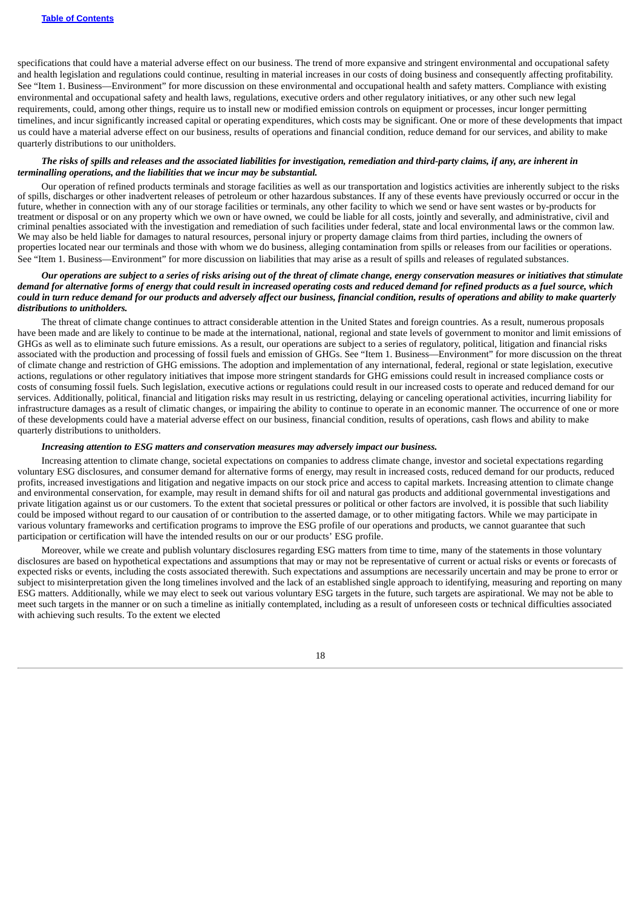specifications that could have a material adverse effect on our business. The trend of more expansive and stringent environmental and occupational safety and health legislation and regulations could continue, resulting in material increases in our costs of doing business and consequently affecting profitability. See "Item 1. Business—Environment" for more discussion on these environmental and occupational health and safety matters. Compliance with existing environmental and occupational safety and health laws, regulations, executive orders and other regulatory initiatives, or any other such new legal requirements, could, among other things, require us to install new or modified emission controls on equipment or processes, incur longer permitting timelines, and incur significantly increased capital or operating expenditures, which costs may be significant. One or more of these developments that impact us could have a material adverse effect on our business, results of operations and financial condition, reduce demand for our services, and ability to make quarterly distributions to our unitholders.

***The risks of spills and releases and the associated liabilities for investigation, remediation and third-party claims, if any, are inherent in terminalling operations, and the liabilities that we incur may be substantial.***

Our operation of refined products terminals and storage facilities as well as our transportation and logistics activities are inherently subject to the risks of spills, discharges or other inadvertent releases of petroleum or other hazardous substances. If any of these events have previously occurred or occur in the future, whether in connection with any of our storage facilities or terminals, any other facility to which we send or have sent wastes or by-products for treatment or disposal or on any property which we own or have owned, we could be liable for all costs, jointly and severally, and administrative, civil and criminal penalties associated with the investigation and remediation of such facilities under federal, state and local environmental laws or the common law. We may also be held liable for damages to natural resources, personal injury or property damage claims from third parties, including the owners of properties located near our terminals and those with whom we do business, alleging contamination from spills or releases from our facilities or operations. See "Item 1. Business—Environment" for more discussion on liabilities that may arise as a result of spills and releases of regulated substances.

***Our operations are subject to a series of risks arising out of the threat of climate change, energy conservation measures or initiatives that stimulate demand for alternative forms of energy that could result in increased operating costs and reduced demand for refined products as a fuel source, which could in turn reduce demand for our products and adversely affect our business, financial condition, results of operations and ability to make quarterly distributions to unitholders.***

The threat of climate change continues to attract considerable attention in the United States and foreign countries. As a result, numerous proposals have been made and are likely to continue to be made at the international, national, regional and state levels of government to monitor and limit emissions of GHGs as well as to eliminate such future emissions. As a result, our operations are subject to a series of regulatory, political, litigation and financial risks associated with the production and processing of fossil fuels and emission of GHGs. See "Item 1. Business—Environment" for more discussion on the threat of climate change and restriction of GHG emissions. The adoption and implementation of any international, federal, regional or state legislation, executive actions, regulations or other regulatory initiatives that impose more stringent standards for GHG emissions could result in increased compliance costs or costs of consuming fossil fuels. Such legislation, executive actions or regulations could result in our increased costs to operate and reduced demand for our services. Additionally, political, financial and litigation risks may result in us restricting, delaying or canceling operational activities, incurring liability for infrastructure damages as a result of climatic changes, or impairing the ability to continue to operate in an economic manner. The occurrence of one or more of these developments could have a material adverse effect on our business, financial condition, results of operations, cash flows and ability to make quarterly distributions to unitholders.

***Increasing attention to ESG matters and conservation measures may adversely impact our business.***

Increasing attention to climate change, societal expectations on companies to address climate change, investor and societal expectations regarding voluntary ESG disclosures, and consumer demand for alternative forms of energy, may result in increased costs, reduced demand for our products, reduced profits, increased investigations and litigation and negative impacts on our stock price and access to capital markets. Increasing attention to climate change and environmental conservation, for example, may result in demand shifts for oil and natural gas products and additional governmental investigations and private litigation against us or our customers. To the extent that societal pressures or political or other factors are involved, it is possible that such liability could be imposed without regard to our causation of or contribution to the asserted damage, or to other mitigating factors. While we may participate in various voluntary frameworks and certification programs to improve the ESG profile of our operations and products, we cannot guarantee that such participation or certification will have the intended results on our or our products' ESG profile.

Moreover, while we create and publish voluntary disclosures regarding ESG matters from time to time, many of the statements in those voluntary disclosures are based on hypothetical expectations and assumptions that may or may not be representative of current or actual risks or events or forecasts of expected risks or events, including the costs associated therewith. Such expectations and assumptions are necessarily uncertain and may be prone to error or subject to misinterpretation given the long timelines involved and the lack of an established single approach to identifying, measuring and reporting on many ESG matters. Additionally, while we may elect to seek out various voluntary ESG targets in the future, such targets are aspirational. We may not be able to meet such targets in the manner or on such a timeline as initially contemplated, including as a result of unforeseen costs or technical difficulties associated with achieving such results. To the extent we elected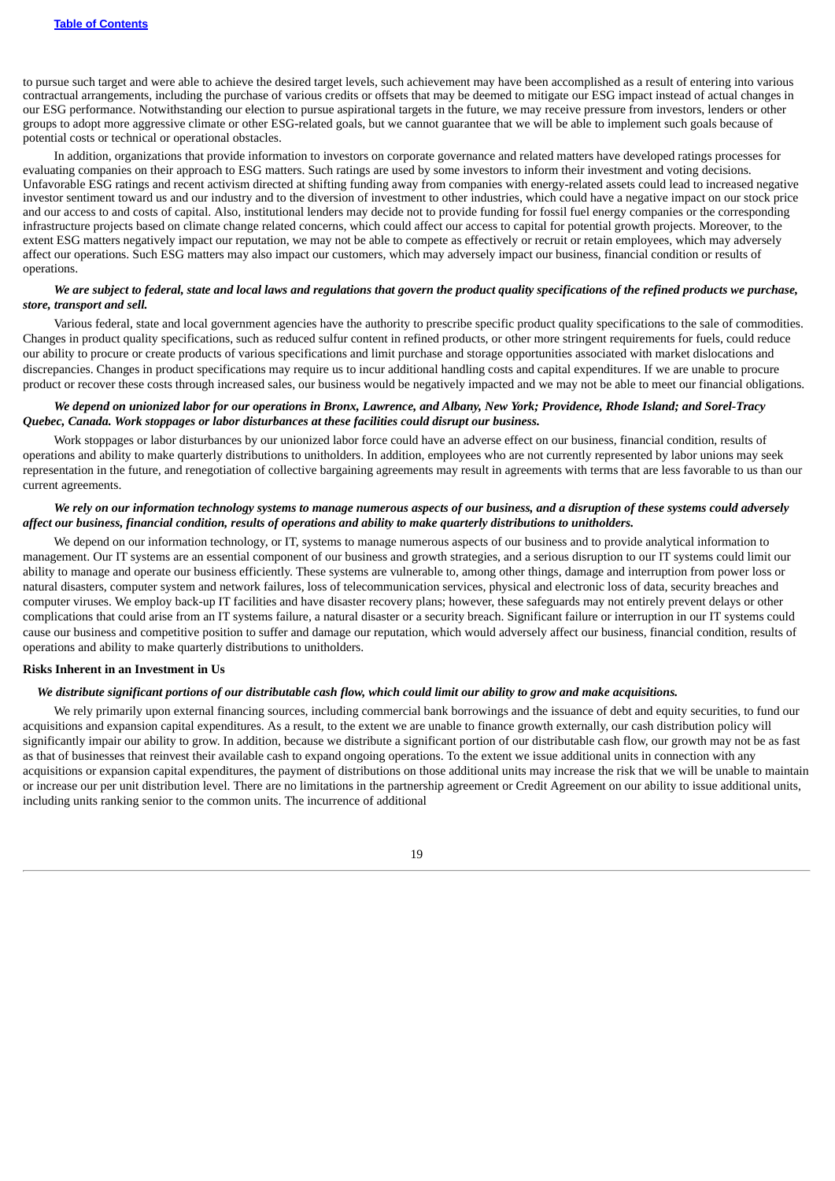to pursue such target and were able to achieve the desired target levels, such achievement may have been accomplished as a result of entering into various contractual arrangements, including the purchase of various credits or offsets that may be deemed to mitigate our ESG impact instead of actual changes in our ESG performance. Notwithstanding our election to pursue aspirational targets in the future, we may receive pressure from investors, lenders or other groups to adopt more aggressive climate or other ESG-related goals, but we cannot guarantee that we will be able to implement such goals because of potential costs or technical or operational obstacles.

In addition, organizations that provide information to investors on corporate governance and related matters have developed ratings processes for evaluating companies on their approach to ESG matters. Such ratings are used by some investors to inform their investment and voting decisions. Unfavorable ESG ratings and recent activism directed at shifting funding away from companies with energy-related assets could lead to increased negative investor sentiment toward us and our industry and to the diversion of investment to other industries, which could have a negative impact on our stock price and our access to and costs of capital. Also, institutional lenders may decide not to provide funding for fossil fuel energy companies or the corresponding infrastructure projects based on climate change related concerns, which could affect our access to capital for potential growth projects. Moreover, to the extent ESG matters negatively impact our reputation, we may not be able to compete as effectively or recruit or retain employees, which may adversely affect our operations. Such ESG matters may also impact our customers, which may adversely impact our business, financial condition or results of operations.

***We are subject to federal, state and local laws and regulations that govern the product quality specifications of the refined products we purchase, store, transport and sell.***

Various federal, state and local government agencies have the authority to prescribe specific product quality specifications to the sale of commodities. Changes in product quality specifications, such as reduced sulfur content in refined products, or other more stringent requirements for fuels, could reduce our ability to procure or create products of various specifications and limit purchase and storage opportunities associated with market dislocations and discrepancies. Changes in product specifications may require us to incur additional handling costs and capital expenditures. If we are unable to procure product or recover these costs through increased sales, our business would be negatively impacted and we may not be able to meet our financial obligations.

***We depend on unionized labor for our operations in Bronx, Lawrence, and Albany, New York; Providence, Rhode Island; and Sorel-Tracy Quebec, Canada. Work stoppages or labor disturbances at these facilities could disrupt our business.***

Work stoppages or labor disturbances by our unionized labor force could have an adverse effect on our business, financial condition, results of operations and ability to make quarterly distributions to unitholders. In addition, employees who are not currently represented by labor unions may seek representation in the future, and renegotiation of collective bargaining agreements may result in agreements with terms that are less favorable to us than our current agreements.

***We rely on our information technology systems to manage numerous aspects of our business, and a disruption of these systems could adversely affect our business, financial condition, results of operations and ability to make quarterly distributions to unitholders.***

We depend on our information technology, or IT, systems to manage numerous aspects of our business and to provide analytical information to management. Our IT systems are an essential component of our business and growth strategies, and a serious disruption to our IT systems could limit our ability to manage and operate our business efficiently. These systems are vulnerable to, among other things, damage and interruption from power loss or natural disasters, computer system and network failures, loss of telecommunication services, physical and electronic loss of data, security breaches and computer viruses. We employ back-up IT facilities and have disaster recovery plans; however, these safeguards may not entirely prevent delays or other complications that could arise from an IT systems failure, a natural disaster or a security breach. Significant failure or interruption in our IT systems could cause our business and competitive position to suffer and damage our reputation, which would adversely affect our business, financial condition, results of operations and ability to make quarterly distributions to unitholders.

**Risks Inherent in an Investment in Us**

***We distribute significant portions of our distributable cash flow, which could limit our ability to grow and make acquisitions.***

We rely primarily upon external financing sources, including commercial bank borrowings and the issuance of debt and equity securities, to fund our acquisitions and expansion capital expenditures. As a result, to the extent we are unable to finance growth externally, our cash distribution policy will significantly impair our ability to grow. In addition, because we distribute a significant portion of our distributable cash flow, our growth may not be as fast as that of businesses that reinvest their available cash to expand ongoing operations. To the extent we issue additional units in connection with any acquisitions or expansion capital expenditures, the payment of distributions on those additional units may increase the risk that we will be unable to maintain or increase our per unit distribution level. There are no limitations in the partnership agreement or Credit Agreement on our ability to issue additional units, including units ranking senior to the common units. The incurrence of additional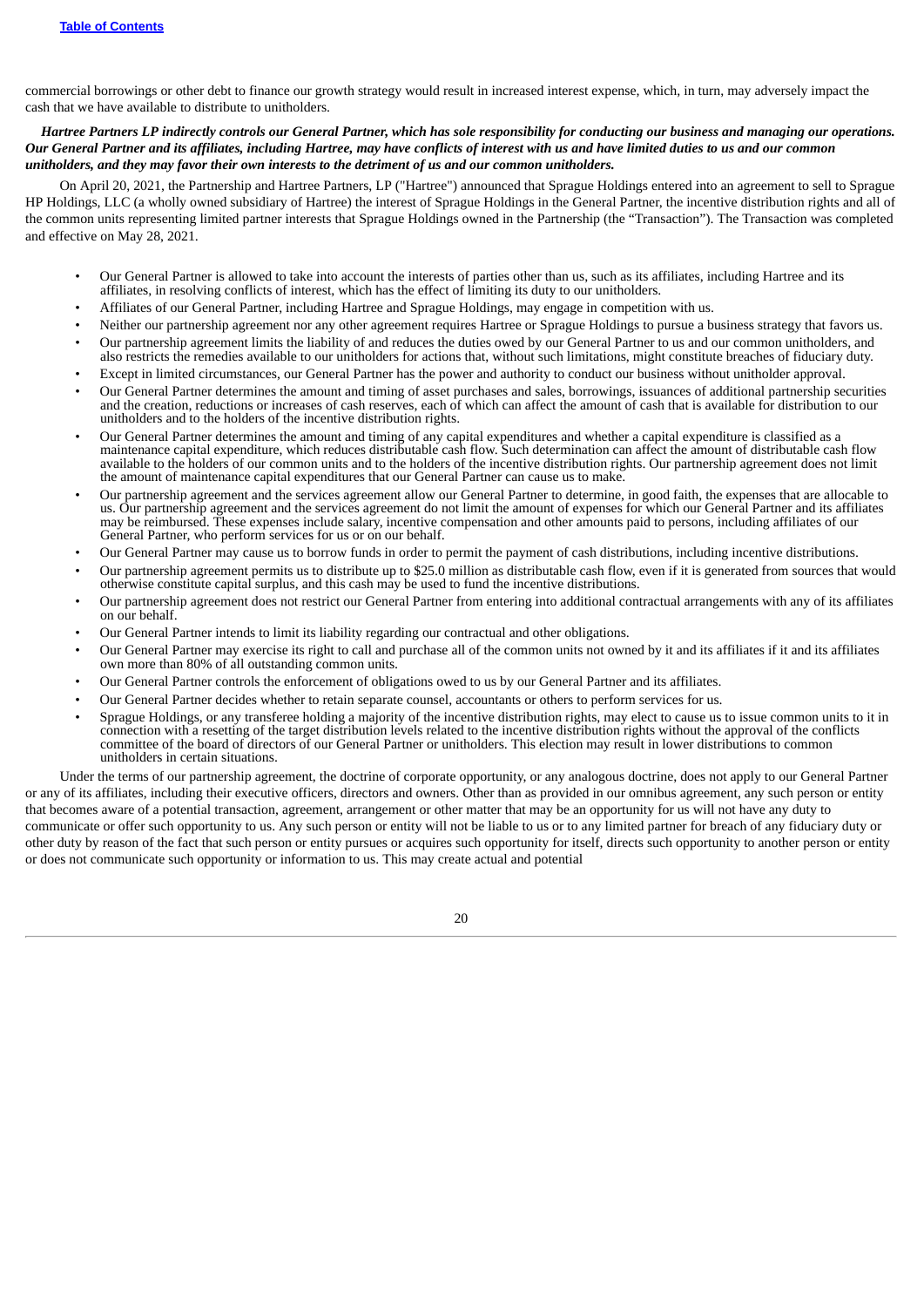commercial borrowings or other debt to finance our growth strategy would result in increased interest expense, which, in turn, may adversely impact the cash that we have available to distribute to unitholders.

***Hartree Partners LP indirectly controls our General Partner, which has sole responsibility for conducting our business and managing our operations. Our General Partner and its affiliates, including Hartree, may have conflicts of interest with us and have limited duties to us and our common unitholders, and they may favor their own interests to the detriment of us and our common unitholders.***

On April 20, 2021, the Partnership and Hartree Partners, LP ("Hartree") announced that Sprague Holdings entered into an agreement to sell to Sprague HP Holdings, LLC (a wholly owned subsidiary of Hartree) the interest of Sprague Holdings in the General Partner, the incentive distribution rights and all of the common units representing limited partner interests that Sprague Holdings owned in the Partnership (the "Transaction"). The Transaction was completed and effective on May 28, 2021.

- Our General Partner is allowed to take into account the interests of parties other than us, such as its affiliates, including Hartree and its affiliates, in resolving conflicts of interest, which has the effect of limiting its duty to our unitholders.
- Affiliates of our General Partner, including Hartree and Sprague Holdings, may engage in competition with us.
- Neither our partnership agreement nor any other agreement requires Hartree or Sprague Holdings to pursue a business strategy that favors us.
- Our partnership agreement limits the liability of and reduces the duties owed by our General Partner to us and our common unitholders, and also restricts the remedies available to our unitholders for actions that, without such limitations, might constitute breaches of fiduciary duty.
- Except in limited circumstances, our General Partner has the power and authority to conduct our business without unitholder approval.
- Our General Partner determines the amount and timing of asset purchases and sales, borrowings, issuances of additional partnership securities and the creation, reductions or increases of cash reserves, each of which can affect the amount of cash that is available for distribution to our unitholders and to the holders of the incentive distribution rights.
- Our General Partner determines the amount and timing of any capital expenditures and whether a capital expenditure is classified as a maintenance capital expenditure, which reduces distributable cash flow. Such determination can affect the amount of distributable cash flow available to the holders of our common units and to the holders of the incentive distribution rights. Our partnership agreement does not limit the amount of maintenance capital expenditures that our General Partner can cause us to make.
- Our partnership agreement and the services agreement allow our General Partner to determine, in good faith, the expenses that are allocable to us. Our partnership agreement and the services agreement do not limit the amount of expenses for which our General Partner and its affiliates may be reimbursed. These expenses include salary, incentive compensation and other amounts paid to persons, including affiliates of our General Partner, who perform services for us or on our behalf.
- Our General Partner may cause us to borrow funds in order to permit the payment of cash distributions, including incentive distributions.
- Our partnership agreement permits us to distribute up to $25.0 million as distributable cash flow, even if it is generated from sources that would otherwise constitute capital surplus, and this cash may be used to fund the incentive distributions.
- Our partnership agreement does not restrict our General Partner from entering into additional contractual arrangements with any of its affiliates on our behalf.
- Our General Partner intends to limit its liability regarding our contractual and other obligations.
- Our General Partner may exercise its right to call and purchase all of the common units not owned by it and its affiliates if it and its affiliates own more than 80% of all outstanding common units.
- Our General Partner controls the enforcement of obligations owed to us by our General Partner and its affiliates.
- Our General Partner decides whether to retain separate counsel, accountants or others to perform services for us.
- Sprague Holdings, or any transferee holding a majority of the incentive distribution rights, may elect to cause us to issue common units to it in connection with a resetting of the target distribution levels related to the incentive distribution rights without the approval of the conflicts committee of the board of directors of our General Partner or unitholders. This election may result in lower distributions to common unitholders in certain situations.

Under the terms of our partnership agreement, the doctrine of corporate opportunity, or any analogous doctrine, does not apply to our General Partner or any of its affiliates, including their executive officers, directors and owners. Other than as provided in our omnibus agreement, any such person or entity that becomes aware of a potential transaction, agreement, arrangement or other matter that may be an opportunity for us will not have any duty to communicate or offer such opportunity to us. Any such person or entity will not be liable to us or to any limited partner for breach of any fiduciary duty or other duty by reason of the fact that such person or entity pursues or acquires such opportunity for itself, directs such opportunity to another person or entity or does not communicate such opportunity or information to us. This may create actual and potential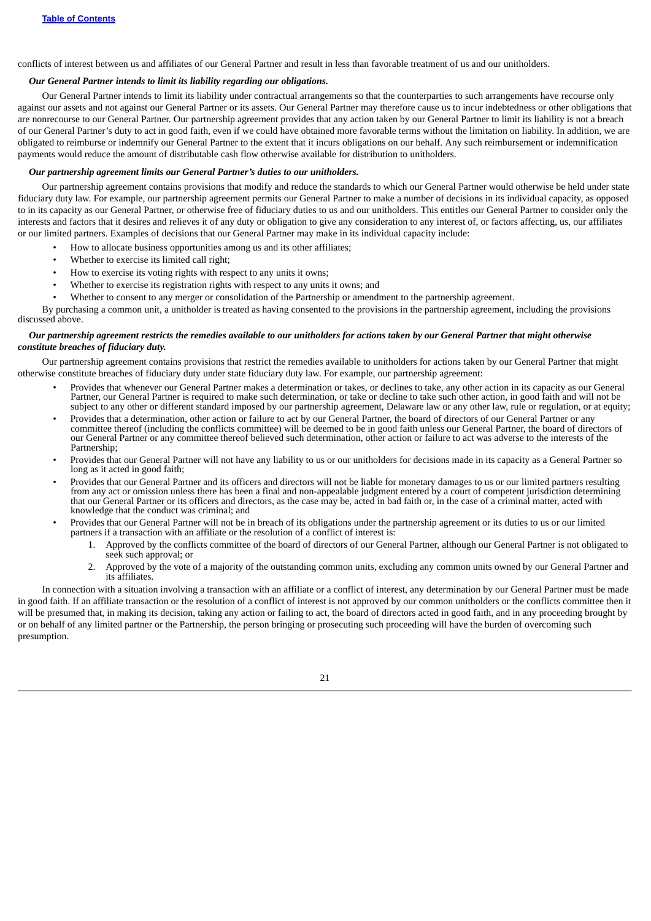conflicts of interest between us and affiliates of our General Partner and result in less than favorable treatment of us and our unitholders.

***Our General Partner intends to limit its liability regarding our obligations.***

Our General Partner intends to limit its liability under contractual arrangements so that the counterparties to such arrangements have recourse only against our assets and not against our General Partner or its assets. Our General Partner may therefore cause us to incur indebtedness or other obligations that are nonrecourse to our General Partner. Our partnership agreement provides that any action taken by our General Partner to limit its liability is not a breach of our General Partner's duty to act in good faith, even if we could have obtained more favorable terms without the limitation on liability. In addition, we are obligated to reimburse or indemnify our General Partner to the extent that it incurs obligations on our behalf. Any such reimbursement or indemnification payments would reduce the amount of distributable cash flow otherwise available for distribution to unitholders.

***Our partnership agreement limits our General Partner's duties to our unitholders.***

Our partnership agreement contains provisions that modify and reduce the standards to which our General Partner would otherwise be held under state fiduciary duty law. For example, our partnership agreement permits our General Partner to make a number of decisions in its individual capacity, as opposed to in its capacity as our General Partner, or otherwise free of fiduciary duties to us and our unitholders. This entitles our General Partner to consider only the interests and factors that it desires and relieves it of any duty or obligation to give any consideration to any interest of, or factors affecting, us, our affiliates or our limited partners. Examples of decisions that our General Partner may make in its individual capacity include:

- How to allocate business opportunities among us and its other affiliates;
- Whether to exercise its limited call right;
- How to exercise its voting rights with respect to any units it owns;
- Whether to exercise its registration rights with respect to any units it owns; and
- Whether to consent to any merger or consolidation of the Partnership or amendment to the partnership agreement.

By purchasing a common unit, a unitholder is treated as having consented to the provisions in the partnership agreement, including the provisions discussed above.

***Our partnership agreement restricts the remedies available to our unitholders for actions taken by our General Partner that might otherwise constitute breaches of fiduciary duty.***

Our partnership agreement contains provisions that restrict the remedies available to unitholders for actions taken by our General Partner that might otherwise constitute breaches of fiduciary duty under state fiduciary duty law. For example, our partnership agreement:

- Provides that whenever our General Partner makes a determination or takes, or declines to take, any other action in its capacity as our General Partner, our General Partner is required to make such determination, or take or decline to take such other action, in good faith and will not be subject to any other or different standard imposed by our partnership agreement, Delaware law or any other law, rule or regulation, or at equity;
- Provides that a determination, other action or failure to act by our General Partner, the board of directors of our General Partner or any committee thereof (including the conflicts committee) will be deemed to be in good faith unless our General Partner, the board of directors of our General Partner or any committee thereof believed such determination, other action or failure to act was adverse to the interests of the Partnership;
- Provides that our General Partner will not have any liability to us or our unitholders for decisions made in its capacity as a General Partner so long as it acted in good faith;
- Provides that our General Partner and its officers and directors will not be liable for monetary damages to us or our limited partners resulting from any act or omission unless there has been a final and non-appealable judgment entered by a court of competent jurisdiction determining that our General Partner or its officers and directors, as the case may be, acted in bad faith or, in the case of a criminal matter, acted with knowledge that the conduct was criminal; and
- Provides that our General Partner will not be in breach of its obligations under the partnership agreement or its duties to us or our limited partners if a transaction with an affiliate or the resolution of a conflict of interest is:
    1. Approved by the conflicts committee of the board of directors of our General Partner, although our General Partner is not obligated to seek such approval; or
    2. Approved by the vote of a majority of the outstanding common units, excluding any common units owned by our General Partner and its affiliates.

In connection with a situation involving a transaction with an affiliate or a conflict of interest, any determination by our General Partner must be made in good faith. If an affiliate transaction or the resolution of a conflict of interest is not approved by our common unitholders or the conflicts committee then it will be presumed that, in making its decision, taking any action or failing to act, the board of directors acted in good faith, and in any proceeding brought by or on behalf of any limited partner or the Partnership, the person bringing or prosecuting such proceeding will have the burden of overcoming such presumption.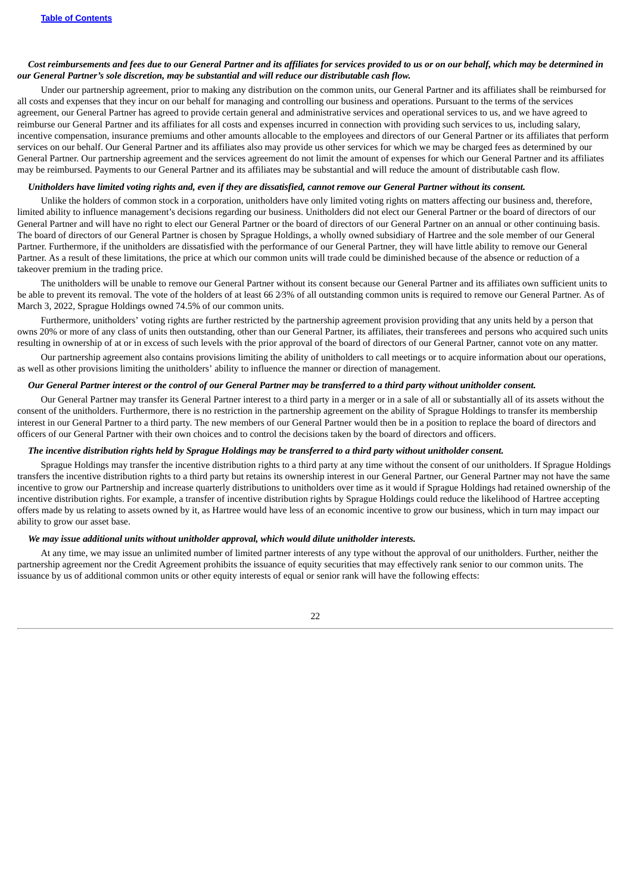***Cost reimbursements and fees due to our General Partner and its affiliates for services provided to us or on our behalf, which may be determined in our General Partner's sole discretion, may be substantial and will reduce our distributable cash flow.***

Under our partnership agreement, prior to making any distribution on the common units, our General Partner and its affiliates shall be reimbursed for all costs and expenses that they incur on our behalf for managing and controlling our business and operations. Pursuant to the terms of the services agreement, our General Partner has agreed to provide certain general and administrative services and operational services to us, and we have agreed to reimburse our General Partner and its affiliates for all costs and expenses incurred in connection with providing such services to us, including salary, incentive compensation, insurance premiums and other amounts allocable to the employees and directors of our General Partner or its affiliates that perform services on our behalf. Our General Partner and its affiliates also may provide us other services for which we may be charged fees as determined by our General Partner. Our partnership agreement and the services agreement do not limit the amount of expenses for which our General Partner and its affiliates may be reimbursed. Payments to our General Partner and its affiliates may be substantial and will reduce the amount of distributable cash flow.

***Unitholders have limited voting rights and, even if they are dissatisfied, cannot remove our General Partner without its consent.***

Unlike the holders of common stock in a corporation, unitholders have only limited voting rights on matters affecting our business and, therefore, limited ability to influence management's decisions regarding our business. Unitholders did not elect our General Partner or the board of directors of our General Partner and will have no right to elect our General Partner or the board of directors of our General Partner on an annual or other continuing basis. The board of directors of our General Partner is chosen by Sprague Holdings, a wholly owned subsidiary of Hartree and the sole member of our General Partner. Furthermore, if the unitholders are dissatisfied with the performance of our General Partner, they will have little ability to remove our General Partner. As a result of these limitations, the price at which our common units will trade could be diminished because of the absence or reduction of a takeover premium in the trading price.

The unitholders will be unable to remove our General Partner without its consent because our General Partner and its affiliates own sufficient units to be able to prevent its removal. The vote of the holders of at least 66 2⁄3% of all outstanding common units is required to remove our General Partner. As of March 3, 2022, Sprague Holdings owned 74.5% of our common units.

Furthermore, unitholders' voting rights are further restricted by the partnership agreement provision providing that any units held by a person that owns 20% or more of any class of units then outstanding, other than our General Partner, its affiliates, their transferees and persons who acquired such units resulting in ownership of at or in excess of such levels with the prior approval of the board of directors of our General Partner, cannot vote on any matter.

Our partnership agreement also contains provisions limiting the ability of unitholders to call meetings or to acquire information about our operations, as well as other provisions limiting the unitholders' ability to influence the manner or direction of management.

***Our General Partner interest or the control of our General Partner may be transferred to a third party without unitholder consent.***

Our General Partner may transfer its General Partner interest to a third party in a merger or in a sale of all or substantially all of its assets without the consent of the unitholders. Furthermore, there is no restriction in the partnership agreement on the ability of Sprague Holdings to transfer its membership interest in our General Partner to a third party. The new members of our General Partner would then be in a position to replace the board of directors and officers of our General Partner with their own choices and to control the decisions taken by the board of directors and officers.

***The incentive distribution rights held by Sprague Holdings may be transferred to a third party without unitholder consent.***

Sprague Holdings may transfer the incentive distribution rights to a third party at any time without the consent of our unitholders. If Sprague Holdings transfers the incentive distribution rights to a third party but retains its ownership interest in our General Partner, our General Partner may not have the same incentive to grow our Partnership and increase quarterly distributions to unitholders over time as it would if Sprague Holdings had retained ownership of the incentive distribution rights. For example, a transfer of incentive distribution rights by Sprague Holdings could reduce the likelihood of Hartree accepting offers made by us relating to assets owned by it, as Hartree would have less of an economic incentive to grow our business, which in turn may impact our ability to grow our asset base.

***We may issue additional units without unitholder approval, which would dilute unitholder interests.***

At any time, we may issue an unlimited number of limited partner interests of any type without the approval of our unitholders. Further, neither the partnership agreement nor the Credit Agreement prohibits the issuance of equity securities that may effectively rank senior to our common units. The issuance by us of additional common units or other equity interests of equal or senior rank will have the following effects: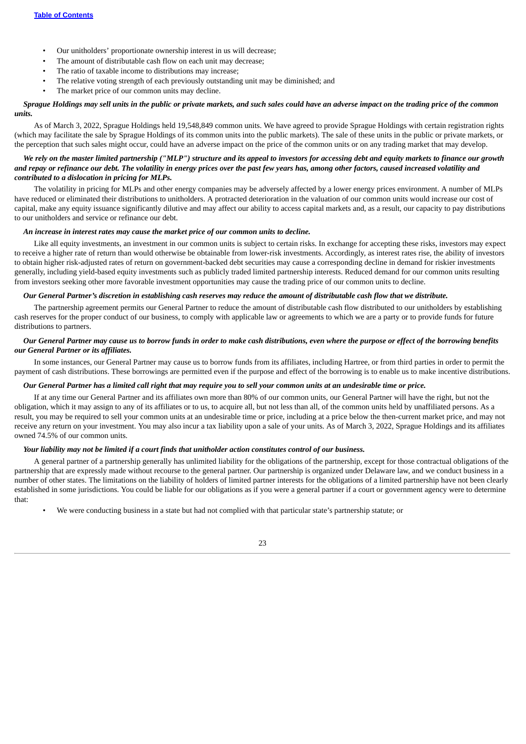- Our unitholders' proportionate ownership interest in us will decrease;
- The amount of distributable cash flow on each unit may decrease;
- The ratio of taxable income to distributions may increase;
- The relative voting strength of each previously outstanding unit may be diminished; and
- The market price of our common units may decline.

***Sprague Holdings may sell units in the public or private markets, and such sales could have an adverse impact on the trading price of the common units.***

As of March 3, 2022, Sprague Holdings held 19,548,849 common units. We have agreed to provide Sprague Holdings with certain registration rights (which may facilitate the sale by Sprague Holdings of its common units into the public markets). The sale of these units in the public or private markets, or the perception that such sales might occur, could have an adverse impact on the price of the common units or on any trading market that may develop.

***We rely on the master limited partnership ("MLP") structure and its appeal to investors for accessing debt and equity markets to finance our growth and repay or refinance our debt. The volatility in energy prices over the past few years has, among other factors, caused increased volatility and contributed to a dislocation in pricing for MLPs.***

The volatility in pricing for MLPs and other energy companies may be adversely affected by a lower energy prices environment. A number of MLPs have reduced or eliminated their distributions to unitholders. A protracted deterioration in the valuation of our common units would increase our cost of capital, make any equity issuance significantly dilutive and may affect our ability to access capital markets and, as a result, our capacity to pay distributions to our unitholders and service or refinance our debt.

***An increase in interest rates may cause the market price of our common units to decline.***

Like all equity investments, an investment in our common units is subject to certain risks. In exchange for accepting these risks, investors may expect to receive a higher rate of return than would otherwise be obtainable from lower-risk investments. Accordingly, as interest rates rise, the ability of investors to obtain higher risk-adjusted rates of return on government-backed debt securities may cause a corresponding decline in demand for riskier investments generally, including yield-based equity investments such as publicly traded limited partnership interests. Reduced demand for our common units resulting from investors seeking other more favorable investment opportunities may cause the trading price of our common units to decline.

***Our General Partner's discretion in establishing cash reserves may reduce the amount of distributable cash flow that we distribute.***

The partnership agreement permits our General Partner to reduce the amount of distributable cash flow distributed to our unitholders by establishing cash reserves for the proper conduct of our business, to comply with applicable law or agreements to which we are a party or to provide funds for future distributions to partners.

***Our General Partner may cause us to borrow funds in order to make cash distributions, even where the purpose or effect of the borrowing benefits our General Partner or its affiliates.***

In some instances, our General Partner may cause us to borrow funds from its affiliates, including Hartree, or from third parties in order to permit the payment of cash distributions. These borrowings are permitted even if the purpose and effect of the borrowing is to enable us to make incentive distributions.

***Our General Partner has a limited call right that may require you to sell your common units at an undesirable time or price.***

If at any time our General Partner and its affiliates own more than 80% of our common units, our General Partner will have the right, but not the obligation, which it may assign to any of its affiliates or to us, to acquire all, but not less than all, of the common units held by unaffiliated persons. As a result, you may be required to sell your common units at an undesirable time or price, including at a price below the then-current market price, and may not receive any return on your investment. You may also incur a tax liability upon a sale of your units. As of March 3, 2022, Sprague Holdings and its affiliates owned 74.5% of our common units.

***Your liability may not be limited if a court finds that unitholder action constitutes control of our business.***

A general partner of a partnership generally has unlimited liability for the obligations of the partnership, except for those contractual obligations of the partnership that are expressly made without recourse to the general partner. Our partnership is organized under Delaware law, and we conduct business in a number of other states. The limitations on the liability of holders of limited partner interests for the obligations of a limited partnership have not been clearly established in some jurisdictions. You could be liable for our obligations as if you were a general partner if a court or government agency were to determine that:

- We were conducting business in a state but had not complied with that particular state's partnership statute; or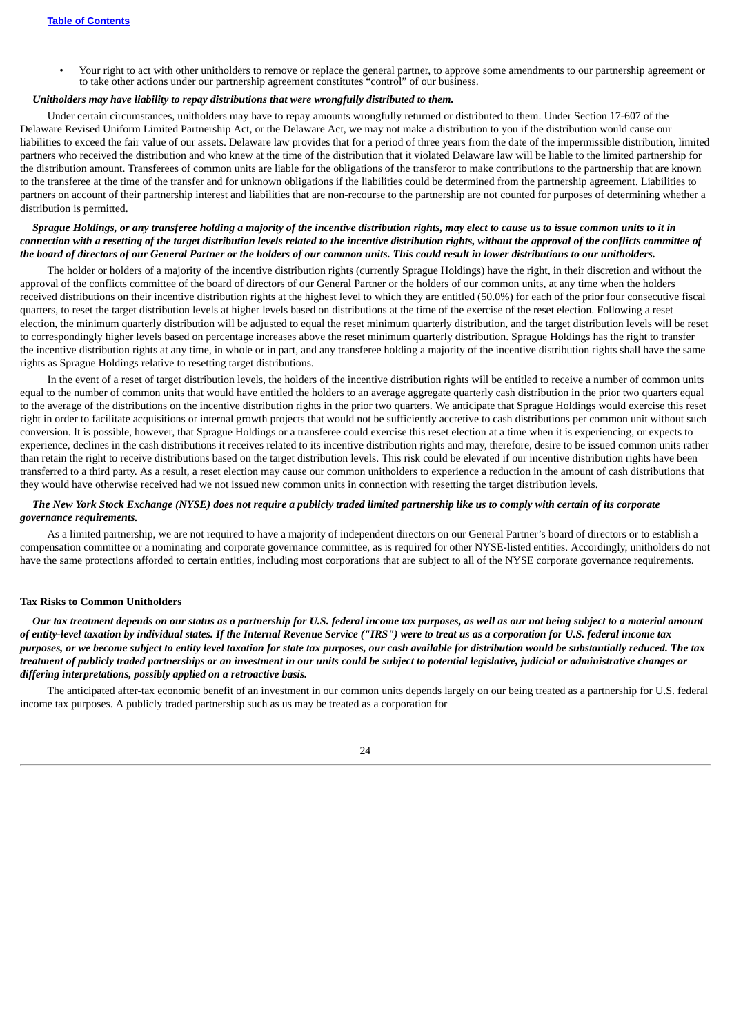- Your right to act with other unitholders to remove or replace the general partner, to approve some amendments to our partnership agreement or to take other actions under our partnership agreement constitutes "control" of our business.

***Unitholders may have liability to repay distributions that were wrongfully distributed to them.***

Under certain circumstances, unitholders may have to repay amounts wrongfully returned or distributed to them. Under Section 17-607 of the Delaware Revised Uniform Limited Partnership Act, or the Delaware Act, we may not make a distribution to you if the distribution would cause our liabilities to exceed the fair value of our assets. Delaware law provides that for a period of three years from the date of the impermissible distribution, limited partners who received the distribution and who knew at the time of the distribution that it violated Delaware law will be liable to the limited partnership for the distribution amount. Transferees of common units are liable for the obligations of the transferor to make contributions to the partnership that are known to the transferee at the time of the transfer and for unknown obligations if the liabilities could be determined from the partnership agreement. Liabilities to partners on account of their partnership interest and liabilities that are non-recourse to the partnership are not counted for purposes of determining whether a distribution is permitted.

***Sprague Holdings, or any transferee holding a majority of the incentive distribution rights, may elect to cause us to issue common units to it in connection with a resetting of the target distribution levels related to the incentive distribution rights, without the approval of the conflicts committee of the board of directors of our General Partner or the holders of our common units. This could result in lower distributions to our unitholders.***

The holder or holders of a majority of the incentive distribution rights (currently Sprague Holdings) have the right, in their discretion and without the approval of the conflicts committee of the board of directors of our General Partner or the holders of our common units, at any time when the holders received distributions on their incentive distribution rights at the highest level to which they are entitled (50.0%) for each of the prior four consecutive fiscal quarters, to reset the target distribution levels at higher levels based on distributions at the time of the exercise of the reset election. Following a reset election, the minimum quarterly distribution will be adjusted to equal the reset minimum quarterly distribution, and the target distribution levels will be reset to correspondingly higher levels based on percentage increases above the reset minimum quarterly distribution. Sprague Holdings has the right to transfer the incentive distribution rights at any time, in whole or in part, and any transferee holding a majority of the incentive distribution rights shall have the same rights as Sprague Holdings relative to resetting target distributions.

In the event of a reset of target distribution levels, the holders of the incentive distribution rights will be entitled to receive a number of common units equal to the number of common units that would have entitled the holders to an average aggregate quarterly cash distribution in the prior two quarters equal to the average of the distributions on the incentive distribution rights in the prior two quarters. We anticipate that Sprague Holdings would exercise this reset right in order to facilitate acquisitions or internal growth projects that would not be sufficiently accretive to cash distributions per common unit without such conversion. It is possible, however, that Sprague Holdings or a transferee could exercise this reset election at a time when it is experiencing, or expects to experience, declines in the cash distributions it receives related to its incentive distribution rights and may, therefore, desire to be issued common units rather than retain the right to receive distributions based on the target distribution levels. This risk could be elevated if our incentive distribution rights have been transferred to a third party. As a result, a reset election may cause our common unitholders to experience a reduction in the amount of cash distributions that they would have otherwise received had we not issued new common units in connection with resetting the target distribution levels.

***The New York Stock Exchange (NYSE) does not require a publicly traded limited partnership like us to comply with certain of its corporate governance requirements.***

As a limited partnership, we are not required to have a majority of independent directors on our General Partner's board of directors or to establish a compensation committee or a nominating and corporate governance committee, as is required for other NYSE-listed entities. Accordingly, unitholders do not have the same protections afforded to certain entities, including most corporations that are subject to all of the NYSE corporate governance requirements.

**Tax Risks to Common Unitholders**

***Our tax treatment depends on our status as a partnership for U.S. federal income tax purposes, as well as our not being subject to a material amount of entity-level taxation by individual states. If the Internal Revenue Service ("IRS") were to treat us as a corporation for U.S. federal income tax purposes, or we become subject to entity level taxation for state tax purposes, our cash available for distribution would be substantially reduced. The tax treatment of publicly traded partnerships or an investment in our units could be subject to potential legislative, judicial or administrative changes or differing interpretations, possibly applied on a retroactive basis.***

The anticipated after-tax economic benefit of an investment in our common units depends largely on our being treated as a partnership for U.S. federal income tax purposes. A publicly traded partnership such as us may be treated as a corporation for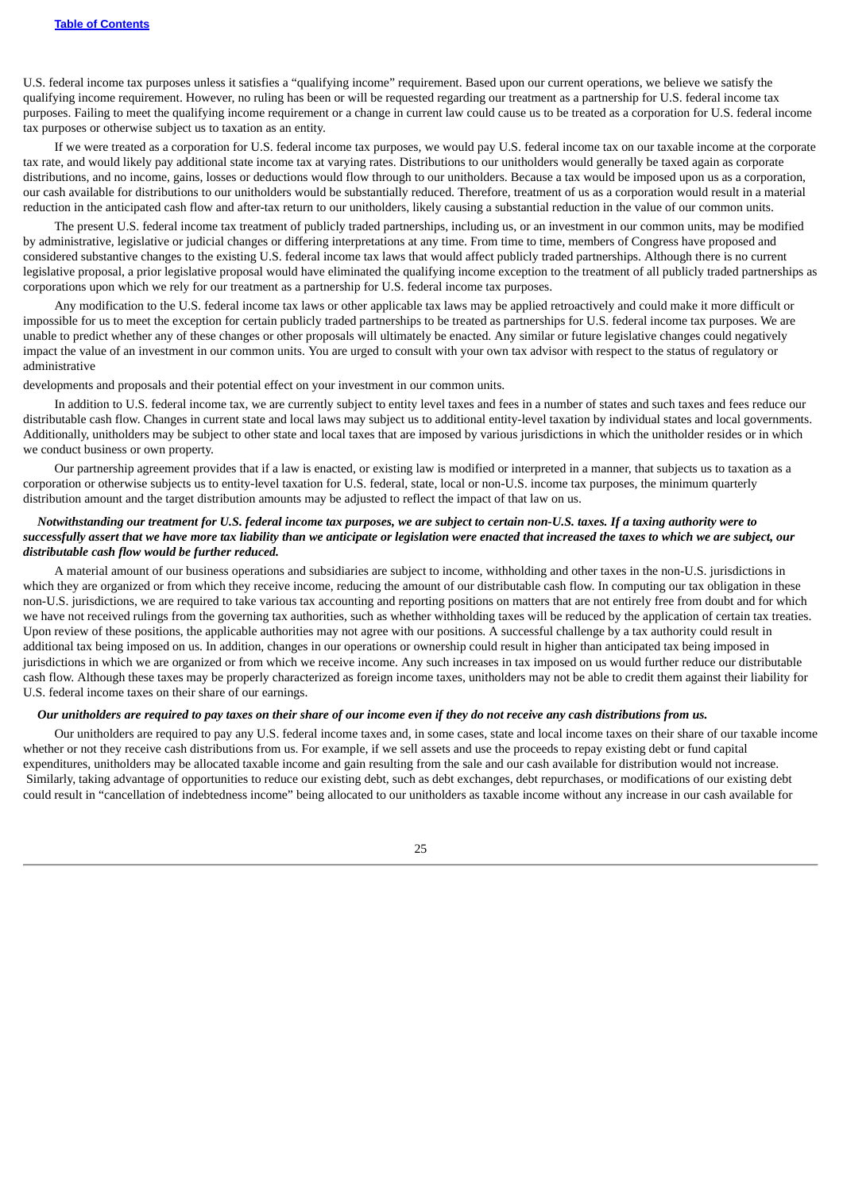U.S. federal income tax purposes unless it satisfies a "qualifying income" requirement. Based upon our current operations, we believe we satisfy the qualifying income requirement. However, no ruling has been or will be requested regarding our treatment as a partnership for U.S. federal income tax purposes. Failing to meet the qualifying income requirement or a change in current law could cause us to be treated as a corporation for U.S. federal income tax purposes or otherwise subject us to taxation as an entity.

If we were treated as a corporation for U.S. federal income tax purposes, we would pay U.S. federal income tax on our taxable income at the corporate tax rate, and would likely pay additional state income tax at varying rates. Distributions to our unitholders would generally be taxed again as corporate distributions, and no income, gains, losses or deductions would flow through to our unitholders. Because a tax would be imposed upon us as a corporation, our cash available for distributions to our unitholders would be substantially reduced. Therefore, treatment of us as a corporation would result in a material reduction in the anticipated cash flow and after-tax return to our unitholders, likely causing a substantial reduction in the value of our common units.

The present U.S. federal income tax treatment of publicly traded partnerships, including us, or an investment in our common units, may be modified by administrative, legislative or judicial changes or differing interpretations at any time. From time to time, members of Congress have proposed and considered substantive changes to the existing U.S. federal income tax laws that would affect publicly traded partnerships. Although there is no current legislative proposal, a prior legislative proposal would have eliminated the qualifying income exception to the treatment of all publicly traded partnerships as corporations upon which we rely for our treatment as a partnership for U.S. federal income tax purposes.

Any modification to the U.S. federal income tax laws or other applicable tax laws may be applied retroactively and could make it more difficult or impossible for us to meet the exception for certain publicly traded partnerships to be treated as partnerships for U.S. federal income tax purposes. We are unable to predict whether any of these changes or other proposals will ultimately be enacted. Any similar or future legislative changes could negatively impact the value of an investment in our common units. You are urged to consult with your own tax advisor with respect to the status of regulatory or administrative developments and proposals and their potential effect on your investment in our common units.

In addition to U.S. federal income tax, we are currently subject to entity level taxes and fees in a number of states and such taxes and fees reduce our distributable cash flow. Changes in current state and local laws may subject us to additional entity-level taxation by individual states and local governments. Additionally, unitholders may be subject to other state and local taxes that are imposed by various jurisdictions in which the unitholder resides or in which we conduct business or own property.

Our partnership agreement provides that if a law is enacted, or existing law is modified or interpreted in a manner, that subjects us to taxation as a corporation or otherwise subjects us to entity-level taxation for U.S. federal, state, local or non-U.S. income tax purposes, the minimum quarterly distribution amount and the target distribution amounts may be adjusted to reflect the impact of that law on us.

***Notwithstanding our treatment for U.S. federal income tax purposes, we are subject to certain non-U.S. taxes. If a taxing authority were to successfully assert that we have more tax liability than we anticipate or legislation were enacted that increased the taxes to which we are subject, our distributable cash flow would be further reduced.***

A material amount of our business operations and subsidiaries are subject to income, withholding and other taxes in the non-U.S. jurisdictions in which they are organized or from which they receive income, reducing the amount of our distributable cash flow. In computing our tax obligation in these non-U.S. jurisdictions, we are required to take various tax accounting and reporting positions on matters that are not entirely free from doubt and for which we have not received rulings from the governing tax authorities, such as whether withholding taxes will be reduced by the application of certain tax treaties. Upon review of these positions, the applicable authorities may not agree with our positions. A successful challenge by a tax authority could result in additional tax being imposed on us. In addition, changes in our operations or ownership could result in higher than anticipated tax being imposed in jurisdictions in which we are organized or from which we receive income. Any such increases in tax imposed on us would further reduce our distributable cash flow. Although these taxes may be properly characterized as foreign income taxes, unitholders may not be able to credit them against their liability for U.S. federal income taxes on their share of our earnings.

***Our unitholders are required to pay taxes on their share of our income even if they do not receive any cash distributions from us.***

Our unitholders are required to pay any U.S. federal income taxes and, in some cases, state and local income taxes on their share of our taxable income whether or not they receive cash distributions from us. For example, if we sell assets and use the proceeds to repay existing debt or fund capital expenditures, unitholders may be allocated taxable income and gain resulting from the sale and our cash available for distribution would not increase. Similarly, taking advantage of opportunities to reduce our existing debt, such as debt exchanges, debt repurchases, or modifications of our existing debt could result in "cancellation of indebtedness income" being allocated to our unitholders as taxable income without any increase in our cash available for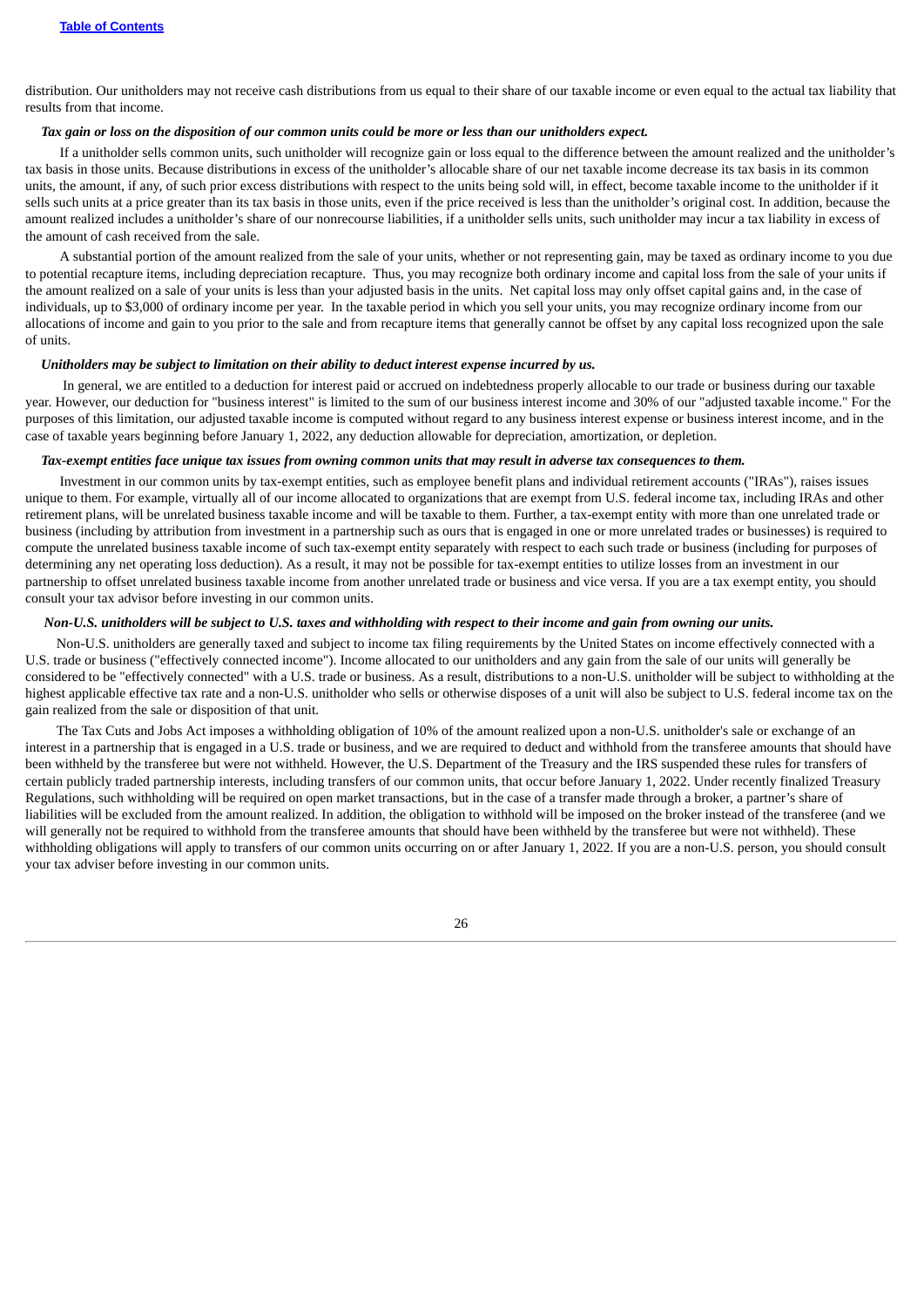distribution. Our unitholders may not receive cash distributions from us equal to their share of our taxable income or even equal to the actual tax liability that results from that income.

***Tax gain or loss on the disposition of our common units could be more or less than our unitholders expect.***

If a unitholder sells common units, such unitholder will recognize gain or loss equal to the difference between the amount realized and the unitholder's tax basis in those units. Because distributions in excess of the unitholder's allocable share of our net taxable income decrease its tax basis in its common units, the amount, if any, of such prior excess distributions with respect to the units being sold will, in effect, become taxable income to the unitholder if it sells such units at a price greater than its tax basis in those units, even if the price received is less than the unitholder's original cost. In addition, because the amount realized includes a unitholder's share of our nonrecourse liabilities, if a unitholder sells units, such unitholder may incur a tax liability in excess of the amount of cash received from the sale.

A substantial portion of the amount realized from the sale of your units, whether or not representing gain, may be taxed as ordinary income to you due to potential recapture items, including depreciation recapture. Thus, you may recognize both ordinary income and capital loss from the sale of your units if the amount realized on a sale of your units is less than your adjusted basis in the units. Net capital loss may only offset capital gains and, in the case of individuals, up to $3,000 of ordinary income per year. In the taxable period in which you sell your units, you may recognize ordinary income from our allocations of income and gain to you prior to the sale and from recapture items that generally cannot be offset by any capital loss recognized upon the sale of units.

***Unitholders may be subject to limitation on their ability to deduct interest expense incurred by us.***

In general, we are entitled to a deduction for interest paid or accrued on indebtedness properly allocable to our trade or business during our taxable year. However, our deduction for "business interest" is limited to the sum of our business interest income and 30% of our "adjusted taxable income." For the purposes of this limitation, our adjusted taxable income is computed without regard to any business interest expense or business interest income, and in the case of taxable years beginning before January 1, 2022, any deduction allowable for depreciation, amortization, or depletion.

***Tax-exempt entities face unique tax issues from owning common units that may result in adverse tax consequences to them.***

Investment in our common units by tax-exempt entities, such as employee benefit plans and individual retirement accounts ("IRAs"), raises issues unique to them. For example, virtually all of our income allocated to organizations that are exempt from U.S. federal income tax, including IRAs and other retirement plans, will be unrelated business taxable income and will be taxable to them. Further, a tax-exempt entity with more than one unrelated trade or business (including by attribution from investment in a partnership such as ours that is engaged in one or more unrelated trades or businesses) is required to compute the unrelated business taxable income of such tax-exempt entity separately with respect to each such trade or business (including for purposes of determining any net operating loss deduction). As a result, it may not be possible for tax-exempt entities to utilize losses from an investment in our partnership to offset unrelated business taxable income from another unrelated trade or business and vice versa. If you are a tax exempt entity, you should consult your tax advisor before investing in our common units.

***Non-U.S. unitholders will be subject to U.S. taxes and withholding with respect to their income and gain from owning our units.***

Non-U.S. unitholders are generally taxed and subject to income tax filing requirements by the United States on income effectively connected with a U.S. trade or business ("effectively connected income"). Income allocated to our unitholders and any gain from the sale of our units will generally be considered to be "effectively connected" with a U.S. trade or business. As a result, distributions to a non-U.S. unitholder will be subject to withholding at the highest applicable effective tax rate and a non-U.S. unitholder who sells or otherwise disposes of a unit will also be subject to U.S. federal income tax on the gain realized from the sale or disposition of that unit.

The Tax Cuts and Jobs Act imposes a withholding obligation of 10% of the amount realized upon a non-U.S. unitholder's sale or exchange of an interest in a partnership that is engaged in a U.S. trade or business, and we are required to deduct and withhold from the transferee amounts that should have been withheld by the transferee but were not withheld. However, the U.S. Department of the Treasury and the IRS suspended these rules for transfers of certain publicly traded partnership interests, including transfers of our common units, that occur before January 1, 2022. Under recently finalized Treasury Regulations, such withholding will be required on open market transactions, but in the case of a transfer made through a broker, a partner's share of liabilities will be excluded from the amount realized. In addition, the obligation to withhold will be imposed on the broker instead of the transferee (and we will generally not be required to withhold from the transferee amounts that should have been withheld by the transferee but were not withheld). These withholding obligations will apply to transfers of our common units occurring on or after January 1, 2022. If you are a non-U.S. person, you should consult your tax adviser before investing in our common units.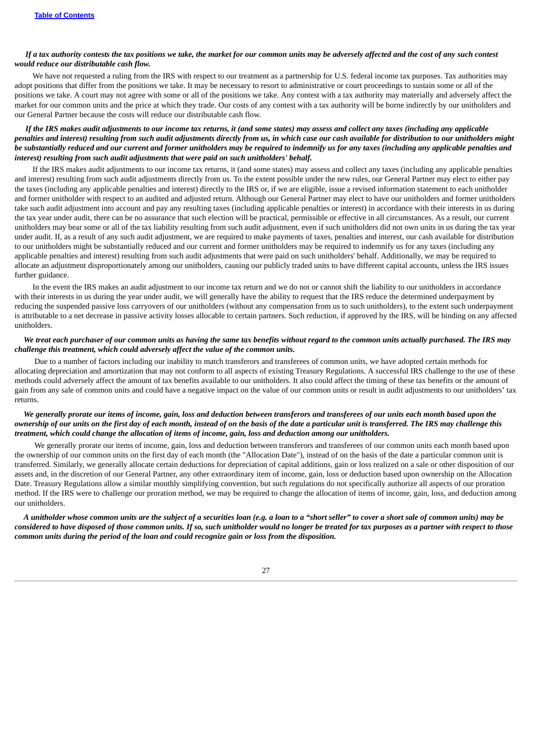***If a tax authority contests the tax positions we take, the market for our common units may be adversely affected and the cost of any such contest would reduce our distributable cash flow.***

We have not requested a ruling from the IRS with respect to our treatment as a partnership for U.S. federal income tax purposes. Tax authorities may adopt positions that differ from the positions we take. It may be necessary to resort to administrative or court proceedings to sustain some or all of the positions we take. A court may not agree with some or all of the positions we take. Any contest with a tax authority may materially and adversely affect the market for our common units and the price at which they trade. Our costs of any contest with a tax authority will be borne indirectly by our unitholders and our General Partner because the costs will reduce our distributable cash flow.

***If the IRS makes audit adjustments to our income tax returns, it (and some states) may assess and collect any taxes (including any applicable penalties and interest) resulting from such audit adjustments directly from us, in which case our cash available for distribution to our unitholders might be substantially reduced and our current and former unitholders may be required to indemnify us for any taxes (including any applicable penalties and interest) resulting from such audit adjustments that were paid on such unitholders' behalf.***

If the IRS makes audit adjustments to our income tax returns, it (and some states) may assess and collect any taxes (including any applicable penalties and interest) resulting from such audit adjustments directly from us. To the extent possible under the new rules, our General Partner may elect to either pay the taxes (including any applicable penalties and interest) directly to the IRS or, if we are eligible, issue a revised information statement to each unitholder and former unitholder with respect to an audited and adjusted return. Although our General Partner may elect to have our unitholders and former unitholders take such audit adjustment into account and pay any resulting taxes (including applicable penalties or interest) in accordance with their interests in us during the tax year under audit, there can be no assurance that such election will be practical, permissible or effective in all circumstances. As a result, our current unitholders may bear some or all of the tax liability resulting from such audit adjustment, even if such unitholders did not own units in us during the tax year under audit. If, as a result of any such audit adjustment, we are required to make payments of taxes, penalties and interest, our cash available for distribution to our unitholders might be substantially reduced and our current and former unitholders may be required to indemnify us for any taxes (including any applicable penalties and interest) resulting from such audit adjustments that were paid on such unitholders' behalf. Additionally, we may be required to allocate an adjustment disproportionately among our unitholders, causing our publicly traded units to have different capital accounts, unless the IRS issues further guidance.

In the event the IRS makes an audit adjustment to our income tax return and we do not or cannot shift the liability to our unitholders in accordance with their interests in us during the year under audit, we will generally have the ability to request that the IRS reduce the determined underpayment by reducing the suspended passive loss carryovers of our unitholders (without any compensation from us to such unitholders), to the extent such underpayment is attributable to a net decrease in passive activity losses allocable to certain partners. Such reduction, if approved by the IRS, will be binding on any affected unitholders.

***We treat each purchaser of our common units as having the same tax benefits without regard to the common units actually purchased. The IRS may challenge this treatment, which could adversely affect the value of the common units.***

Due to a number of factors including our inability to match transferors and transferees of common units, we have adopted certain methods for allocating depreciation and amortization that may not conform to all aspects of existing Treasury Regulations. A successful IRS challenge to the use of these methods could adversely affect the amount of tax benefits available to our unitholders. It also could affect the timing of these tax benefits or the amount of gain from any sale of common units and could have a negative impact on the value of our common units or result in audit adjustments to our unitholders' tax returns.

***We generally prorate our items of income, gain, loss and deduction between transferors and transferees of our units each month based upon the ownership of our units on the first day of each month, instead of on the basis of the date a particular unit is transferred. The IRS may challenge this treatment, which could change the allocation of items of income, gain, loss and deduction among our unitholders.***

We generally prorate our items of income, gain, loss and deduction between transferors and transferees of our common units each month based upon the ownership of our common units on the first day of each month (the "Allocation Date"), instead of on the basis of the date a particular common unit is transferred. Similarly, we generally allocate certain deductions for depreciation of capital additions, gain or loss realized on a sale or other disposition of our assets and, in the discretion of our General Partner, any other extraordinary item of income, gain, loss or deduction based upon ownership on the Allocation Date. Treasury Regulations allow a similar monthly simplifying convention, but such regulations do not specifically authorize all aspects of our proration method. If the IRS were to challenge our proration method, we may be required to change the allocation of items of income, gain, loss, and deduction among our unitholders.

***A unitholder whose common units are the subject of a securities loan (e.g. a loan to a "short seller" to cover a short sale of common units) may be considered to have disposed of those common units. If so, such unitholder would no longer be treated for tax purposes as a partner with respect to those common units during the period of the loan and could recognize gain or loss from the disposition.***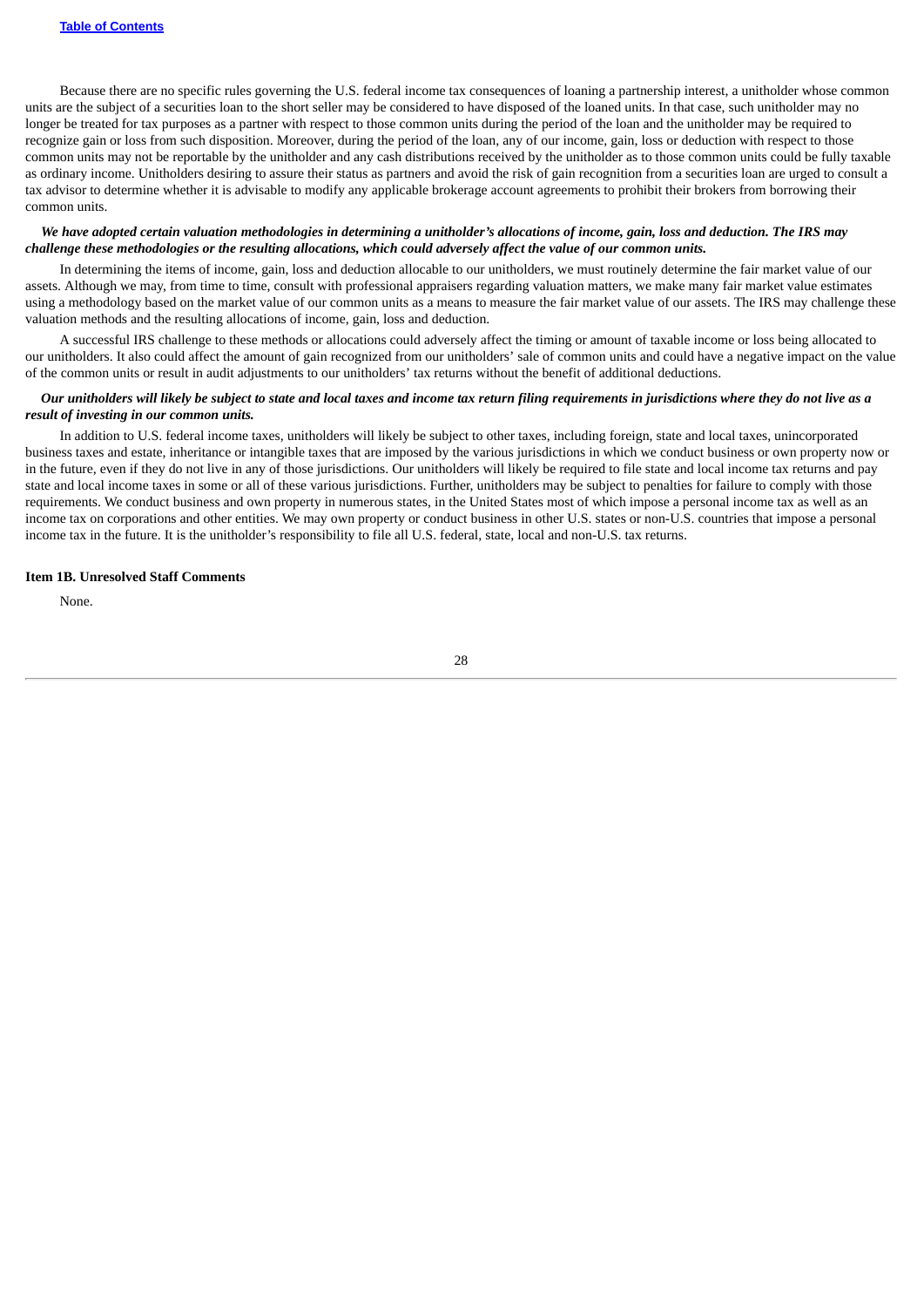Because there are no specific rules governing the U.S. federal income tax consequences of loaning a partnership interest, a unitholder whose common units are the subject of a securities loan to the short seller may be considered to have disposed of the loaned units. In that case, such unitholder may no longer be treated for tax purposes as a partner with respect to those common units during the period of the loan and the unitholder may be required to recognize gain or loss from such disposition. Moreover, during the period of the loan, any of our income, gain, loss or deduction with respect to those common units may not be reportable by the unitholder and any cash distributions received by the unitholder as to those common units could be fully taxable as ordinary income. Unitholders desiring to assure their status as partners and avoid the risk of gain recognition from a securities loan are urged to consult a tax advisor to determine whether it is advisable to modify any applicable brokerage account agreements to prohibit their brokers from borrowing their common units.

***We have adopted certain valuation methodologies in determining a unitholder's allocations of income, gain, loss and deduction. The IRS may challenge these methodologies or the resulting allocations, which could adversely affect the value of our common units.***

In determining the items of income, gain, loss and deduction allocable to our unitholders, we must routinely determine the fair market value of our assets. Although we may, from time to time, consult with professional appraisers regarding valuation matters, we make many fair market value estimates using a methodology based on the market value of our common units as a means to measure the fair market value of our assets. The IRS may challenge these valuation methods and the resulting allocations of income, gain, loss and deduction.

A successful IRS challenge to these methods or allocations could adversely affect the timing or amount of taxable income or loss being allocated to our unitholders. It also could affect the amount of gain recognized from our unitholders' sale of common units and could have a negative impact on the value of the common units or result in audit adjustments to our unitholders' tax returns without the benefit of additional deductions.

***Our unitholders will likely be subject to state and local taxes and income tax return filing requirements in jurisdictions where they do not live as a result of investing in our common units.***

In addition to U.S. federal income taxes, unitholders will likely be subject to other taxes, including foreign, state and local taxes, unincorporated business taxes and estate, inheritance or intangible taxes that are imposed by the various jurisdictions in which we conduct business or own property now or in the future, even if they do not live in any of those jurisdictions. Our unitholders will likely be required to file state and local income tax returns and pay state and local income taxes in some or all of these various jurisdictions. Further, unitholders may be subject to penalties for failure to comply with those requirements. We conduct business and own property in numerous states, in the United States most of which impose a personal income tax as well as an income tax on corporations and other entities. We may own property or conduct business in other U.S. states or non-U.S. countries that impose a personal income tax in the future. It is the unitholder's responsibility to file all U.S. federal, state, local and non-U.S. tax returns.

**Item 1B. Unresolved Staff Comments**

None.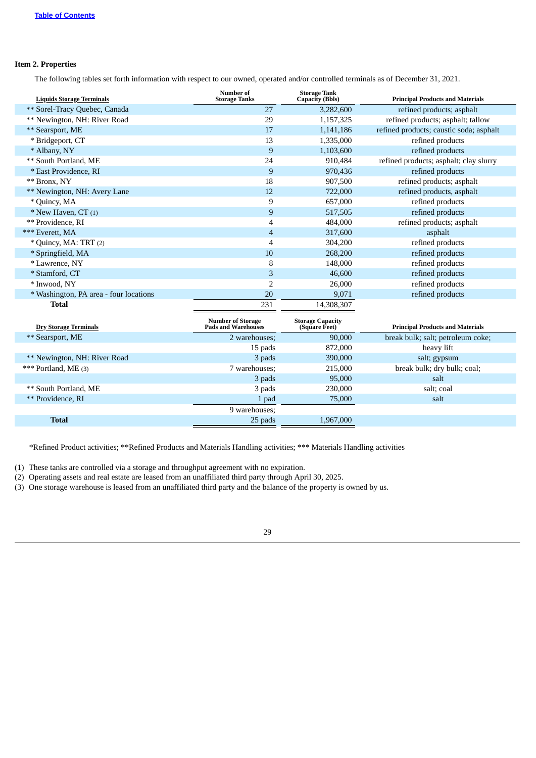**Table of Contents**

### Item 2. Properties

The following tables set forth information with respect to our owned, operated and/or controlled terminals as of December 31, 2021.

| Liquids Storage Terminals | Number of Storage Tanks | Storage Tank Capacity (Bbls) | Principal Products and Materials |
|---|---|---|---|
| ** Sorel-Tracy Quebec, Canada | 27 | 3,282,600 | refined products; asphalt |
| ** Newington, NH: River Road | 29 | 1,157,325 | refined products; asphalt; tallow |
| ** Searsport, ME | 17 | 1,141,186 | refined products; caustic soda; asphalt |
| * Bridgeport, CT | 13 | 1,335,000 | refined products |
| * Albany, NY | 9 | 1,103,600 | refined products |
| ** South Portland, ME | 24 | 910,484 | refined products; asphalt; clay slurry |
| * East Providence, RI | 9 | 970,436 | refined products |
| ** Bronx, NY | 18 | 907,500 | refined products; asphalt |
| ** Newington, NH: Avery Lane | 12 | 722,000 | refined products, asphalt |
| * Quincy, MA | 9 | 657,000 | refined products |
| * New Haven, CT (1) | 9 | 517,505 | refined products |
| ** Providence, RI | 4 | 484,000 | refined products; asphalt |
| *** Everett, MA | 4 | 317,600 | asphalt |
| * Quincy, MA: TRT (2) | 4 | 304,200 | refined products |
| * Springfield, MA | 10 | 268,200 | refined products |
| * Lawrence, NY | 8 | 148,000 | refined products |
| * Stamford, CT | 3 | 46,600 | refined products |
| * Inwood, NY | 2 | 26,000 | refined products |
| * Washington, PA area - four locations | 20 | 9,071 | refined products |
| **Total** | 231 | 14,308,307 | |

| Dry Storage Terminals | Number of Storage Pads and Warehouses | Storage Capacity (Square Feet) | Principal Products and Materials |
|---|---|---|---|
| ** Searsport, ME | 2 warehouses; | 90,000 | break bulk; salt; petroleum coke; |
| | 15 pads | 872,000 | heavy lift |
| ** Newington, NH: River Road | 3 pads | 390,000 | salt; gypsum |
| *** Portland, ME (3) | 7 warehouses; | 215,000 | break bulk; dry bulk; coal; |
| | 3 pads | 95,000 | salt |
| ** South Portland, ME | 3 pads | 230,000 | salt; coal |
| ** Providence, RI | 1 pad | 75,000 | salt |
| | 9 warehouses; | | |
| **Total** | 25 pads | 1,967,000 | |

*Refined Product activities; **Refined Products and Materials Handling activities; *** Materials Handling activities

(1) These tanks are controlled via a storage and throughput agreement with no expiration.
(2) Operating assets and real estate are leased from an unaffiliated third party through April 30, 2025.
(3) One storage warehouse is leased from an unaffiliated third party and the balance of the property is owned by us.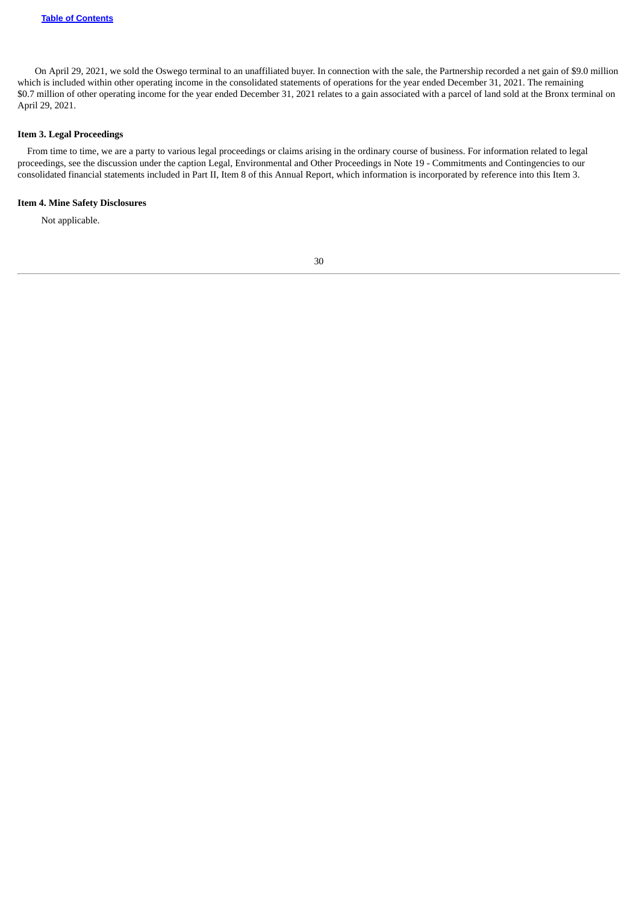On April 29, 2021, we sold the Oswego terminal to an unaffiliated buyer. In connection with the sale, the Partnership recorded a net gain of $9.0 million which is included within other operating income in the consolidated statements of operations for the year ended December 31, 2021. The remaining $0.7 million of other operating income for the year ended December 31, 2021 relates to a gain associated with a parcel of land sold at the Bronx terminal on April 29, 2021.

### Item 3. Legal Proceedings

From time to time, we are a party to various legal proceedings or claims arising in the ordinary course of business. For information related to legal proceedings, see the discussion under the caption Legal, Environmental and Other Proceedings in Note 19 - Commitments and Contingencies to our consolidated financial statements included in Part II, Item 8 of this Annual Report, which information is incorporated by reference into this Item 3.

### Item 4. Mine Safety Disclosures

Not applicable.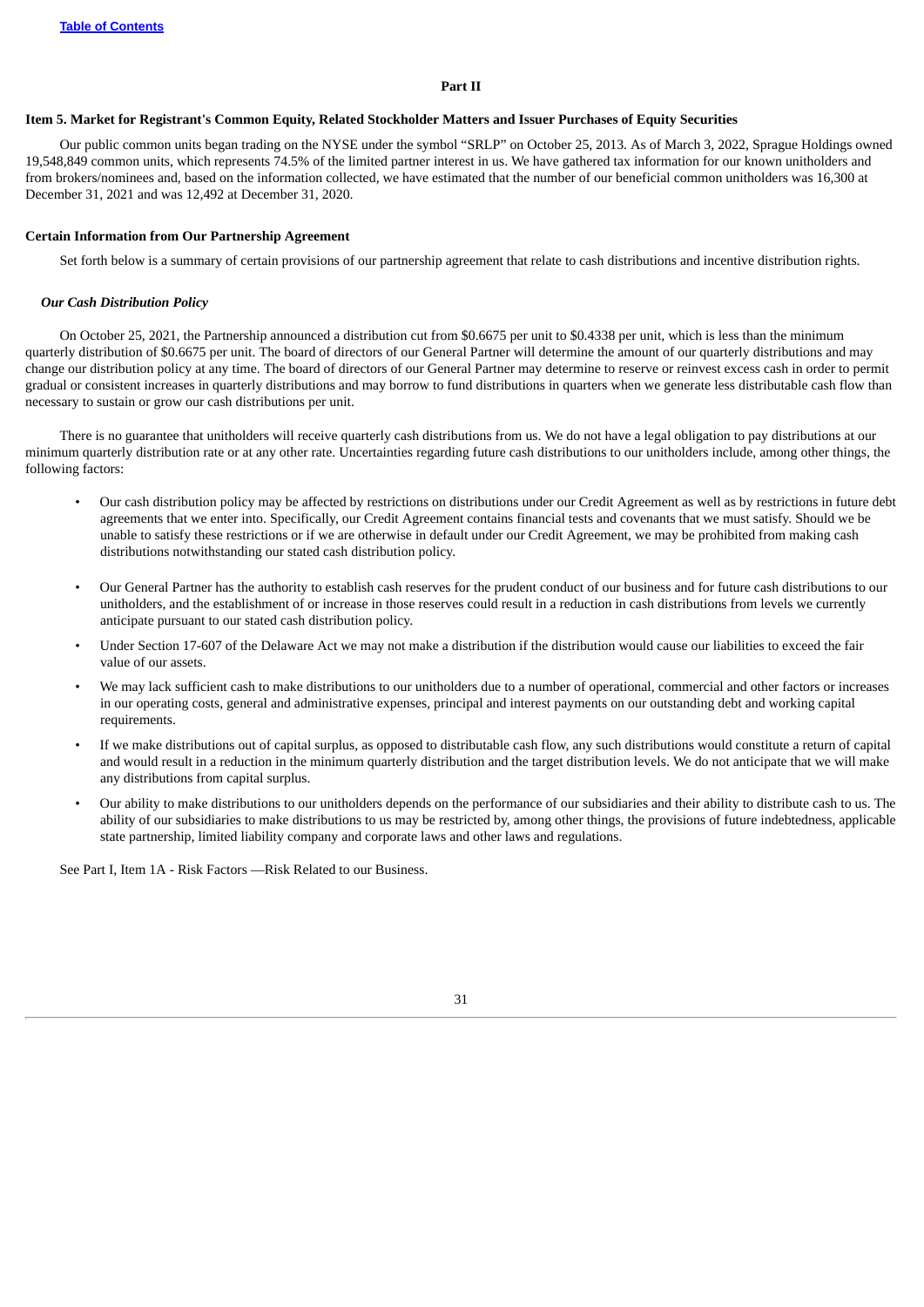## Part II

### Item 5. Market for Registrant's Common Equity, Related Stockholder Matters and Issuer Purchases of Equity Securities

Our public common units began trading on the NYSE under the symbol "SRLP" on October 25, 2013. As of March 3, 2022, Sprague Holdings owned 19,548,849 common units, which represents 74.5% of the limited partner interest in us. We have gathered tax information for our known unitholders and from brokers/nominees and, based on the information collected, we have estimated that the number of our beneficial common unitholders was 16,300 at December 31, 2021 and was 12,492 at December 31, 2020.

#### Certain Information from Our Partnership Agreement

Set forth below is a summary of certain provisions of our partnership agreement that relate to cash distributions and incentive distribution rights.

#### *Our Cash Distribution Policy*

On October 25, 2021, the Partnership announced a distribution cut from $0.6675 per unit to $0.4338 per unit, which is less than the minimum quarterly distribution of $0.6675 per unit. The board of directors of our General Partner will determine the amount of our quarterly distributions and may change our distribution policy at any time. The board of directors of our General Partner may determine to reserve or reinvest excess cash in order to permit gradual or consistent increases in quarterly distributions and may borrow to fund distributions in quarters when we generate less distributable cash flow than necessary to sustain or grow our cash distributions per unit.

There is no guarantee that unitholders will receive quarterly cash distributions from us. We do not have a legal obligation to pay distributions at our minimum quarterly distribution rate or at any other rate. Uncertainties regarding future cash distributions to our unitholders include, among other things, the following factors:

- Our cash distribution policy may be affected by restrictions on distributions under our Credit Agreement as well as by restrictions in future debt agreements that we enter into. Specifically, our Credit Agreement contains financial tests and covenants that we must satisfy. Should we be unable to satisfy these restrictions or if we are otherwise in default under our Credit Agreement, we may be prohibited from making cash distributions notwithstanding our stated cash distribution policy.
- Our General Partner has the authority to establish cash reserves for the prudent conduct of our business and for future cash distributions to our unitholders, and the establishment of or increase in those reserves could result in a reduction in cash distributions from levels we currently anticipate pursuant to our stated cash distribution policy.
- Under Section 17-607 of the Delaware Act we may not make a distribution if the distribution would cause our liabilities to exceed the fair value of our assets.
- We may lack sufficient cash to make distributions to our unitholders due to a number of operational, commercial and other factors or increases in our operating costs, general and administrative expenses, principal and interest payments on our outstanding debt and working capital requirements.
- If we make distributions out of capital surplus, as opposed to distributable cash flow, any such distributions would constitute a return of capital and would result in a reduction in the minimum quarterly distribution and the target distribution levels. We do not anticipate that we will make any distributions from capital surplus.
- Our ability to make distributions to our unitholders depends on the performance of our subsidiaries and their ability to distribute cash to us. The ability of our subsidiaries to make distributions to us may be restricted by, among other things, the provisions of future indebtedness, applicable state partnership, limited liability company and corporate laws and other laws and regulations.

See Part I, Item 1A - Risk Factors —Risk Related to our Business.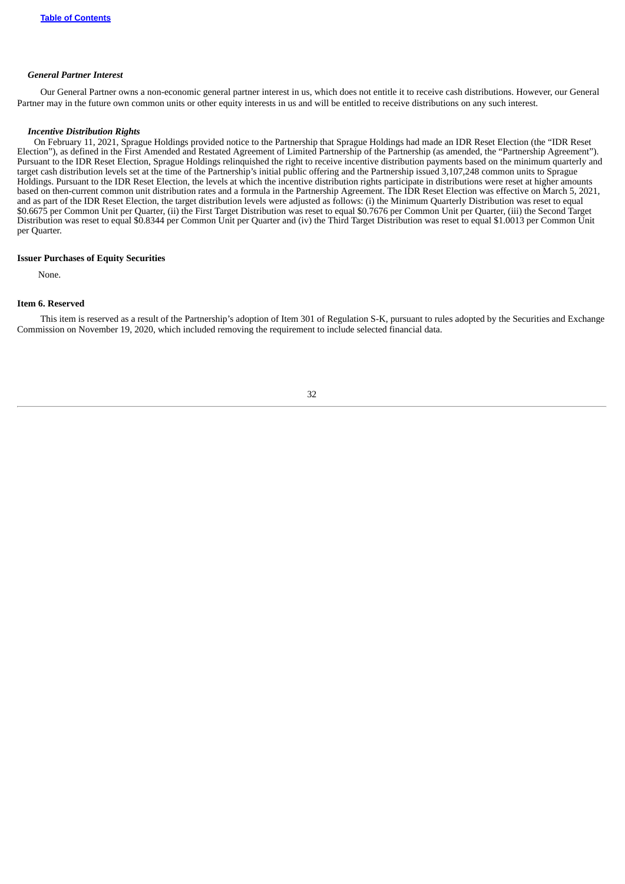### *General Partner Interest*

Our General Partner owns a non-economic general partner interest in us, which does not entitle it to receive cash distributions. However, our General Partner may in the future own common units or other equity interests in us and will be entitled to receive distributions on any such interest.

### *Incentive Distribution Rights*

On February 11, 2021, Sprague Holdings provided notice to the Partnership that Sprague Holdings had made an IDR Reset Election (the "IDR Reset Election"), as defined in the First Amended and Restated Agreement of Limited Partnership of the Partnership (as amended, the "Partnership Agreement"). Pursuant to the IDR Reset Election, Sprague Holdings relinquished the right to receive incentive distribution payments based on the minimum quarterly and target cash distribution levels set at the time of the Partnership's initial public offering and the Partnership issued 3,107,248 common units to Sprague Holdings. Pursuant to the IDR Reset Election, the levels at which the incentive distribution rights participate in distributions were reset at higher amounts based on then-current common unit distribution rates and a formula in the Partnership Agreement. The IDR Reset Election was effective on March 5, 2021, and as part of the IDR Reset Election, the target distribution levels were adjusted as follows: (i) the Minimum Quarterly Distribution was reset to equal $0.6675 per Common Unit per Quarter, (ii) the First Target Distribution was reset to equal $0.7676 per Common Unit per Quarter, (iii) the Second Target Distribution was reset to equal $0.8344 per Common Unit per Quarter and (iv) the Third Target Distribution was reset to equal $1.0013 per Common Unit per Quarter.

### Issuer Purchases of Equity Securities

None.

## Item 6. Reserved

This item is reserved as a result of the Partnership's adoption of Item 301 of Regulation S-K, pursuant to rules adopted by the Securities and Exchange Commission on November 19, 2020, which included removing the requirement to include selected financial data.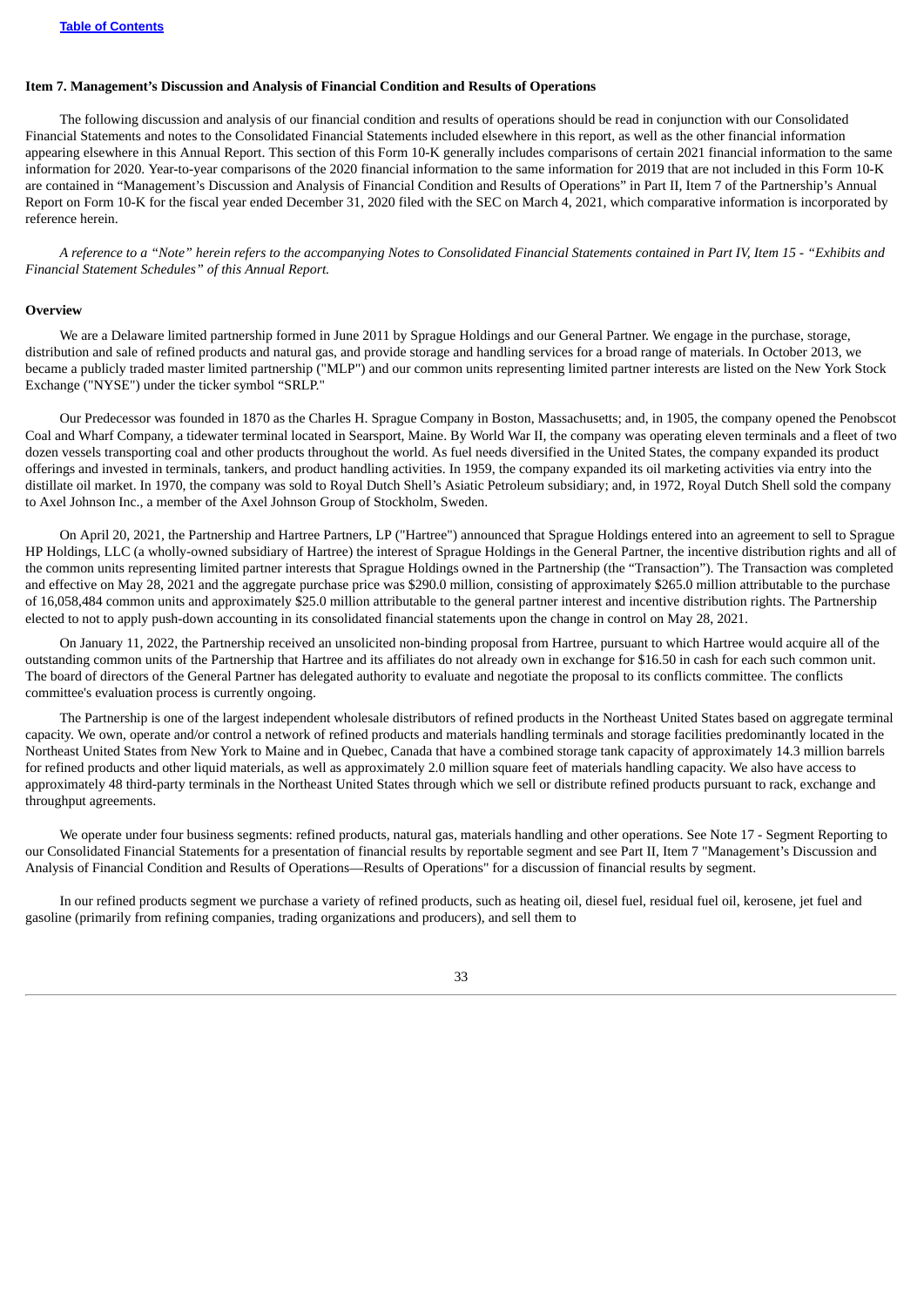## Item 7. Management's Discussion and Analysis of Financial Condition and Results of Operations

The following discussion and analysis of our financial condition and results of operations should be read in conjunction with our Consolidated Financial Statements and notes to the Consolidated Financial Statements included elsewhere in this report, as well as the other financial information appearing elsewhere in this Annual Report. This section of this Form 10-K generally includes comparisons of certain 2021 financial information to the same information for 2020. Year-to-year comparisons of the 2020 financial information to the same information for 2019 that are not included in this Form 10-K are contained in "Management's Discussion and Analysis of Financial Condition and Results of Operations" in Part II, Item 7 of the Partnership's Annual Report on Form 10-K for the fiscal year ended December 31, 2020 filed with the SEC on March 4, 2021, which comparative information is incorporated by reference herein.

*A reference to a "Note" herein refers to the accompanying Notes to Consolidated Financial Statements contained in Part IV, Item 15 - "Exhibits and Financial Statement Schedules" of this Annual Report.*

### Overview

We are a Delaware limited partnership formed in June 2011 by Sprague Holdings and our General Partner. We engage in the purchase, storage, distribution and sale of refined products and natural gas, and provide storage and handling services for a broad range of materials. In October 2013, we became a publicly traded master limited partnership ("MLP") and our common units representing limited partner interests are listed on the New York Stock Exchange ("NYSE") under the ticker symbol "SRLP."

Our Predecessor was founded in 1870 as the Charles H. Sprague Company in Boston, Massachusetts; and, in 1905, the company opened the Penobscot Coal and Wharf Company, a tidewater terminal located in Searsport, Maine. By World War II, the company was operating eleven terminals and a fleet of two dozen vessels transporting coal and other products throughout the world. As fuel needs diversified in the United States, the company expanded its product offerings and invested in terminals, tankers, and product handling activities. In 1959, the company expanded its oil marketing activities via entry into the distillate oil market. In 1970, the company was sold to Royal Dutch Shell's Asiatic Petroleum subsidiary; and, in 1972, Royal Dutch Shell sold the company to Axel Johnson Inc., a member of the Axel Johnson Group of Stockholm, Sweden.

On April 20, 2021, the Partnership and Hartree Partners, LP ("Hartree") announced that Sprague Holdings entered into an agreement to sell to Sprague HP Holdings, LLC (a wholly-owned subsidiary of Hartree) the interest of Sprague Holdings in the General Partner, the incentive distribution rights and all of the common units representing limited partner interests that Sprague Holdings owned in the Partnership (the "Transaction"). The Transaction was completed and effective on May 28, 2021 and the aggregate purchase price was $290.0 million, consisting of approximately $265.0 million attributable to the purchase of 16,058,484 common units and approximately $25.0 million attributable to the general partner interest and incentive distribution rights. The Partnership elected to not to apply push-down accounting in its consolidated financial statements upon the change in control on May 28, 2021.

On January 11, 2022, the Partnership received an unsolicited non-binding proposal from Hartree, pursuant to which Hartree would acquire all of the outstanding common units of the Partnership that Hartree and its affiliates do not already own in exchange for $16.50 in cash for each such common unit. The board of directors of the General Partner has delegated authority to evaluate and negotiate the proposal to its conflicts committee. The conflicts committee's evaluation process is currently ongoing.

The Partnership is one of the largest independent wholesale distributors of refined products in the Northeast United States based on aggregate terminal capacity. We own, operate and/or control a network of refined products and materials handling terminals and storage facilities predominantly located in the Northeast United States from New York to Maine and in Quebec, Canada that have a combined storage tank capacity of approximately 14.3 million barrels for refined products and other liquid materials, as well as approximately 2.0 million square feet of materials handling capacity. We also have access to approximately 48 third-party terminals in the Northeast United States through which we sell or distribute refined products pursuant to rack, exchange and throughput agreements.

We operate under four business segments: refined products, natural gas, materials handling and other operations. See Note 17 - Segment Reporting to our Consolidated Financial Statements for a presentation of financial results by reportable segment and see Part II, Item 7 "Management's Discussion and Analysis of Financial Condition and Results of Operations—Results of Operations" for a discussion of financial results by segment.

In our refined products segment we purchase a variety of refined products, such as heating oil, diesel fuel, residual fuel oil, kerosene, jet fuel and gasoline (primarily from refining companies, trading organizations and producers), and sell them to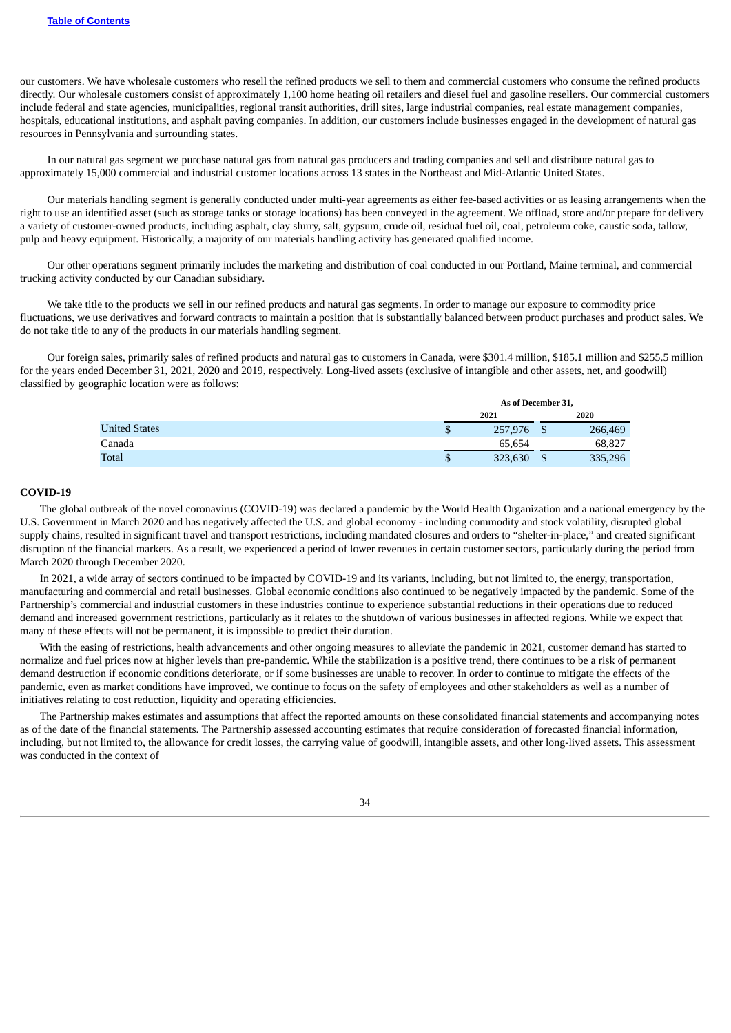our customers. We have wholesale customers who resell the refined products we sell to them and commercial customers who consume the refined products directly. Our wholesale customers consist of approximately 1,100 home heating oil retailers and diesel fuel and gasoline resellers. Our commercial customers include federal and state agencies, municipalities, regional transit authorities, drill sites, large industrial companies, real estate management companies, hospitals, educational institutions, and asphalt paving companies. In addition, our customers include businesses engaged in the development of natural gas resources in Pennsylvania and surrounding states.

In our natural gas segment we purchase natural gas from natural gas producers and trading companies and sell and distribute natural gas to approximately 15,000 commercial and industrial customer locations across 13 states in the Northeast and Mid-Atlantic United States.

Our materials handling segment is generally conducted under multi-year agreements as either fee-based activities or as leasing arrangements when the right to use an identified asset (such as storage tanks or storage locations) has been conveyed in the agreement. We offload, store and/or prepare for delivery a variety of customer-owned products, including asphalt, clay slurry, salt, gypsum, crude oil, residual fuel oil, coal, petroleum coke, caustic soda, tallow, pulp and heavy equipment. Historically, a majority of our materials handling activity has generated qualified income.

Our other operations segment primarily includes the marketing and distribution of coal conducted in our Portland, Maine terminal, and commercial trucking activity conducted by our Canadian subsidiary.

We take title to the products we sell in our refined products and natural gas segments. In order to manage our exposure to commodity price fluctuations, we use derivatives and forward contracts to maintain a position that is substantially balanced between product purchases and product sales. We do not take title to any of the products in our materials handling segment.

Our foreign sales, primarily sales of refined products and natural gas to customers in Canada, were $301.4 million, $185.1 million and $255.5 million for the years ended December 31, 2021, 2020 and 2019, respectively. Long-lived assets (exclusive of intangible and other assets, net, and goodwill) classified by geographic location were as follows:

| | As of December 31, | |
|---|---|---|
| | 2021 | 2020 |
| United States | $ 257,976 | $ 266,469 |
| Canada | 65,654 | 68,827 |
| Total | $ 323,630 | $ 335,296 |

**COVID-19**

The global outbreak of the novel coronavirus (COVID-19) was declared a pandemic by the World Health Organization and a national emergency by the U.S. Government in March 2020 and has negatively affected the U.S. and global economy - including commodity and stock volatility, disrupted global supply chains, resulted in significant travel and transport restrictions, including mandated closures and orders to "shelter-in-place," and created significant disruption of the financial markets. As a result, we experienced a period of lower revenues in certain customer sectors, particularly during the period from March 2020 through December 2020.

In 2021, a wide array of sectors continued to be impacted by COVID-19 and its variants, including, but not limited to, the energy, transportation, manufacturing and commercial and retail businesses. Global economic conditions also continued to be negatively impacted by the pandemic. Some of the Partnership's commercial and industrial customers in these industries continue to experience substantial reductions in their operations due to reduced demand and increased government restrictions, particularly as it relates to the shutdown of various businesses in affected regions. While we expect that many of these effects will not be permanent, it is impossible to predict their duration.

With the easing of restrictions, health advancements and other ongoing measures to alleviate the pandemic in 2021, customer demand has started to normalize and fuel prices now at higher levels than pre-pandemic. While the stabilization is a positive trend, there continues to be a risk of permanent demand destruction if economic conditions deteriorate, or if some businesses are unable to recover. In order to continue to mitigate the effects of the pandemic, even as market conditions have improved, we continue to focus on the safety of employees and other stakeholders as well as a number of initiatives relating to cost reduction, liquidity and operating efficiencies.

The Partnership makes estimates and assumptions that affect the reported amounts on these consolidated financial statements and accompanying notes as of the date of the financial statements. The Partnership assessed accounting estimates that require consideration of forecasted financial information, including, but not limited to, the allowance for credit losses, the carrying value of goodwill, intangible assets, and other long-lived assets. This assessment was conducted in the context of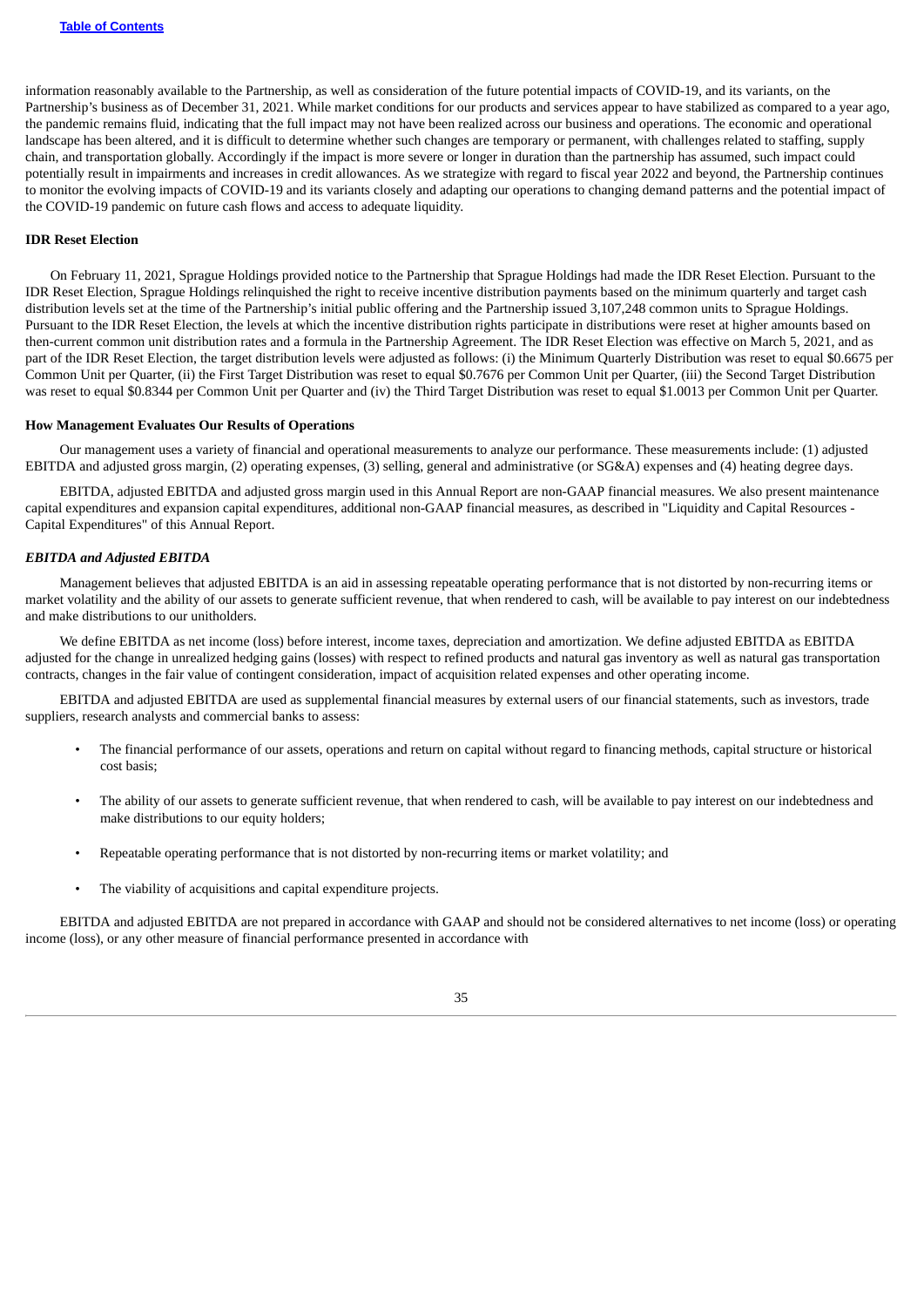information reasonably available to the Partnership, as well as consideration of the future potential impacts of COVID-19, and its variants, on the Partnership's business as of December 31, 2021. While market conditions for our products and services appear to have stabilized as compared to a year ago, the pandemic remains fluid, indicating that the full impact may not have been realized across our business and operations. The economic and operational landscape has been altered, and it is difficult to determine whether such changes are temporary or permanent, with challenges related to staffing, supply chain, and transportation globally. Accordingly if the impact is more severe or longer in duration than the partnership has assumed, such impact could potentially result in impairments and increases in credit allowances. As we strategize with regard to fiscal year 2022 and beyond, the Partnership continues to monitor the evolving impacts of COVID-19 and its variants closely and adapting our operations to changing demand patterns and the potential impact of the COVID-19 pandemic on future cash flows and access to adequate liquidity.

**IDR Reset Election**

On February 11, 2021, Sprague Holdings provided notice to the Partnership that Sprague Holdings had made the IDR Reset Election. Pursuant to the IDR Reset Election, Sprague Holdings relinquished the right to receive incentive distribution payments based on the minimum quarterly and target cash distribution levels set at the time of the Partnership's initial public offering and the Partnership issued 3,107,248 common units to Sprague Holdings. Pursuant to the IDR Reset Election, the levels at which the incentive distribution rights participate in distributions were reset at higher amounts based on then-current common unit distribution rates and a formula in the Partnership Agreement. The IDR Reset Election was effective on March 5, 2021, and as part of the IDR Reset Election, the target distribution levels were adjusted as follows: (i) the Minimum Quarterly Distribution was reset to equal $0.6675 per Common Unit per Quarter, (ii) the First Target Distribution was reset to equal $0.7676 per Common Unit per Quarter, (iii) the Second Target Distribution was reset to equal $0.8344 per Common Unit per Quarter and (iv) the Third Target Distribution was reset to equal $1.0013 per Common Unit per Quarter.

**How Management Evaluates Our Results of Operations**

Our management uses a variety of financial and operational measurements to analyze our performance. These measurements include: (1) adjusted EBITDA and adjusted gross margin, (2) operating expenses, (3) selling, general and administrative (or SG&A) expenses and (4) heating degree days.

EBITDA, adjusted EBITDA and adjusted gross margin used in this Annual Report are non-GAAP financial measures. We also present maintenance capital expenditures and expansion capital expenditures, additional non-GAAP financial measures, as described in "Liquidity and Capital Resources - Capital Expenditures" of this Annual Report.

***EBITDA and Adjusted EBITDA***

Management believes that adjusted EBITDA is an aid in assessing repeatable operating performance that is not distorted by non-recurring items or market volatility and the ability of our assets to generate sufficient revenue, that when rendered to cash, will be available to pay interest on our indebtedness and make distributions to our unitholders.

We define EBITDA as net income (loss) before interest, income taxes, depreciation and amortization. We define adjusted EBITDA as EBITDA adjusted for the change in unrealized hedging gains (losses) with respect to refined products and natural gas inventory as well as natural gas transportation contracts, changes in the fair value of contingent consideration, impact of acquisition related expenses and other operating income.

EBITDA and adjusted EBITDA are used as supplemental financial measures by external users of our financial statements, such as investors, trade suppliers, research analysts and commercial banks to assess:

- The financial performance of our assets, operations and return on capital without regard to financing methods, capital structure or historical cost basis;
- The ability of our assets to generate sufficient revenue, that when rendered to cash, will be available to pay interest on our indebtedness and make distributions to our equity holders;
- Repeatable operating performance that is not distorted by non-recurring items or market volatility; and
- The viability of acquisitions and capital expenditure projects.

EBITDA and adjusted EBITDA are not prepared in accordance with GAAP and should not be considered alternatives to net income (loss) or operating income (loss), or any other measure of financial performance presented in accordance with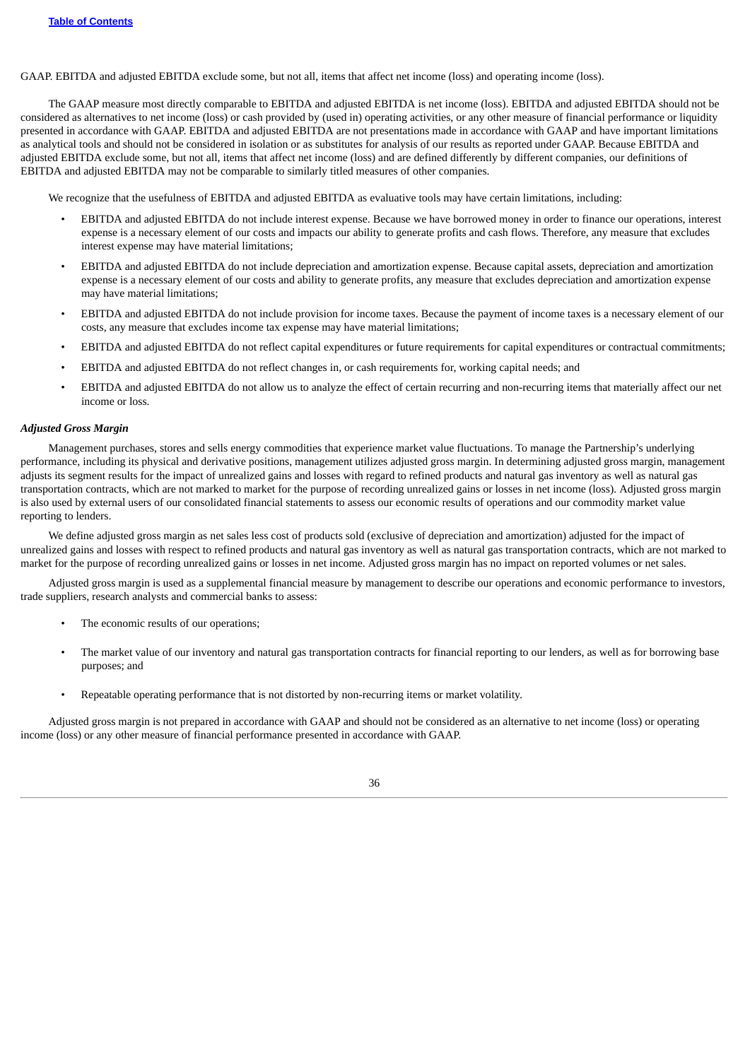GAAP. EBITDA and adjusted EBITDA exclude some, but not all, items that affect net income (loss) and operating income (loss).

The GAAP measure most directly comparable to EBITDA and adjusted EBITDA is net income (loss). EBITDA and adjusted EBITDA should not be considered as alternatives to net income (loss) or cash provided by (used in) operating activities, or any other measure of financial performance or liquidity presented in accordance with GAAP. EBITDA and adjusted EBITDA are not presentations made in accordance with GAAP and have important limitations as analytical tools and should not be considered in isolation or as substitutes for analysis of our results as reported under GAAP. Because EBITDA and adjusted EBITDA exclude some, but not all, items that affect net income (loss) and are defined differently by different companies, our definitions of EBITDA and adjusted EBITDA may not be comparable to similarly titled measures of other companies.

We recognize that the usefulness of EBITDA and adjusted EBITDA as evaluative tools may have certain limitations, including:

- EBITDA and adjusted EBITDA do not include interest expense. Because we have borrowed money in order to finance our operations, interest expense is a necessary element of our costs and impacts our ability to generate profits and cash flows. Therefore, any measure that excludes interest expense may have material limitations;
- EBITDA and adjusted EBITDA do not include depreciation and amortization expense. Because capital assets, depreciation and amortization expense is a necessary element of our costs and ability to generate profits, any measure that excludes depreciation and amortization expense may have material limitations;
- EBITDA and adjusted EBITDA do not include provision for income taxes. Because the payment of income taxes is a necessary element of our costs, any measure that excludes income tax expense may have material limitations;
- EBITDA and adjusted EBITDA do not reflect capital expenditures or future requirements for capital expenditures or contractual commitments;
- EBITDA and adjusted EBITDA do not reflect changes in, or cash requirements for, working capital needs; and
- EBITDA and adjusted EBITDA do not allow us to analyze the effect of certain recurring and non-recurring items that materially affect our net income or loss.

***Adjusted Gross Margin***

Management purchases, stores and sells energy commodities that experience market value fluctuations. To manage the Partnership's underlying performance, including its physical and derivative positions, management utilizes adjusted gross margin. In determining adjusted gross margin, management adjusts its segment results for the impact of unrealized gains and losses with regard to refined products and natural gas inventory as well as natural gas transportation contracts, which are not marked to market for the purpose of recording unrealized gains or losses in net income (loss). Adjusted gross margin is also used by external users of our consolidated financial statements to assess our economic results of operations and our commodity market value reporting to lenders.

We define adjusted gross margin as net sales less cost of products sold (exclusive of depreciation and amortization) adjusted for the impact of unrealized gains and losses with respect to refined products and natural gas inventory as well as natural gas transportation contracts, which are not marked to market for the purpose of recording unrealized gains or losses in net income. Adjusted gross margin has no impact on reported volumes or net sales.

Adjusted gross margin is used as a supplemental financial measure by management to describe our operations and economic performance to investors, trade suppliers, research analysts and commercial banks to assess:

- The economic results of our operations;
- The market value of our inventory and natural gas transportation contracts for financial reporting to our lenders, as well as for borrowing base purposes; and
- Repeatable operating performance that is not distorted by non-recurring items or market volatility.

Adjusted gross margin is not prepared in accordance with GAAP and should not be considered as an alternative to net income (loss) or operating income (loss) or any other measure of financial performance presented in accordance with GAAP.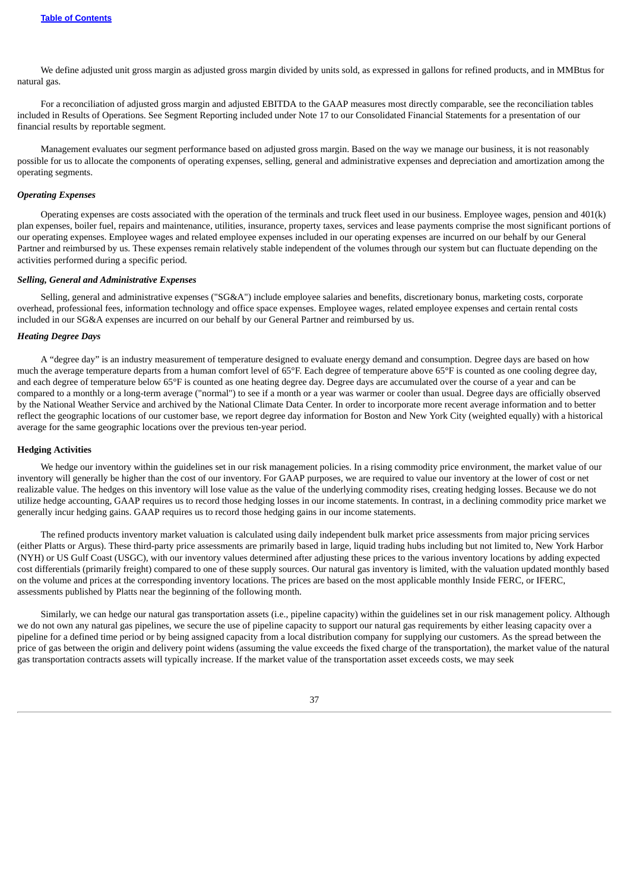We define adjusted unit gross margin as adjusted gross margin divided by units sold, as expressed in gallons for refined products, and in MMBtus for natural gas.

For a reconciliation of adjusted gross margin and adjusted EBITDA to the GAAP measures most directly comparable, see the reconciliation tables included in Results of Operations. See Segment Reporting included under Note 17 to our Consolidated Financial Statements for a presentation of our financial results by reportable segment.

Management evaluates our segment performance based on adjusted gross margin. Based on the way we manage our business, it is not reasonably possible for us to allocate the components of operating expenses, selling, general and administrative expenses and depreciation and amortization among the operating segments.

***Operating Expenses***

Operating expenses are costs associated with the operation of the terminals and truck fleet used in our business. Employee wages, pension and 401(k) plan expenses, boiler fuel, repairs and maintenance, utilities, insurance, property taxes, services and lease payments comprise the most significant portions of our operating expenses. Employee wages and related employee expenses included in our operating expenses are incurred on our behalf by our General Partner and reimbursed by us. These expenses remain relatively stable independent of the volumes through our system but can fluctuate depending on the activities performed during a specific period.

***Selling, General and Administrative Expenses***

Selling, general and administrative expenses ("SG&A") include employee salaries and benefits, discretionary bonus, marketing costs, corporate overhead, professional fees, information technology and office space expenses. Employee wages, related employee expenses and certain rental costs included in our SG&A expenses are incurred on our behalf by our General Partner and reimbursed by us.

***Heating Degree Days***

A "degree day" is an industry measurement of temperature designed to evaluate energy demand and consumption. Degree days are based on how much the average temperature departs from a human comfort level of 65°F. Each degree of temperature above 65°F is counted as one cooling degree day, and each degree of temperature below 65°F is counted as one heating degree day. Degree days are accumulated over the course of a year and can be compared to a monthly or a long-term average ("normal") to see if a month or a year was warmer or cooler than usual. Degree days are officially observed by the National Weather Service and archived by the National Climate Data Center. In order to incorporate more recent average information and to better reflect the geographic locations of our customer base, we report degree day information for Boston and New York City (weighted equally) with a historical average for the same geographic locations over the previous ten-year period.

**Hedging Activities**

We hedge our inventory within the guidelines set in our risk management policies. In a rising commodity price environment, the market value of our inventory will generally be higher than the cost of our inventory. For GAAP purposes, we are required to value our inventory at the lower of cost or net realizable value. The hedges on this inventory will lose value as the value of the underlying commodity rises, creating hedging losses. Because we do not utilize hedge accounting, GAAP requires us to record those hedging losses in our income statements. In contrast, in a declining commodity price market we generally incur hedging gains. GAAP requires us to record those hedging gains in our income statements.

The refined products inventory market valuation is calculated using daily independent bulk market price assessments from major pricing services (either Platts or Argus). These third-party price assessments are primarily based in large, liquid trading hubs including but not limited to, New York Harbor (NYH) or US Gulf Coast (USGC), with our inventory values determined after adjusting these prices to the various inventory locations by adding expected cost differentials (primarily freight) compared to one of these supply sources. Our natural gas inventory is limited, with the valuation updated monthly based on the volume and prices at the corresponding inventory locations. The prices are based on the most applicable monthly Inside FERC, or IFERC, assessments published by Platts near the beginning of the following month.

Similarly, we can hedge our natural gas transportation assets (i.e., pipeline capacity) within the guidelines set in our risk management policy. Although we do not own any natural gas pipelines, we secure the use of pipeline capacity to support our natural gas requirements by either leasing capacity over a pipeline for a defined time period or by being assigned capacity from a local distribution company for supplying our customers. As the spread between the price of gas between the origin and delivery point widens (assuming the value exceeds the fixed charge of the transportation), the market value of the natural gas transportation contracts assets will typically increase. If the market value of the transportation asset exceeds costs, we may seek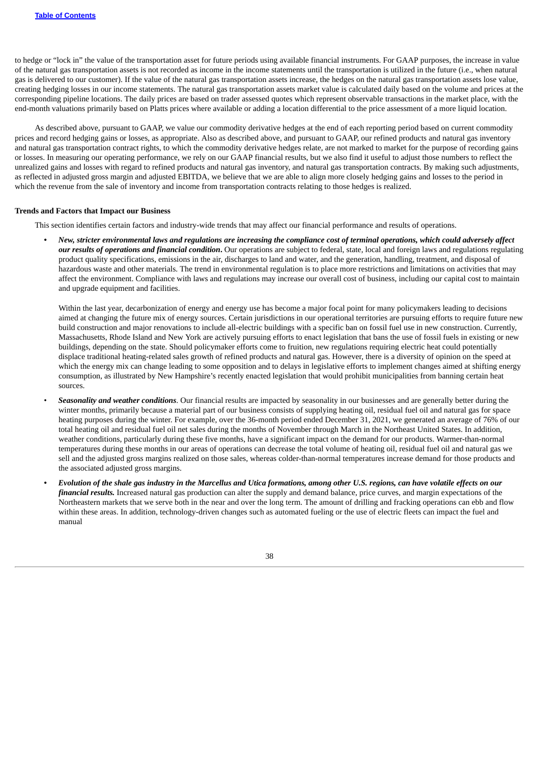to hedge or "lock in" the value of the transportation asset for future periods using available financial instruments. For GAAP purposes, the increase in value of the natural gas transportation assets is not recorded as income in the income statements until the transportation is utilized in the future (i.e., when natural gas is delivered to our customer). If the value of the natural gas transportation assets increase, the hedges on the natural gas transportation assets lose value, creating hedging losses in our income statements. The natural gas transportation assets market value is calculated daily based on the volume and prices at the corresponding pipeline locations. The daily prices are based on trader assessed quotes which represent observable transactions in the market place, with the end-month valuations primarily based on Platts prices where available or adding a location differential to the price assessment of a more liquid location.

As described above, pursuant to GAAP, we value our commodity derivative hedges at the end of each reporting period based on current commodity prices and record hedging gains or losses, as appropriate. Also as described above, and pursuant to GAAP, our refined products and natural gas inventory and natural gas transportation contract rights, to which the commodity derivative hedges relate, are not marked to market for the purpose of recording gains or losses. In measuring our operating performance, we rely on our GAAP financial results, but we also find it useful to adjust those numbers to reflect the unrealized gains and losses with regard to refined products and natural gas inventory, and natural gas transportation contracts. By making such adjustments, as reflected in adjusted gross margin and adjusted EBITDA, we believe that we are able to align more closely hedging gains and losses to the period in which the revenue from the sale of inventory and income from transportation contracts relating to those hedges is realized.

**Trends and Factors that Impact our Business**

This section identifies certain factors and industry-wide trends that may affect our financial performance and results of operations.

- ***New, stricter environmental laws and regulations are increasing the compliance cost of terminal operations, which could adversely affect our results of operations and financial condition*****.** Our operations are subject to federal, state, local and foreign laws and regulations regulating product quality specifications, emissions in the air, discharges to land and water, and the generation, handling, treatment, and disposal of hazardous waste and other materials. The trend in environmental regulation is to place more restrictions and limitations on activities that may affect the environment. Compliance with laws and regulations may increase our overall cost of business, including our capital cost to maintain and upgrade equipment and facilities.

  Within the last year, decarbonization of energy and energy use has become a major focal point for many policymakers leading to decisions aimed at changing the future mix of energy sources. Certain jurisdictions in our operational territories are pursuing efforts to require future new build construction and major renovations to include all-electric buildings with a specific ban on fossil fuel use in new construction. Currently, Massachusetts, Rhode Island and New York are actively pursuing efforts to enact legislation that bans the use of fossil fuels in existing or new buildings, depending on the state. Should policymaker efforts come to fruition, new regulations requiring electric heat could potentially displace traditional heating-related sales growth of refined products and natural gas. However, there is a diversity of opinion on the speed at which the energy mix can change leading to some opposition and to delays in legislative efforts to implement changes aimed at shifting energy consumption, as illustrated by New Hampshire's recently enacted legislation that would prohibit municipalities from banning certain heat sources.

- ***Seasonality and weather conditions***. Our financial results are impacted by seasonality in our businesses and are generally better during the winter months, primarily because a material part of our business consists of supplying heating oil, residual fuel oil and natural gas for space heating purposes during the winter. For example, over the 36-month period ended December 31, 2021, we generated an average of 76% of our total heating oil and residual fuel oil net sales during the months of November through March in the Northeast United States. In addition, weather conditions, particularly during these five months, have a significant impact on the demand for our products. Warmer-than-normal temperatures during these months in our areas of operations can decrease the total volume of heating oil, residual fuel oil and natural gas we sell and the adjusted gross margins realized on those sales, whereas colder-than-normal temperatures increase demand for those products and the associated adjusted gross margins.

- ***Evolution of the shale gas industry in the Marcellus and Utica formations, among other U.S. regions, can have volatile effects on our financial results.*** Increased natural gas production can alter the supply and demand balance, price curves, and margin expectations of the Northeastern markets that we serve both in the near and over the long term. The amount of drilling and fracking operations can ebb and flow within these areas. In addition, technology-driven changes such as automated fueling or the use of electric fleets can impact the fuel and manual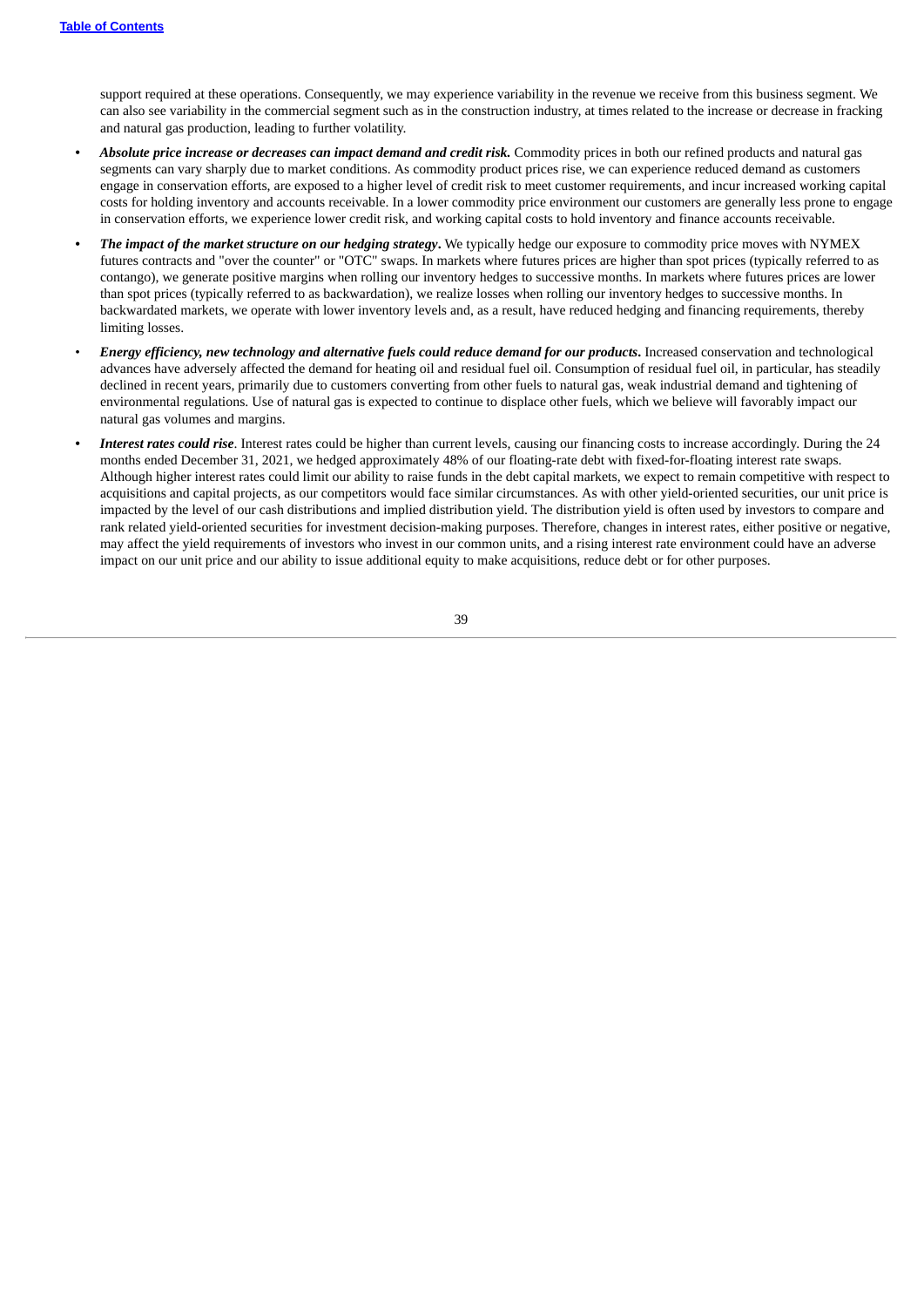support required at these operations. Consequently, we may experience variability in the revenue we receive from this business segment. We can also see variability in the commercial segment such as in the construction industry, at times related to the increase or decrease in fracking and natural gas production, leading to further volatility.

- ***Absolute price increase or decreases can impact demand and credit risk.*** Commodity prices in both our refined products and natural gas segments can vary sharply due to market conditions. As commodity product prices rise, we can experience reduced demand as customers engage in conservation efforts, are exposed to a higher level of credit risk to meet customer requirements, and incur increased working capital costs for holding inventory and accounts receivable. In a lower commodity price environment our customers are generally less prone to engage in conservation efforts, we experience lower credit risk, and working capital costs to hold inventory and finance accounts receivable.
- ***The impact of the market structure on our hedging strategy***. We typically hedge our exposure to commodity price moves with NYMEX futures contracts and "over the counter" or "OTC" swaps. In markets where futures prices are higher than spot prices (typically referred to as contango), we generate positive margins when rolling our inventory hedges to successive months. In markets where futures prices are lower than spot prices (typically referred to as backwardation), we realize losses when rolling our inventory hedges to successive months. In backwardated markets, we operate with lower inventory levels and, as a result, have reduced hedging and financing requirements, thereby limiting losses.
- ***Energy efficiency, new technology and alternative fuels could reduce demand for our products***. Increased conservation and technological advances have adversely affected the demand for heating oil and residual fuel oil. Consumption of residual fuel oil, in particular, has steadily declined in recent years, primarily due to customers converting from other fuels to natural gas, weak industrial demand and tightening of environmental regulations. Use of natural gas is expected to continue to displace other fuels, which we believe will favorably impact our natural gas volumes and margins.
- ***Interest rates could rise***. Interest rates could be higher than current levels, causing our financing costs to increase accordingly. During the 24 months ended December 31, 2021, we hedged approximately 48% of our floating-rate debt with fixed-for-floating interest rate swaps. Although higher interest rates could limit our ability to raise funds in the debt capital markets, we expect to remain competitive with respect to acquisitions and capital projects, as our competitors would face similar circumstances. As with other yield-oriented securities, our unit price is impacted by the level of our cash distributions and implied distribution yield. The distribution yield is often used by investors to compare and rank related yield-oriented securities for investment decision-making purposes. Therefore, changes in interest rates, either positive or negative, may affect the yield requirements of investors who invest in our common units, and a rising interest rate environment could have an adverse impact on our unit price and our ability to issue additional equity to make acquisitions, reduce debt or for other purposes.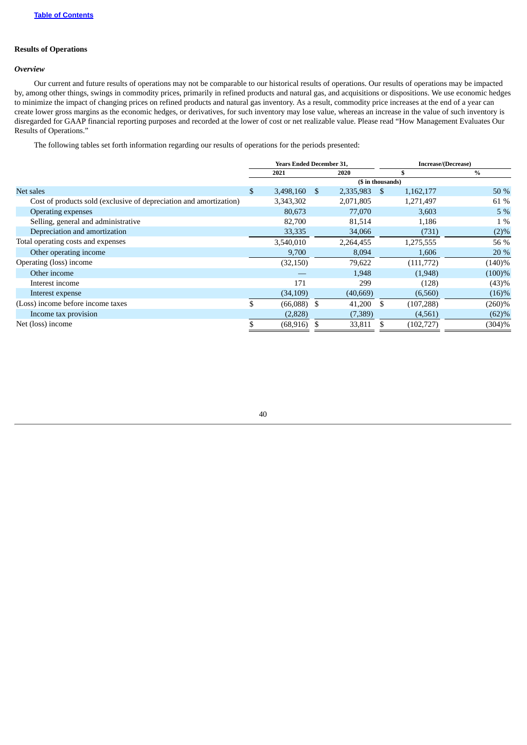**Results of Operations**

***Overview***

Our current and future results of operations may not be comparable to our historical results of operations. Our results of operations may be impacted by, among other things, swings in commodity prices, primarily in refined products and natural gas, and acquisitions or dispositions. We use economic hedges to minimize the impact of changing prices on refined products and natural gas inventory. As a result, commodity price increases at the end of a year can create lower gross margins as the economic hedges, or derivatives, for such inventory may lose value, whereas an increase in the value of such inventory is disregarded for GAAP financial reporting purposes and recorded at the lower of cost or net realizable value. Please read "How Management Evaluates Our Results of Operations."

The following tables set forth information regarding our results of operations for the periods presented:

| | Years Ended December 31, | | Increase/(Decrease) | |
|---|---|---|---|---|
| | 2021 | 2020 | $ | % |
| | ($ in thousands) | | | |
| Net sales | $ 3,498,160 | $ 2,335,983 | $ 1,162,177 | 50 % |
| Cost of products sold (exclusive of depreciation and amortization) | 3,343,302 | 2,071,805 | 1,271,497 | 61 % |
| Operating expenses | 80,673 | 77,070 | 3,603 | 5 % |
| Selling, general and administrative | 82,700 | 81,514 | 1,186 | 1 % |
| Depreciation and amortization | 33,335 | 34,066 | (731) | (2)% |
| Total operating costs and expenses | 3,540,010 | 2,264,455 | 1,275,555 | 56 % |
| Other operating income | 9,700 | 8,094 | 1,606 | 20 % |
| Operating (loss) income | (32,150) | 79,622 | (111,772) | (140)% |
| Other income | — | 1,948 | (1,948) | (100)% |
| Interest income | 171 | 299 | (128) | (43)% |
| Interest expense | (34,109) | (40,669) | (6,560) | (16)% |
| (Loss) income before income taxes | $ (66,088) | $ 41,200 | $ (107,288) | (260)% |
| Income tax provision | (2,828) | (7,389) | (4,561) | (62)% |
| Net (loss) income | $ (68,916) | $ 33,811 | $ (102,727) | (304)% |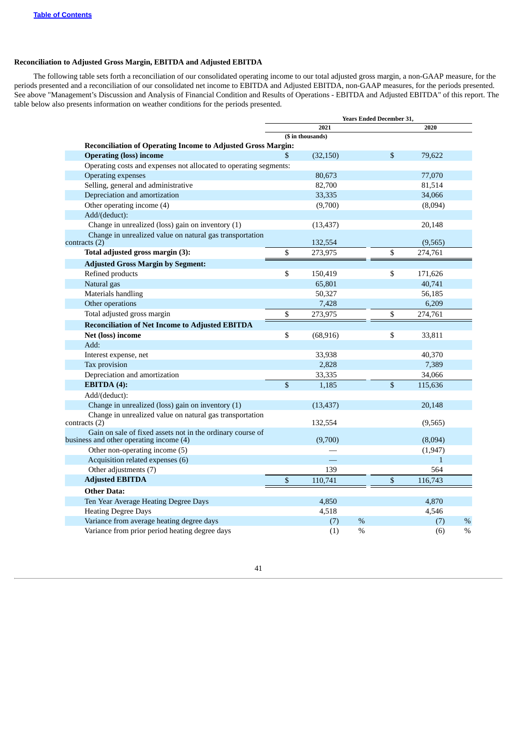### Reconciliation to Adjusted Gross Margin, EBITDA and Adjusted EBITDA

The following table sets forth a reconciliation of our consolidated operating income to our total adjusted gross margin, a non-GAAP measure, for the periods presented and a reconciliation of our consolidated net income to EBITDA and Adjusted EBITDA, non-GAAP measures, for the periods presented. See above "Management's Discussion and Analysis of Financial Condition and Results of Operations - EBITDA and Adjusted EBITDA" of this report. The table below also presents information on weather conditions for the periods presented.

| | Years Ended December 31, | |
|---|---|---|
| | 2021 | 2020 |
| | ($ in thousands) | |
| **Reconciliation of Operating Income to Adjusted Gross Margin:** | | |
| **Operating (loss) income** | $ (32,150) | $ 79,622 |
| Operating costs and expenses not allocated to operating segments: | | |
| Operating expenses | 80,673 | 77,070 |
| Selling, general and administrative | 82,700 | 81,514 |
| Depreciation and amortization | 33,335 | 34,066 |
| Other operating income (4) | (9,700) | (8,094) |
| Add/(deduct): | | |
| Change in unrealized (loss) gain on inventory (1) | (13,437) | 20,148 |
| Change in unrealized value on natural gas transportation contracts (2) | 132,554 | (9,565) |
| **Total adjusted gross margin (3):** | $ 273,975 | $ 274,761 |
| **Adjusted Gross Margin by Segment:** | | |
| Refined products | $ 150,419 | $ 171,626 |
| Natural gas | 65,801 | 40,741 |
| Materials handling | 50,327 | 56,185 |
| Other operations | 7,428 | 6,209 |
| Total adjusted gross margin | $ 273,975 | $ 274,761 |
| **Reconciliation of Net Income to Adjusted EBITDA** | | |
| **Net (loss) income** | $ (68,916) | $ 33,811 |
| Add: | | |
| Interest expense, net | 33,938 | 40,370 |
| Tax provision | 2,828 | 7,389 |
| Depreciation and amortization | 33,335 | 34,066 |
| **EBITDA (4):** | $ 1,185 | $ 115,636 |
| Add/(deduct): | | |
| Change in unrealized (loss) gain on inventory (1) | (13,437) | 20,148 |
| Change in unrealized value on natural gas transportation contracts (2) | 132,554 | (9,565) |
| Gain on sale of fixed assets not in the ordinary course of business and other operating income (4) | (9,700) | (8,094) |
| Other non-operating income (5) | — | (1,947) |
| Acquisition related expenses (6) | — | 1 |
| Other adjustments (7) | 139 | 564 |
| **Adjusted EBITDA** | $ 110,741 | $ 116,743 |
| **Other Data:** | | |
| Ten Year Average Heating Degree Days | 4,850 | 4,870 |
| Heating Degree Days | 4,518 | 4,546 |
| Variance from average heating degree days | (7) % | (7) % |
| Variance from prior period heating degree days | (1) % | (6) % |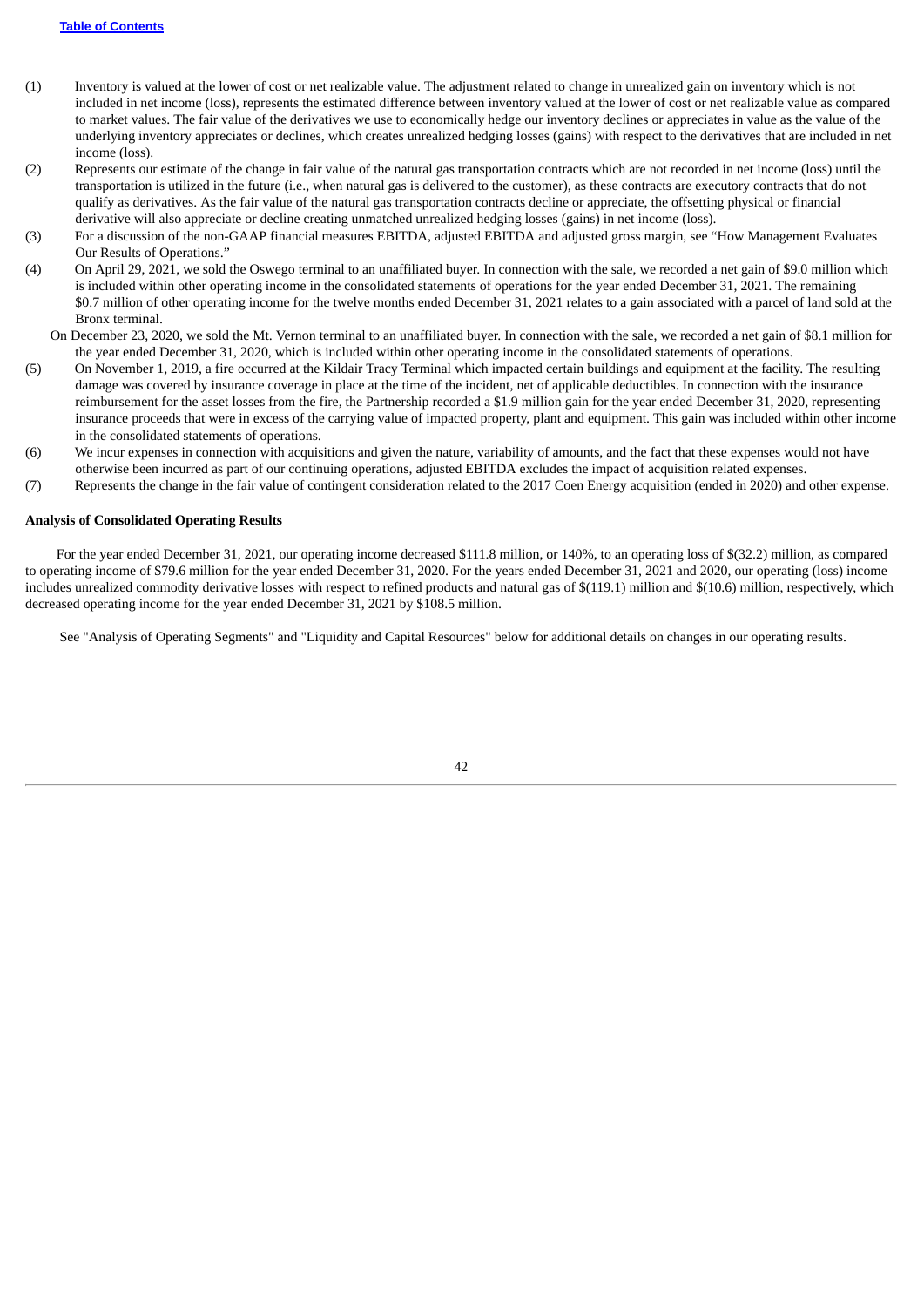(1) Inventory is valued at the lower of cost or net realizable value. The adjustment related to change in unrealized gain on inventory which is not included in net income (loss), represents the estimated difference between inventory valued at the lower of cost or net realizable value as compared to market values. The fair value of the derivatives we use to economically hedge our inventory declines or appreciates in value as the value of the underlying inventory appreciates or declines, which creates unrealized hedging losses (gains) with respect to the derivatives that are included in net income (loss).

(2) Represents our estimate of the change in fair value of the natural gas transportation contracts which are not recorded in net income (loss) until the transportation is utilized in the future (i.e., when natural gas is delivered to the customer), as these contracts are executory contracts that do not qualify as derivatives. As the fair value of the natural gas transportation contracts decline or appreciate, the offsetting physical or financial derivative will also appreciate or decline creating unmatched unrealized hedging losses (gains) in net income (loss).

(3) For a discussion of the non-GAAP financial measures EBITDA, adjusted EBITDA and adjusted gross margin, see "How Management Evaluates Our Results of Operations."

(4) On April 29, 2021, we sold the Oswego terminal to an unaffiliated buyer. In connection with the sale, we recorded a net gain of $9.0 million which is included within other operating income in the consolidated statements of operations for the year ended December 31, 2021. The remaining $0.7 million of other operating income for the twelve months ended December 31, 2021 relates to a gain associated with a parcel of land sold at the Bronx terminal.

On December 23, 2020, we sold the Mt. Vernon terminal to an unaffiliated buyer. In connection with the sale, we recorded a net gain of $8.1 million for the year ended December 31, 2020, which is included within other operating income in the consolidated statements of operations.

(5) On November 1, 2019, a fire occurred at the Kildair Tracy Terminal which impacted certain buildings and equipment at the facility. The resulting damage was covered by insurance coverage in place at the time of the incident, net of applicable deductibles. In connection with the insurance reimbursement for the asset losses from the fire, the Partnership recorded a $1.9 million gain for the year ended December 31, 2020, representing insurance proceeds that were in excess of the carrying value of impacted property, plant and equipment. This gain was included within other income in the consolidated statements of operations.

(6) We incur expenses in connection with acquisitions and given the nature, variability of amounts, and the fact that these expenses would not have otherwise been incurred as part of our continuing operations, adjusted EBITDA excludes the impact of acquisition related expenses.

(7) Represents the change in the fair value of contingent consideration related to the 2017 Coen Energy acquisition (ended in 2020) and other expense.

**Analysis of Consolidated Operating Results**

For the year ended December 31, 2021, our operating income decreased $111.8 million, or 140%, to an operating loss of $(32.2) million, as compared to operating income of $79.6 million for the year ended December 31, 2020. For the years ended December 31, 2021 and 2020, our operating (loss) income includes unrealized commodity derivative losses with respect to refined products and natural gas of $(119.1) million and $(10.6) million, respectively, which decreased operating income for the year ended December 31, 2021 by $108.5 million.

See "Analysis of Operating Segments" and "Liquidity and Capital Resources" below for additional details on changes in our operating results.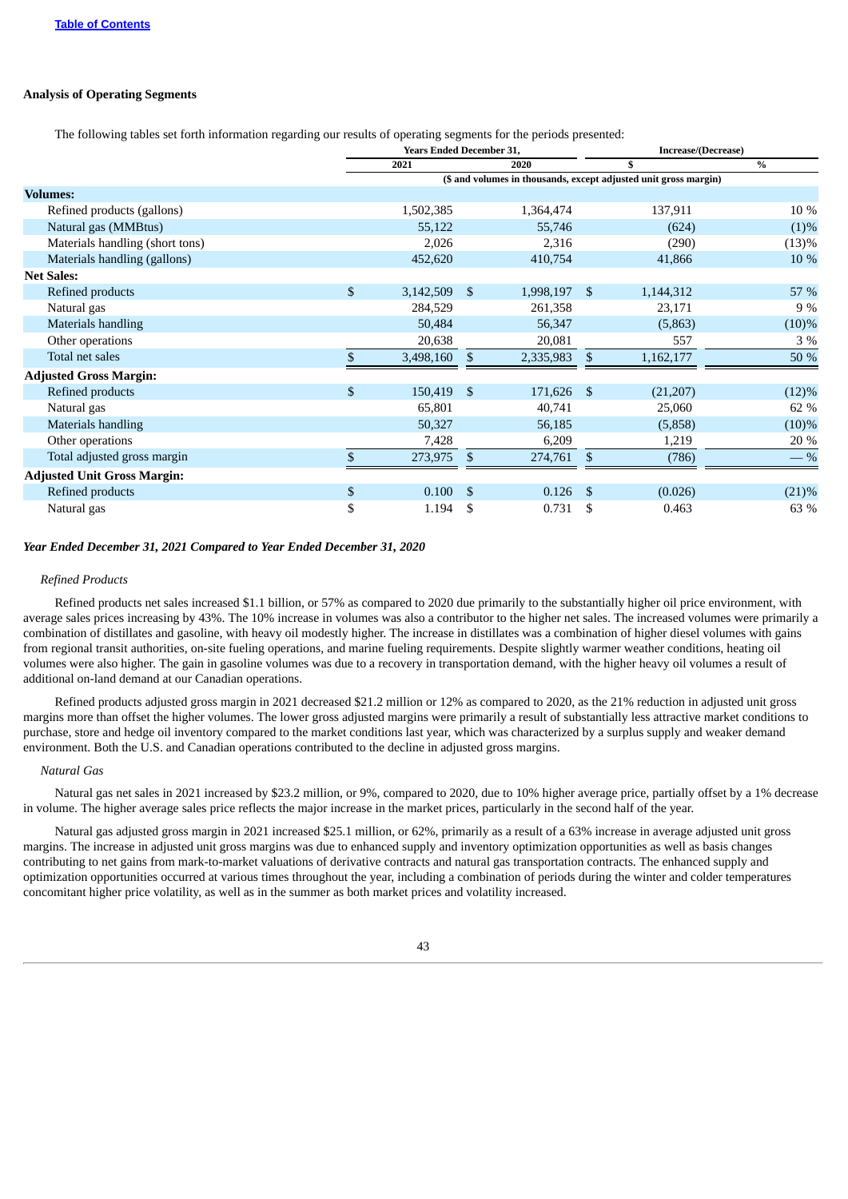**Analysis of Operating Segments**

The following tables set forth information regarding our results of operating segments for the periods presented:

| | Years Ended December 31, | | Increase/(Decrease) | |
|---|---|---|---|---|
| | 2021 | 2020 | $ | % |
| | ($ and volumes in thousands, except adjusted unit gross margin) | | | |
| **Volumes:** | | | | |
| Refined products (gallons) | 1,502,385 | 1,364,474 | 137,911 | 10 % |
| Natural gas (MMBtus) | 55,122 | 55,746 | (624) | (1)% |
| Materials handling (short tons) | 2,026 | 2,316 | (290) | (13)% |
| Materials handling (gallons) | 452,620 | 410,754 | 41,866 | 10 % |
| **Net Sales:** | | | | |
| Refined products | $ 3,142,509 | $ 1,998,197 | $ 1,144,312 | 57 % |
| Natural gas | 284,529 | 261,358 | 23,171 | 9 % |
| Materials handling | 50,484 | 56,347 | (5,863) | (10)% |
| Other operations | 20,638 | 20,081 | 557 | 3 % |
| Total net sales | $ 3,498,160 | $ 2,335,983 | $ 1,162,177 | 50 % |
| **Adjusted Gross Margin:** | | | | |
| Refined products | $ 150,419 | $ 171,626 | $ (21,207) | (12)% |
| Natural gas | 65,801 | 40,741 | 25,060 | 62 % |
| Materials handling | 50,327 | 56,185 | (5,858) | (10)% |
| Other operations | 7,428 | 6,209 | 1,219 | 20 % |
| Total adjusted gross margin | $ 273,975 | $ 274,761 | $ (786) | — % |
| **Adjusted Unit Gross Margin:** | | | | |
| Refined products | $ 0.100 | $ 0.126 | $ (0.026) | (21)% |
| Natural gas | $ 1.194 | $ 0.731 | $ 0.463 | 63 % |

***Year Ended December 31, 2021 Compared to Year Ended December 31, 2020***

*Refined Products*

Refined products net sales increased $1.1 billion, or 57% as compared to 2020 due primarily to the substantially higher oil price environment, with average sales prices increasing by 43%. The 10% increase in volumes was also a contributor to the higher net sales. The increased volumes were primarily a combination of distillates and gasoline, with heavy oil modestly higher. The increase in distillates was a combination of higher diesel volumes with gains from regional transit authorities, on-site fueling operations, and marine fueling requirements. Despite slightly warmer weather conditions, heating oil volumes were also higher. The gain in gasoline volumes was due to a recovery in transportation demand, with the higher heavy oil volumes a result of additional on-land demand at our Canadian operations.

Refined products adjusted gross margin in 2021 decreased $21.2 million or 12% as compared to 2020, as the 21% reduction in adjusted unit gross margins more than offset the higher volumes. The lower gross adjusted margins were primarily a result of substantially less attractive market conditions to purchase, store and hedge oil inventory compared to the market conditions last year, which was characterized by a surplus supply and weaker demand environment. Both the U.S. and Canadian operations contributed to the decline in adjusted gross margins.

*Natural Gas*

Natural gas net sales in 2021 increased by $23.2 million, or 9%, compared to 2020, due to 10% higher average price, partially offset by a 1% decrease in volume. The higher average sales price reflects the major increase in the market prices, particularly in the second half of the year.

Natural gas adjusted gross margin in 2021 increased $25.1 million, or 62%, primarily as a result of a 63% increase in average adjusted unit gross margins. The increase in adjusted unit gross margins was due to enhanced supply and inventory optimization opportunities as well as basis changes contributing to net gains from mark-to-market valuations of derivative contracts and natural gas transportation contracts. The enhanced supply and optimization opportunities occurred at various times throughout the year, including a combination of periods during the winter and colder temperatures concomitant higher price volatility, as well as in the summer as both market prices and volatility increased.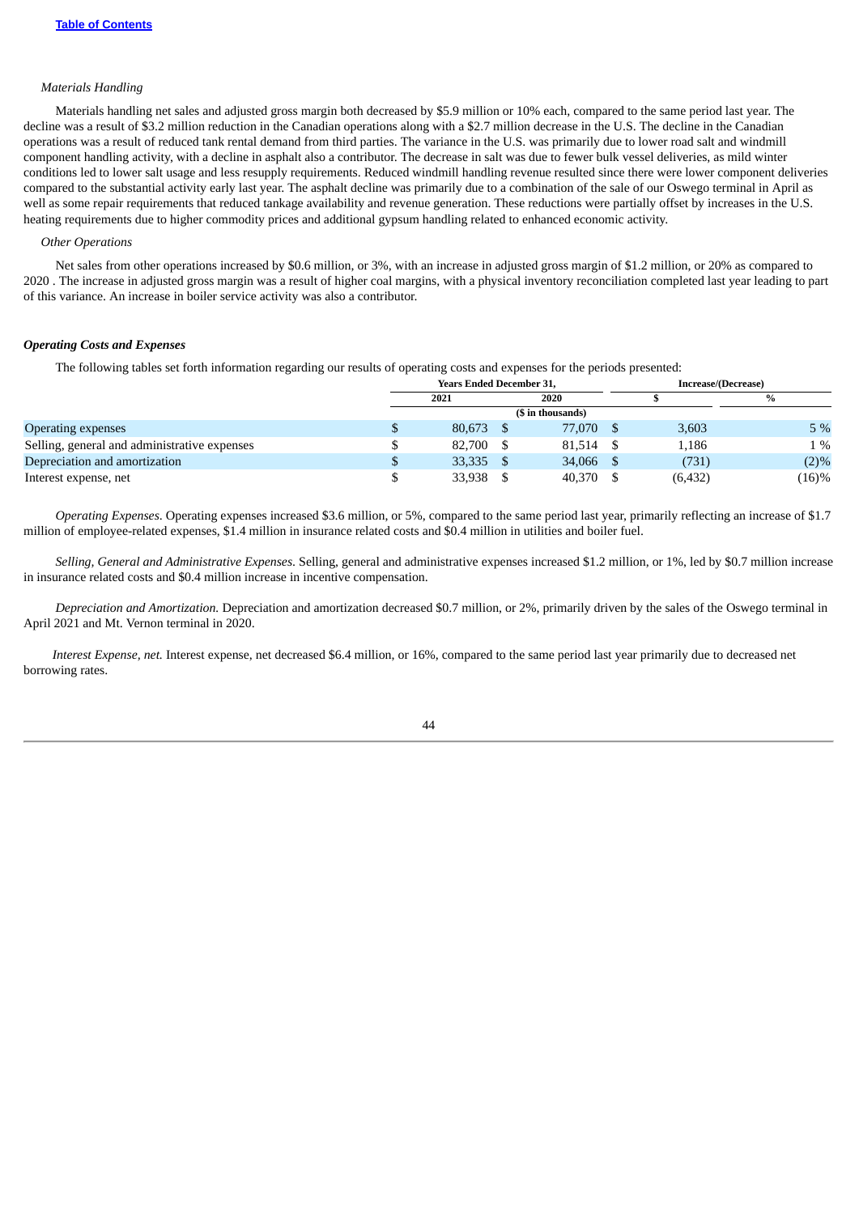*Materials Handling*

Materials handling net sales and adjusted gross margin both decreased by $5.9 million or 10% each, compared to the same period last year. The decline was a result of $3.2 million reduction in the Canadian operations along with a $2.7 million decrease in the U.S. The decline in the Canadian operations was a result of reduced tank rental demand from third parties. The variance in the U.S. was primarily due to lower road salt and windmill component handling activity, with a decline in asphalt also a contributor. The decrease in salt was due to fewer bulk vessel deliveries, as mild winter conditions led to lower salt usage and less resupply requirements. Reduced windmill handling revenue resulted since there were lower component deliveries compared to the substantial activity early last year. The asphalt decline was primarily due to a combination of the sale of our Oswego terminal in April as well as some repair requirements that reduced tankage availability and revenue generation. These reductions were partially offset by increases in the U.S. heating requirements due to higher commodity prices and additional gypsum handling related to enhanced economic activity.

*Other Operations*

Net sales from other operations increased by $0.6 million, or 3%, with an increase in adjusted gross margin of $1.2 million, or 20% as compared to 2020 . The increase in adjusted gross margin was a result of higher coal margins, with a physical inventory reconciliation completed last year leading to part of this variance. An increase in boiler service activity was also a contributor.

***Operating Costs and Expenses***

The following tables set forth information regarding our results of operating costs and expenses for the periods presented:

| | Years Ended December 31, | | Increase/(Decrease) | |
|---|---|---|---|---|
| | 2021 | 2020 | $ | % |
| | ($ in thousands) | | | |
| Operating expenses | $ 80,673 | $ 77,070 | $ 3,603 | 5 % |
| Selling, general and administrative expenses | $ 82,700 | $ 81,514 | $ 1,186 | 1 % |
| Depreciation and amortization | $ 33,335 | $ 34,066 | $ (731) | (2)% |
| Interest expense, net | $ 33,938 | $ 40,370 | $ (6,432) | (16)% |

*Operating Expenses*. Operating expenses increased $3.6 million, or 5%, compared to the same period last year, primarily reflecting an increase of $1.7 million of employee-related expenses, $1.4 million in insurance related costs and $0.4 million in utilities and boiler fuel.

*Selling, General and Administrative Expenses.* Selling, general and administrative expenses increased $1.2 million, or 1%, led by $0.7 million increase in insurance related costs and $0.4 million increase in incentive compensation.

*Depreciation and Amortization.* Depreciation and amortization decreased $0.7 million, or 2%, primarily driven by the sales of the Oswego terminal in April 2021 and Mt. Vernon terminal in 2020.

*Interest Expense, net.* Interest expense, net decreased $6.4 million, or 16%, compared to the same period last year primarily due to decreased net borrowing rates.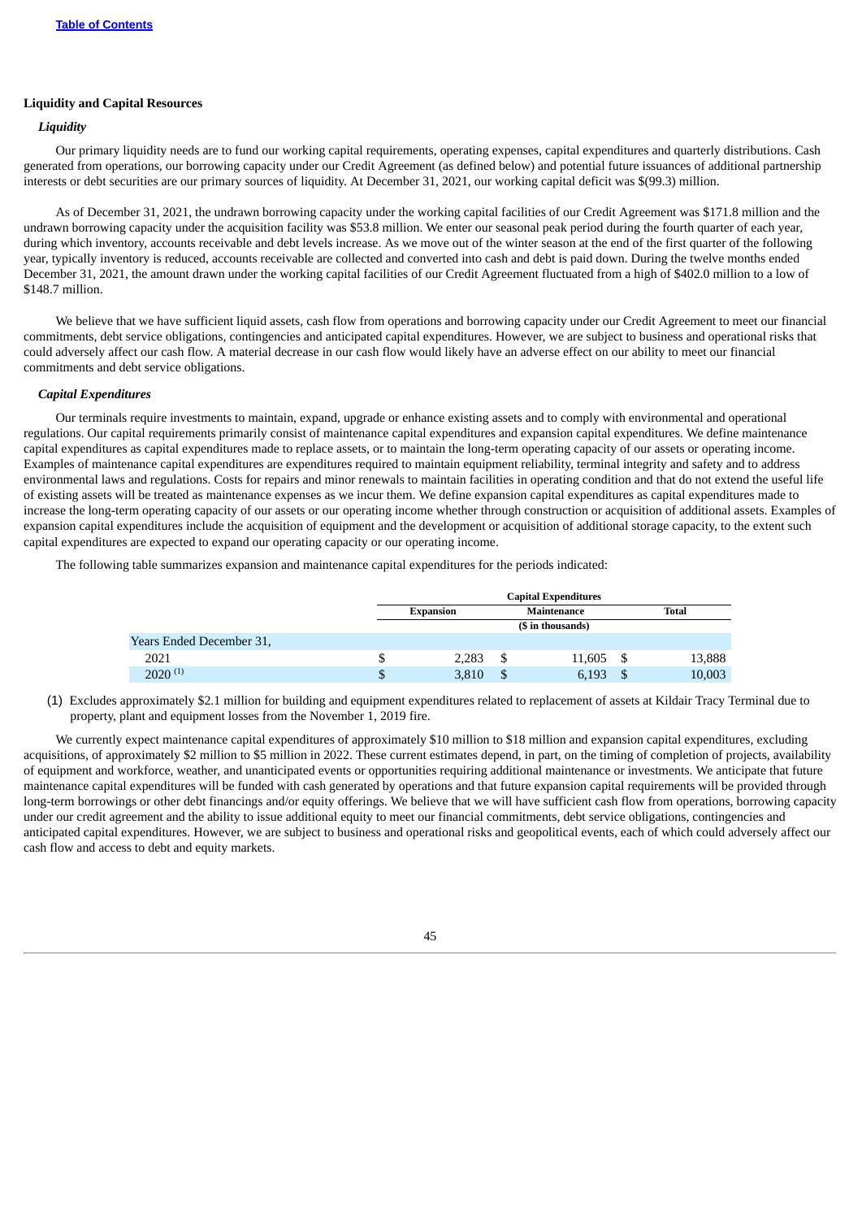**Liquidity and Capital Resources**

***Liquidity***

Our primary liquidity needs are to fund our working capital requirements, operating expenses, capital expenditures and quarterly distributions. Cash generated from operations, our borrowing capacity under our Credit Agreement (as defined below) and potential future issuances of additional partnership interests or debt securities are our primary sources of liquidity. At December 31, 2021, our working capital deficit was $(99.3) million.

As of December 31, 2021, the undrawn borrowing capacity under the working capital facilities of our Credit Agreement was $171.8 million and the undrawn borrowing capacity under the acquisition facility was $53.8 million. We enter our seasonal peak period during the fourth quarter of each year, during which inventory, accounts receivable and debt levels increase. As we move out of the winter season at the end of the first quarter of the following year, typically inventory is reduced, accounts receivable are collected and converted into cash and debt is paid down. During the twelve months ended December 31, 2021, the amount drawn under the working capital facilities of our Credit Agreement fluctuated from a high of $402.0 million to a low of $148.7 million.

We believe that we have sufficient liquid assets, cash flow from operations and borrowing capacity under our Credit Agreement to meet our financial commitments, debt service obligations, contingencies and anticipated capital expenditures. However, we are subject to business and operational risks that could adversely affect our cash flow. A material decrease in our cash flow would likely have an adverse effect on our ability to meet our financial commitments and debt service obligations.

***Capital Expenditures***

Our terminals require investments to maintain, expand, upgrade or enhance existing assets and to comply with environmental and operational regulations. Our capital requirements primarily consist of maintenance capital expenditures and expansion capital expenditures. We define maintenance capital expenditures as capital expenditures made to replace assets, or to maintain the long-term operating capacity of our assets or operating income. Examples of maintenance capital expenditures are expenditures required to maintain equipment reliability, terminal integrity and safety and to address environmental laws and regulations. Costs for repairs and minor renewals to maintain facilities in operating condition and that do not extend the useful life of existing assets will be treated as maintenance expenses as we incur them. We define expansion capital expenditures as capital expenditures made to increase the long-term operating capacity of our assets or our operating income whether through construction or acquisition of additional assets. Examples of expansion capital expenditures include the acquisition of equipment and the development or acquisition of additional storage capacity, to the extent such capital expenditures are expected to expand our operating capacity or our operating income.

The following table summarizes expansion and maintenance capital expenditures for the periods indicated:

| | Capital Expenditures | | |
|---|---|---|---|
| | Expansion | Maintenance | Total |
| | ($ in thousands) | | |
| Years Ended December 31, | | | |
| 2021 | $ 2,283 | $ 11,605 | $ 13,888 |
| 2020 [(1)] | $ 3,810 | $ 6,193 | $ 10,003 |

(1) Excludes approximately $2.1 million for building and equipment expenditures related to replacement of assets at Kildair Tracy Terminal due to property, plant and equipment losses from the November 1, 2019 fire.

We currently expect maintenance capital expenditures of approximately $10 million to $18 million and expansion capital expenditures, excluding acquisitions, of approximately $2 million to $5 million in 2022. These current estimates depend, in part, on the timing of completion of projects, availability of equipment and workforce, weather, and unanticipated events or opportunities requiring additional maintenance or investments. We anticipate that future maintenance capital expenditures will be funded with cash generated by operations and that future expansion capital requirements will be provided through long-term borrowings or other debt financings and/or equity offerings. We believe that we will have sufficient cash flow from operations, borrowing capacity under our credit agreement and the ability to issue additional equity to meet our financial commitments, debt service obligations, contingencies and anticipated capital expenditures. However, we are subject to business and operational risks and geopolitical events, each of which could adversely affect our cash flow and access to debt and equity markets.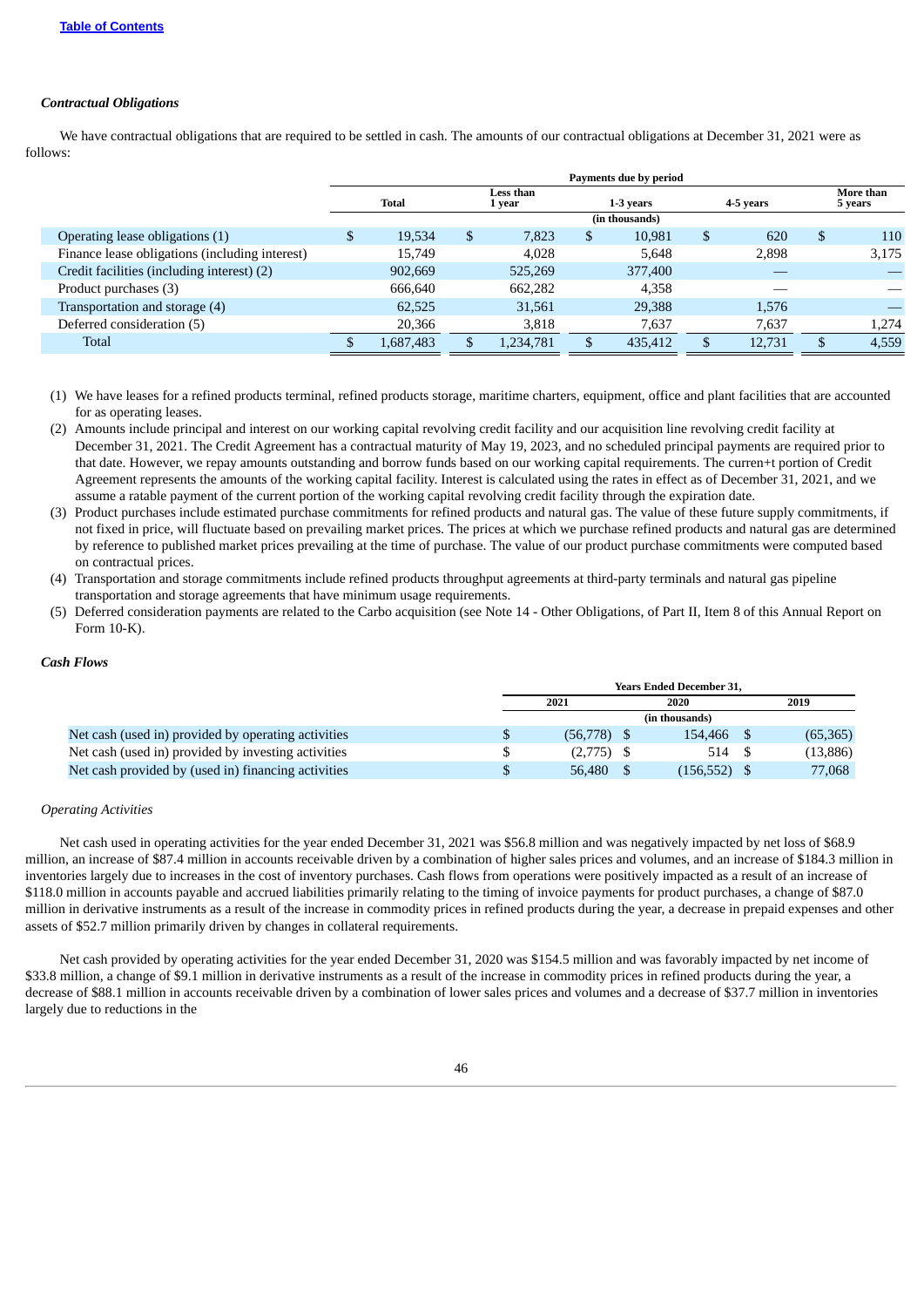### *Contractual Obligations*

We have contractual obligations that are required to be settled in cash. The amounts of our contractual obligations at December 31, 2021 were as follows:

| | Payments due by period | | | | |
|---|---|---|---|---|---|
| | Total | Less than 1 year | 1-3 years | 4-5 years | More than 5 years |
| | (in thousands) | | | | |
| Operating lease obligations (1) | $ 19,534 | $ 7,823 | $ 10,981 | $ 620 | $ 110 |
| Finance lease obligations (including interest) | 15,749 | 4,028 | 5,648 | 2,898 | 3,175 |
| Credit facilities (including interest) (2) | 902,669 | 525,269 | 377,400 | — | — |
| Product purchases (3) | 666,640 | 662,282 | 4,358 | — | — |
| Transportation and storage (4) | 62,525 | 31,561 | 29,388 | 1,576 | — |
| Deferred consideration (5) | 20,366 | 3,818 | 7,637 | 7,637 | 1,274 |
| Total | $ 1,687,483 | $ 1,234,781 | $ 435,412 | $ 12,731 | $ 4,559 |

(1) We have leases for a refined products terminal, refined products storage, maritime charters, equipment, office and plant facilities that are accounted for as operating leases.

(2) Amounts include principal and interest on our working capital revolving credit facility and our acquisition line revolving credit facility at December 31, 2021. The Credit Agreement has a contractual maturity of May 19, 2023, and no scheduled principal payments are required prior to that date. However, we repay amounts outstanding and borrow funds based on our working capital requirements. The curren+t portion of Credit Agreement represents the amounts of the working capital facility. Interest is calculated using the rates in effect as of December 31, 2021, and we assume a ratable payment of the current portion of the working capital revolving credit facility through the expiration date.

(3) Product purchases include estimated purchase commitments for refined products and natural gas. The value of these future supply commitments, if not fixed in price, will fluctuate based on prevailing market prices. The prices at which we purchase refined products and natural gas are determined by reference to published market prices prevailing at the time of purchase. The value of our product purchase commitments were computed based on contractual prices.

(4) Transportation and storage commitments include refined products throughput agreements at third-party terminals and natural gas pipeline transportation and storage agreements that have minimum usage requirements.

(5) Deferred consideration payments are related to the Carbo acquisition (see Note 14 - Other Obligations, of Part II, Item 8 of this Annual Report on Form 10-K).

### *Cash Flows*

| | Years Ended December 31, | | |
|---|---|---|---|
| | 2021 | 2020 | 2019 |
| | (in thousands) | | |
| Net cash (used in) provided by operating activities | $ (56,778) | $ 154,466 | $ (65,365) |
| Net cash (used in) provided by investing activities | $ (2,775) | $ 514 | $ (13,886) |
| Net cash provided by (used in) financing activities | $ 56,480 | $ (156,552) | $ 77,068 |

*Operating Activities*

Net cash used in operating activities for the year ended December 31, 2021 was $56.8 million and was negatively impacted by net loss of $68.9 million, an increase of $87.4 million in accounts receivable driven by a combination of higher sales prices and volumes, and an increase of $184.3 million in inventories largely due to increases in the cost of inventory purchases. Cash flows from operations were positively impacted as a result of an increase of $118.0 million in accounts payable and accrued liabilities primarily relating to the timing of invoice payments for product purchases, a change of $87.0 million in derivative instruments as a result of the increase in commodity prices in refined products during the year, a decrease in prepaid expenses and other assets of $52.7 million primarily driven by changes in collateral requirements.

Net cash provided by operating activities for the year ended December 31, 2020 was $154.5 million and was favorably impacted by net income of $33.8 million, a change of $9.1 million in derivative instruments as a result of the increase in commodity prices in refined products during the year, a decrease of $88.1 million in accounts receivable driven by a combination of lower sales prices and volumes and a decrease of $37.7 million in inventories largely due to reductions in the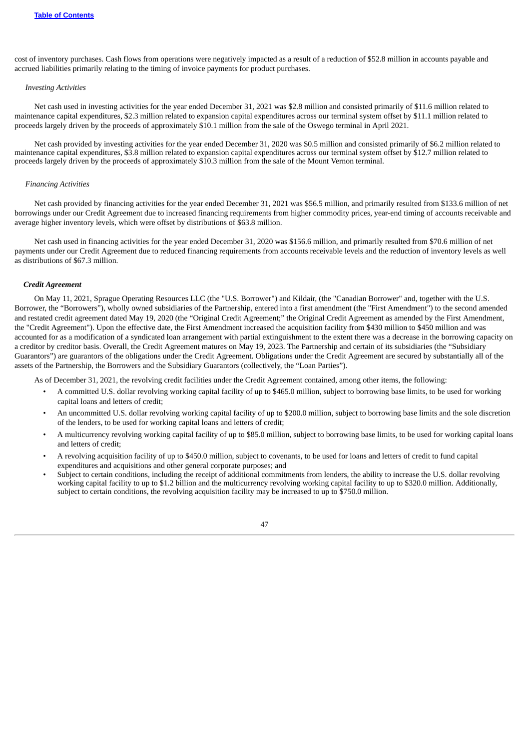cost of inventory purchases. Cash flows from operations were negatively impacted as a result of a reduction of $52.8 million in accounts payable and accrued liabilities primarily relating to the timing of invoice payments for product purchases.

*Investing Activities*

Net cash used in investing activities for the year ended December 31, 2021 was $2.8 million and consisted primarily of $11.6 million related to maintenance capital expenditures, $2.3 million related to expansion capital expenditures across our terminal system offset by $11.1 million related to proceeds largely driven by the proceeds of approximately $10.1 million from the sale of the Oswego terminal in April 2021.

Net cash provided by investing activities for the year ended December 31, 2020 was $0.5 million and consisted primarily of $6.2 million related to maintenance capital expenditures, $3.8 million related to expansion capital expenditures across our terminal system offset by $12.7 million related to proceeds largely driven by the proceeds of approximately $10.3 million from the sale of the Mount Vernon terminal.

*Financing Activities*

Net cash provided by financing activities for the year ended December 31, 2021 was $56.5 million, and primarily resulted from $133.6 million of net borrowings under our Credit Agreement due to increased financing requirements from higher commodity prices, year-end timing of accounts receivable and average higher inventory levels, which were offset by distributions of $63.8 million.

Net cash used in financing activities for the year ended December 31, 2020 was $156.6 million, and primarily resulted from $70.6 million of net payments under our Credit Agreement due to reduced financing requirements from accounts receivable levels and the reduction of inventory levels as well as distributions of $67.3 million.

***Credit Agreement***

On May 11, 2021, Sprague Operating Resources LLC (the "U.S. Borrower") and Kildair, (the "Canadian Borrower" and, together with the U.S. Borrower, the “Borrowers”), wholly owned subsidiaries of the Partnership, entered into a first amendment (the "First Amendment") to the second amended and restated credit agreement dated May 19, 2020 (the “Original Credit Agreement;” the Original Credit Agreement as amended by the First Amendment, the "Credit Agreement"). Upon the effective date, the First Amendment increased the acquisition facility from $430 million to $450 million and was accounted for as a modification of a syndicated loan arrangement with partial extinguishment to the extent there was a decrease in the borrowing capacity on a creditor by creditor basis. Overall, the Credit Agreement matures on May 19, 2023. The Partnership and certain of its subsidiaries (the “Subsidiary Guarantors”) are guarantors of the obligations under the Credit Agreement. Obligations under the Credit Agreement are secured by substantially all of the assets of the Partnership, the Borrowers and the Subsidiary Guarantors (collectively, the “Loan Parties”).

As of December 31, 2021, the revolving credit facilities under the Credit Agreement contained, among other items, the following:

- A committed U.S. dollar revolving working capital facility of up to $465.0 million, subject to borrowing base limits, to be used for working capital loans and letters of credit;
- An uncommitted U.S. dollar revolving working capital facility of up to $200.0 million, subject to borrowing base limits and the sole discretion of the lenders, to be used for working capital loans and letters of credit;
- A multicurrency revolving working capital facility of up to $85.0 million, subject to borrowing base limits, to be used for working capital loans and letters of credit;
- A revolving acquisition facility of up to $450.0 million, subject to covenants, to be used for loans and letters of credit to fund capital expenditures and acquisitions and other general corporate purposes; and
- Subject to certain conditions, including the receipt of additional commitments from lenders, the ability to increase the U.S. dollar revolving working capital facility to up to $1.2 billion and the multicurrency revolving working capital facility to up to $320.0 million. Additionally, subject to certain conditions, the revolving acquisition facility may be increased to up to $750.0 million.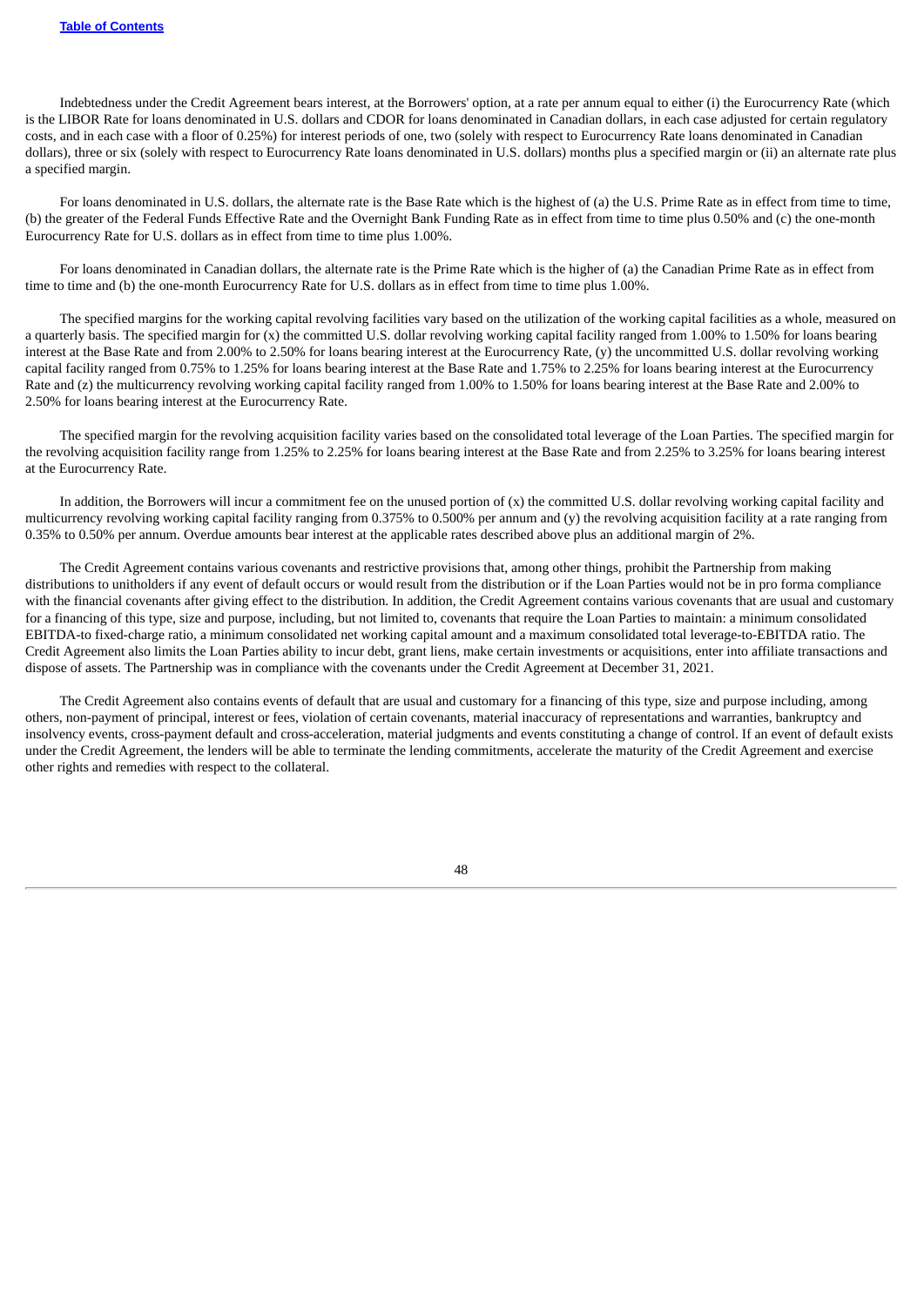Indebtedness under the Credit Agreement bears interest, at the Borrowers' option, at a rate per annum equal to either (i) the Eurocurrency Rate (which is the LIBOR Rate for loans denominated in U.S. dollars and CDOR for loans denominated in Canadian dollars, in each case adjusted for certain regulatory costs, and in each case with a floor of 0.25%) for interest periods of one, two (solely with respect to Eurocurrency Rate loans denominated in Canadian dollars), three or six (solely with respect to Eurocurrency Rate loans denominated in U.S. dollars) months plus a specified margin or (ii) an alternate rate plus a specified margin.

For loans denominated in U.S. dollars, the alternate rate is the Base Rate which is the highest of (a) the U.S. Prime Rate as in effect from time to time, (b) the greater of the Federal Funds Effective Rate and the Overnight Bank Funding Rate as in effect from time to time plus 0.50% and (c) the one-month Eurocurrency Rate for U.S. dollars as in effect from time to time plus 1.00%.

For loans denominated in Canadian dollars, the alternate rate is the Prime Rate which is the higher of (a) the Canadian Prime Rate as in effect from time to time and (b) the one-month Eurocurrency Rate for U.S. dollars as in effect from time to time plus 1.00%.

The specified margins for the working capital revolving facilities vary based on the utilization of the working capital facilities as a whole, measured on a quarterly basis. The specified margin for (x) the committed U.S. dollar revolving working capital facility ranged from 1.00% to 1.50% for loans bearing interest at the Base Rate and from 2.00% to 2.50% for loans bearing interest at the Eurocurrency Rate, (y) the uncommitted U.S. dollar revolving working capital facility ranged from 0.75% to 1.25% for loans bearing interest at the Base Rate and 1.75% to 2.25% for loans bearing interest at the Eurocurrency Rate and (z) the multicurrency revolving working capital facility ranged from 1.00% to 1.50% for loans bearing interest at the Base Rate and 2.00% to 2.50% for loans bearing interest at the Eurocurrency Rate.

The specified margin for the revolving acquisition facility varies based on the consolidated total leverage of the Loan Parties. The specified margin for the revolving acquisition facility range from 1.25% to 2.25% for loans bearing interest at the Base Rate and from 2.25% to 3.25% for loans bearing interest at the Eurocurrency Rate.

In addition, the Borrowers will incur a commitment fee on the unused portion of (x) the committed U.S. dollar revolving working capital facility and multicurrency revolving working capital facility ranging from 0.375% to 0.500% per annum and (y) the revolving acquisition facility at a rate ranging from 0.35% to 0.50% per annum. Overdue amounts bear interest at the applicable rates described above plus an additional margin of 2%.

The Credit Agreement contains various covenants and restrictive provisions that, among other things, prohibit the Partnership from making distributions to unitholders if any event of default occurs or would result from the distribution or if the Loan Parties would not be in pro forma compliance with the financial covenants after giving effect to the distribution. In addition, the Credit Agreement contains various covenants that are usual and customary for a financing of this type, size and purpose, including, but not limited to, covenants that require the Loan Parties to maintain: a minimum consolidated EBITDA-to fixed-charge ratio, a minimum consolidated net working capital amount and a maximum consolidated total leverage-to-EBITDA ratio. The Credit Agreement also limits the Loan Parties ability to incur debt, grant liens, make certain investments or acquisitions, enter into affiliate transactions and dispose of assets. The Partnership was in compliance with the covenants under the Credit Agreement at December 31, 2021.

The Credit Agreement also contains events of default that are usual and customary for a financing of this type, size and purpose including, among others, non-payment of principal, interest or fees, violation of certain covenants, material inaccuracy of representations and warranties, bankruptcy and insolvency events, cross-payment default and cross-acceleration, material judgments and events constituting a change of control. If an event of default exists under the Credit Agreement, the lenders will be able to terminate the lending commitments, accelerate the maturity of the Credit Agreement and exercise other rights and remedies with respect to the collateral.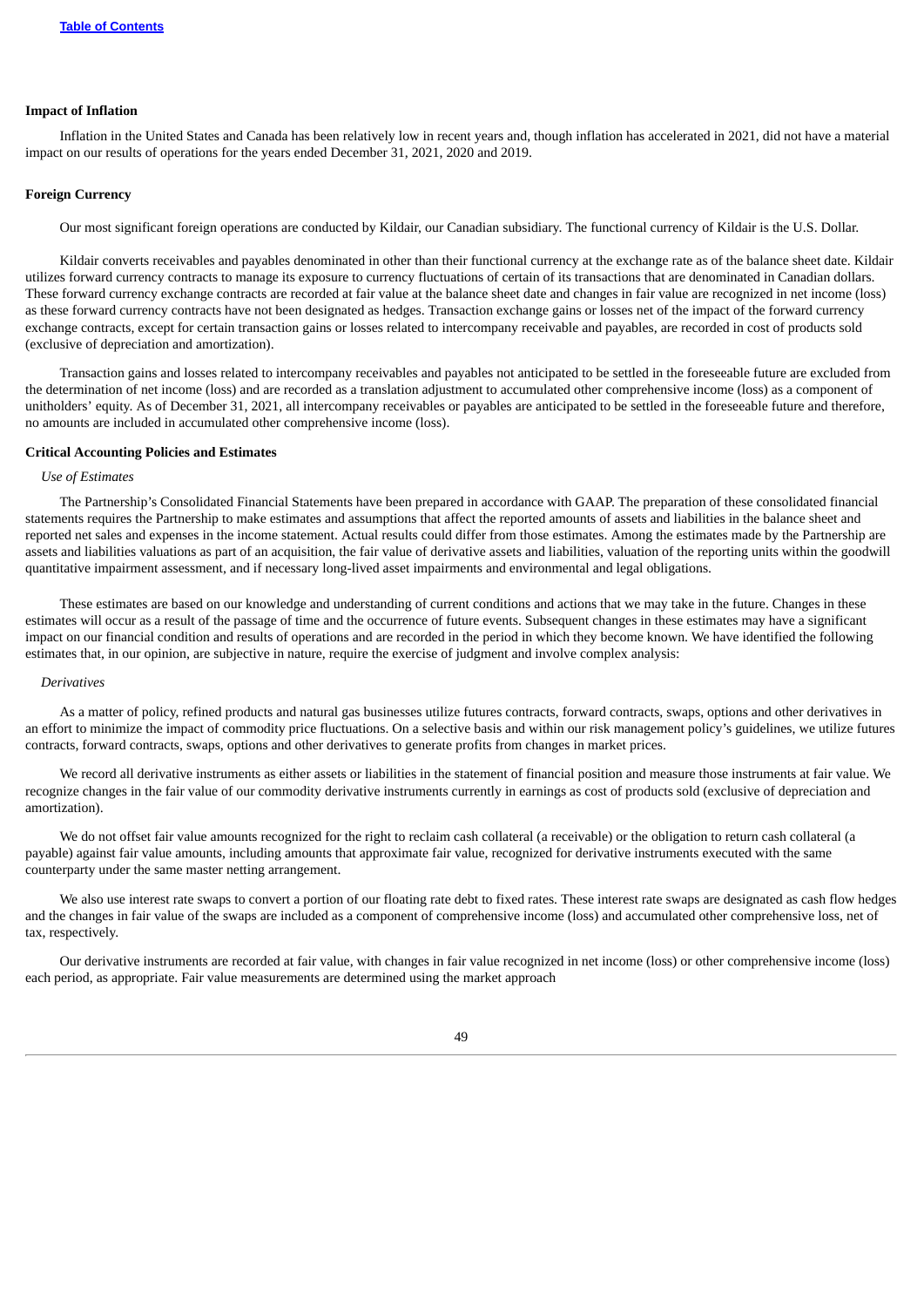**Impact of Inflation**

Inflation in the United States and Canada has been relatively low in recent years and, though inflation has accelerated in 2021, did not have a material impact on our results of operations for the years ended December 31, 2021, 2020 and 2019.

**Foreign Currency**

Our most significant foreign operations are conducted by Kildair, our Canadian subsidiary. The functional currency of Kildair is the U.S. Dollar.

Kildair converts receivables and payables denominated in other than their functional currency at the exchange rate as of the balance sheet date. Kildair utilizes forward currency contracts to manage its exposure to currency fluctuations of certain of its transactions that are denominated in Canadian dollars. These forward currency exchange contracts are recorded at fair value at the balance sheet date and changes in fair value are recognized in net income (loss) as these forward currency contracts have not been designated as hedges. Transaction exchange gains or losses net of the impact of the forward currency exchange contracts, except for certain transaction gains or losses related to intercompany receivable and payables, are recorded in cost of products sold (exclusive of depreciation and amortization).

Transaction gains and losses related to intercompany receivables and payables not anticipated to be settled in the foreseeable future are excluded from the determination of net income (loss) and are recorded as a translation adjustment to accumulated other comprehensive income (loss) as a component of unitholders' equity. As of December 31, 2021, all intercompany receivables or payables are anticipated to be settled in the foreseeable future and therefore, no amounts are included in accumulated other comprehensive income (loss).

**Critical Accounting Policies and Estimates**

*Use of Estimates*

The Partnership's Consolidated Financial Statements have been prepared in accordance with GAAP. The preparation of these consolidated financial statements requires the Partnership to make estimates and assumptions that affect the reported amounts of assets and liabilities in the balance sheet and reported net sales and expenses in the income statement. Actual results could differ from those estimates. Among the estimates made by the Partnership are assets and liabilities valuations as part of an acquisition, the fair value of derivative assets and liabilities, valuation of the reporting units within the goodwill quantitative impairment assessment, and if necessary long-lived asset impairments and environmental and legal obligations.

These estimates are based on our knowledge and understanding of current conditions and actions that we may take in the future. Changes in these estimates will occur as a result of the passage of time and the occurrence of future events. Subsequent changes in these estimates may have a significant impact on our financial condition and results of operations and are recorded in the period in which they become known. We have identified the following estimates that, in our opinion, are subjective in nature, require the exercise of judgment and involve complex analysis:

*Derivatives*

As a matter of policy, refined products and natural gas businesses utilize futures contracts, forward contracts, swaps, options and other derivatives in an effort to minimize the impact of commodity price fluctuations. On a selective basis and within our risk management policy's guidelines, we utilize futures contracts, forward contracts, swaps, options and other derivatives to generate profits from changes in market prices.

We record all derivative instruments as either assets or liabilities in the statement of financial position and measure those instruments at fair value. We recognize changes in the fair value of our commodity derivative instruments currently in earnings as cost of products sold (exclusive of depreciation and amortization).

We do not offset fair value amounts recognized for the right to reclaim cash collateral (a receivable) or the obligation to return cash collateral (a payable) against fair value amounts, including amounts that approximate fair value, recognized for derivative instruments executed with the same counterparty under the same master netting arrangement.

We also use interest rate swaps to convert a portion of our floating rate debt to fixed rates. These interest rate swaps are designated as cash flow hedges and the changes in fair value of the swaps are included as a component of comprehensive income (loss) and accumulated other comprehensive loss, net of tax, respectively.

Our derivative instruments are recorded at fair value, with changes in fair value recognized in net income (loss) or other comprehensive income (loss) each period, as appropriate. Fair value measurements are determined using the market approach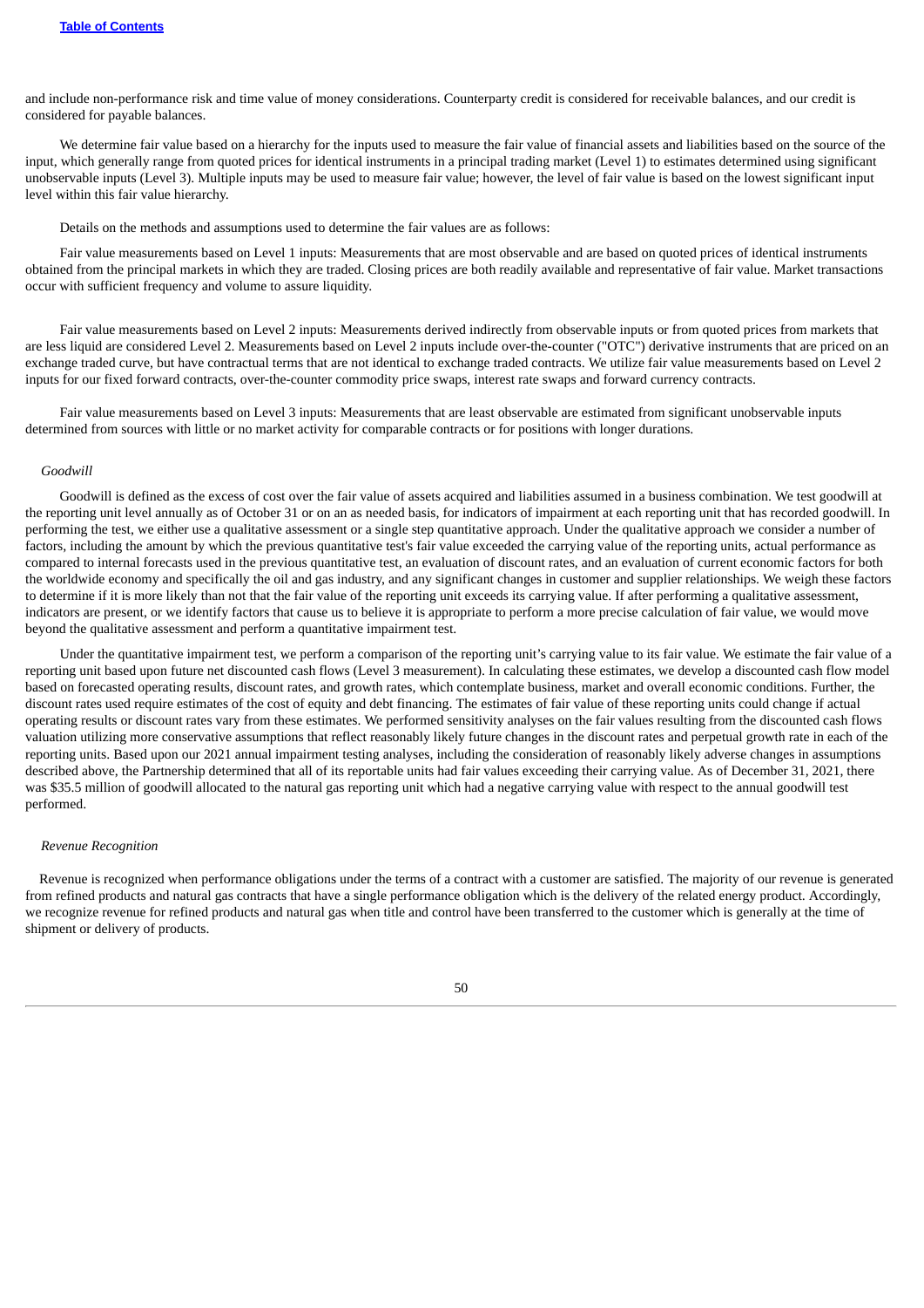and include non-performance risk and time value of money considerations. Counterparty credit is considered for receivable balances, and our credit is considered for payable balances.

We determine fair value based on a hierarchy for the inputs used to measure the fair value of financial assets and liabilities based on the source of the input, which generally range from quoted prices for identical instruments in a principal trading market (Level 1) to estimates determined using significant unobservable inputs (Level 3). Multiple inputs may be used to measure fair value; however, the level of fair value is based on the lowest significant input level within this fair value hierarchy.

Details on the methods and assumptions used to determine the fair values are as follows:

Fair value measurements based on Level 1 inputs: Measurements that are most observable and are based on quoted prices of identical instruments obtained from the principal markets in which they are traded. Closing prices are both readily available and representative of fair value. Market transactions occur with sufficient frequency and volume to assure liquidity.

Fair value measurements based on Level 2 inputs: Measurements derived indirectly from observable inputs or from quoted prices from markets that are less liquid are considered Level 2. Measurements based on Level 2 inputs include over-the-counter ("OTC") derivative instruments that are priced on an exchange traded curve, but have contractual terms that are not identical to exchange traded contracts. We utilize fair value measurements based on Level 2 inputs for our fixed forward contracts, over-the-counter commodity price swaps, interest rate swaps and forward currency contracts.

Fair value measurements based on Level 3 inputs: Measurements that are least observable are estimated from significant unobservable inputs determined from sources with little or no market activity for comparable contracts or for positions with longer durations.

*Goodwill*

Goodwill is defined as the excess of cost over the fair value of assets acquired and liabilities assumed in a business combination. We test goodwill at the reporting unit level annually as of October 31 or on an as needed basis, for indicators of impairment at each reporting unit that has recorded goodwill. In performing the test, we either use a qualitative assessment or a single step quantitative approach. Under the qualitative approach we consider a number of factors, including the amount by which the previous quantitative test's fair value exceeded the carrying value of the reporting units, actual performance as compared to internal forecasts used in the previous quantitative test, an evaluation of discount rates, and an evaluation of current economic factors for both the worldwide economy and specifically the oil and gas industry, and any significant changes in customer and supplier relationships. We weigh these factors to determine if it is more likely than not that the fair value of the reporting unit exceeds its carrying value. If after performing a qualitative assessment, indicators are present, or we identify factors that cause us to believe it is appropriate to perform a more precise calculation of fair value, we would move beyond the qualitative assessment and perform a quantitative impairment test.

Under the quantitative impairment test, we perform a comparison of the reporting unit's carrying value to its fair value. We estimate the fair value of a reporting unit based upon future net discounted cash flows (Level 3 measurement). In calculating these estimates, we develop a discounted cash flow model based on forecasted operating results, discount rates, and growth rates, which contemplate business, market and overall economic conditions. Further, the discount rates used require estimates of the cost of equity and debt financing. The estimates of fair value of these reporting units could change if actual operating results or discount rates vary from these estimates. We performed sensitivity analyses on the fair values resulting from the discounted cash flows valuation utilizing more conservative assumptions that reflect reasonably likely future changes in the discount rates and perpetual growth rate in each of the reporting units. Based upon our 2021 annual impairment testing analyses, including the consideration of reasonably likely adverse changes in assumptions described above, the Partnership determined that all of its reportable units had fair values exceeding their carrying value. As of December 31, 2021, there was $35.5 million of goodwill allocated to the natural gas reporting unit which had a negative carrying value with respect to the annual goodwill test performed.

*Revenue Recognition*

Revenue is recognized when performance obligations under the terms of a contract with a customer are satisfied. The majority of our revenue is generated from refined products and natural gas contracts that have a single performance obligation which is the delivery of the related energy product. Accordingly, we recognize revenue for refined products and natural gas when title and control have been transferred to the customer which is generally at the time of shipment or delivery of products.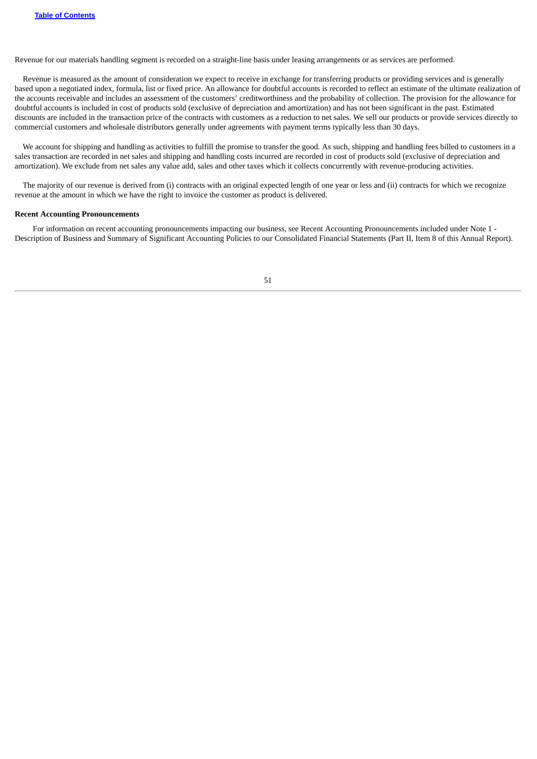Revenue for our materials handling segment is recorded on a straight-line basis under leasing arrangements or as services are performed.

Revenue is measured as the amount of consideration we expect to receive in exchange for transferring products or providing services and is generally based upon a negotiated index, formula, list or fixed price. An allowance for doubtful accounts is recorded to reflect an estimate of the ultimate realization of the accounts receivable and includes an assessment of the customers' creditworthiness and the probability of collection. The provision for the allowance for doubtful accounts is included in cost of products sold (exclusive of depreciation and amortization) and has not been significant in the past. Estimated discounts are included in the transaction price of the contracts with customers as a reduction to net sales. We sell our products or provide services directly to commercial customers and wholesale distributors generally under agreements with payment terms typically less than 30 days.

We account for shipping and handling as activities to fulfill the promise to transfer the good. As such, shipping and handling fees billed to customers in a sales transaction are recorded in net sales and shipping and handling costs incurred are recorded in cost of products sold (exclusive of depreciation and amortization). We exclude from net sales any value add, sales and other taxes which it collects concurrently with revenue-producing activities.

The majority of our revenue is derived from (i) contracts with an original expected length of one year or less and (ii) contracts for which we recognize revenue at the amount in which we have the right to invoice the customer as product is delivered.

**Recent Accounting Pronouncements**

For information on recent accounting pronouncements impacting our business, see Recent Accounting Pronouncements included under Note 1 - Description of Business and Summary of Significant Accounting Policies to our Consolidated Financial Statements (Part II, Item 8 of this Annual Report).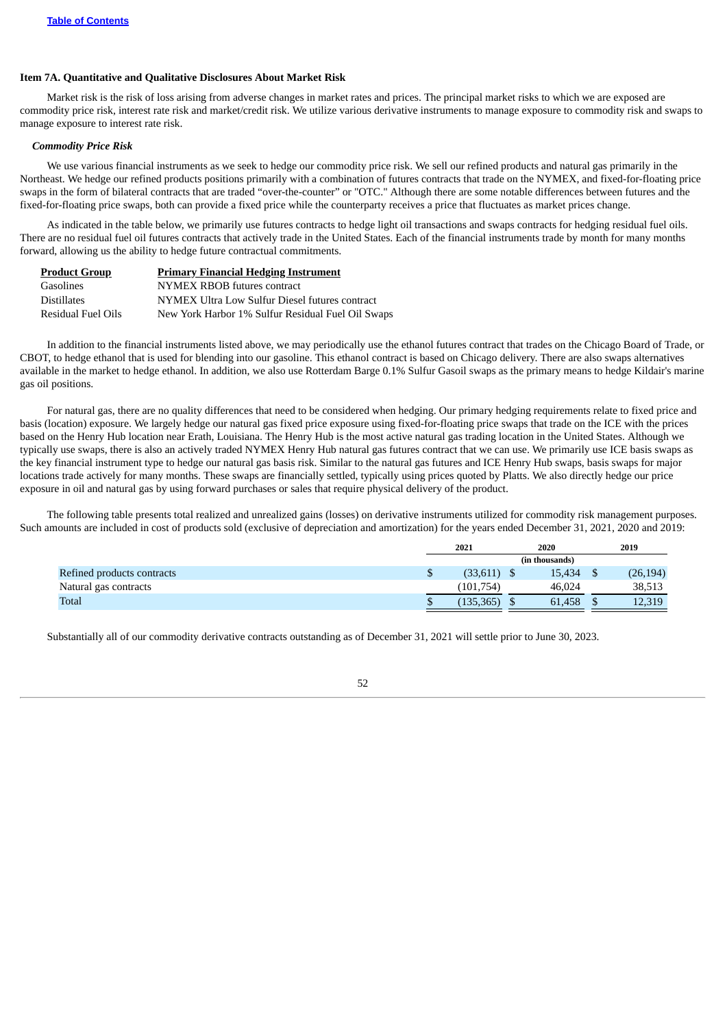### Item 7A. Quantitative and Qualitative Disclosures About Market Risk

Market risk is the risk of loss arising from adverse changes in market rates and prices. The principal market risks to which we are exposed are commodity price risk, interest rate risk and market/credit risk. We utilize various derivative instruments to manage exposure to commodity risk and swaps to manage exposure to interest rate risk.

#### *Commodity Price Risk*

We use various financial instruments as we seek to hedge our commodity price risk. We sell our refined products and natural gas primarily in the Northeast. We hedge our refined products positions primarily with a combination of futures contracts that trade on the NYMEX, and fixed-for-floating price swaps in the form of bilateral contracts that are traded "over-the-counter" or "OTC." Although there are some notable differences between futures and the fixed-for-floating price swaps, both can provide a fixed price while the counterparty receives a price that fluctuates as market prices change.

As indicated in the table below, we primarily use futures contracts to hedge light oil transactions and swaps contracts for hedging residual fuel oils. There are no residual fuel oil futures contracts that actively trade in the United States. Each of the financial instruments trade by month for many months forward, allowing us the ability to hedge future contractual commitments.

| Product Group | Primary Financial Hedging Instrument |
|---|---|
| Gasolines | NYMEX RBOB futures contract |
| Distillates | NYMEX Ultra Low Sulfur Diesel futures contract |
| Residual Fuel Oils | New York Harbor 1% Sulfur Residual Fuel Oil Swaps |

In addition to the financial instruments listed above, we may periodically use the ethanol futures contract that trades on the Chicago Board of Trade, or CBOT, to hedge ethanol that is used for blending into our gasoline. This ethanol contract is based on Chicago delivery. There are also swaps alternatives available in the market to hedge ethanol. In addition, we also use Rotterdam Barge 0.1% Sulfur Gasoil swaps as the primary means to hedge Kildair's marine gas oil positions.

For natural gas, there are no quality differences that need to be considered when hedging. Our primary hedging requirements relate to fixed price and basis (location) exposure. We largely hedge our natural gas fixed price exposure using fixed-for-floating price swaps that trade on the ICE with the prices based on the Henry Hub location near Erath, Louisiana. The Henry Hub is the most active natural gas trading location in the United States. Although we typically use swaps, there is also an actively traded NYMEX Henry Hub natural gas futures contract that we can use. We primarily use ICE basis swaps as the key financial instrument type to hedge our natural gas basis risk. Similar to the natural gas futures and ICE Henry Hub swaps, basis swaps for major locations trade actively for many months. These swaps are financially settled, typically using prices quoted by Platts. We also directly hedge our price exposure in oil and natural gas by using forward purchases or sales that require physical delivery of the product.

The following table presents total realized and unrealized gains (losses) on derivative instruments utilized for commodity risk management purposes. Such amounts are included in cost of products sold (exclusive of depreciation and amortization) for the years ended December 31, 2021, 2020 and 2019:

| | 2021 | 2020 | 2019 |
|---|---|---|---|
| | | (in thousands) | |
| Refined products contracts | $ (33,611) | $ 15,434 | $ (26,194) |
| Natural gas contracts | (101,754) | 46,024 | 38,513 |
| Total | $ (135,365) | $ 61,458 | $ 12,319 |

Substantially all of our commodity derivative contracts outstanding as of December 31, 2021 will settle prior to June 30, 2023.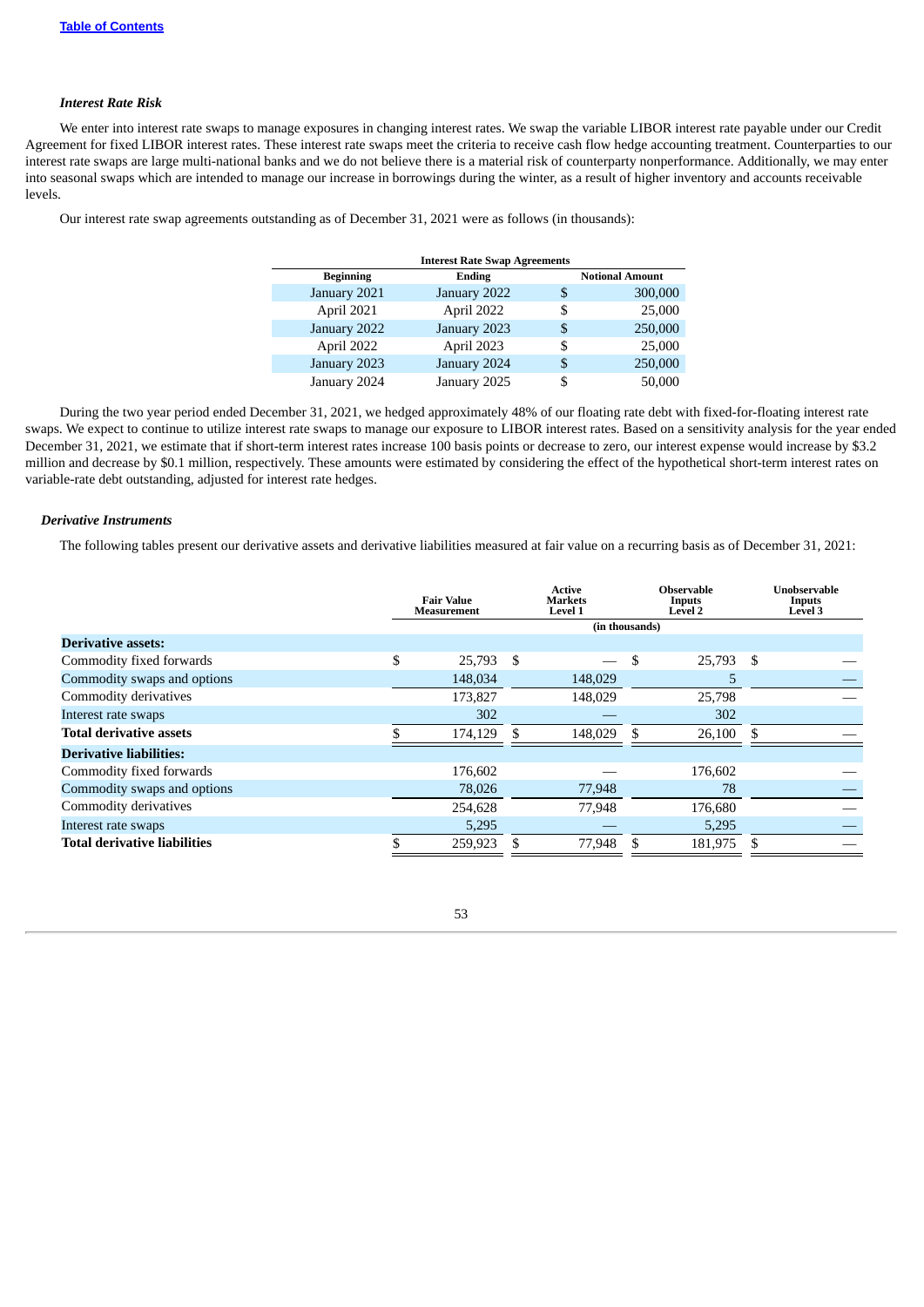*Interest Rate Risk*

We enter into interest rate swaps to manage exposures in changing interest rates. We swap the variable LIBOR interest rate payable under our Credit Agreement for fixed LIBOR interest rates. These interest rate swaps meet the criteria to receive cash flow hedge accounting treatment. Counterparties to our interest rate swaps are large multi-national banks and we do not believe there is a material risk of counterparty nonperformance. Additionally, we may enter into seasonal swaps which are intended to manage our increase in borrowings during the winter, as a result of higher inventory and accounts receivable levels.

Our interest rate swap agreements outstanding as of December 31, 2021 were as follows (in thousands):

| Interest Rate Swap Agreements | | |
|---|---|---|
| Beginning | Ending | Notional Amount |
| January 2021 | January 2022 | $ 300,000 |
| April 2021 | April 2022 | $ 25,000 |
| January 2022 | January 2023 | $ 250,000 |
| April 2022 | April 2023 | $ 25,000 |
| January 2023 | January 2024 | $ 250,000 |
| January 2024 | January 2025 | $ 50,000 |

During the two year period ended December 31, 2021, we hedged approximately 48% of our floating rate debt with fixed-for-floating interest rate swaps. We expect to continue to utilize interest rate swaps to manage our exposure to LIBOR interest rates. Based on a sensitivity analysis for the year ended December 31, 2021, we estimate that if short-term interest rates increase 100 basis points or decrease to zero, our interest expense would increase by $3.2 million and decrease by $0.1 million, respectively. These amounts were estimated by considering the effect of the hypothetical short-term interest rates on variable-rate debt outstanding, adjusted for interest rate hedges.

*Derivative Instruments*

The following tables present our derivative assets and derivative liabilities measured at fair value on a recurring basis as of December 31, 2021:

| | Fair Value Measurement | Active Markets Level 1 | Observable Inputs Level 2 | Unobservable Inputs Level 3 |
|---|---|---|---|---|
| | (in thousands) | | | |
| **Derivative assets:** | | | | |
| Commodity fixed forwards | $ 25,793 | $ — | $ 25,793 | $ — |
| Commodity swaps and options | 148,034 | 148,029 | 5 | — |
| Commodity derivatives | 173,827 | 148,029 | 25,798 | — |
| Interest rate swaps | 302 | — | 302 | |
| **Total derivative assets** | $ 174,129 | $ 148,029 | $ 26,100 | $ — |
| **Derivative liabilities:** | | | | |
| Commodity fixed forwards | 176,602 | — | 176,602 | — |
| Commodity swaps and options | 78,026 | 77,948 | 78 | — |
| Commodity derivatives | 254,628 | 77,948 | 176,680 | — |
| Interest rate swaps | 5,295 | — | 5,295 | — |
| **Total derivative liabilities** | $ 259,923 | $ 77,948 | $ 181,975 | $ — |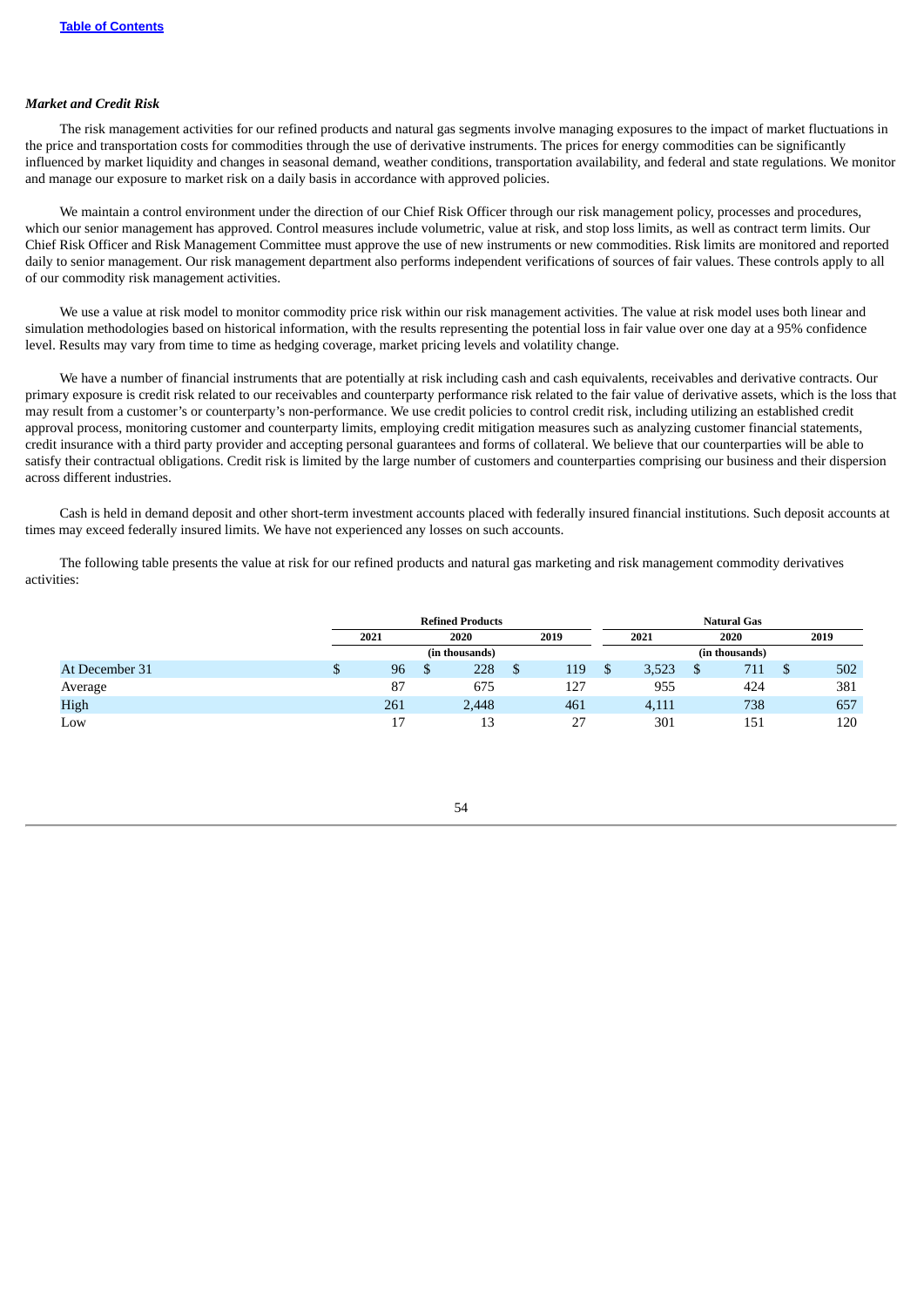*Market and Credit Risk*

The risk management activities for our refined products and natural gas segments involve managing exposures to the impact of market fluctuations in the price and transportation costs for commodities through the use of derivative instruments. The prices for energy commodities can be significantly influenced by market liquidity and changes in seasonal demand, weather conditions, transportation availability, and federal and state regulations. We monitor and manage our exposure to market risk on a daily basis in accordance with approved policies.

We maintain a control environment under the direction of our Chief Risk Officer through our risk management policy, processes and procedures, which our senior management has approved. Control measures include volumetric, value at risk, and stop loss limits, as well as contract term limits. Our Chief Risk Officer and Risk Management Committee must approve the use of new instruments or new commodities. Risk limits are monitored and reported daily to senior management. Our risk management department also performs independent verifications of sources of fair values. These controls apply to all of our commodity risk management activities.

We use a value at risk model to monitor commodity price risk within our risk management activities. The value at risk model uses both linear and simulation methodologies based on historical information, with the results representing the potential loss in fair value over one day at a 95% confidence level. Results may vary from time to time as hedging coverage, market pricing levels and volatility change.

We have a number of financial instruments that are potentially at risk including cash and cash equivalents, receivables and derivative contracts. Our primary exposure is credit risk related to our receivables and counterparty performance risk related to the fair value of derivative assets, which is the loss that may result from a customer's or counterparty's non-performance. We use credit policies to control credit risk, including utilizing an established credit approval process, monitoring customer and counterparty limits, employing credit mitigation measures such as analyzing customer financial statements, credit insurance with a third party provider and accepting personal guarantees and forms of collateral. We believe that our counterparties will be able to satisfy their contractual obligations. Credit risk is limited by the large number of customers and counterparties comprising our business and their dispersion across different industries.

Cash is held in demand deposit and other short-term investment accounts placed with federally insured financial institutions. Such deposit accounts at times may exceed federally insured limits. We have not experienced any losses on such accounts.

The following table presents the value at risk for our refined products and natural gas marketing and risk management commodity derivatives activities:

| | Refined Products | | | Natural Gas | | |
|---|---|---|---|---|---|---|
| | 2021 | 2020 | 2019 | 2021 | 2020 | 2019 |
| | (in thousands) | | | (in thousands) | | |
| At December 31 | $ 96 | $ 228 | $ 119 | $ 3,523 | $ 711 | $ 502 |
| Average | 87 | 675 | 127 | 955 | 424 | 381 |
| High | 261 | 2,448 | 461 | 4,111 | 738 | 657 |
| Low | 17 | 13 | 27 | 301 | 151 | 120 |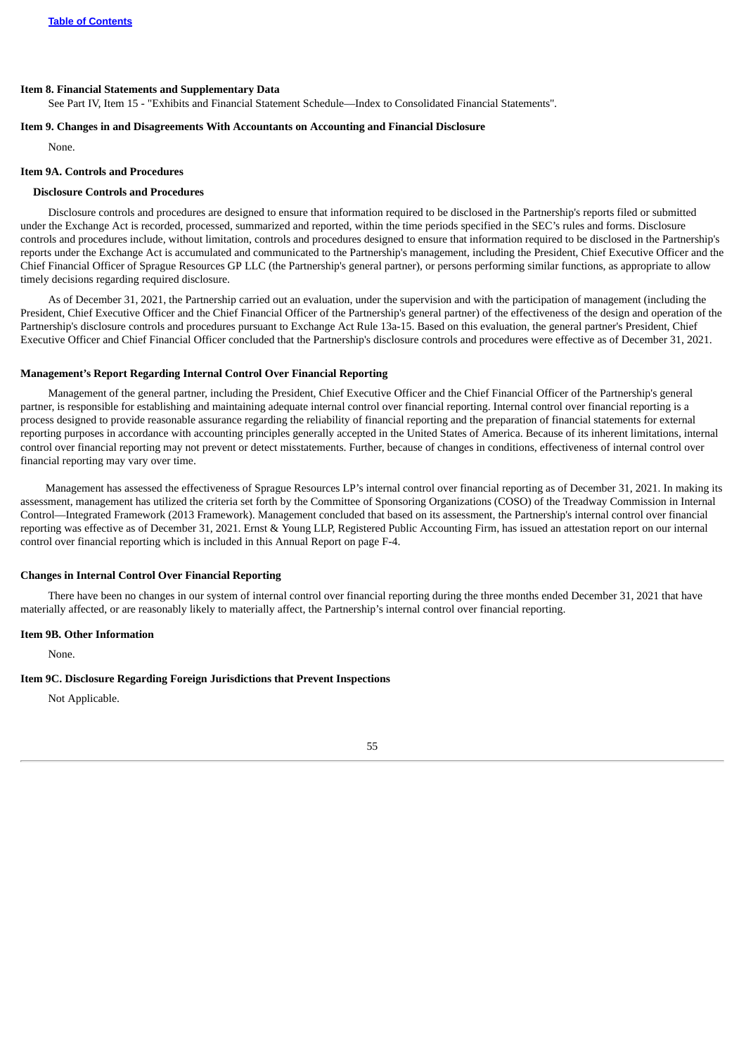### Item 8. Financial Statements and Supplementary Data

See Part IV, Item 15 - "Exhibits and Financial Statement Schedule—Index to Consolidated Financial Statements".

### Item 9. Changes in and Disagreements With Accountants on Accounting and Financial Disclosure

None.

### Item 9A. Controls and Procedures

#### Disclosure Controls and Procedures

Disclosure controls and procedures are designed to ensure that information required to be disclosed in the Partnership's reports filed or submitted under the Exchange Act is recorded, processed, summarized and reported, within the time periods specified in the SEC's rules and forms. Disclosure controls and procedures include, without limitation, controls and procedures designed to ensure that information required to be disclosed in the Partnership's reports under the Exchange Act is accumulated and communicated to the Partnership's management, including the President, Chief Executive Officer and the Chief Financial Officer of Sprague Resources GP LLC (the Partnership's general partner), or persons performing similar functions, as appropriate to allow timely decisions regarding required disclosure.

As of December 31, 2021, the Partnership carried out an evaluation, under the supervision and with the participation of management (including the President, Chief Executive Officer and the Chief Financial Officer of the Partnership's general partner) of the effectiveness of the design and operation of the Partnership's disclosure controls and procedures pursuant to Exchange Act Rule 13a-15. Based on this evaluation, the general partner's President, Chief Executive Officer and Chief Financial Officer concluded that the Partnership's disclosure controls and procedures were effective as of December 31, 2021.

#### Management's Report Regarding Internal Control Over Financial Reporting

Management of the general partner, including the President, Chief Executive Officer and the Chief Financial Officer of the Partnership's general partner, is responsible for establishing and maintaining adequate internal control over financial reporting. Internal control over financial reporting is a process designed to provide reasonable assurance regarding the reliability of financial reporting and the preparation of financial statements for external reporting purposes in accordance with accounting principles generally accepted in the United States of America. Because of its inherent limitations, internal control over financial reporting may not prevent or detect misstatements. Further, because of changes in conditions, effectiveness of internal control over financial reporting may vary over time.

Management has assessed the effectiveness of Sprague Resources LP's internal control over financial reporting as of December 31, 2021. In making its assessment, management has utilized the criteria set forth by the Committee of Sponsoring Organizations (COSO) of the Treadway Commission in Internal Control—Integrated Framework (2013 Framework). Management concluded that based on its assessment, the Partnership's internal control over financial reporting was effective as of December 31, 2021. Ernst & Young LLP, Registered Public Accounting Firm, has issued an attestation report on our internal control over financial reporting which is included in this Annual Report on page F-4.

#### Changes in Internal Control Over Financial Reporting

There have been no changes in our system of internal control over financial reporting during the three months ended December 31, 2021 that have materially affected, or are reasonably likely to materially affect, the Partnership's internal control over financial reporting.

### Item 9B. Other Information

None.

### Item 9C. Disclosure Regarding Foreign Jurisdictions that Prevent Inspections

Not Applicable.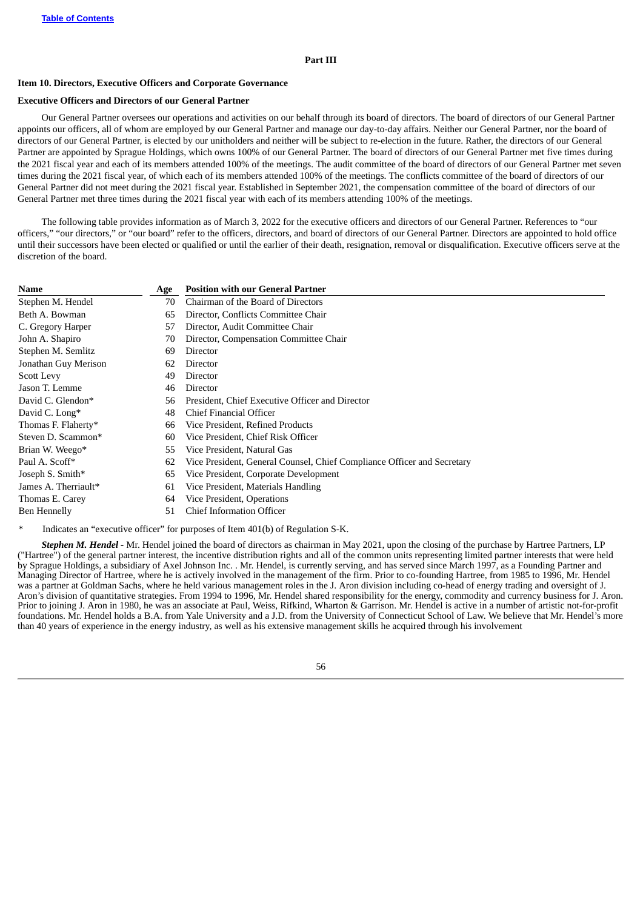## Part III

### Item 10. Directors, Executive Officers and Corporate Governance

### Executive Officers and Directors of our General Partner

Our General Partner oversees our operations and activities on our behalf through its board of directors. The board of directors of our General Partner appoints our officers, all of whom are employed by our General Partner and manage our day-to-day affairs. Neither our General Partner, nor the board of directors of our General Partner, is elected by our unitholders and neither will be subject to re-election in the future. Rather, the directors of our General Partner are appointed by Sprague Holdings, which owns 100% of our General Partner. The board of directors of our General Partner met five times during the 2021 fiscal year and each of its members attended 100% of the meetings. The audit committee of the board of directors of our General Partner met seven times during the 2021 fiscal year, of which each of its members attended 100% of the meetings. The conflicts committee of the board of directors of our General Partner did not meet during the 2021 fiscal year. Established in September 2021, the compensation committee of the board of directors of our General Partner met three times during the 2021 fiscal year with each of its members attending 100% of the meetings.

The following table provides information as of March 3, 2022 for the executive officers and directors of our General Partner. References to "our officers," "our directors," or "our board" refer to the officers, directors, and board of directors of our General Partner. Directors are appointed to hold office until their successors have been elected or qualified or until the earlier of their death, resignation, removal or disqualification. Executive officers serve at the discretion of the board.

| Name | Age | Position with our General Partner |
|---|---|---|
| Stephen M. Hendel | 70 | Chairman of the Board of Directors |
| Beth A. Bowman | 65 | Director, Conflicts Committee Chair |
| C. Gregory Harper | 57 | Director, Audit Committee Chair |
| John A. Shapiro | 70 | Director, Compensation Committee Chair |
| Stephen M. Semlitz | 69 | Director |
| Jonathan Guy Merison | 62 | Director |
| Scott Levy | 49 | Director |
| Jason T. Lemme | 46 | Director |
| David C. Glendon* | 56 | President, Chief Executive Officer and Director |
| David C. Long* | 48 | Chief Financial Officer |
| Thomas F. Flaherty* | 66 | Vice President, Refined Products |
| Steven D. Scammon* | 60 | Vice President, Chief Risk Officer |
| Brian W. Weego* | 55 | Vice President, Natural Gas |
| Paul A. Scoff* | 62 | Vice President, General Counsel, Chief Compliance Officer and Secretary |
| Joseph S. Smith* | 65 | Vice President, Corporate Development |
| James A. Therriault* | 61 | Vice President, Materials Handling |
| Thomas E. Carey | 64 | Vice President, Operations |
| Ben Hennelly | 51 | Chief Information Officer |

\* Indicates an "executive officer" for purposes of Item 401(b) of Regulation S-K.

***Stephen M. Hendel -*** Mr. Hendel joined the board of directors as chairman in May 2021, upon the closing of the purchase by Hartree Partners, LP ("Hartree") of the general partner interest, the incentive distribution rights and all of the common units representing limited partner interests that were held by Sprague Holdings, a subsidiary of Axel Johnson Inc. . Mr. Hendel, is currently serving, and has served since March 1997, as a Founding Partner and Managing Director of Hartree, where he is actively involved in the management of the firm. Prior to co-founding Hartree, from 1985 to 1996, Mr. Hendel was a partner at Goldman Sachs, where he held various management roles in the J. Aron division including co-head of energy trading and oversight of J. Aron's division of quantitative strategies. From 1994 to 1996, Mr. Hendel shared responsibility for the energy, commodity and currency business for J. Aron. Prior to joining J. Aron in 1980, he was an associate at Paul, Weiss, Rifkind, Wharton & Garrison. Mr. Hendel is active in a number of artistic not-for-profit foundations. Mr. Hendel holds a B.A. from Yale University and a J.D. from the University of Connecticut School of Law. We believe that Mr. Hendel's more than 40 years of experience in the energy industry, as well as his extensive management skills he acquired through his involvement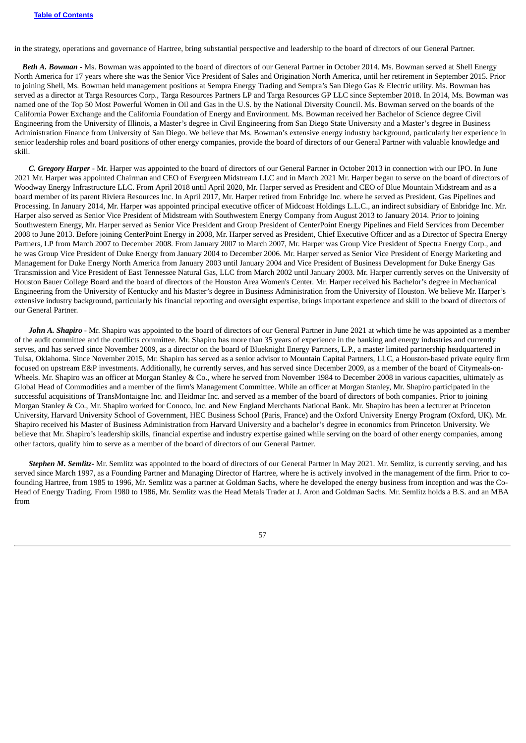in the strategy, operations and governance of Hartree, bring substantial perspective and leadership to the board of directors of our General Partner.

***Beth A. Bowman*** - Ms. Bowman was appointed to the board of directors of our General Partner in October 2014. Ms. Bowman served at Shell Energy North America for 17 years where she was the Senior Vice President of Sales and Origination North America, until her retirement in September 2015. Prior to joining Shell, Ms. Bowman held management positions at Sempra Energy Trading and Sempra's San Diego Gas & Electric utility. Ms. Bowman has served as a director at Targa Resources Corp., Targa Resources Partners LP and Targa Resources GP LLC since September 2018. In 2014, Ms. Bowman was named one of the Top 50 Most Powerful Women in Oil and Gas in the U.S. by the National Diversity Council. Ms. Bowman served on the boards of the California Power Exchange and the California Foundation of Energy and Environment. Ms. Bowman received her Bachelor of Science degree Civil Engineering from the University of Illinois, a Master's degree in Civil Engineering from San Diego State University and a Master's degree in Business Administration Finance from University of San Diego. We believe that Ms. Bowman's extensive energy industry background, particularly her experience in senior leadership roles and board positions of other energy companies, provide the board of directors of our General Partner with valuable knowledge and skill.

***C. Gregory Harper*** - Mr. Harper was appointed to the board of directors of our General Partner in October 2013 in connection with our IPO. In June 2021 Mr. Harper was appointed Chairman and CEO of Evergreen Midstream LLC and in March 2021 Mr. Harper began to serve on the board of directors of Woodway Energy Infrastructure LLC. From April 2018 until April 2020, Mr. Harper served as President and CEO of Blue Mountain Midstream and as a board member of its parent Riviera Resources Inc. In April 2017, Mr. Harper retired from Enbridge Inc. where he served as President, Gas Pipelines and Processing. In January 2014, Mr. Harper was appointed principal executive officer of Midcoast Holdings L.L.C., an indirect subsidiary of Enbridge Inc. Mr. Harper also served as Senior Vice President of Midstream with Southwestern Energy Company from August 2013 to January 2014. Prior to joining Southwestern Energy, Mr. Harper served as Senior Vice President and Group President of CenterPoint Energy Pipelines and Field Services from December 2008 to June 2013. Before joining CenterPoint Energy in 2008, Mr. Harper served as President, Chief Executive Officer and as a Director of Spectra Energy Partners, LP from March 2007 to December 2008. From January 2007 to March 2007, Mr. Harper was Group Vice President of Spectra Energy Corp., and he was Group Vice President of Duke Energy from January 2004 to December 2006. Mr. Harper served as Senior Vice President of Energy Marketing and Management for Duke Energy North America from January 2003 until January 2004 and Vice President of Business Development for Duke Energy Gas Transmission and Vice President of East Tennessee Natural Gas, LLC from March 2002 until January 2003. Mr. Harper currently serves on the University of Houston Bauer College Board and the board of directors of the Houston Area Women's Center. Mr. Harper received his Bachelor's degree in Mechanical Engineering from the University of Kentucky and his Master's degree in Business Administration from the University of Houston. We believe Mr. Harper's extensive industry background, particularly his financial reporting and oversight expertise, brings important experience and skill to the board of directors of our General Partner.

***John A. Shapiro*** - Mr. Shapiro was appointed to the board of directors of our General Partner in June 2021 at which time he was appointed as a member of the audit committee and the conflicts committee. Mr. Shapiro has more than 35 years of experience in the banking and energy industries and currently serves, and has served since November 2009, as a director on the board of Blueknight Energy Partners, L.P., a master limited partnership headquartered in Tulsa, Oklahoma. Since November 2015, Mr. Shapiro has served as a senior advisor to Mountain Capital Partners, LLC, a Houston-based private equity firm focused on upstream E&P investments. Additionally, he currently serves, and has served since December 2009, as a member of the board of Citymeals-on-Wheels. Mr. Shapiro was an officer at Morgan Stanley & Co., where he served from November 1984 to December 2008 in various capacities, ultimately as Global Head of Commodities and a member of the firm's Management Committee. While an officer at Morgan Stanley, Mr. Shapiro participated in the successful acquisitions of TransMontaigne Inc. and Heidmar Inc. and served as a member of the board of directors of both companies. Prior to joining Morgan Stanley & Co., Mr. Shapiro worked for Conoco, Inc. and New England Merchants National Bank. Mr. Shapiro has been a lecturer at Princeton University, Harvard University School of Government, HEC Business School (Paris, France) and the Oxford University Energy Program (Oxford, UK). Mr. Shapiro received his Master of Business Administration from Harvard University and a bachelor's degree in economics from Princeton University. We believe that Mr. Shapiro's leadership skills, financial expertise and industry expertise gained while serving on the board of other energy companies, among other factors, qualify him to serve as a member of the board of directors of our General Partner.

***Stephen M. Semlitz***- Mr. Semlitz was appointed to the board of directors of our General Partner in May 2021. Mr. Semlitz, is currently serving, and has served since March 1997, as a Founding Partner and Managing Director of Hartree, where he is actively involved in the management of the firm. Prior to co-founding Hartree, from 1985 to 1996, Mr. Semlitz was a partner at Goldman Sachs, where he developed the energy business from inception and was the Co-Head of Energy Trading. From 1980 to 1986, Mr. Semlitz was the Head Metals Trader at J. Aron and Goldman Sachs. Mr. Semlitz holds a B.S. and an MBA from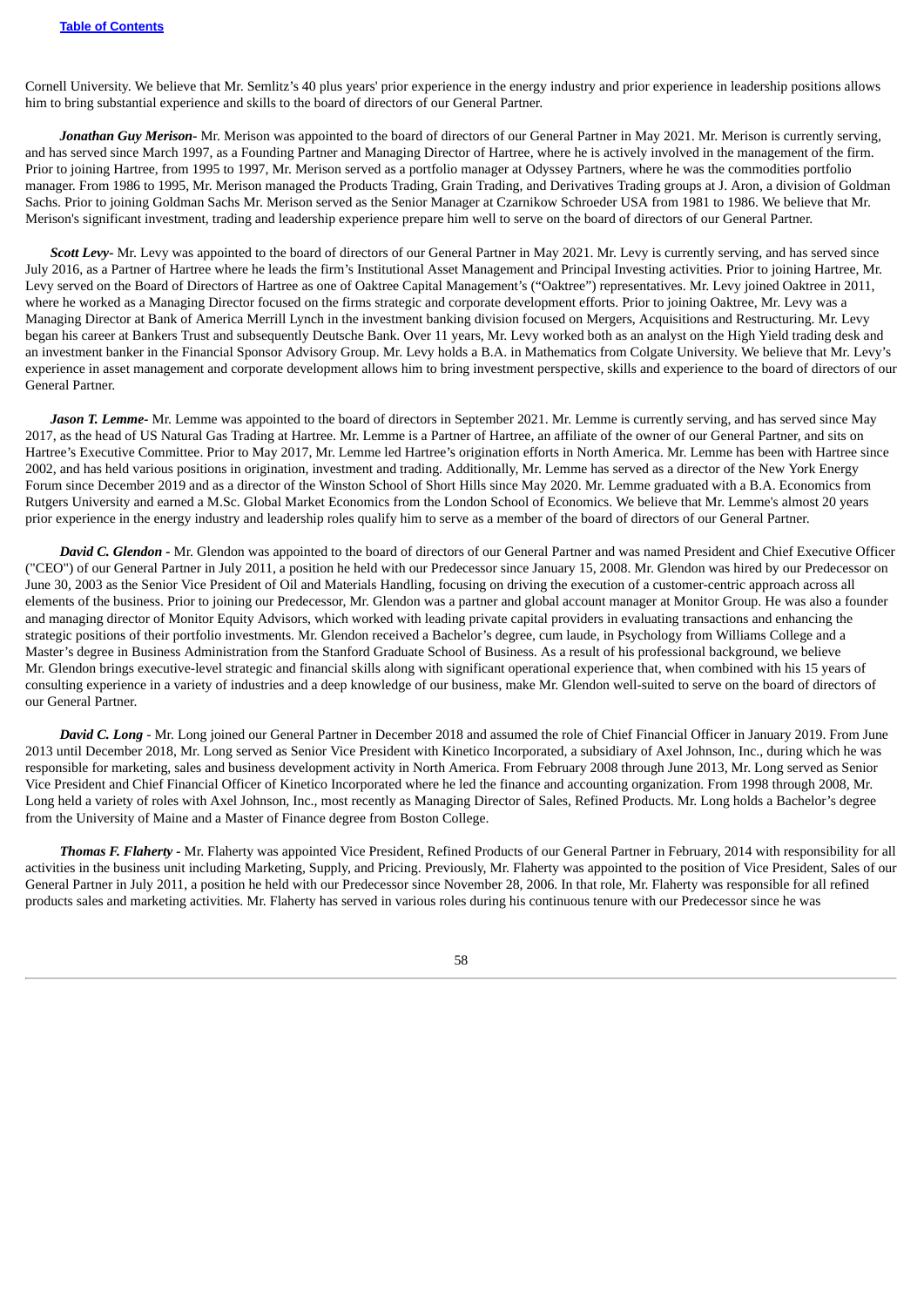Cornell University. We believe that Mr. Semlitz's 40 plus years' prior experience in the energy industry and prior experience in leadership positions allows him to bring substantial experience and skills to the board of directors of our General Partner.

***Jonathan Guy Merison***- Mr. Merison was appointed to the board of directors of our General Partner in May 2021. Mr. Merison is currently serving, and has served since March 1997, as a Founding Partner and Managing Director of Hartree, where he is actively involved in the management of the firm. Prior to joining Hartree, from 1995 to 1997, Mr. Merison served as a portfolio manager at Odyssey Partners, where he was the commodities portfolio manager. From 1986 to 1995, Mr. Merison managed the Products Trading, Grain Trading, and Derivatives Trading groups at J. Aron, a division of Goldman Sachs. Prior to joining Goldman Sachs Mr. Merison served as the Senior Manager at Czarnikow Schroeder USA from 1981 to 1986. We believe that Mr. Merison's significant investment, trading and leadership experience prepare him well to serve on the board of directors of our General Partner.

***Scott Levy***- Mr. Levy was appointed to the board of directors of our General Partner in May 2021. Mr. Levy is currently serving, and has served since July 2016, as a Partner of Hartree where he leads the firm's Institutional Asset Management and Principal Investing activities. Prior to joining Hartree, Mr. Levy served on the Board of Directors of Hartree as one of Oaktree Capital Management's ("Oaktree") representatives. Mr. Levy joined Oaktree in 2011, where he worked as a Managing Director in the firms strategic and corporate development efforts. Prior to joining Oaktree, Mr. Levy was a Managing Director at Bank of America Merrill Lynch in the investment banking division focused on Mergers, Acquisitions and Restructuring. Mr. Levy began his career at Bankers Trust and subsequently Deutsche Bank. Over 11 years, Mr. Levy worked both as an analyst on the High Yield trading desk and an investment banker in the Financial Sponsor Advisory Group. Mr. Levy holds a B.A. in Mathematics from Colgate University. We believe that Mr. Levy's experience in asset management and corporate development allows him to bring investment perspective, skills and experience to the board of directors of our General Partner.

***Jason T. Lemme***- Mr. Lemme was appointed to the board of directors in September 2021. Mr. Lemme is currently serving, and has served since May 2017, as the head of US Natural Gas Trading at Hartree. Mr. Lemme is a Partner of Hartree, an affiliate of the owner of our General Partner, and sits on Hartree's Executive Committee. Prior to May 2017, Mr. Lemme led Hartree's origination efforts in North America. Mr. Lemme has been with Hartree since 2002, and has held various positions in origination, investment and trading. Additionally, Mr. Lemme has served as a director of the New York Energy Forum since December 2019 and as a director of the Winston School of Short Hills since May 2020. Mr. Lemme graduated with a B.A. Economics from Rutgers University and earned a M.Sc. Global Market Economics from the London School of Economics. We believe that Mr. Lemme's almost 20 years prior experience in the energy industry and leadership roles qualify him to serve as a member of the board of directors of our General Partner.

***David C. Glendon*** - Mr. Glendon was appointed to the board of directors of our General Partner and was named President and Chief Executive Officer ("CEO") of our General Partner in July 2011, a position he held with our Predecessor since January 15, 2008. Mr. Glendon was hired by our Predecessor on June 30, 2003 as the Senior Vice President of Oil and Materials Handling, focusing on driving the execution of a customer-centric approach across all elements of the business. Prior to joining our Predecessor, Mr. Glendon was a partner and global account manager at Monitor Group. He was also a founder and managing director of Monitor Equity Advisors, which worked with leading private capital providers in evaluating transactions and enhancing the strategic positions of their portfolio investments. Mr. Glendon received a Bachelor's degree, cum laude, in Psychology from Williams College and a Master's degree in Business Administration from the Stanford Graduate School of Business. As a result of his professional background, we believe Mr. Glendon brings executive-level strategic and financial skills along with significant operational experience that, when combined with his 15 years of consulting experience in a variety of industries and a deep knowledge of our business, make Mr. Glendon well-suited to serve on the board of directors of our General Partner.

***David C. Long*** - Mr. Long joined our General Partner in December 2018 and assumed the role of Chief Financial Officer in January 2019. From June 2013 until December 2018, Mr. Long served as Senior Vice President with Kinetico Incorporated, a subsidiary of Axel Johnson, Inc., during which he was responsible for marketing, sales and business development activity in North America. From February 2008 through June 2013, Mr. Long served as Senior Vice President and Chief Financial Officer of Kinetico Incorporated where he led the finance and accounting organization. From 1998 through 2008, Mr. Long held a variety of roles with Axel Johnson, Inc., most recently as Managing Director of Sales, Refined Products. Mr. Long holds a Bachelor's degree from the University of Maine and a Master of Finance degree from Boston College.

***Thomas F. Flaherty*** - Mr. Flaherty was appointed Vice President, Refined Products of our General Partner in February, 2014 with responsibility for all activities in the business unit including Marketing, Supply, and Pricing. Previously, Mr. Flaherty was appointed to the position of Vice President, Sales of our General Partner in July 2011, a position he held with our Predecessor since November 28, 2006. In that role, Mr. Flaherty was responsible for all refined products sales and marketing activities. Mr. Flaherty has served in various roles during his continuous tenure with our Predecessor since he was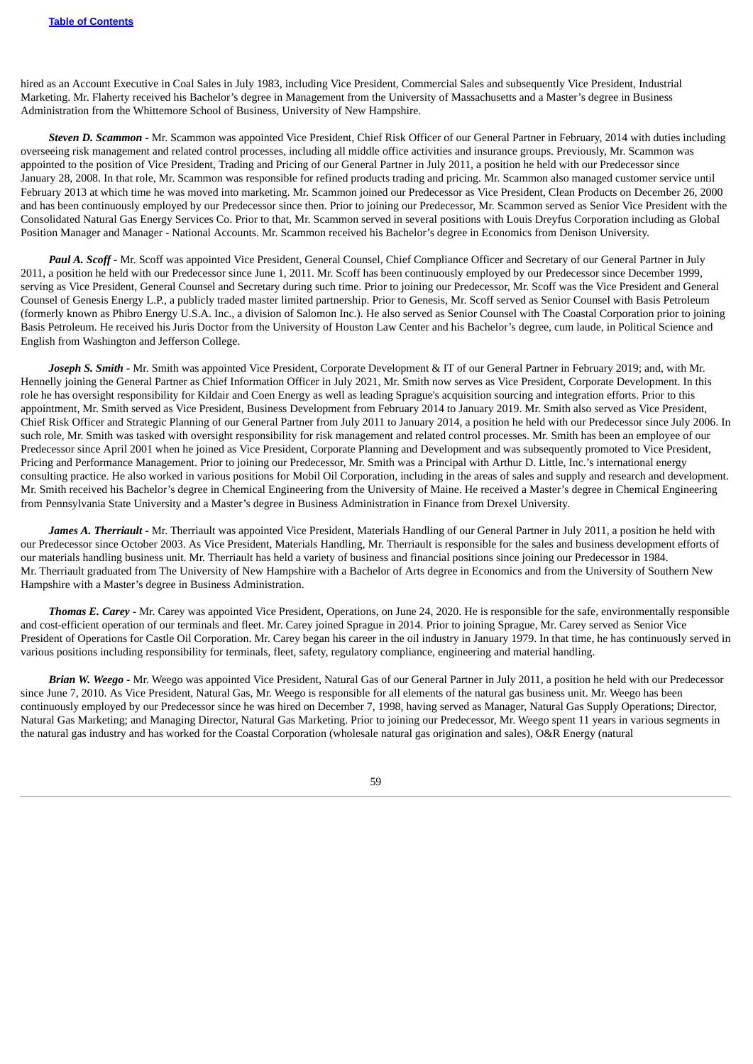hired as an Account Executive in Coal Sales in July 1983, including Vice President, Commercial Sales and subsequently Vice President, Industrial Marketing. Mr. Flaherty received his Bachelor's degree in Management from the University of Massachusetts and a Master's degree in Business Administration from the Whittemore School of Business, University of New Hampshire.

***Steven D. Scammon*** - Mr. Scammon was appointed Vice President, Chief Risk Officer of our General Partner in February, 2014 with duties including overseeing risk management and related control processes, including all middle office activities and insurance groups. Previously, Mr. Scammon was appointed to the position of Vice President, Trading and Pricing of our General Partner in July 2011, a position he held with our Predecessor since January 28, 2008. In that role, Mr. Scammon was responsible for refined products trading and pricing. Mr. Scammon also managed customer service until February 2013 at which time he was moved into marketing. Mr. Scammon joined our Predecessor as Vice President, Clean Products on December 26, 2000 and has been continuously employed by our Predecessor since then. Prior to joining our Predecessor, Mr. Scammon served as Senior Vice President with the Consolidated Natural Gas Energy Services Co. Prior to that, Mr. Scammon served in several positions with Louis Dreyfus Corporation including as Global Position Manager and Manager - National Accounts. Mr. Scammon received his Bachelor's degree in Economics from Denison University.

***Paul A. Scoff*** - Mr. Scoff was appointed Vice President, General Counsel, Chief Compliance Officer and Secretary of our General Partner in July 2011, a position he held with our Predecessor since June 1, 2011. Mr. Scoff has been continuously employed by our Predecessor since December 1999, serving as Vice President, General Counsel and Secretary during such time. Prior to joining our Predecessor, Mr. Scoff was the Vice President and General Counsel of Genesis Energy L.P., a publicly traded master limited partnership. Prior to Genesis, Mr. Scoff served as Senior Counsel with Basis Petroleum (formerly known as Phibro Energy U.S.A. Inc., a division of Salomon Inc.). He also served as Senior Counsel with The Coastal Corporation prior to joining Basis Petroleum. He received his Juris Doctor from the University of Houston Law Center and his Bachelor's degree, cum laude, in Political Science and English from Washington and Jefferson College.

***Joseph S. Smith*** - Mr. Smith was appointed Vice President, Corporate Development & IT of our General Partner in February 2019; and, with Mr. Hennelly joining the General Partner as Chief Information Officer in July 2021, Mr. Smith now serves as Vice President, Corporate Development. In this role he has oversight responsibility for Kildair and Coen Energy as well as leading Sprague's acquisition sourcing and integration efforts. Prior to this appointment, Mr. Smith served as Vice President, Business Development from February 2014 to January 2019. Mr. Smith also served as Vice President, Chief Risk Officer and Strategic Planning of our General Partner from July 2011 to January 2014, a position he held with our Predecessor since July 2006. In such role, Mr. Smith was tasked with oversight responsibility for risk management and related control processes. Mr. Smith has been an employee of our Predecessor since April 2001 when he joined as Vice President, Corporate Planning and Development and was subsequently promoted to Vice President, Pricing and Performance Management. Prior to joining our Predecessor, Mr. Smith was a Principal with Arthur D. Little, Inc.'s international energy consulting practice. He also worked in various positions for Mobil Oil Corporation, including in the areas of sales and supply and research and development. Mr. Smith received his Bachelor's degree in Chemical Engineering from the University of Maine. He received a Master's degree in Chemical Engineering from Pennsylvania State University and a Master's degree in Business Administration in Finance from Drexel University.

***James A. Therriault*** - Mr. Therriault was appointed Vice President, Materials Handling of our General Partner in July 2011, a position he held with our Predecessor since October 2003. As Vice President, Materials Handling, Mr. Therriault is responsible for the sales and business development efforts of our materials handling business unit. Mr. Therriault has held a variety of business and financial positions since joining our Predecessor in 1984. Mr. Therriault graduated from The University of New Hampshire with a Bachelor of Arts degree in Economics and from the University of Southern New Hampshire with a Master's degree in Business Administration.

***Thomas E. Carey*** - Mr. Carey was appointed Vice President, Operations, on June 24, 2020. He is responsible for the safe, environmentally responsible and cost-efficient operation of our terminals and fleet. Mr. Carey joined Sprague in 2014. Prior to joining Sprague, Mr. Carey served as Senior Vice President of Operations for Castle Oil Corporation. Mr. Carey began his career in the oil industry in January 1979. In that time, he has continuously served in various positions including responsibility for terminals, fleet, safety, regulatory compliance, engineering and material handling.

***Brian W. Weego*** - Mr. Weego was appointed Vice President, Natural Gas of our General Partner in July 2011, a position he held with our Predecessor since June 7, 2010. As Vice President, Natural Gas, Mr. Weego is responsible for all elements of the natural gas business unit. Mr. Weego has been continuously employed by our Predecessor since he was hired on December 7, 1998, having served as Manager, Natural Gas Supply Operations; Director, Natural Gas Marketing; and Managing Director, Natural Gas Marketing. Prior to joining our Predecessor, Mr. Weego spent 11 years in various segments in the natural gas industry and has worked for the Coastal Corporation (wholesale natural gas origination and sales), O&R Energy (natural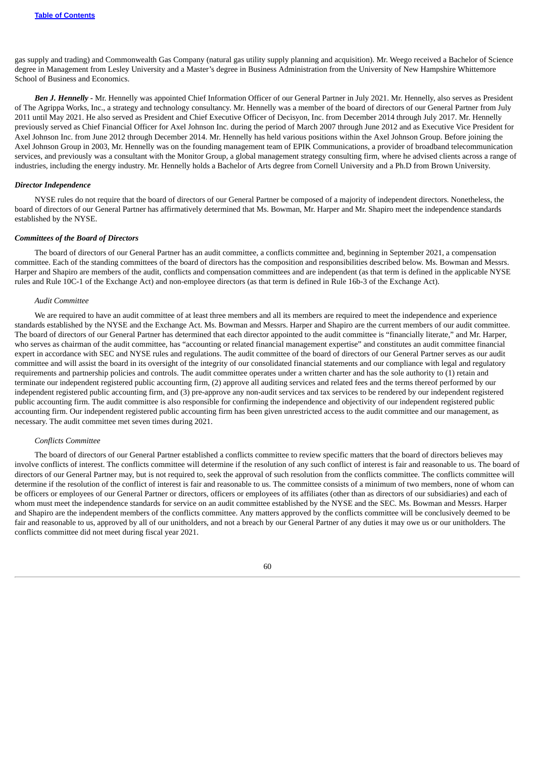gas supply and trading) and Commonwealth Gas Company (natural gas utility supply planning and acquisition). Mr. Weego received a Bachelor of Science degree in Management from Lesley University and a Master's degree in Business Administration from the University of New Hampshire Whittemore School of Business and Economics.

***Ben J. Hennelly*** - Mr. Hennelly was appointed Chief Information Officer of our General Partner in July 2021. Mr. Hennelly, also serves as President of The Agrippa Works, Inc., a strategy and technology consultancy. Mr. Hennelly was a member of the board of directors of our General Partner from July 2011 until May 2021. He also served as President and Chief Executive Officer of Decisyon, Inc. from December 2014 through July 2017. Mr. Hennelly previously served as Chief Financial Officer for Axel Johnson Inc. during the period of March 2007 through June 2012 and as Executive Vice President for Axel Johnson Inc. from June 2012 through December 2014. Mr. Hennelly has held various positions within the Axel Johnson Group. Before joining the Axel Johnson Group in 2003, Mr. Hennelly was on the founding management team of EPIK Communications, a provider of broadband telecommunication services, and previously was a consultant with the Monitor Group, a global management strategy consulting firm, where he advised clients across a range of industries, including the energy industry. Mr. Hennelly holds a Bachelor of Arts degree from Cornell University and a Ph.D from Brown University.

***Director Independence***

NYSE rules do not require that the board of directors of our General Partner be composed of a majority of independent directors. Nonetheless, the board of directors of our General Partner has affirmatively determined that Ms. Bowman, Mr. Harper and Mr. Shapiro meet the independence standards established by the NYSE.

***Committees of the Board of Directors***

The board of directors of our General Partner has an audit committee, a conflicts committee and, beginning in September 2021, a compensation committee. Each of the standing committees of the board of directors has the composition and responsibilities described below. Ms. Bowman and Messrs. Harper and Shapiro are members of the audit, conflicts and compensation committees and are independent (as that term is defined in the applicable NYSE rules and Rule 10C-1 of the Exchange Act) and non-employee directors (as that term is defined in Rule 16b-3 of the Exchange Act).

*Audit Committee*

We are required to have an audit committee of at least three members and all its members are required to meet the independence and experience standards established by the NYSE and the Exchange Act. Ms. Bowman and Messrs. Harper and Shapiro are the current members of our audit committee. The board of directors of our General Partner has determined that each director appointed to the audit committee is "financially literate," and Mr. Harper, who serves as chairman of the audit committee, has "accounting or related financial management expertise" and constitutes an audit committee financial expert in accordance with SEC and NYSE rules and regulations. The audit committee of the board of directors of our General Partner serves as our audit committee and will assist the board in its oversight of the integrity of our consolidated financial statements and our compliance with legal and regulatory requirements and partnership policies and controls. The audit committee operates under a written charter and has the sole authority to (1) retain and terminate our independent registered public accounting firm, (2) approve all auditing services and related fees and the terms thereof performed by our independent registered public accounting firm, and (3) pre-approve any non-audit services and tax services to be rendered by our independent registered public accounting firm. The audit committee is also responsible for confirming the independence and objectivity of our independent registered public accounting firm. Our independent registered public accounting firm has been given unrestricted access to the audit committee and our management, as necessary. The audit committee met seven times during 2021.

*Conflicts Committee*

The board of directors of our General Partner established a conflicts committee to review specific matters that the board of directors believes may involve conflicts of interest. The conflicts committee will determine if the resolution of any such conflict of interest is fair and reasonable to us. The board of directors of our General Partner may, but is not required to, seek the approval of such resolution from the conflicts committee. The conflicts committee will determine if the resolution of the conflict of interest is fair and reasonable to us. The committee consists of a minimum of two members, none of whom can be officers or employees of our General Partner or directors, officers or employees of its affiliates (other than as directors of our subsidiaries) and each of whom must meet the independence standards for service on an audit committee established by the NYSE and the SEC. Ms. Bowman and Messrs. Harper and Shapiro are the independent members of the conflicts committee. Any matters approved by the conflicts committee will be conclusively deemed to be fair and reasonable to us, approved by all of our unitholders, and not a breach by our General Partner of any duties it may owe us or our unitholders. The conflicts committee did not meet during fiscal year 2021.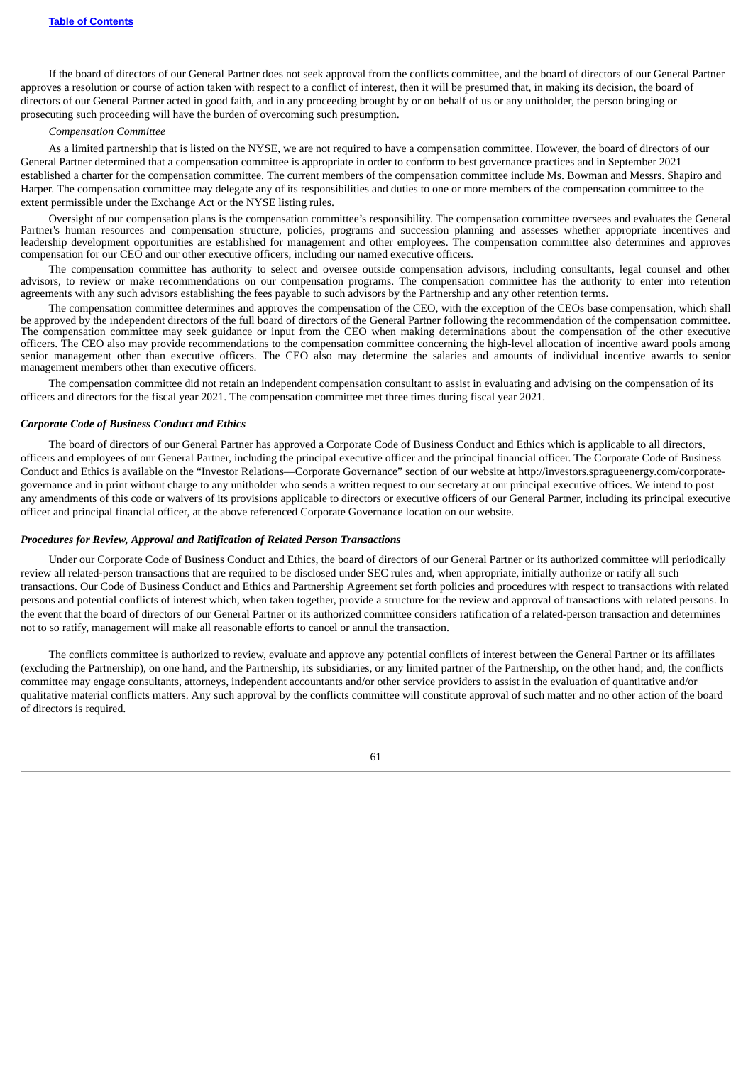If the board of directors of our General Partner does not seek approval from the conflicts committee, and the board of directors of our General Partner approves a resolution or course of action taken with respect to a conflict of interest, then it will be presumed that, in making its decision, the board of directors of our General Partner acted in good faith, and in any proceeding brought by or on behalf of us or any unitholder, the person bringing or prosecuting such proceeding will have the burden of overcoming such presumption.

*Compensation Committee*

As a limited partnership that is listed on the NYSE, we are not required to have a compensation committee. However, the board of directors of our General Partner determined that a compensation committee is appropriate in order to conform to best governance practices and in September 2021 established a charter for the compensation committee. The current members of the compensation committee include Ms. Bowman and Messrs. Shapiro and Harper. The compensation committee may delegate any of its responsibilities and duties to one or more members of the compensation committee to the extent permissible under the Exchange Act or the NYSE listing rules.

Oversight of our compensation plans is the compensation committee's responsibility. The compensation committee oversees and evaluates the General Partner's human resources and compensation structure, policies, programs and succession planning and assesses whether appropriate incentives and leadership development opportunities are established for management and other employees. The compensation committee also determines and approves compensation for our CEO and our other executive officers, including our named executive officers.

The compensation committee has authority to select and oversee outside compensation advisors, including consultants, legal counsel and other advisors, to review or make recommendations on our compensation programs. The compensation committee has the authority to enter into retention agreements with any such advisors establishing the fees payable to such advisors by the Partnership and any other retention terms.

The compensation committee determines and approves the compensation of the CEO, with the exception of the CEOs base compensation, which shall be approved by the independent directors of the full board of directors of the General Partner following the recommendation of the compensation committee. The compensation committee may seek guidance or input from the CEO when making determinations about the compensation of the other executive officers. The CEO also may provide recommendations to the compensation committee concerning the high-level allocation of incentive award pools among senior management other than executive officers. The CEO also may determine the salaries and amounts of individual incentive awards to senior management members other than executive officers.

The compensation committee did not retain an independent compensation consultant to assist in evaluating and advising on the compensation of its officers and directors for the fiscal year 2021. The compensation committee met three times during fiscal year 2021.

***Corporate Code of Business Conduct and Ethics***

The board of directors of our General Partner has approved a Corporate Code of Business Conduct and Ethics which is applicable to all directors, officers and employees of our General Partner, including the principal executive officer and the principal financial officer. The Corporate Code of Business Conduct and Ethics is available on the "Investor Relations—Corporate Governance" section of our website at http://investors.spragueenergy.com/corporate-governance and in print without charge to any unitholder who sends a written request to our secretary at our principal executive offices. We intend to post any amendments of this code or waivers of its provisions applicable to directors or executive officers of our General Partner, including its principal executive officer and principal financial officer, at the above referenced Corporate Governance location on our website.

***Procedures for Review, Approval and Ratification of Related Person Transactions***

Under our Corporate Code of Business Conduct and Ethics, the board of directors of our General Partner or its authorized committee will periodically review all related-person transactions that are required to be disclosed under SEC rules and, when appropriate, initially authorize or ratify all such transactions. Our Code of Business Conduct and Ethics and Partnership Agreement set forth policies and procedures with respect to transactions with related persons and potential conflicts of interest which, when taken together, provide a structure for the review and approval of transactions with related persons. In the event that the board of directors of our General Partner or its authorized committee considers ratification of a related-person transaction and determines not to so ratify, management will make all reasonable efforts to cancel or annul the transaction.

The conflicts committee is authorized to review, evaluate and approve any potential conflicts of interest between the General Partner or its affiliates (excluding the Partnership), on one hand, and the Partnership, its subsidiaries, or any limited partner of the Partnership, on the other hand; and, the conflicts committee may engage consultants, attorneys, independent accountants and/or other service providers to assist in the evaluation of quantitative and/or qualitative material conflicts matters. Any such approval by the conflicts committee will constitute approval of such matter and no other action of the board of directors is required.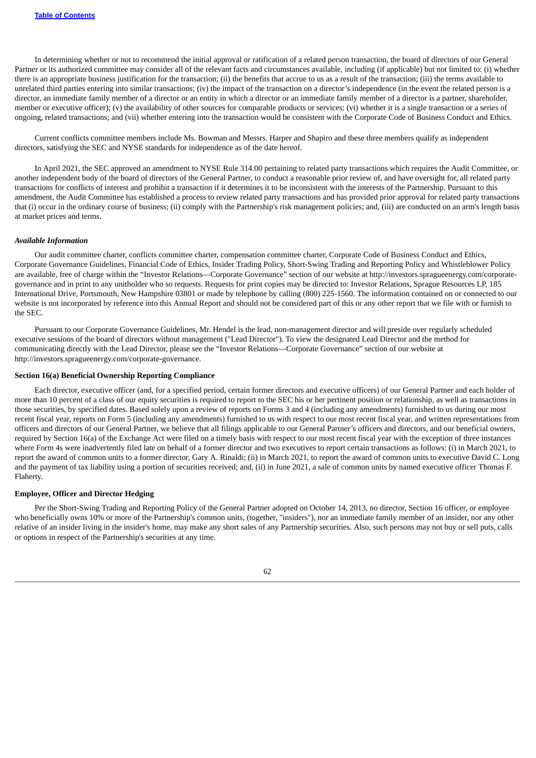In determining whether or not to recommend the initial approval or ratification of a related person transaction, the board of directors of our General Partner or its authorized committee may consider all of the relevant facts and circumstances available, including (if applicable) but not limited to: (i) whether there is an appropriate business justification for the transaction; (ii) the benefits that accrue to us as a result of the transaction; (iii) the terms available to unrelated third parties entering into similar transactions; (iv) the impact of the transaction on a director's independence (in the event the related person is a director, an immediate family member of a director or an entity in which a director or an immediate family member of a director is a partner, shareholder, member or executive officer); (v) the availability of other sources for comparable products or services; (vi) whether it is a single transaction or a series of ongoing, related transactions; and (vii) whether entering into the transaction would be consistent with the Corporate Code of Business Conduct and Ethics.

Current conflicts committee members include Ms. Bowman and Messrs. Harper and Shapiro and these three members qualify as independent directors, satisfying the SEC and NYSE standards for independence as of the date hereof.

In April 2021, the SEC approved an amendment to NYSE Rule 314.00 pertaining to related party transactions which requires the Audit Committee, or another independent body of the board of directors of the General Partner, to conduct a reasonable prior review of, and have oversight for, all related party transactions for conflicts of interest and prohibit a transaction if it determines it to be inconsistent with the interests of the Partnership. Pursuant to this amendment, the Audit Committee has established a process to review related party transactions and has provided prior approval for related party transactions that (i) occur in the ordinary course of business; (ii) comply with the Partnership's risk management policies; and, (iii) are conducted on an arm's length basis at market prices and terms.

***Available Information***

Our audit committee charter, conflicts committee charter, compensation committee charter, Corporate Code of Business Conduct and Ethics, Corporate Governance Guidelines, Financial Code of Ethics, Insider Trading Policy, Short-Swing Trading and Reporting Policy and Whistleblower Policy are available, free of charge within the "Investor Relations—Corporate Governance" section of our website at http://investors.spragueenergy.com/corporate-governance and in print to any unitholder who so requests. Requests for print copies may be directed to: Investor Relations, Sprague Resources LP, 185 International Drive, Portsmouth, New Hampshire 03801 or made by telephone by calling (800) 225-1560. The information contained on or connected to our website is not incorporated by reference into this Annual Report and should not be considered part of this or any other report that we file with or furnish to the SEC.

Pursuant to our Corporate Governance Guidelines, Mr. Hendel is the lead, non-management director and will preside over regularly scheduled executive sessions of the board of directors without management ("Lead Director"). To view the designated Lead Director and the method for communicating directly with the Lead Director, please see the "Investor Relations—Corporate Governance" section of our website at http://investors.spragueenergy.com/corporate-governance.

**Section 16(a) Beneficial Ownership Reporting Compliance**

Each director, executive officer (and, for a specified period, certain former directors and executive officers) of our General Partner and each holder of more than 10 percent of a class of our equity securities is required to report to the SEC his or her pertinent position or relationship, as well as transactions in those securities, by specified dates. Based solely upon a review of reports on Forms 3 and 4 (including any amendments) furnished to us during our most recent fiscal year, reports on Form 5 (including any amendments) furnished to us with respect to our most recent fiscal year, and written representations from officers and directors of our General Partner, we believe that all filings applicable to our General Partner's officers and directors, and our beneficial owners, required by Section 16(a) of the Exchange Act were filed on a timely basis with respect to our most recent fiscal year with the exception of three instances where Form 4s were inadvertently filed late on behalf of a former director and two executives to report certain transactions as follows: (i) in March 2021, to report the award of common units to a former director, Gary A. Rinaldi; (ii) in March 2021, to report the award of common units to executive David C. Long and the payment of tax liability using a portion of securities received; and, (ii) in June 2021, a sale of common units by named executive officer Thomas F. Flaherty.

**Employee, Officer and Director Hedging**

Per the Short-Swing Trading and Reporting Policy of the General Partner adopted on October 14, 2013, no director, Section 16 officer, or employee who beneficially owns 10% or more of the Partnership's common units, (together, "insiders"), nor an immediate family member of an insider, nor any other relative of an insider living in the insider's home, may make any short sales of any Partnership securities. Also, such persons may not buy or sell puts, calls or options in respect of the Partnership's securities at any time.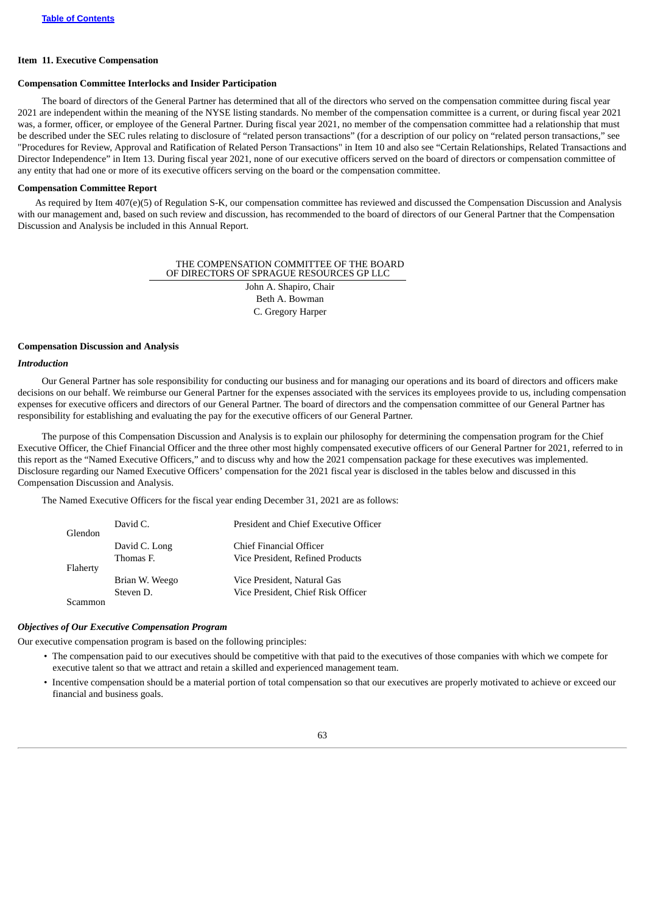### Item 11. Executive Compensation

#### Compensation Committee Interlocks and Insider Participation

The board of directors of the General Partner has determined that all of the directors who served on the compensation committee during fiscal year 2021 are independent within the meaning of the NYSE listing standards. No member of the compensation committee is a current, or during fiscal year 2021 was, a former, officer, or employee of the General Partner. During fiscal year 2021, no member of the compensation committee had a relationship that must be described under the SEC rules relating to disclosure of "related person transactions" (for a description of our policy on "related person transactions," see "Procedures for Review, Approval and Ratification of Related Person Transactions" in Item 10 and also see "Certain Relationships, Related Transactions and Director Independence" in Item 13. During fiscal year 2021, none of our executive officers served on the board of directors or compensation committee of any entity that had one or more of its executive officers serving on the board or the compensation committee.

#### Compensation Committee Report

As required by Item 407(e)(5) of Regulation S-K, our compensation committee has reviewed and discussed the Compensation Discussion and Analysis with our management and, based on such review and discussion, has recommended to the board of directors of our General Partner that the Compensation Discussion and Analysis be included in this Annual Report.

THE COMPENSATION COMMITTEE OF THE BOARD OF DIRECTORS OF SPRAGUE RESOURCES GP LLC

John A. Shapiro, Chair
Beth A. Bowman
C. Gregory Harper

#### Compensation Discussion and Analysis

*Introduction*

Our General Partner has sole responsibility for conducting our business and for managing our operations and its board of directors and officers make decisions on our behalf. We reimburse our General Partner for the expenses associated with the services its employees provide to us, including compensation expenses for executive officers and directors of our General Partner. The board of directors and the compensation committee of our General Partner has responsibility for establishing and evaluating the pay for the executive officers of our General Partner.

The purpose of this Compensation Discussion and Analysis is to explain our philosophy for determining the compensation program for the Chief Executive Officer, the Chief Financial Officer and the three other most highly compensated executive officers of our General Partner for 2021, referred to in this report as the "Named Executive Officers," and to discuss why and how the 2021 compensation package for these executives was implemented. Disclosure regarding our Named Executive Officers' compensation for the 2021 fiscal year is disclosed in the tables below and discussed in this Compensation Discussion and Analysis.

The Named Executive Officers for the fiscal year ending December 31, 2021 are as follows:

| | |
|---|---|
| David C. Glendon | President and Chief Executive Officer |
| David C. Long | Chief Financial Officer |
| Thomas F. Flaherty | Vice President, Refined Products |
| Brian W. Weego | Vice President, Natural Gas |
| Steven D. Scammon | Vice President, Chief Risk Officer |

*Objectives of Our Executive Compensation Program*

Our executive compensation program is based on the following principles:

- The compensation paid to our executives should be competitive with that paid to the executives of those companies with which we compete for executive talent so that we attract and retain a skilled and experienced management team.
- Incentive compensation should be a material portion of total compensation so that our executives are properly motivated to achieve or exceed our financial and business goals.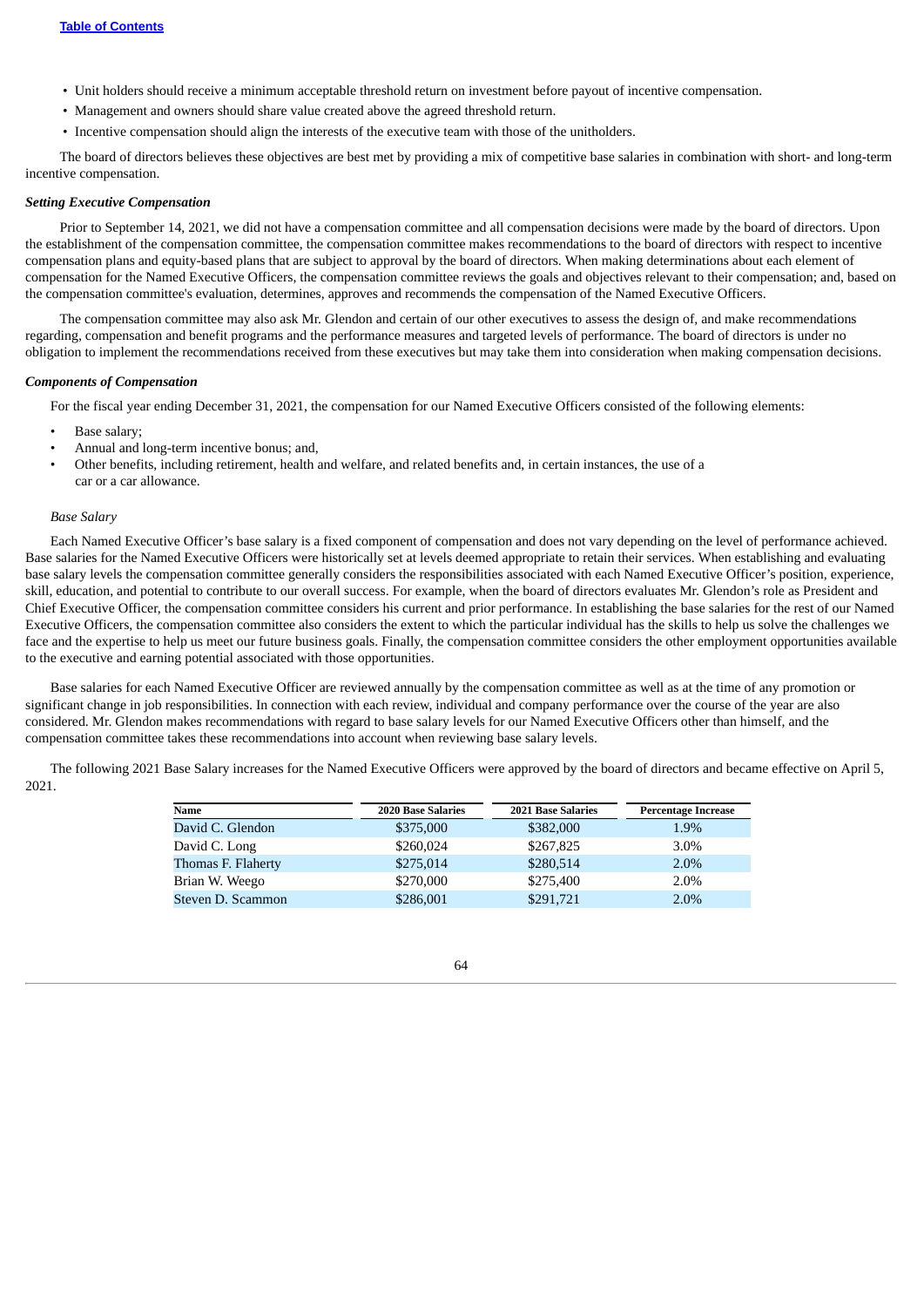- Unit holders should receive a minimum acceptable threshold return on investment before payout of incentive compensation.
- Management and owners should share value created above the agreed threshold return.
- Incentive compensation should align the interests of the executive team with those of the unitholders.

The board of directors believes these objectives are best met by providing a mix of competitive base salaries in combination with short- and long-term incentive compensation.

***Setting Executive Compensation***

Prior to September 14, 2021, we did not have a compensation committee and all compensation decisions were made by the board of directors. Upon the establishment of the compensation committee, the compensation committee makes recommendations to the board of directors with respect to incentive compensation plans and equity-based plans that are subject to approval by the board of directors. When making determinations about each element of compensation for the Named Executive Officers, the compensation committee reviews the goals and objectives relevant to their compensation; and, based on the compensation committee's evaluation, determines, approves and recommends the compensation of the Named Executive Officers.

The compensation committee may also ask Mr. Glendon and certain of our other executives to assess the design of, and make recommendations regarding, compensation and benefit programs and the performance measures and targeted levels of performance. The board of directors is under no obligation to implement the recommendations received from these executives but may take them into consideration when making compensation decisions.

***Components of Compensation***

For the fiscal year ending December 31, 2021, the compensation for our Named Executive Officers consisted of the following elements:

- Base salary;
- Annual and long-term incentive bonus; and,
- Other benefits, including retirement, health and welfare, and related benefits and, in certain instances, the use of a car or a car allowance.

*Base Salary*

Each Named Executive Officer's base salary is a fixed component of compensation and does not vary depending on the level of performance achieved. Base salaries for the Named Executive Officers were historically set at levels deemed appropriate to retain their services. When establishing and evaluating base salary levels the compensation committee generally considers the responsibilities associated with each Named Executive Officer's position, experience, skill, education, and potential to contribute to our overall success. For example, when the board of directors evaluates Mr. Glendon's role as President and Chief Executive Officer, the compensation committee considers his current and prior performance. In establishing the base salaries for the rest of our Named Executive Officers, the compensation committee also considers the extent to which the particular individual has the skills to help us solve the challenges we face and the expertise to help us meet our future business goals. Finally, the compensation committee considers the other employment opportunities available to the executive and earning potential associated with those opportunities.

Base salaries for each Named Executive Officer are reviewed annually by the compensation committee as well as at the time of any promotion or significant change in job responsibilities. In connection with each review, individual and company performance over the course of the year are also considered. Mr. Glendon makes recommendations with regard to base salary levels for our Named Executive Officers other than himself, and the compensation committee takes these recommendations into account when reviewing base salary levels.

The following 2021 Base Salary increases for the Named Executive Officers were approved by the board of directors and became effective on April 5, 2021.

| Name | 2020 Base Salaries | 2021 Base Salaries | Percentage Increase |
|---|---|---|---|
| David C. Glendon | $375,000 | $382,000 | 1.9% |
| David C. Long | $260,024 | $267,825 | 3.0% |
| Thomas F. Flaherty | $275,014 | $280,514 | 2.0% |
| Brian W. Weego | $270,000 | $275,400 | 2.0% |
| Steven D. Scammon | $286,001 | $291,721 | 2.0% |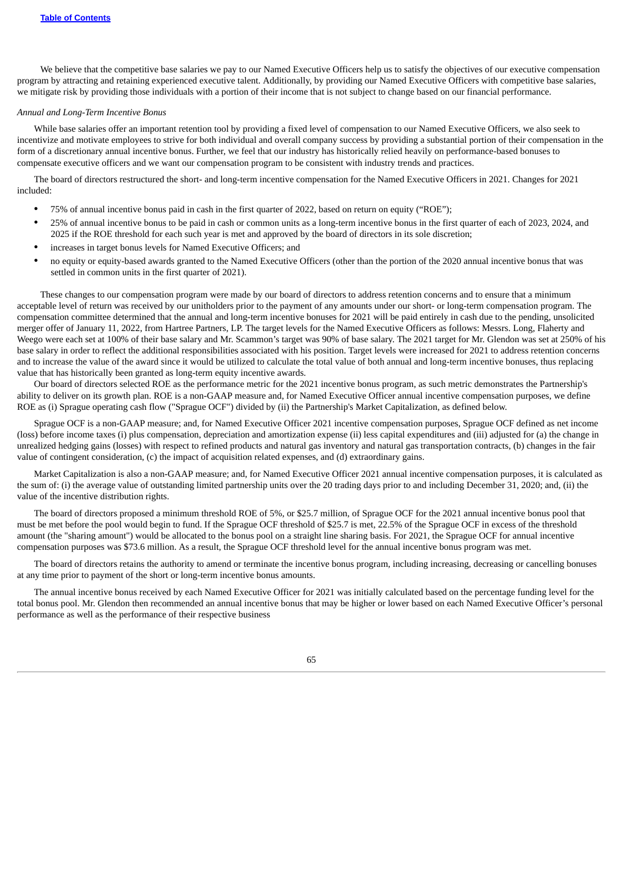We believe that the competitive base salaries we pay to our Named Executive Officers help us to satisfy the objectives of our executive compensation program by attracting and retaining experienced executive talent. Additionally, by providing our Named Executive Officers with competitive base salaries, we mitigate risk by providing those individuals with a portion of their income that is not subject to change based on our financial performance.

*Annual and Long-Term Incentive Bonus*

While base salaries offer an important retention tool by providing a fixed level of compensation to our Named Executive Officers, we also seek to incentivize and motivate employees to strive for both individual and overall company success by providing a substantial portion of their compensation in the form of a discretionary annual incentive bonus. Further, we feel that our industry has historically relied heavily on performance-based bonuses to compensate executive officers and we want our compensation program to be consistent with industry trends and practices.

The board of directors restructured the short- and long-term incentive compensation for the Named Executive Officers in 2021. Changes for 2021 included:

- 75% of annual incentive bonus paid in cash in the first quarter of 2022, based on return on equity ("ROE");
- 25% of annual incentive bonus to be paid in cash or common units as a long-term incentive bonus in the first quarter of each of 2023, 2024, and 2025 if the ROE threshold for each such year is met and approved by the board of directors in its sole discretion;
- increases in target bonus levels for Named Executive Officers; and
- no equity or equity-based awards granted to the Named Executive Officers (other than the portion of the 2020 annual incentive bonus that was settled in common units in the first quarter of 2021).

These changes to our compensation program were made by our board of directors to address retention concerns and to ensure that a minimum acceptable level of return was received by our unitholders prior to the payment of any amounts under our short- or long-term compensation program. The compensation committee determined that the annual and long-term incentive bonuses for 2021 will be paid entirely in cash due to the pending, unsolicited merger offer of January 11, 2022, from Hartree Partners, LP. The target levels for the Named Executive Officers as follows: Messrs. Long, Flaherty and Weego were each set at 100% of their base salary and Mr. Scammon's target was 90% of base salary. The 2021 target for Mr. Glendon was set at 250% of his base salary in order to reflect the additional responsibilities associated with his position. Target levels were increased for 2021 to address retention concerns and to increase the value of the award since it would be utilized to calculate the total value of both annual and long-term incentive bonuses, thus replacing value that has historically been granted as long-term equity incentive awards.

Our board of directors selected ROE as the performance metric for the 2021 incentive bonus program, as such metric demonstrates the Partnership's ability to deliver on its growth plan. ROE is a non-GAAP measure and, for Named Executive Officer annual incentive compensation purposes, we define ROE as (i) Sprague operating cash flow ("Sprague OCF") divided by (ii) the Partnership's Market Capitalization, as defined below.

Sprague OCF is a non-GAAP measure; and, for Named Executive Officer 2021 incentive compensation purposes, Sprague OCF defined as net income (loss) before income taxes (i) plus compensation, depreciation and amortization expense (ii) less capital expenditures and (iii) adjusted for (a) the change in unrealized hedging gains (losses) with respect to refined products and natural gas inventory and natural gas transportation contracts, (b) changes in the fair value of contingent consideration, (c) the impact of acquisition related expenses, and (d) extraordinary gains.

Market Capitalization is also a non-GAAP measure; and, for Named Executive Officer 2021 annual incentive compensation purposes, it is calculated as the sum of: (i) the average value of outstanding limited partnership units over the 20 trading days prior to and including December 31, 2020; and, (ii) the value of the incentive distribution rights.

The board of directors proposed a minimum threshold ROE of 5%, or $25.7 million, of Sprague OCF for the 2021 annual incentive bonus pool that must be met before the pool would begin to fund. If the Sprague OCF threshold of $25.7 is met, 22.5% of the Sprague OCF in excess of the threshold amount (the "sharing amount") would be allocated to the bonus pool on a straight line sharing basis. For 2021, the Sprague OCF for annual incentive compensation purposes was $73.6 million. As a result, the Sprague OCF threshold level for the annual incentive bonus program was met.

The board of directors retains the authority to amend or terminate the incentive bonus program, including increasing, decreasing or cancelling bonuses at any time prior to payment of the short or long-term incentive bonus amounts.

The annual incentive bonus received by each Named Executive Officer for 2021 was initially calculated based on the percentage funding level for the total bonus pool. Mr. Glendon then recommended an annual incentive bonus that may be higher or lower based on each Named Executive Officer's personal performance as well as the performance of their respective business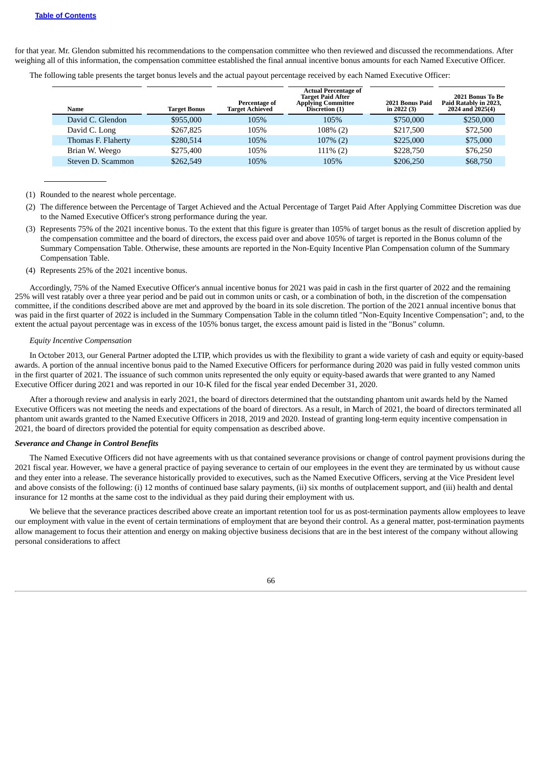for that year. Mr. Glendon submitted his recommendations to the compensation committee who then reviewed and discussed the recommendations. After weighing all of this information, the compensation committee established the final annual incentive bonus amounts for each Named Executive Officer.

The following table presents the target bonus levels and the actual payout percentage received by each Named Executive Officer:

| Name | Target Bonus | Percentage of Target Achieved | Actual Percentage of Target Paid After Applying Committee Discretion (1) | 2021 Bonus Paid in 2022 (3) | 2021 Bonus To Be Paid Ratably in 2023, 2024 and 2025(4) |
|---|---|---|---|---|---|
| David C. Glendon | $955,000 | 105% | 105% | $750,000 | $250,000 |
| David C. Long | $267,825 | 105% | 108% (2) | $217,500 | $72,500 |
| Thomas F. Flaherty | $280,514 | 105% | 107% (2) | $225,000 | $75,000 |
| Brian W. Weego | $275,400 | 105% | 111% (2) | $228,750 | $76,250 |
| Steven D. Scammon | $262,549 | 105% | 105% | $206,250 | $68,750 |

(1) Rounded to the nearest whole percentage.

(2) The difference between the Percentage of Target Achieved and the Actual Percentage of Target Paid After Applying Committee Discretion was due to the Named Executive Officer's strong performance during the year.

(3) Represents 75% of the 2021 incentive bonus. To the extent that this figure is greater than 105% of target bonus as the result of discretion applied by the compensation committee and the board of directors, the excess paid over and above 105% of target is reported in the Bonus column of the Summary Compensation Table. Otherwise, these amounts are reported in the Non-Equity Incentive Plan Compensation column of the Summary Compensation Table.

(4) Represents 25% of the 2021 incentive bonus.

Accordingly, 75% of the Named Executive Officer's annual incentive bonus for 2021 was paid in cash in the first quarter of 2022 and the remaining 25% will vest ratably over a three year period and be paid out in common units or cash, or a combination of both, in the discretion of the compensation committee, if the conditions described above are met and approved by the board in its sole discretion. The portion of the 2021 annual incentive bonus that was paid in the first quarter of 2022 is included in the Summary Compensation Table in the column titled "Non-Equity Incentive Compensation"; and, to the extent the actual payout percentage was in excess of the 105% bonus target, the excess amount paid is listed in the "Bonus" column.

*Equity Incentive Compensation*

In October 2013, our General Partner adopted the LTIP, which provides us with the flexibility to grant a wide variety of cash and equity or equity-based awards. A portion of the annual incentive bonus paid to the Named Executive Officers for performance during 2020 was paid in fully vested common units in the first quarter of 2021. The issuance of such common units represented the only equity or equity-based awards that were granted to any Named Executive Officer during 2021 and was reported in our 10-K filed for the fiscal year ended December 31, 2020.

After a thorough review and analysis in early 2021, the board of directors determined that the outstanding phantom unit awards held by the Named Executive Officers was not meeting the needs and expectations of the board of directors. As a result, in March of 2021, the board of directors terminated all phantom unit awards granted to the Named Executive Officers in 2018, 2019 and 2020. Instead of granting long-term equity incentive compensation in 2021, the board of directors provided the potential for equity compensation as described above.

***Severance and Change in Control Benefits***

The Named Executive Officers did not have agreements with us that contained severance provisions or change of control payment provisions during the 2021 fiscal year. However, we have a general practice of paying severance to certain of our employees in the event they are terminated by us without cause and they enter into a release. The severance historically provided to executives, such as the Named Executive Officers, serving at the Vice President level and above consists of the following: (i) 12 months of continued base salary payments, (ii) six months of outplacement support, and (iii) health and dental insurance for 12 months at the same cost to the individual as they paid during their employment with us.

We believe that the severance practices described above create an important retention tool for us as post-termination payments allow employees to leave our employment with value in the event of certain terminations of employment that are beyond their control. As a general matter, post-termination payments allow management to focus their attention and energy on making objective business decisions that are in the best interest of the company without allowing personal considerations to affect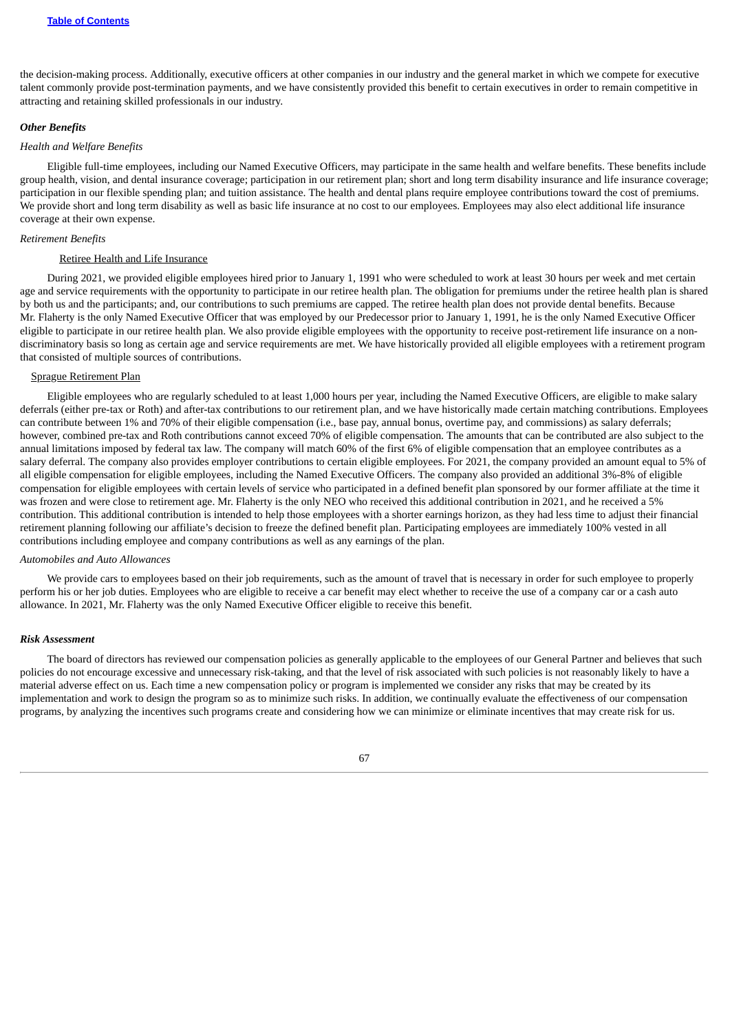the decision-making process. Additionally, executive officers at other companies in our industry and the general market in which we compete for executive talent commonly provide post-termination payments, and we have consistently provided this benefit to certain executives in order to remain competitive in attracting and retaining skilled professionals in our industry.

### *Other Benefits*

*Health and Welfare Benefits*

Eligible full-time employees, including our Named Executive Officers, may participate in the same health and welfare benefits. These benefits include group health, vision, and dental insurance coverage; participation in our retirement plan; short and long term disability insurance and life insurance coverage; participation in our flexible spending plan; and tuition assistance. The health and dental plans require employee contributions toward the cost of premiums. We provide short and long term disability as well as basic life insurance at no cost to our employees. Employees may also elect additional life insurance coverage at their own expense.

*Retirement Benefits*

Retiree Health and Life Insurance

During 2021, we provided eligible employees hired prior to January 1, 1991 who were scheduled to work at least 30 hours per week and met certain age and service requirements with the opportunity to participate in our retiree health plan. The obligation for premiums under the retiree health plan is shared by both us and the participants; and, our contributions to such premiums are capped. The retiree health plan does not provide dental benefits. Because Mr. Flaherty is the only Named Executive Officer that was employed by our Predecessor prior to January 1, 1991, he is the only Named Executive Officer eligible to participate in our retiree health plan. We also provide eligible employees with the opportunity to receive post-retirement life insurance on a non-discriminatory basis so long as certain age and service requirements are met. We have historically provided all eligible employees with a retirement program that consisted of multiple sources of contributions.

Sprague Retirement Plan

Eligible employees who are regularly scheduled to at least 1,000 hours per year, including the Named Executive Officers, are eligible to make salary deferrals (either pre-tax or Roth) and after-tax contributions to our retirement plan, and we have historically made certain matching contributions. Employees can contribute between 1% and 70% of their eligible compensation (i.e., base pay, annual bonus, overtime pay, and commissions) as salary deferrals; however, combined pre-tax and Roth contributions cannot exceed 70% of eligible compensation. The amounts that can be contributed are also subject to the annual limitations imposed by federal tax law. The company will match 60% of the first 6% of eligible compensation that an employee contributes as a salary deferral. The company also provides employer contributions to certain eligible employees. For 2021, the company provided an amount equal to 5% of all eligible compensation for eligible employees, including the Named Executive Officers. The company also provided an additional 3%-8% of eligible compensation for eligible employees with certain levels of service who participated in a defined benefit plan sponsored by our former affiliate at the time it was frozen and were close to retirement age. Mr. Flaherty is the only NEO who received this additional contribution in 2021, and he received a 5% contribution. This additional contribution is intended to help those employees with a shorter earnings horizon, as they had less time to adjust their financial retirement planning following our affiliate's decision to freeze the defined benefit plan. Participating employees are immediately 100% vested in all contributions including employee and company contributions as well as any earnings of the plan.

*Automobiles and Auto Allowances*

We provide cars to employees based on their job requirements, such as the amount of travel that is necessary in order for such employee to properly perform his or her job duties. Employees who are eligible to receive a car benefit may elect whether to receive the use of a company car or a cash auto allowance. In 2021, Mr. Flaherty was the only Named Executive Officer eligible to receive this benefit.

### *Risk Assessment*

The board of directors has reviewed our compensation policies as generally applicable to the employees of our General Partner and believes that such policies do not encourage excessive and unnecessary risk-taking, and that the level of risk associated with such policies is not reasonably likely to have a material adverse effect on us. Each time a new compensation policy or program is implemented we consider any risks that may be created by its implementation and work to design the program so as to minimize such risks. In addition, we continually evaluate the effectiveness of our compensation programs, by analyzing the incentives such programs create and considering how we can minimize or eliminate incentives that may create risk for us.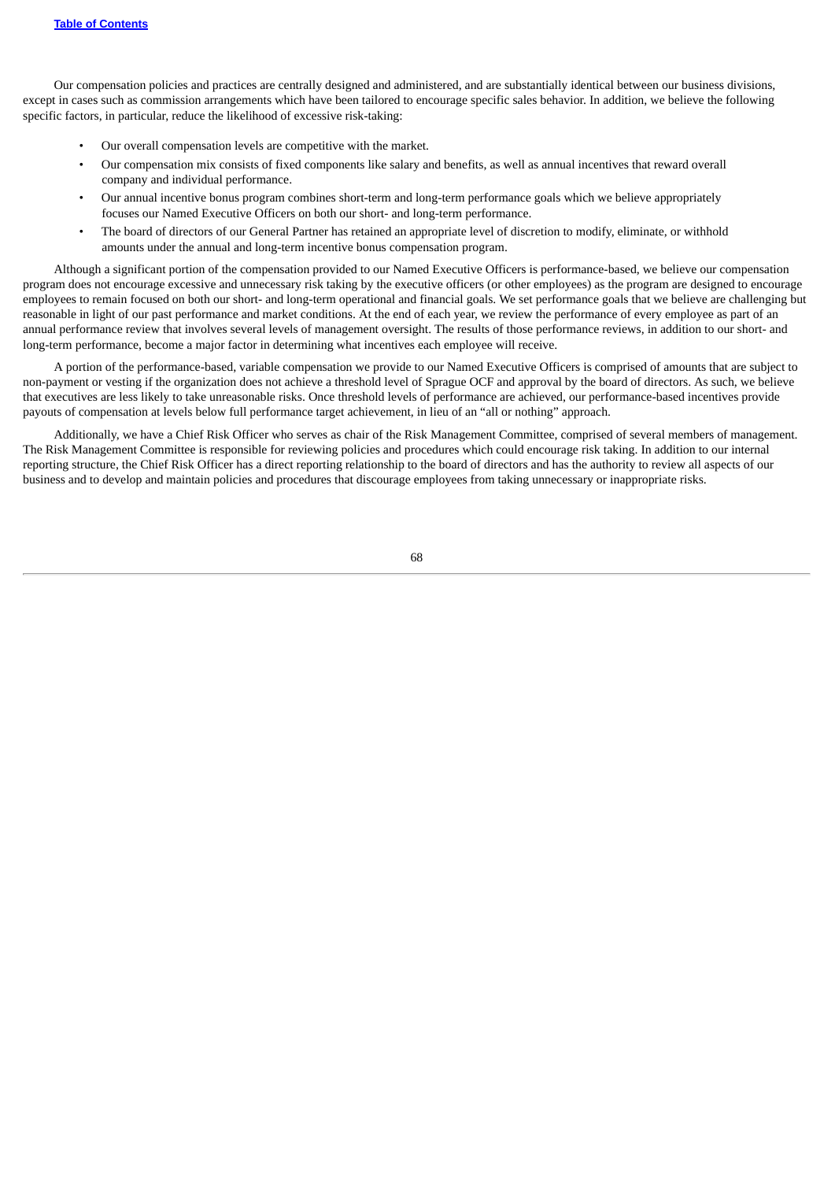Our compensation policies and practices are centrally designed and administered, and are substantially identical between our business divisions, except in cases such as commission arrangements which have been tailored to encourage specific sales behavior. In addition, we believe the following specific factors, in particular, reduce the likelihood of excessive risk-taking:

- Our overall compensation levels are competitive with the market.
- Our compensation mix consists of fixed components like salary and benefits, as well as annual incentives that reward overall company and individual performance.
- Our annual incentive bonus program combines short-term and long-term performance goals which we believe appropriately focuses our Named Executive Officers on both our short- and long-term performance.
- The board of directors of our General Partner has retained an appropriate level of discretion to modify, eliminate, or withhold amounts under the annual and long-term incentive bonus compensation program.

Although a significant portion of the compensation provided to our Named Executive Officers is performance-based, we believe our compensation program does not encourage excessive and unnecessary risk taking by the executive officers (or other employees) as the program are designed to encourage employees to remain focused on both our short- and long-term operational and financial goals. We set performance goals that we believe are challenging but reasonable in light of our past performance and market conditions. At the end of each year, we review the performance of every employee as part of an annual performance review that involves several levels of management oversight. The results of those performance reviews, in addition to our short- and long-term performance, become a major factor in determining what incentives each employee will receive.

A portion of the performance-based, variable compensation we provide to our Named Executive Officers is comprised of amounts that are subject to non-payment or vesting if the organization does not achieve a threshold level of Sprague OCF and approval by the board of directors. As such, we believe that executives are less likely to take unreasonable risks. Once threshold levels of performance are achieved, our performance-based incentives provide payouts of compensation at levels below full performance target achievement, in lieu of an "all or nothing" approach.

Additionally, we have a Chief Risk Officer who serves as chair of the Risk Management Committee, comprised of several members of management. The Risk Management Committee is responsible for reviewing policies and procedures which could encourage risk taking. In addition to our internal reporting structure, the Chief Risk Officer has a direct reporting relationship to the board of directors and has the authority to review all aspects of our business and to develop and maintain policies and procedures that discourage employees from taking unnecessary or inappropriate risks.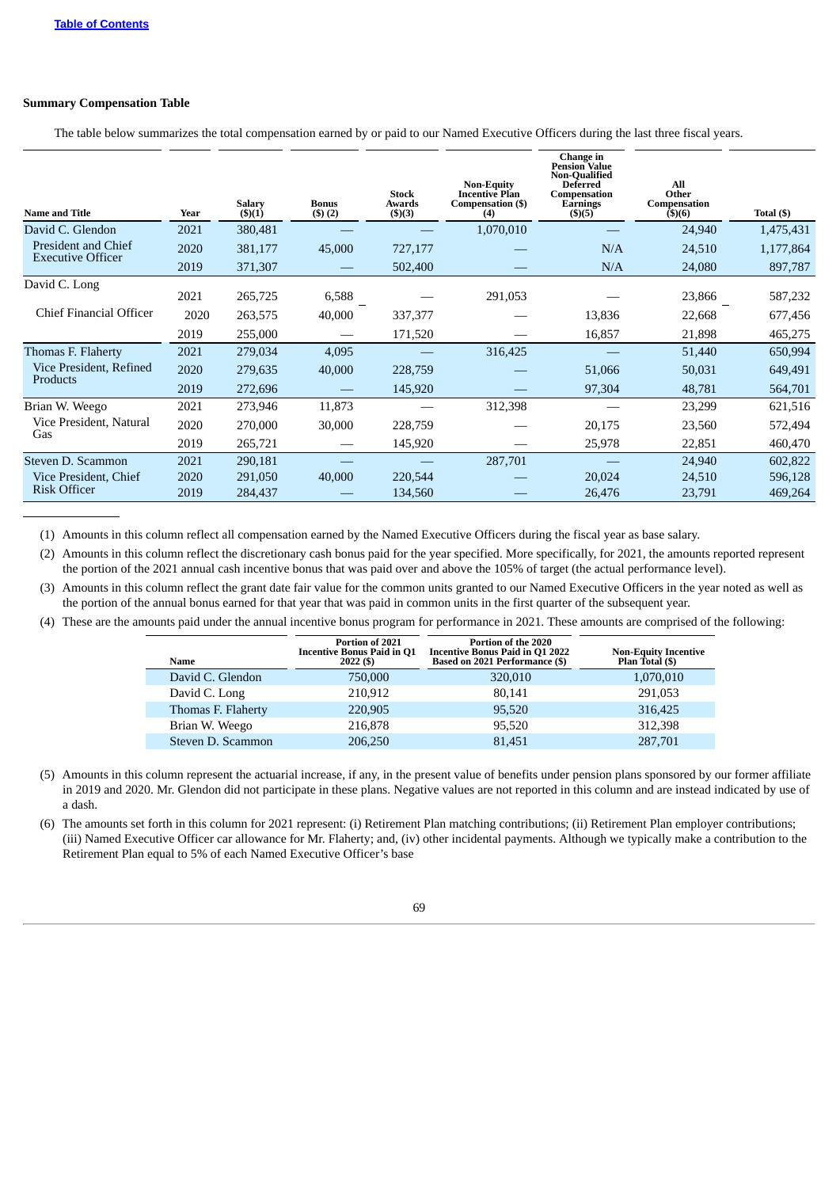**Summary Compensation Table**

The table below summarizes the total compensation earned by or paid to our Named Executive Officers during the last three fiscal years.

| Name and Title | Year | Salary ($)(1) | Bonus ($) (2) | Stock Awards ($)(3) | Non-Equity Incentive Plan Compensation ($) (4) | Change in Pension Value Non-Qualified Deferred Compensation Earnings ($)(5) | All Other Compensation ($)(6) | Total ($) |
|---|---|---|---|---|---|---|---|---|
| David C. Glendon | 2021 | 380,481 | — | — | 1,070,010 | — | 24,940 | 1,475,431 |
| President and Chief Executive Officer | 2020 | 381,177 | 45,000 | 727,177 | — | N/A | 24,510 | 1,177,864 |
| | 2019 | 371,307 | — | 502,400 | — | N/A | 24,080 | 897,787 |
| David C. Long | 2021 | 265,725 | 6,588 | — | 291,053 | — | 23,866 | 587,232 |
| Chief Financial Officer | 2020 | 263,575 | 40,000 | 337,377 | — | 13,836 | 22,668 | 677,456 |
| | 2019 | 255,000 | — | 171,520 | — | 16,857 | 21,898 | 465,275 |
| Thomas F. Flaherty | 2021 | 279,034 | 4,095 | — | 316,425 | — | 51,440 | 650,994 |
| Vice President, Refined Products | 2020 | 279,635 | 40,000 | 228,759 | — | 51,066 | 50,031 | 649,491 |
| | 2019 | 272,696 | — | 145,920 | — | 97,304 | 48,781 | 564,701 |
| Brian W. Weego | 2021 | 273,946 | 11,873 | — | 312,398 | — | 23,299 | 621,516 |
| Vice President, Natural Gas | 2020 | 270,000 | 30,000 | 228,759 | — | 20,175 | 23,560 | 572,494 |
| | 2019 | 265,721 | — | 145,920 | — | 25,978 | 22,851 | 460,470 |
| Steven D. Scammon | 2021 | 290,181 | — | — | 287,701 | — | 24,940 | 602,822 |
| Vice President, Chief Risk Officer | 2020 | 291,050 | 40,000 | 220,544 | — | 20,024 | 24,510 | 596,128 |
| | 2019 | 284,437 | — | 134,560 | — | 26,476 | 23,791 | 469,264 |

(1) Amounts in this column reflect all compensation earned by the Named Executive Officers during the fiscal year as base salary.

(2) Amounts in this column reflect the discretionary cash bonus paid for the year specified. More specifically, for 2021, the amounts reported represent the portion of the 2021 annual cash incentive bonus that was paid over and above the 105% of target (the actual performance level).

(3) Amounts in this column reflect the grant date fair value for the common units granted to our Named Executive Officers in the year noted as well as the portion of the annual bonus earned for that year that was paid in common units in the first quarter of the subsequent year.

(4) These are the amounts paid under the annual incentive bonus program for performance in 2021. These amounts are comprised of the following:

| Name | Portion of 2021 Incentive Bonus Paid in Q1 2022 ($) | Portion of the 2020 Incentive Bonus Paid in Q1 2022 Based on 2021 Performance ($) | Non-Equity Incentive Plan Total ($) |
|---|---|---|---|
| David C. Glendon | 750,000 | 320,010 | 1,070,010 |
| David C. Long | 210,912 | 80,141 | 291,053 |
| Thomas F. Flaherty | 220,905 | 95,520 | 316,425 |
| Brian W. Weego | 216,878 | 95,520 | 312,398 |
| Steven D. Scammon | 206,250 | 81,451 | 287,701 |

(5) Amounts in this column represent the actuarial increase, if any, in the present value of benefits under pension plans sponsored by our former affiliate in 2019 and 2020. Mr. Glendon did not participate in these plans. Negative values are not reported in this column and are instead indicated by use of a dash.

(6) The amounts set forth in this column for 2021 represent: (i) Retirement Plan matching contributions; (ii) Retirement Plan employer contributions; (iii) Named Executive Officer car allowance for Mr. Flaherty; and, (iv) other incidental payments. Although we typically make a contribution to the Retirement Plan equal to 5% of each Named Executive Officer's base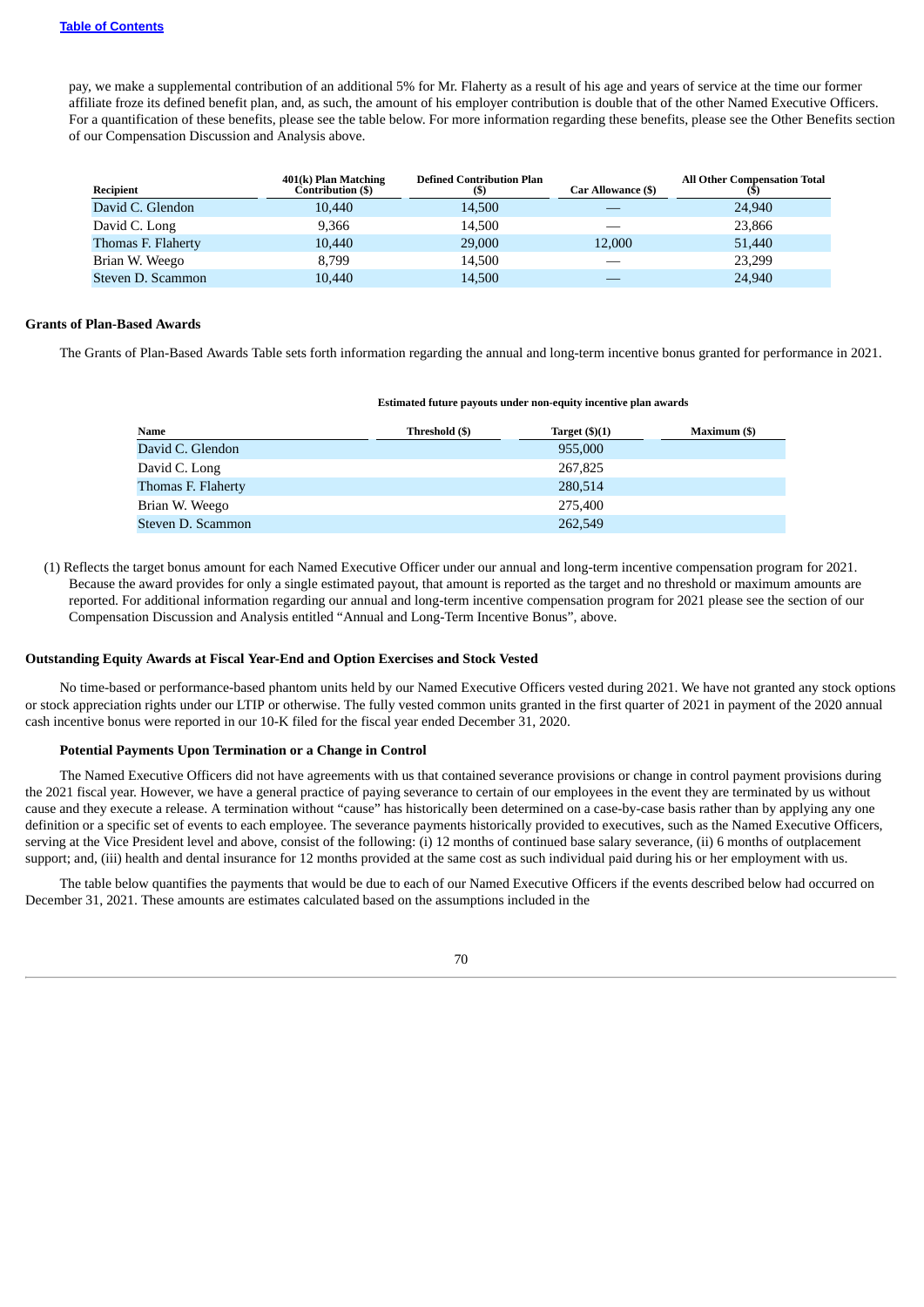pay, we make a supplemental contribution of an additional 5% for Mr. Flaherty as a result of his age and years of service at the time our former affiliate froze its defined benefit plan, and, as such, the amount of his employer contribution is double that of the other Named Executive Officers. For a quantification of these benefits, please see the table below. For more information regarding these benefits, please see the Other Benefits section of our Compensation Discussion and Analysis above.

| Recipient | 401(k) Plan Matching Contribution ($) | Defined Contribution Plan ($) | Car Allowance ($) | All Other Compensation Total ($) |
|---|---|---|---|---|
| David C. Glendon | 10,440 | 14,500 | — | 24,940 |
| David C. Long | 9,366 | 14,500 | — | 23,866 |
| Thomas F. Flaherty | 10,440 | 29,000 | 12,000 | 51,440 |
| Brian W. Weego | 8,799 | 14,500 | — | 23,299 |
| Steven D. Scammon | 10,440 | 14,500 | — | 24,940 |

**Grants of Plan-Based Awards**

The Grants of Plan-Based Awards Table sets forth information regarding the annual and long-term incentive bonus granted for performance in 2021.

| | Estimated future payouts under non-equity incentive plan awards | | |
|---|---|---|---|
| **Name** | **Threshold ($)** | **Target ($)(1)** | **Maximum ($)** |
| David C. Glendon | | 955,000 | |
| David C. Long | | 267,825 | |
| Thomas F. Flaherty | | 280,514 | |
| Brian W. Weego | | 275,400 | |
| Steven D. Scammon | | 262,549 | |

(1) Reflects the target bonus amount for each Named Executive Officer under our annual and long-term incentive compensation program for 2021. Because the award provides for only a single estimated payout, that amount is reported as the target and no threshold or maximum amounts are reported. For additional information regarding our annual and long-term incentive compensation program for 2021 please see the section of our Compensation Discussion and Analysis entitled "Annual and Long-Term Incentive Bonus", above.

**Outstanding Equity Awards at Fiscal Year-End and Option Exercises and Stock Vested**

No time-based or performance-based phantom units held by our Named Executive Officers vested during 2021. We have not granted any stock options or stock appreciation rights under our LTIP or otherwise. The fully vested common units granted in the first quarter of 2021 in payment of the 2020 annual cash incentive bonus were reported in our 10-K filed for the fiscal year ended December 31, 2020.

**Potential Payments Upon Termination or a Change in Control**

The Named Executive Officers did not have agreements with us that contained severance provisions or change in control payment provisions during the 2021 fiscal year. However, we have a general practice of paying severance to certain of our employees in the event they are terminated by us without cause and they execute a release. A termination without "cause" has historically been determined on a case-by-case basis rather than by applying any one definition or a specific set of events to each employee. The severance payments historically provided to executives, such as the Named Executive Officers, serving at the Vice President level and above, consist of the following: (i) 12 months of continued base salary severance, (ii) 6 months of outplacement support; and, (iii) health and dental insurance for 12 months provided at the same cost as such individual paid during his or her employment with us.

The table below quantifies the payments that would be due to each of our Named Executive Officers if the events described below had occurred on December 31, 2021. These amounts are estimates calculated based on the assumptions included in the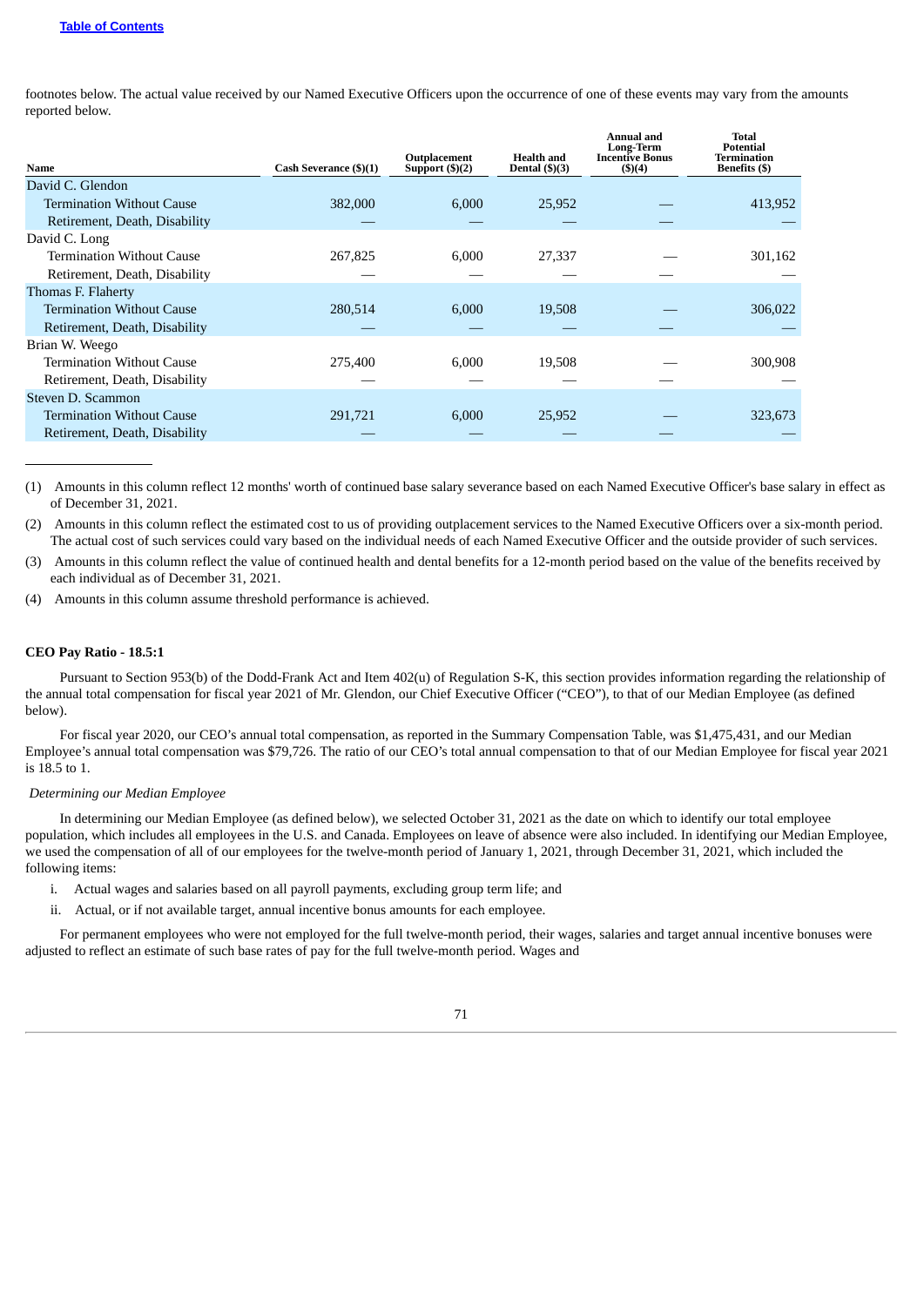footnotes below. The actual value received by our Named Executive Officers upon the occurrence of one of these events may vary from the amounts reported below.

| Name | Cash Severance ($)(1) | Outplacement Support ($)(2) | Health and Dental ($)(3) | Annual and Long-Term Incentive Bonus ($)(4) | Total Potential Termination Benefits ($) |
|---|---|---|---|---|---|
| David C. Glendon | | | | | |
| Termination Without Cause | 382,000 | 6,000 | 25,952 | — | 413,952 |
| Retirement, Death, Disability | — | — | — | — | — |
| David C. Long | | | | | |
| Termination Without Cause | 267,825 | 6,000 | 27,337 | — | 301,162 |
| Retirement, Death, Disability | — | — | — | — | — |
| Thomas F. Flaherty | | | | | |
| Termination Without Cause | 280,514 | 6,000 | 19,508 | — | 306,022 |
| Retirement, Death, Disability | — | — | — | — | — |
| Brian W. Weego | | | | | |
| Termination Without Cause | 275,400 | 6,000 | 19,508 | — | 300,908 |
| Retirement, Death, Disability | — | — | — | — | — |
| Steven D. Scammon | | | | | |
| Termination Without Cause | 291,721 | 6,000 | 25,952 | — | 323,673 |
| Retirement, Death, Disability | — | — | — | — | — |

(1) Amounts in this column reflect 12 months' worth of continued base salary severance based on each Named Executive Officer's base salary in effect as of December 31, 2021.

(2) Amounts in this column reflect the estimated cost to us of providing outplacement services to the Named Executive Officers over a six-month period. The actual cost of such services could vary based on the individual needs of each Named Executive Officer and the outside provider of such services.

(3) Amounts in this column reflect the value of continued health and dental benefits for a 12-month period based on the value of the benefits received by each individual as of December 31, 2021.

(4) Amounts in this column assume threshold performance is achieved.

**CEO Pay Ratio - 18.5:1**

Pursuant to Section 953(b) of the Dodd-Frank Act and Item 402(u) of Regulation S-K, this section provides information regarding the relationship of the annual total compensation for fiscal year 2021 of Mr. Glendon, our Chief Executive Officer ("CEO"), to that of our Median Employee (as defined below).

For fiscal year 2020, our CEO's annual total compensation, as reported in the Summary Compensation Table, was $1,475,431, and our Median Employee's annual total compensation was $79,726. The ratio of our CEO's total annual compensation to that of our Median Employee for fiscal year 2021 is 18.5 to 1.

*Determining our Median Employee*

In determining our Median Employee (as defined below), we selected October 31, 2021 as the date on which to identify our total employee population, which includes all employees in the U.S. and Canada. Employees on leave of absence were also included. In identifying our Median Employee, we used the compensation of all of our employees for the twelve-month period of January 1, 2021, through December 31, 2021, which included the following items:

i. Actual wages and salaries based on all payroll payments, excluding group term life; and

ii. Actual, or if not available target, annual incentive bonus amounts for each employee.

For permanent employees who were not employed for the full twelve-month period, their wages, salaries and target annual incentive bonuses were adjusted to reflect an estimate of such base rates of pay for the full twelve-month period. Wages and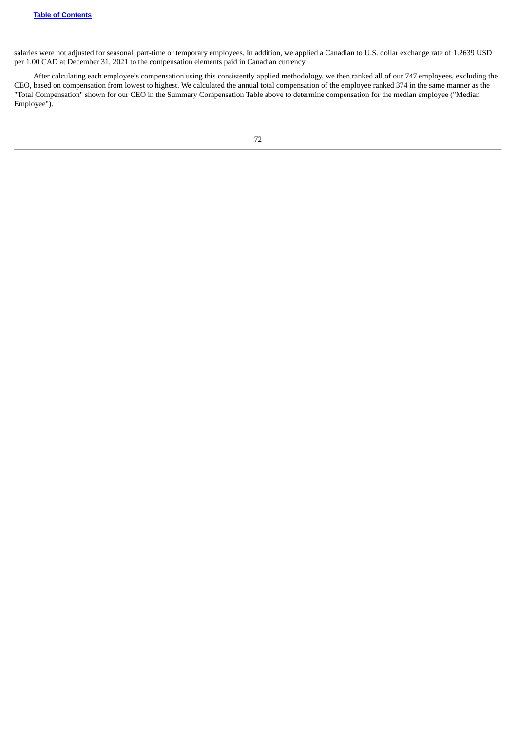salaries were not adjusted for seasonal, part-time or temporary employees. In addition, we applied a Canadian to U.S. dollar exchange rate of 1.2639 USD per 1.00 CAD at December 31, 2021 to the compensation elements paid in Canadian currency.

After calculating each employee's compensation using this consistently applied methodology, we then ranked all of our 747 employees, excluding the CEO, based on compensation from lowest to highest. We calculated the annual total compensation of the employee ranked 374 in the same manner as the "Total Compensation" shown for our CEO in the Summary Compensation Table above to determine compensation for the median employee ("Median Employee").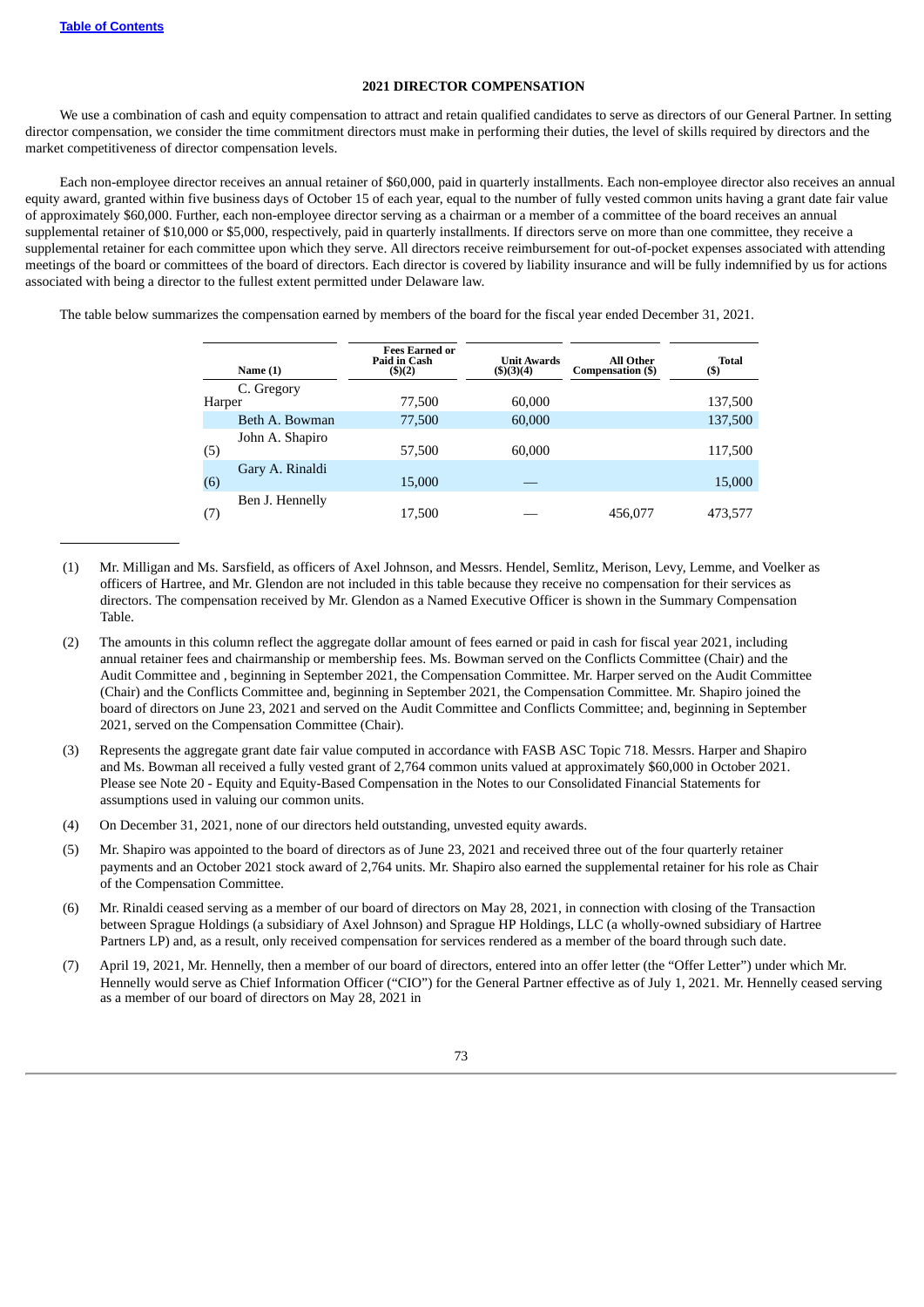## 2021 DIRECTOR COMPENSATION

We use a combination of cash and equity compensation to attract and retain qualified candidates to serve as directors of our General Partner. In setting director compensation, we consider the time commitment directors must make in performing their duties, the level of skills required by directors and the market competitiveness of director compensation levels.

Each non-employee director receives an annual retainer of $60,000, paid in quarterly installments. Each non-employee director also receives an annual equity award, granted within five business days of October 15 of each year, equal to the number of fully vested common units having a grant date fair value of approximately $60,000. Further, each non-employee director serving as a chairman or a member of a committee of the board receives an annual supplemental retainer of $10,000 or $5,000, respectively, paid in quarterly installments. If directors serve on more than one committee, they receive a supplemental retainer for each committee upon which they serve. All directors receive reimbursement for out-of-pocket expenses associated with attending meetings of the board or committees of the board of directors. Each director is covered by liability insurance and will be fully indemnified by us for actions associated with being a director to the fullest extent permitted under Delaware law.

The table below summarizes the compensation earned by members of the board for the fiscal year ended December 31, 2021.

| Name (1) | Fees Earned or Paid in Cash ($)(2) | Unit Awards ($)(3)(4) | All Other Compensation ($) | Total ($) |
|---|---|---|---|---|
| C. Gregory Harper | 77,500 | 60,000 | | 137,500 |
| Beth A. Bowman | 77,500 | 60,000 | | 137,500 |
| John A. Shapiro (5) | 57,500 | 60,000 | | 117,500 |
| Gary A. Rinaldi (6) | 15,000 | — | | 15,000 |
| Ben J. Hennelly (7) | 17,500 | — | 456,077 | 473,577 |

(1) Mr. Milligan and Ms. Sarsfield, as officers of Axel Johnson, and Messrs. Hendel, Semlitz, Merison, Levy, Lemme, and Voelker as officers of Hartree, and Mr. Glendon are not included in this table because they receive no compensation for their services as directors. The compensation received by Mr. Glendon as a Named Executive Officer is shown in the Summary Compensation Table.

(2) The amounts in this column reflect the aggregate dollar amount of fees earned or paid in cash for fiscal year 2021, including annual retainer fees and chairmanship or membership fees. Ms. Bowman served on the Conflicts Committee (Chair) and the Audit Committee and , beginning in September 2021, the Compensation Committee. Mr. Harper served on the Audit Committee (Chair) and the Conflicts Committee and, beginning in September 2021, the Compensation Committee. Mr. Shapiro joined the board of directors on June 23, 2021 and served on the Audit Committee and Conflicts Committee; and, beginning in September 2021, served on the Compensation Committee (Chair).

(3) Represents the aggregate grant date fair value computed in accordance with FASB ASC Topic 718. Messrs. Harper and Shapiro and Ms. Bowman all received a fully vested grant of 2,764 common units valued at approximately $60,000 in October 2021. Please see Note 20 - Equity and Equity-Based Compensation in the Notes to our Consolidated Financial Statements for assumptions used in valuing our common units.

(4) On December 31, 2021, none of our directors held outstanding, unvested equity awards.

(5) Mr. Shapiro was appointed to the board of directors as of June 23, 2021 and received three out of the four quarterly retainer payments and an October 2021 stock award of 2,764 units. Mr. Shapiro also earned the supplemental retainer for his role as Chair of the Compensation Committee.

(6) Mr. Rinaldi ceased serving as a member of our board of directors on May 28, 2021, in connection with closing of the Transaction between Sprague Holdings (a subsidiary of Axel Johnson) and Sprague HP Holdings, LLC (a wholly-owned subsidiary of Hartree Partners LP) and, as a result, only received compensation for services rendered as a member of the board through such date.

(7) April 19, 2021, Mr. Hennelly, then a member of our board of directors, entered into an offer letter (the "Offer Letter") under which Mr. Hennelly would serve as Chief Information Officer ("CIO") for the General Partner effective as of July 1, 2021. Mr. Hennelly ceased serving as a member of our board of directors on May 28, 2021 in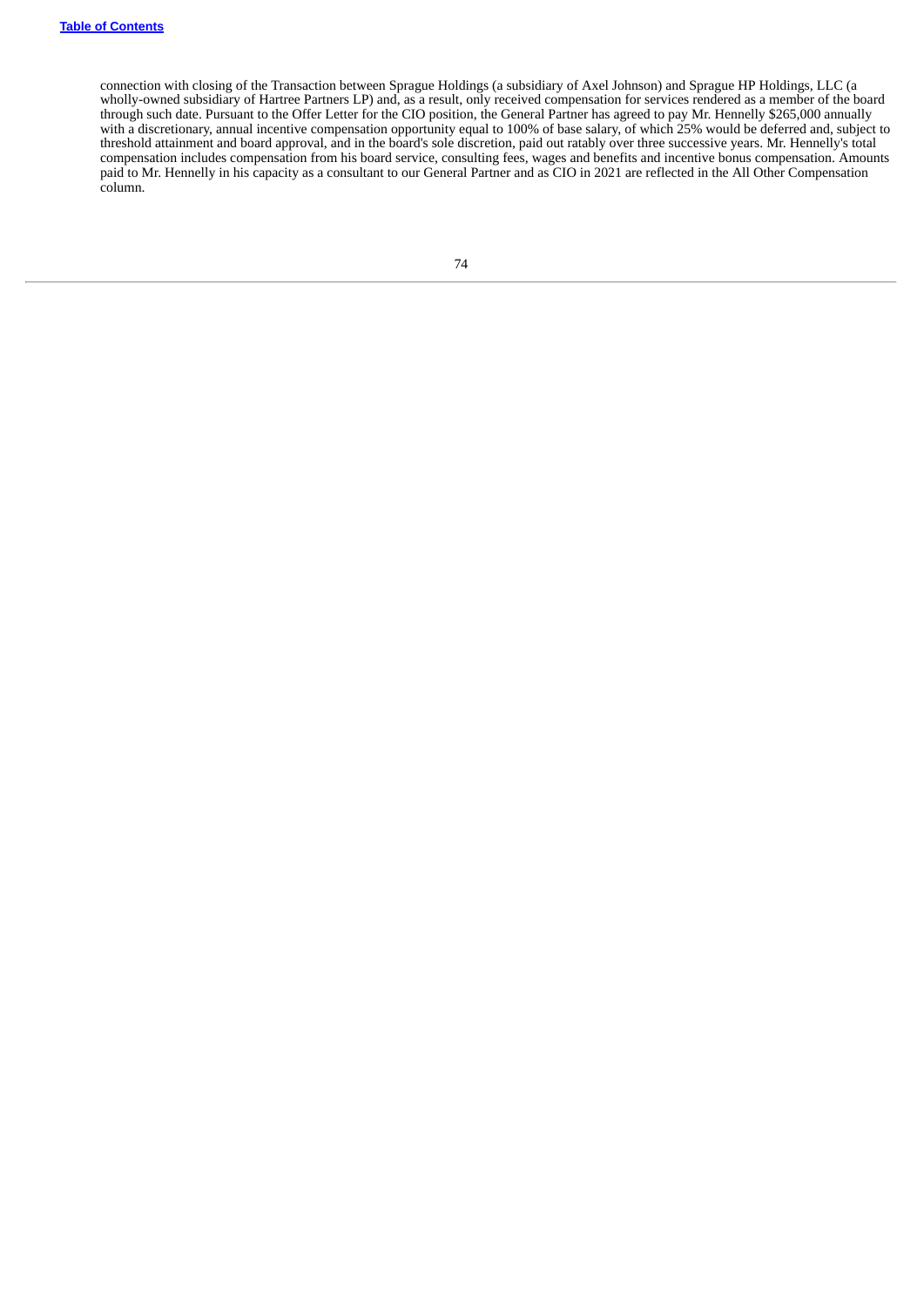connection with closing of the Transaction between Sprague Holdings (a subsidiary of Axel Johnson) and Sprague HP Holdings, LLC (a wholly-owned subsidiary of Hartree Partners LP) and, as a result, only received compensation for services rendered as a member of the board through such date. Pursuant to the Offer Letter for the CIO position, the General Partner has agreed to pay Mr. Hennelly $265,000 annually with a discretionary, annual incentive compensation opportunity equal to 100% of base salary, of which 25% would be deferred and, subject to threshold attainment and board approval, and in the board's sole discretion, paid out ratably over three successive years. Mr. Hennelly's total compensation includes compensation from his board service, consulting fees, wages and benefits and incentive bonus compensation. Amounts paid to Mr. Hennelly in his capacity as a consultant to our General Partner and as CIO in 2021 are reflected in the All Other Compensation column.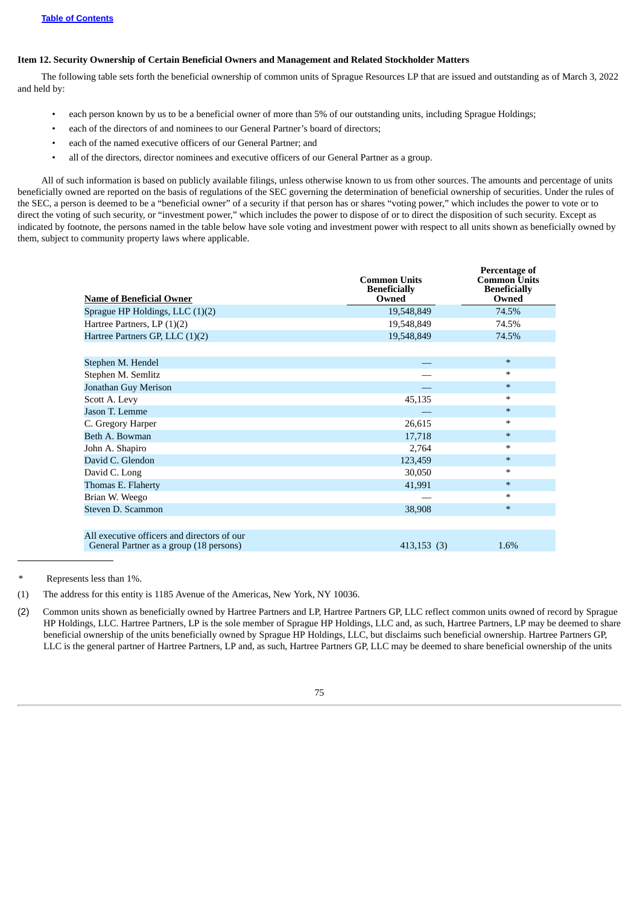### Item 12. Security Ownership of Certain Beneficial Owners and Management and Related Stockholder Matters

The following table sets forth the beneficial ownership of common units of Sprague Resources LP that are issued and outstanding as of March 3, 2022 and held by:

- each person known by us to be a beneficial owner of more than 5% of our outstanding units, including Sprague Holdings;
- each of the directors of and nominees to our General Partner's board of directors;
- each of the named executive officers of our General Partner; and
- all of the directors, director nominees and executive officers of our General Partner as a group.

All of such information is based on publicly available filings, unless otherwise known to us from other sources. The amounts and percentage of units beneficially owned are reported on the basis of regulations of the SEC governing the determination of beneficial ownership of securities. Under the rules of the SEC, a person is deemed to be a "beneficial owner" of a security if that person has or shares "voting power," which includes the power to vote or to direct the voting of such security, or "investment power," which includes the power to dispose of or to direct the disposition of such security. Except as indicated by footnote, the persons named in the table below have sole voting and investment power with respect to all units shown as beneficially owned by them, subject to community property laws where applicable.

| Name of Beneficial Owner | Common Units Beneficially Owned | Percentage of Common Units Beneficially Owned |
|---|---|---|
| Sprague HP Holdings, LLC (1)(2) | 19,548,849 | 74.5% |
| Hartree Partners, LP (1)(2) | 19,548,849 | 74.5% |
| Hartree Partners GP, LLC (1)(2) | 19,548,849 | 74.5% |
| | | |
| Stephen M. Hendel | — | * |
| Stephen M. Semlitz | — | * |
| Jonathan Guy Merison | — | * |
| Scott A. Levy | 45,135 | * |
| Jason T. Lemme | — | * |
| C. Gregory Harper | 26,615 | * |
| Beth A. Bowman | 17,718 | * |
| John A. Shapiro | 2,764 | * |
| David C. Glendon | 123,459 | * |
| David C. Long | 30,050 | * |
| Thomas E. Flaherty | 41,991 | * |
| Brian W. Weego | — | * |
| Steven D. Scammon | 38,908 | * |
| | | |
| All executive officers and directors of our General Partner as a group (18 persons) | 413,153 (3) | 1.6% |

\* Represents less than 1%.

(1) The address for this entity is 1185 Avenue of the Americas, New York, NY 10036.

(2) Common units shown as beneficially owned by Hartree Partners and LP, Hartree Partners GP, LLC reflect common units owned of record by Sprague HP Holdings, LLC. Hartree Partners, LP is the sole member of Sprague HP Holdings, LLC and, as such, Hartree Partners, LP may be deemed to share beneficial ownership of the units beneficially owned by Sprague HP Holdings, LLC, but disclaims such beneficial ownership. Hartree Partners GP, LLC is the general partner of Hartree Partners, LP and, as such, Hartree Partners GP, LLC may be deemed to share beneficial ownership of the units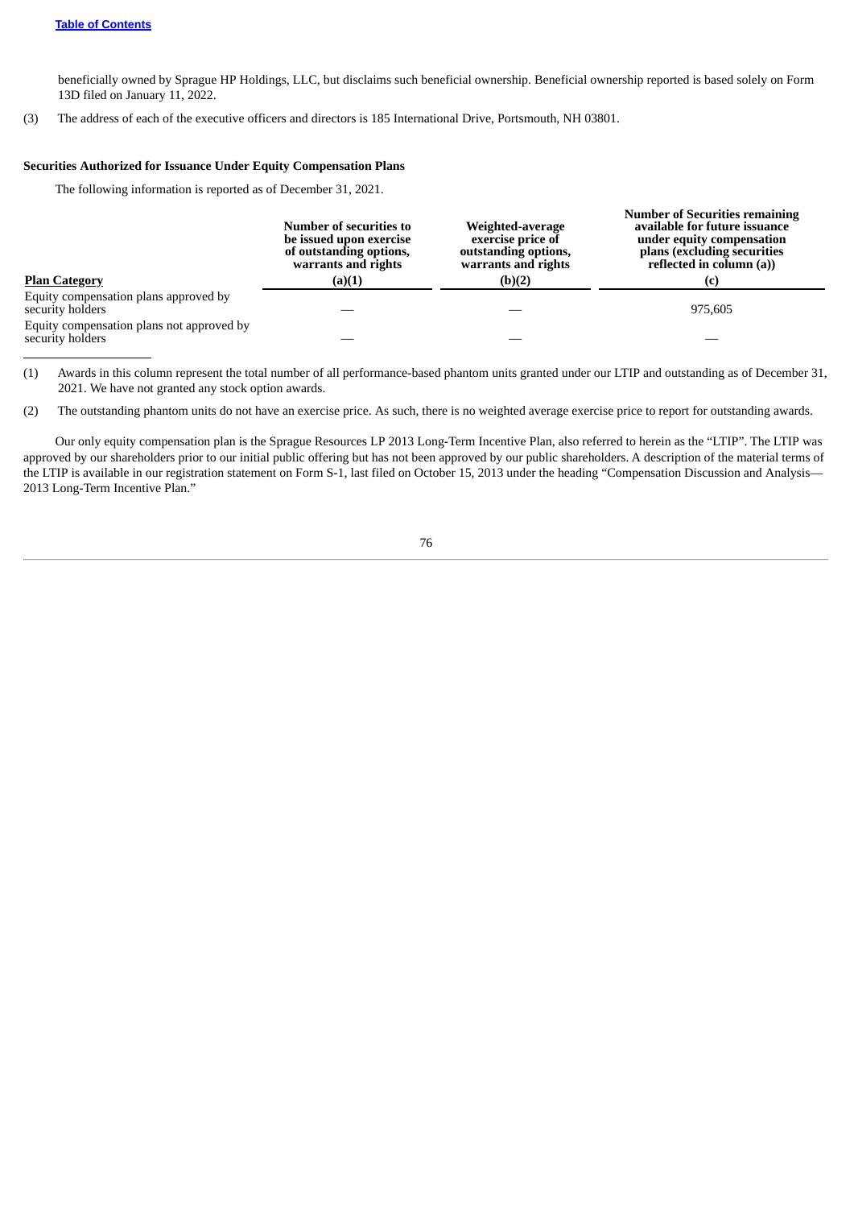beneficially owned by Sprague HP Holdings, LLC, but disclaims such beneficial ownership. Beneficial ownership reported is based solely on Form 13D filed on January 11, 2022.

(3) The address of each of the executive officers and directors is 185 International Drive, Portsmouth, NH 03801.

**Securities Authorized for Issuance Under Equity Compensation Plans**

The following information is reported as of December 31, 2021.

| Plan Category | Number of securities to be issued upon exercise of outstanding options, warrants and rights (a)(1) | Weighted-average exercise price of outstanding options, warrants and rights (b)(2) | Number of Securities remaining available for future issuance under equity compensation plans (excluding securities reflected in column (a)) (c) |
|---|---|---|---|
| Equity compensation plans approved by security holders | — | — | 975,605 |
| Equity compensation plans not approved by security holders | — | — | — |

(1) Awards in this column represent the total number of all performance-based phantom units granted under our LTIP and outstanding as of December 31, 2021. We have not granted any stock option awards.

(2) The outstanding phantom units do not have an exercise price. As such, there is no weighted average exercise price to report for outstanding awards.

Our only equity compensation plan is the Sprague Resources LP 2013 Long-Term Incentive Plan, also referred to herein as the "LTIP". The LTIP was approved by our shareholders prior to our initial public offering but has not been approved by our public shareholders. A description of the material terms of the LTIP is available in our registration statement on Form S-1, last filed on October 15, 2013 under the heading "Compensation Discussion and Analysis—2013 Long-Term Incentive Plan."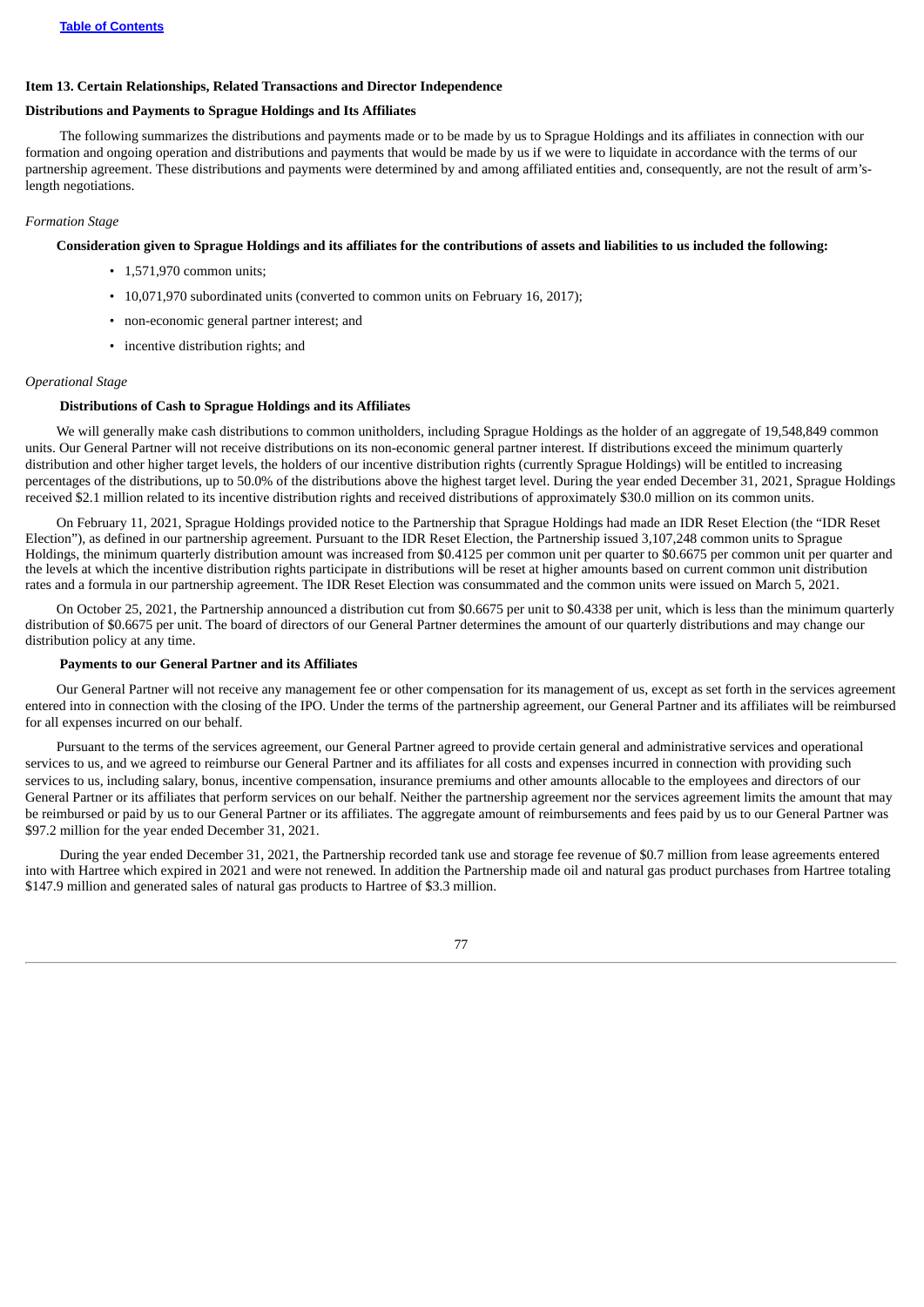## Item 13. Certain Relationships, Related Transactions and Director Independence

### Distributions and Payments to Sprague Holdings and Its Affiliates

The following summarizes the distributions and payments made or to be made by us to Sprague Holdings and its affiliates in connection with our formation and ongoing operation and distributions and payments that would be made by us if we were to liquidate in accordance with the terms of our partnership agreement. These distributions and payments were determined by and among affiliated entities and, consequently, are not the result of arm's-length negotiations.

*Formation Stage*

**Consideration given to Sprague Holdings and its affiliates for the contributions of assets and liabilities to us included the following:**

- 1,571,970 common units;
- 10,071,970 subordinated units (converted to common units on February 16, 2017);
- non-economic general partner interest; and
- incentive distribution rights; and

*Operational Stage*

**Distributions of Cash to Sprague Holdings and its Affiliates**

We will generally make cash distributions to common unitholders, including Sprague Holdings as the holder of an aggregate of 19,548,849 common units. Our General Partner will not receive distributions on its non-economic general partner interest. If distributions exceed the minimum quarterly distribution and other higher target levels, the holders of our incentive distribution rights (currently Sprague Holdings) will be entitled to increasing percentages of the distributions, up to 50.0% of the distributions above the highest target level. During the year ended December 31, 2021, Sprague Holdings received $2.1 million related to its incentive distribution rights and received distributions of approximately $30.0 million on its common units.

On February 11, 2021, Sprague Holdings provided notice to the Partnership that Sprague Holdings had made an IDR Reset Election (the "IDR Reset Election"), as defined in our partnership agreement. Pursuant to the IDR Reset Election, the Partnership issued 3,107,248 common units to Sprague Holdings, the minimum quarterly distribution amount was increased from $0.4125 per common unit per quarter to $0.6675 per common unit per quarter and the levels at which the incentive distribution rights participate in distributions will be reset at higher amounts based on current common unit distribution rates and a formula in our partnership agreement. The IDR Reset Election was consummated and the common units were issued on March 5, 2021.

On October 25, 2021, the Partnership announced a distribution cut from $0.6675 per unit to $0.4338 per unit, which is less than the minimum quarterly distribution of $0.6675 per unit. The board of directors of our General Partner determines the amount of our quarterly distributions and may change our distribution policy at any time.

**Payments to our General Partner and its Affiliates**

Our General Partner will not receive any management fee or other compensation for its management of us, except as set forth in the services agreement entered into in connection with the closing of the IPO. Under the terms of the partnership agreement, our General Partner and its affiliates will be reimbursed for all expenses incurred on our behalf.

Pursuant to the terms of the services agreement, our General Partner agreed to provide certain general and administrative services and operational services to us, and we agreed to reimburse our General Partner and its affiliates for all costs and expenses incurred in connection with providing such services to us, including salary, bonus, incentive compensation, insurance premiums and other amounts allocable to the employees and directors of our General Partner or its affiliates that perform services on our behalf. Neither the partnership agreement nor the services agreement limits the amount that may be reimbursed or paid by us to our General Partner or its affiliates. The aggregate amount of reimbursements and fees paid by us to our General Partner was $97.2 million for the year ended December 31, 2021.

During the year ended December 31, 2021, the Partnership recorded tank use and storage fee revenue of $0.7 million from lease agreements entered into with Hartree which expired in 2021 and were not renewed. In addition the Partnership made oil and natural gas product purchases from Hartree totaling $147.9 million and generated sales of natural gas products to Hartree of $3.3 million.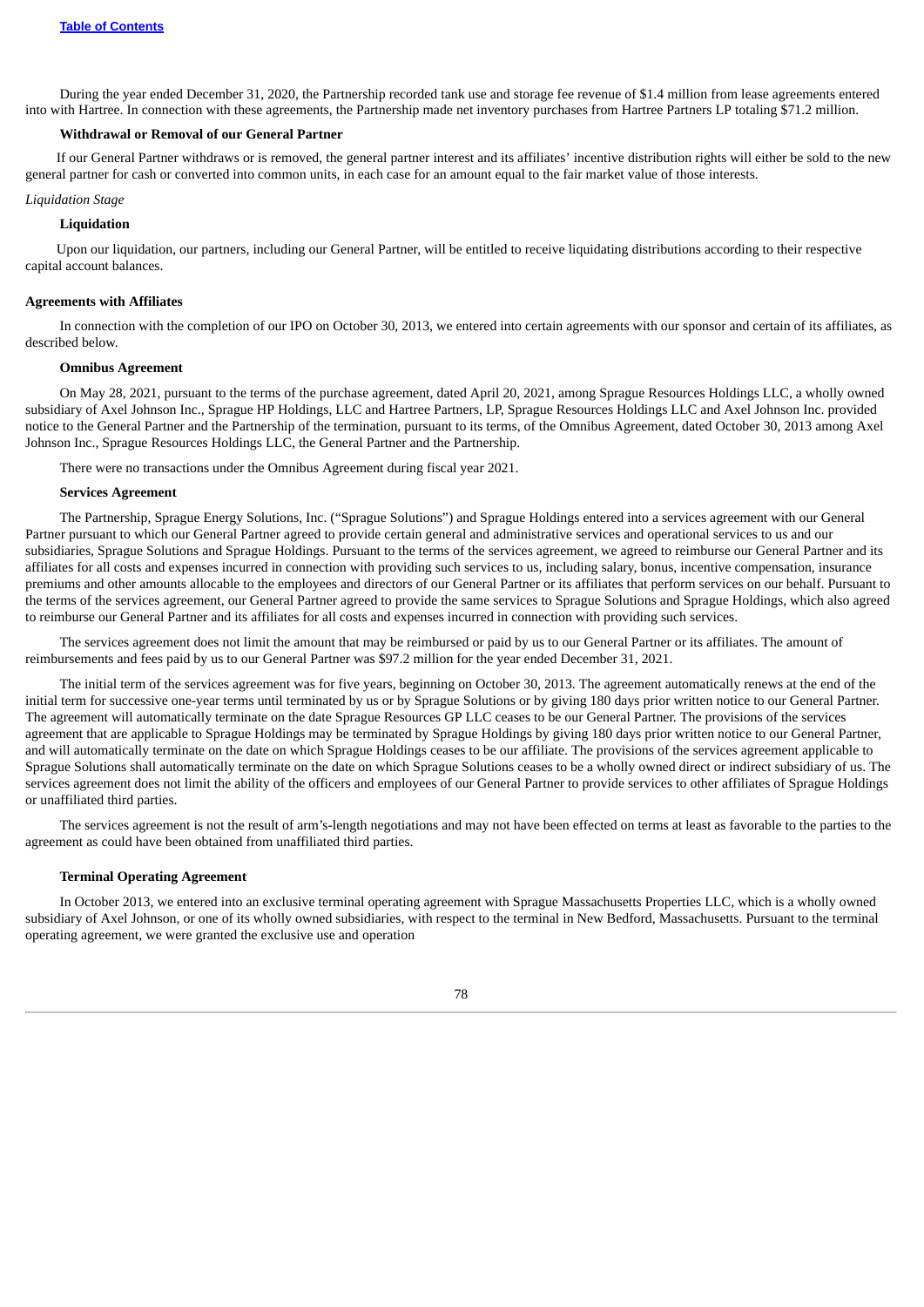During the year ended December 31, 2020, the Partnership recorded tank use and storage fee revenue of $1.4 million from lease agreements entered into with Hartree. In connection with these agreements, the Partnership made net inventory purchases from Hartree Partners LP totaling $71.2 million.

**Withdrawal or Removal of our General Partner**

If our General Partner withdraws or is removed, the general partner interest and its affiliates' incentive distribution rights will either be sold to the new general partner for cash or converted into common units, in each case for an amount equal to the fair market value of those interests.

*Liquidation Stage*

**Liquidation**

Upon our liquidation, our partners, including our General Partner, will be entitled to receive liquidating distributions according to their respective capital account balances.

**Agreements with Affiliates**

In connection with the completion of our IPO on October 30, 2013, we entered into certain agreements with our sponsor and certain of its affiliates, as described below.

**Omnibus Agreement**

On May 28, 2021, pursuant to the terms of the purchase agreement, dated April 20, 2021, among Sprague Resources Holdings LLC, a wholly owned subsidiary of Axel Johnson Inc., Sprague HP Holdings, LLC and Hartree Partners, LP, Sprague Resources Holdings LLC and Axel Johnson Inc. provided notice to the General Partner and the Partnership of the termination, pursuant to its terms, of the Omnibus Agreement, dated October 30, 2013 among Axel Johnson Inc., Sprague Resources Holdings LLC, the General Partner and the Partnership.

There were no transactions under the Omnibus Agreement during fiscal year 2021.

**Services Agreement**

The Partnership, Sprague Energy Solutions, Inc. ("Sprague Solutions") and Sprague Holdings entered into a services agreement with our General Partner pursuant to which our General Partner agreed to provide certain general and administrative services and operational services to us and our subsidiaries, Sprague Solutions and Sprague Holdings. Pursuant to the terms of the services agreement, we agreed to reimburse our General Partner and its affiliates for all costs and expenses incurred in connection with providing such services to us, including salary, bonus, incentive compensation, insurance premiums and other amounts allocable to the employees and directors of our General Partner or its affiliates that perform services on our behalf. Pursuant to the terms of the services agreement, our General Partner agreed to provide the same services to Sprague Solutions and Sprague Holdings, which also agreed to reimburse our General Partner and its affiliates for all costs and expenses incurred in connection with providing such services.

The services agreement does not limit the amount that may be reimbursed or paid by us to our General Partner or its affiliates. The amount of reimbursements and fees paid by us to our General Partner was $97.2 million for the year ended December 31, 2021.

The initial term of the services agreement was for five years, beginning on October 30, 2013. The agreement automatically renews at the end of the initial term for successive one-year terms until terminated by us or by Sprague Solutions or by giving 180 days prior written notice to our General Partner. The agreement will automatically terminate on the date Sprague Resources GP LLC ceases to be our General Partner. The provisions of the services agreement that are applicable to Sprague Holdings may be terminated by Sprague Holdings by giving 180 days prior written notice to our General Partner, and will automatically terminate on the date on which Sprague Holdings ceases to be our affiliate. The provisions of the services agreement applicable to Sprague Solutions shall automatically terminate on the date on which Sprague Solutions ceases to be a wholly owned direct or indirect subsidiary of us. The services agreement does not limit the ability of the officers and employees of our General Partner to provide services to other affiliates of Sprague Holdings or unaffiliated third parties.

The services agreement is not the result of arm's-length negotiations and may not have been effected on terms at least as favorable to the parties to the agreement as could have been obtained from unaffiliated third parties.

**Terminal Operating Agreement**

In October 2013, we entered into an exclusive terminal operating agreement with Sprague Massachusetts Properties LLC, which is a wholly owned subsidiary of Axel Johnson, or one of its wholly owned subsidiaries, with respect to the terminal in New Bedford, Massachusetts. Pursuant to the terminal operating agreement, we were granted the exclusive use and operation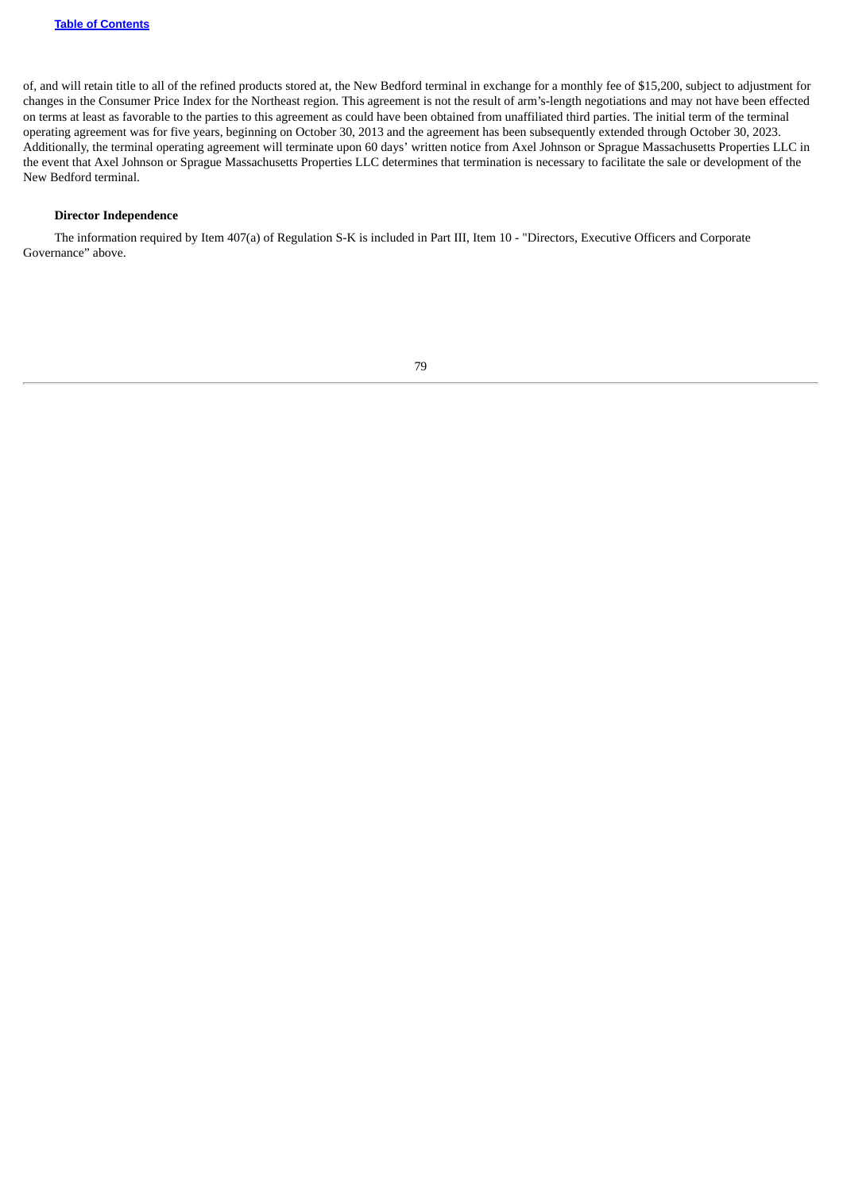of, and will retain title to all of the refined products stored at, the New Bedford terminal in exchange for a monthly fee of $15,200, subject to adjustment for changes in the Consumer Price Index for the Northeast region. This agreement is not the result of arm's-length negotiations and may not have been effected on terms at least as favorable to the parties to this agreement as could have been obtained from unaffiliated third parties. The initial term of the terminal operating agreement was for five years, beginning on October 30, 2013 and the agreement has been subsequently extended through October 30, 2023. Additionally, the terminal operating agreement will terminate upon 60 days' written notice from Axel Johnson or Sprague Massachusetts Properties LLC in the event that Axel Johnson or Sprague Massachusetts Properties LLC determines that termination is necessary to facilitate the sale or development of the New Bedford terminal.

**Director Independence**

The information required by Item 407(a) of Regulation S-K is included in Part III, Item 10 - "Directors, Executive Officers and Corporate Governance" above.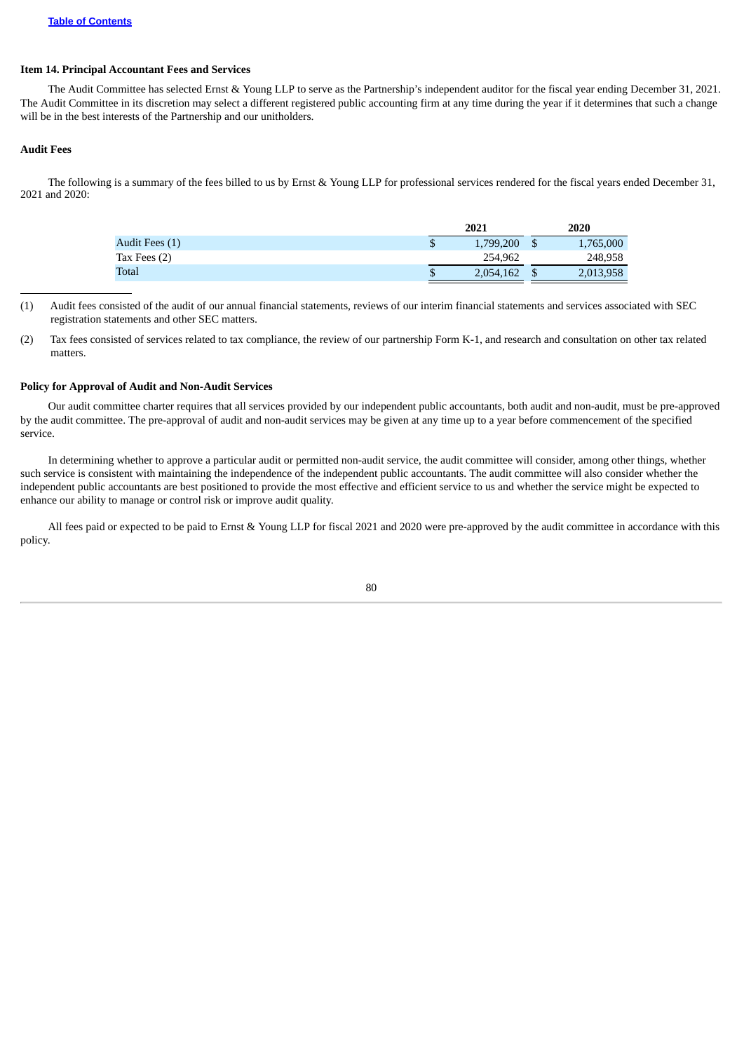### Item 14. Principal Accountant Fees and Services

The Audit Committee has selected Ernst & Young LLP to serve as the Partnership's independent auditor for the fiscal year ending December 31, 2021. The Audit Committee in its discretion may select a different registered public accounting firm at any time during the year if it determines that such a change will be in the best interests of the Partnership and our unitholders.

### Audit Fees

The following is a summary of the fees billed to us by Ernst & Young LLP for professional services rendered for the fiscal years ended December 31, 2021 and 2020:

| | 2021 | 2020 |
|---|---|---|
| Audit Fees (1) | $ 1,799,200 | $ 1,765,000 |
| Tax Fees (2) | 254,962 | 248,958 |
| Total | $ 2,054,162 | $ 2,013,958 |

(1) Audit fees consisted of the audit of our annual financial statements, reviews of our interim financial statements and services associated with SEC registration statements and other SEC matters.

(2) Tax fees consisted of services related to tax compliance, the review of our partnership Form K-1, and research and consultation on other tax related matters.

### Policy for Approval of Audit and Non-Audit Services

Our audit committee charter requires that all services provided by our independent public accountants, both audit and non-audit, must be pre-approved by the audit committee. The pre-approval of audit and non-audit services may be given at any time up to a year before commencement of the specified service.

In determining whether to approve a particular audit or permitted non-audit service, the audit committee will consider, among other things, whether such service is consistent with maintaining the independence of the independent public accountants. The audit committee will also consider whether the independent public accountants are best positioned to provide the most effective and efficient service to us and whether the service might be expected to enhance our ability to manage or control risk or improve audit quality.

All fees paid or expected to be paid to Ernst & Young LLP for fiscal 2021 and 2020 were pre-approved by the audit committee in accordance with this policy.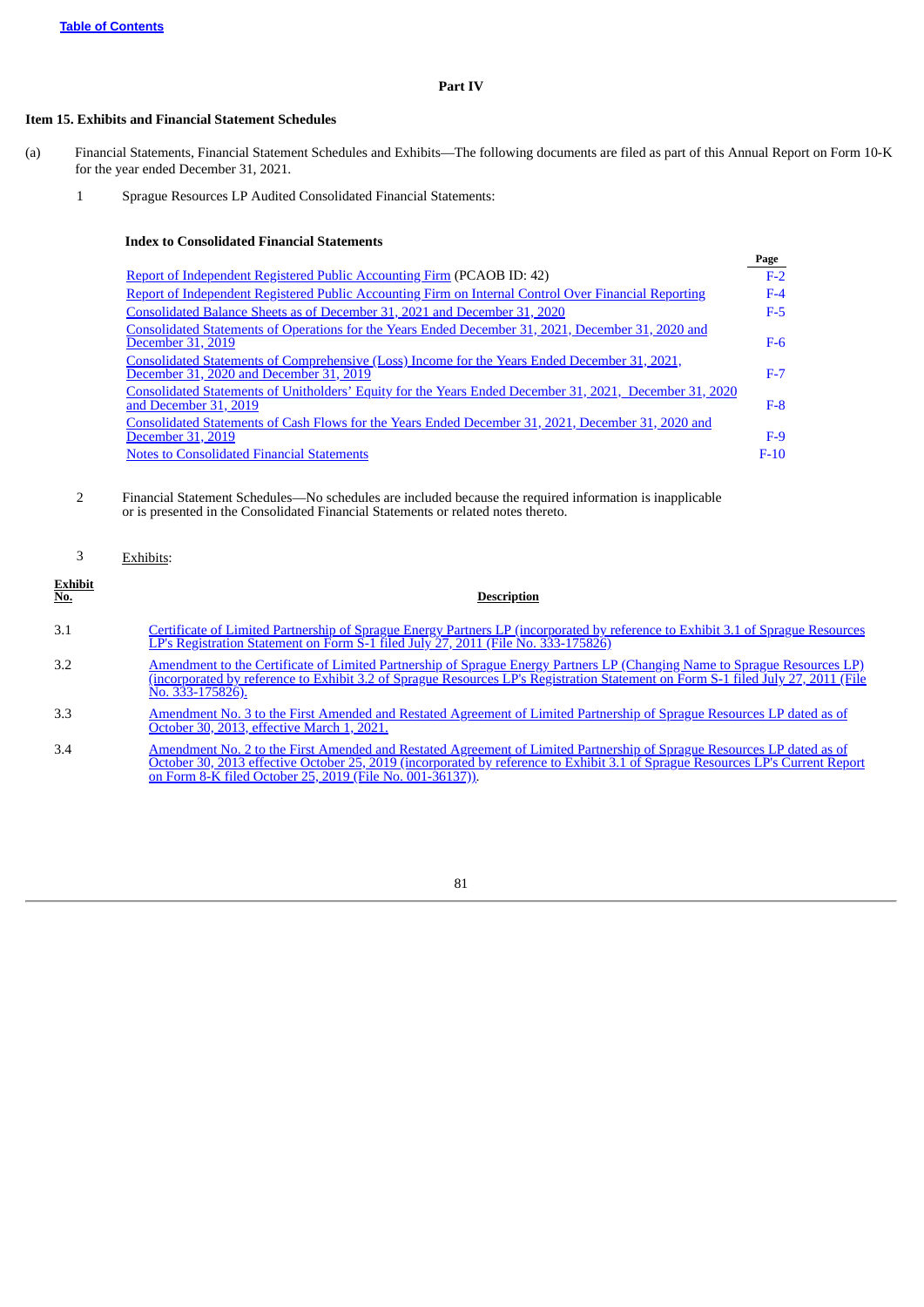## Part IV

### Item 15. Exhibits and Financial Statement Schedules

(a) Financial Statements, Financial Statement Schedules and Exhibits—The following documents are filed as part of this Annual Report on Form 10-K for the year ended December 31, 2021.

1 Sprague Resources LP Audited Consolidated Financial Statements:

**Index to Consolidated Financial Statements**

| | Page |
|---|---|
| Report of Independent Registered Public Accounting Firm (PCAOB ID: 42) | F-2 |
| Report of Independent Registered Public Accounting Firm on Internal Control Over Financial Reporting | F-4 |
| Consolidated Balance Sheets as of December 31, 2021 and December 31, 2020 | F-5 |
| Consolidated Statements of Operations for the Years Ended December 31, 2021, December 31, 2020 and December 31, 2019 | F-6 |
| Consolidated Statements of Comprehensive (Loss) Income for the Years Ended December 31, 2021, December 31, 2020 and December 31, 2019 | F-7 |
| Consolidated Statements of Unitholders' Equity for the Years Ended December 31, 2021, December 31, 2020 and December 31, 2019 | F-8 |
| Consolidated Statements of Cash Flows for the Years Ended December 31, 2021, December 31, 2020 and December 31, 2019 | F-9 |
| Notes to Consolidated Financial Statements | F-10 |

2 Financial Statement Schedules—No schedules are included because the required information is inapplicable or is presented in the Consolidated Financial Statements or related notes thereto.

3 Exhibits:

| Exhibit No. | Description |
|---|---|
| 3.1 | Certificate of Limited Partnership of Sprague Energy Partners LP (incorporated by reference to Exhibit 3.1 of Sprague Resources LP's Registration Statement on Form S-1 filed July 27, 2011 (File No. 333-175826) |
| 3.2 | Amendment to the Certificate of Limited Partnership of Sprague Energy Partners LP (Changing Name to Sprague Resources LP) (incorporated by reference to Exhibit 3.2 of Sprague Resources LP's Registration Statement on Form S-1 filed July 27, 2011 (File No. 333-175826). |
| 3.3 | Amendment No. 3 to the First Amended and Restated Agreement of Limited Partnership of Sprague Resources LP dated as of October 30, 2013, effective March 1, 2021. |
| 3.4 | Amendment No. 2 to the First Amended and Restated Agreement of Limited Partnership of Sprague Resources LP dated as of October 30, 2013 effective October 25, 2019 (incorporated by reference to Exhibit 3.1 of Sprague Resources LP's Current Report on Form 8-K filed October 25, 2019 (File No. 001-36137)). |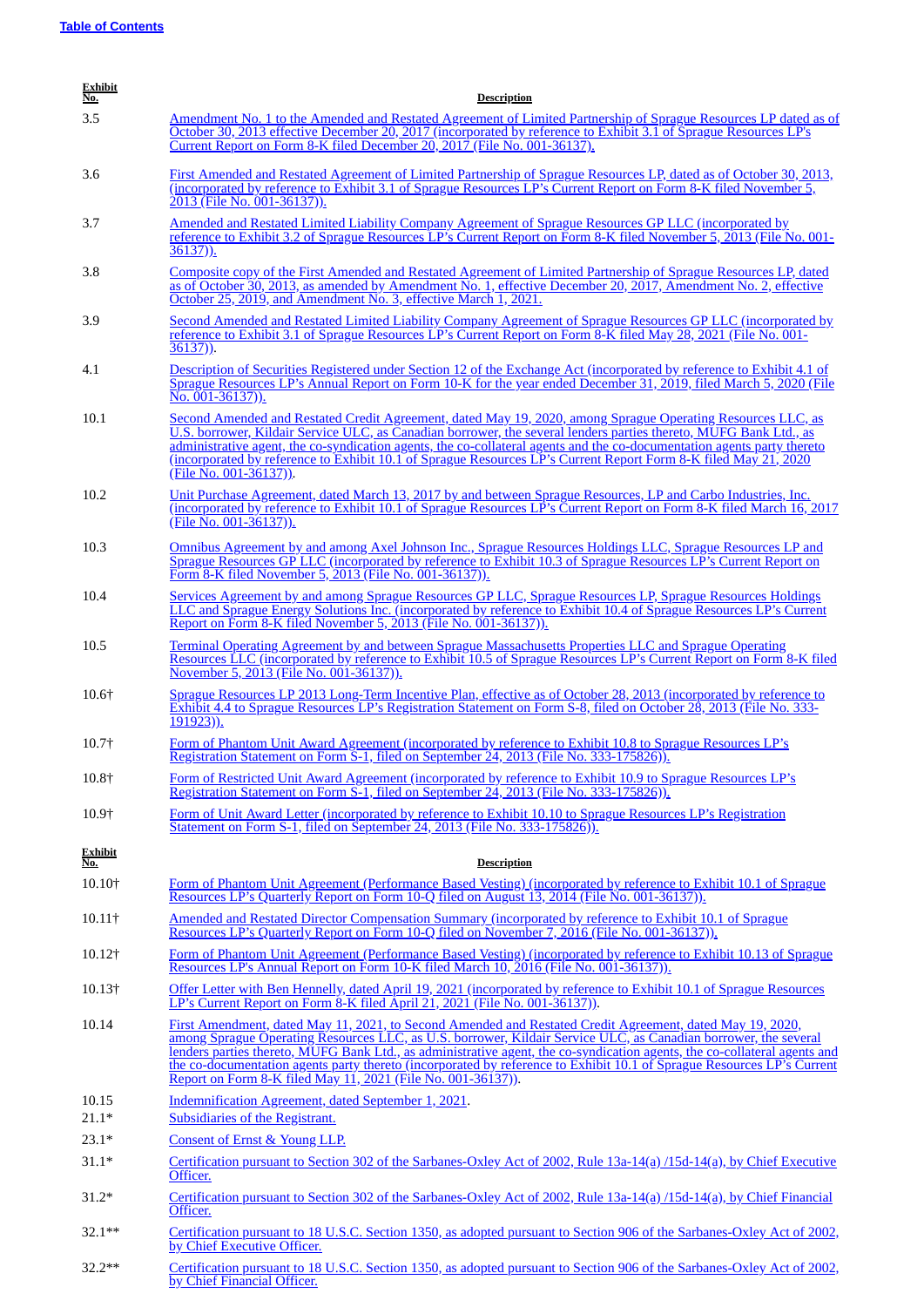| Exhibit No. | Description |
|---|---|
| 3.5 | Amendment No. 1 to the Amended and Restated Agreement of Limited Partnership of Sprague Resources LP dated as of October 30, 2013 effective December 20, 2017 (incorporated by reference to Exhibit 3.1 of Sprague Resources LP's Current Report on Form 8-K filed December 20, 2017 (File No. 001-36137). |
| 3.6 | First Amended and Restated Agreement of Limited Partnership of Sprague Resources LP, dated as of October 30, 2013, (incorporated by reference to Exhibit 3.1 of Sprague Resources LP's Current Report on Form 8-K filed November 5, 2013 (File No. 001-36137)). |
| 3.7 | Amended and Restated Limited Liability Company Agreement of Sprague Resources GP LLC (incorporated by reference to Exhibit 3.2 of Sprague Resources LP's Current Report on Form 8-K filed November 5, 2013 (File No. 001-36137)). |
| 3.8 | Composite copy of the First Amended and Restated Agreement of Limited Partnership of Sprague Resources LP, dated as of October 30, 2013, as amended by Amendment No. 1, effective December 20, 2017, Amendment No. 2, effective October 25, 2019, and Amendment No. 3, effective March 1, 2021. |
| 3.9 | Second Amended and Restated Limited Liability Company Agreement of Sprague Resources GP LLC (incorporated by reference to Exhibit 3.1 of Sprague Resources LP's Current Report on Form 8-K filed May 28, 2021 (File No. 001-36137)). |
| 4.1 | Description of Securities Registered under Section 12 of the Exchange Act (incorporated by reference to Exhibit 4.1 of Sprague Resources LP's Annual Report on Form 10-K for the year ended December 31, 2019, filed March 5, 2020 (File No. 001-36137)). |
| 10.1 | Second Amended and Restated Credit Agreement, dated May 19, 2020, among Sprague Operating Resources LLC, as U.S. borrower, Kildair Service ULC, as Canadian borrower, the several lenders parties thereto, MUFG Bank Ltd., as administrative agent, the co-syndication agents, the co-collateral agents and the co-documentation agents party thereto (incorporated by reference to Exhibit 10.1 of Sprague Resources LP's Current Report Form 8-K filed May 21, 2020 (File No. 001-36137)). |
| 10.2 | Unit Purchase Agreement, dated March 13, 2017 by and between Sprague Resources, LP and Carbo Industries, Inc. (incorporated by reference to Exhibit 10.1 of Sprague Resources LP's Current Report on Form 8-K filed March 16, 2017 (File No. 001-36137)). |
| 10.3 | Omnibus Agreement by and among Axel Johnson Inc., Sprague Resources Holdings LLC, Sprague Resources LP and Sprague Resources GP LLC (incorporated by reference to Exhibit 10.3 of Sprague Resources LP's Current Report on Form 8-K filed November 5, 2013 (File No. 001-36137)). |
| 10.4 | Services Agreement by and among Sprague Resources GP LLC, Sprague Resources LP, Sprague Resources Holdings LLC and Sprague Energy Solutions Inc. (incorporated by reference to Exhibit 10.4 of Sprague Resources LP's Current Report on Form 8-K filed November 5, 2013 (File No. 001-36137)). |
| 10.5 | Terminal Operating Agreement by and between Sprague Massachusetts Properties LLC and Sprague Operating Resources LLC (incorporated by reference to Exhibit 10.5 of Sprague Resources LP's Current Report on Form 8-K filed November 5, 2013 (File No. 001-36137)). |
| 10.6† | Sprague Resources LP 2013 Long-Term Incentive Plan, effective as of October 28, 2013 (incorporated by reference to Exhibit 4.4 to Sprague Resources LP's Registration Statement on Form S-8, filed on October 28, 2013 (File No. 333-191923)). |
| 10.7† | Form of Phantom Unit Award Agreement (incorporated by reference to Exhibit 10.8 to Sprague Resources LP's Registration Statement on Form S-1, filed on September 24, 2013 (File No. 333-175826)). |
| 10.8† | Form of Restricted Unit Award Agreement (incorporated by reference to Exhibit 10.9 to Sprague Resources LP's Registration Statement on Form S-1, filed on September 24, 2013 (File No. 333-175826)). |
| 10.9† | Form of Unit Award Letter (incorporated by reference to Exhibit 10.10 to Sprague Resources LP's Registration Statement on Form S-1, filed on September 24, 2013 (File No. 333-175826)). |

| Exhibit No. | Description |
|---|---|
| 10.10† | Form of Phantom Unit Agreement (Performance Based Vesting) (incorporated by reference to Exhibit 10.1 of Sprague Resources LP's Quarterly Report on Form 10-Q filed on August 13, 2014 (File No. 001-36137)). |
| 10.11† | Amended and Restated Director Compensation Summary (incorporated by reference to Exhibit 10.1 of Sprague Resources LP's Quarterly Report on Form 10-Q filed on November 7, 2016 (File No. 001-36137)). |
| 10.12† | Form of Phantom Unit Agreement (Performance Based Vesting) (incorporated by reference to Exhibit 10.13 of Sprague Resources LP's Annual Report on Form 10-K filed March 10, 2016 (File No. 001-36137)). |
| 10.13† | Offer Letter with Ben Hennelly, dated April 19, 2021 (incorporated by reference to Exhibit 10.1 of Sprague Resources LP's Current Report on Form 8-K filed April 21, 2021 (File No. 001-36137)). |
| 10.14 | First Amendment, dated May 11, 2021, to Second Amended and Restated Credit Agreement, dated May 19, 2020, among Sprague Operating Resources LLC, as U.S. borrower, Kildair Service ULC, as Canadian borrower, the several lenders parties thereto, MUFG Bank Ltd., as administrative agent, the co-syndication agents, the co-collateral agents and the co-documentation agents party thereto (incorporated by reference to Exhibit 10.1 of Sprague Resources LP's Current Report on Form 8-K filed May 11, 2021 (File No. 001-36137)). |
| 10.15 | Indemnification Agreement, dated September 1, 2021. |
| 21.1* | Subsidiaries of the Registrant. |
| 23.1* | Consent of Ernst & Young LLP. |
| 31.1* | Certification pursuant to Section 302 of the Sarbanes-Oxley Act of 2002, Rule 13a-14(a) /15d-14(a), by Chief Executive Officer. |
| 31.2* | Certification pursuant to Section 302 of the Sarbanes-Oxley Act of 2002, Rule 13a-14(a) /15d-14(a), by Chief Financial Officer. |
| 32.1** | Certification pursuant to 18 U.S.C. Section 1350, as adopted pursuant to Section 906 of the Sarbanes-Oxley Act of 2002, by Chief Executive Officer. |
| 32.2** | Certification pursuant to 18 U.S.C. Section 1350, as adopted pursuant to Section 906 of the Sarbanes-Oxley Act of 2002, by Chief Financial Officer. |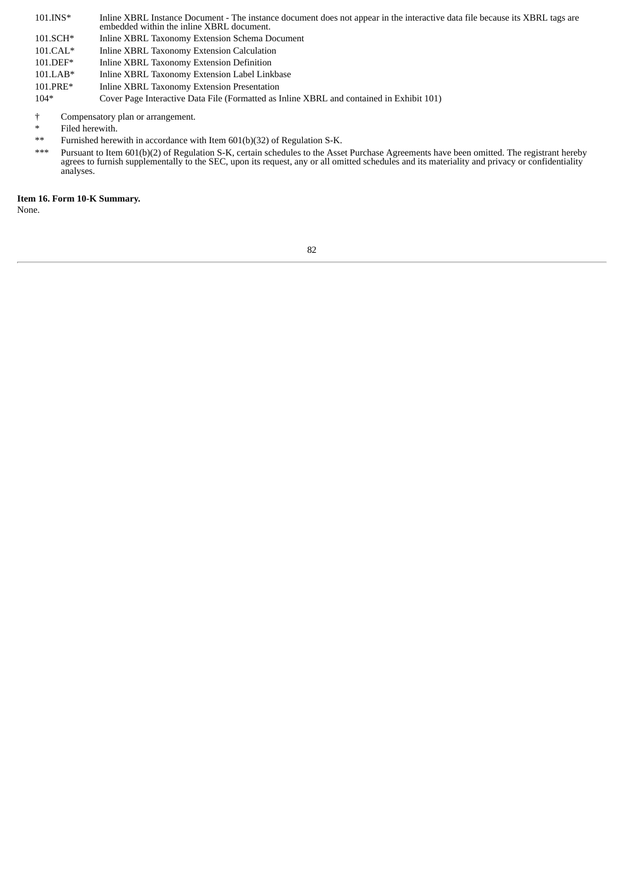| | |
|---|---|
| 101.INS* | Inline XBRL Instance Document - The instance document does not appear in the interactive data file because its XBRL tags are embedded within the inline XBRL document. |
| 101.SCH* | Inline XBRL Taxonomy Extension Schema Document |
| 101.CAL* | Inline XBRL Taxonomy Extension Calculation |
| 101.DEF* | Inline XBRL Taxonomy Extension Definition |
| 101.LAB* | Inline XBRL Taxonomy Extension Label Linkbase |
| 101.PRE* | Inline XBRL Taxonomy Extension Presentation |
| 104* | Cover Page Interactive Data File (Formatted as Inline XBRL and contained in Exhibit 101) |

† Compensatory plan or arrangement.

* Filed herewith.

** Furnished herewith in accordance with Item 601(b)(32) of Regulation S-K.

*** Pursuant to Item 601(b)(2) of Regulation S-K, certain schedules to the Asset Purchase Agreements have been omitted. The registrant hereby agrees to furnish supplementally to the SEC, upon its request, any or all omitted schedules and its materiality and privacy or confidentiality analyses.

**Item 16. Form 10-K Summary.**

None.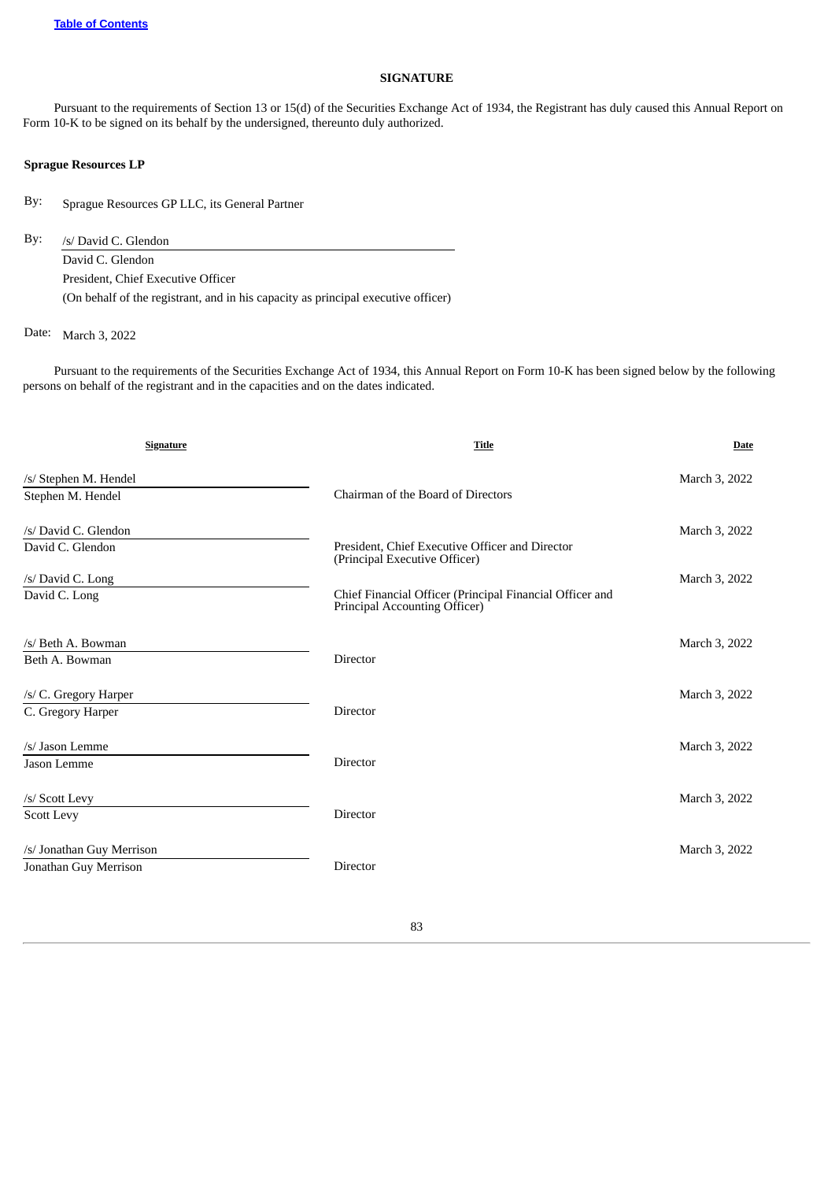## SIGNATURE

Pursuant to the requirements of Section 13 or 15(d) of the Securities Exchange Act of 1934, the Registrant has duly caused this Annual Report on Form 10-K to be signed on its behalf by the undersigned, thereunto duly authorized.

**Sprague Resources LP**

By: Sprague Resources GP LLC, its General Partner

By: /s/ David C. Glendon
David C. Glendon
President, Chief Executive Officer
(On behalf of the registrant, and in his capacity as principal executive officer)

Date: March 3, 2022

Pursuant to the requirements of the Securities Exchange Act of 1934, this Annual Report on Form 10-K has been signed below by the following persons on behalf of the registrant and in the capacities and on the dates indicated.

| Signature | Title | Date |
|---|---|---|
| /s/ Stephen M. Hendel<br>Stephen M. Hendel | Chairman of the Board of Directors | March 3, 2022 |
| /s/ David C. Glendon<br>David C. Glendon | President, Chief Executive Officer and Director (Principal Executive Officer) | March 3, 2022 |
| /s/ David C. Long<br>David C. Long | Chief Financial Officer (Principal Financial Officer and Principal Accounting Officer) | March 3, 2022 |
| /s/ Beth A. Bowman<br>Beth A. Bowman | Director | March 3, 2022 |
| /s/ C. Gregory Harper<br>C. Gregory Harper | Director | March 3, 2022 |
| /s/ Jason Lemme<br>Jason Lemme | Director | March 3, 2022 |
| /s/ Scott Levy<br>Scott Levy | Director | March 3, 2022 |
| /s/ Jonathan Guy Merrison<br>Jonathan Guy Merrison | Director | March 3, 2022 |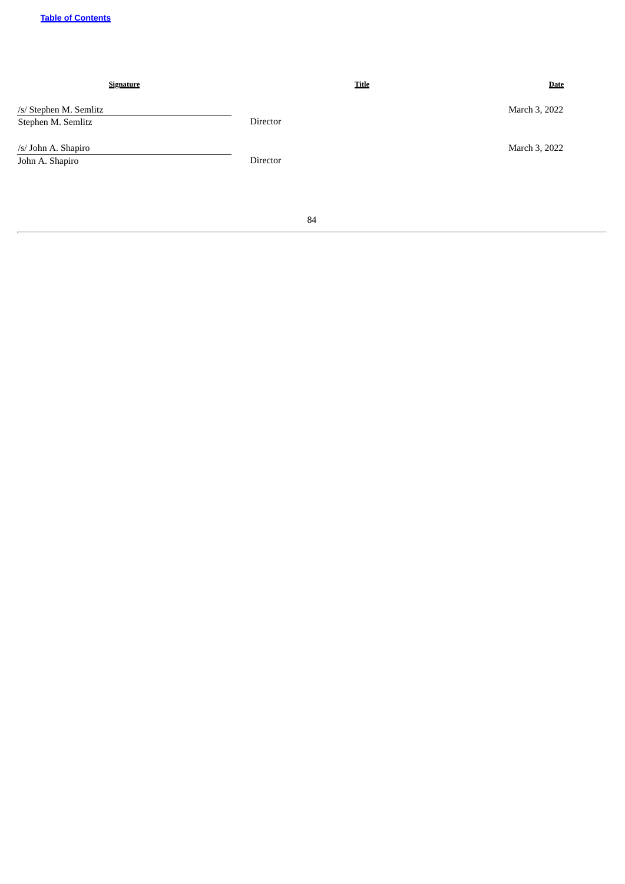| Signature | Title | Date |
|---|---|---|
| /s/ Stephen M. Semlitz<br>Stephen M. Semlitz | Director | March 3, 2022 |
| /s/ John A. Shapiro<br>John A. Shapiro | Director | March 3, 2022 |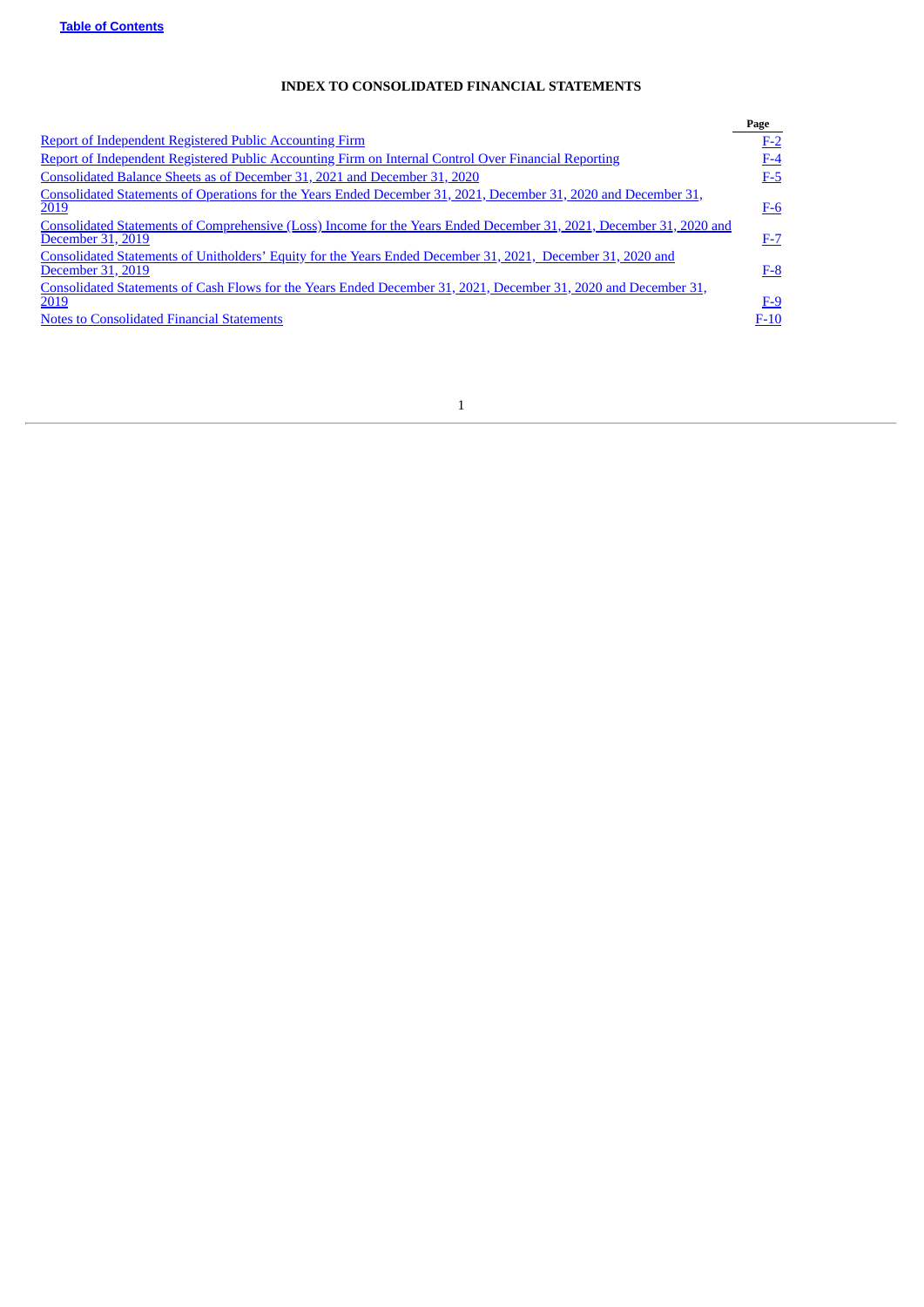## INDEX TO CONSOLIDATED FINANCIAL STATEMENTS

| | Page |
|---|---|
| Report of Independent Registered Public Accounting Firm | F-2 |
| Report of Independent Registered Public Accounting Firm on Internal Control Over Financial Reporting | F-4 |
| Consolidated Balance Sheets as of December 31, 2021 and December 31, 2020 | F-5 |
| Consolidated Statements of Operations for the Years Ended December 31, 2021, December 31, 2020 and December 31, 2019 | F-6 |
| Consolidated Statements of Comprehensive (Loss) Income for the Years Ended December 31, 2021, December 31, 2020 and December 31, 2019 | F-7 |
| Consolidated Statements of Unitholders' Equity for the Years Ended December 31, 2021, December 31, 2020 and December 31, 2019 | F-8 |
| Consolidated Statements of Cash Flows for the Years Ended December 31, 2021, December 31, 2020 and December 31, 2019 | F-9 |
| Notes to Consolidated Financial Statements | F-10 |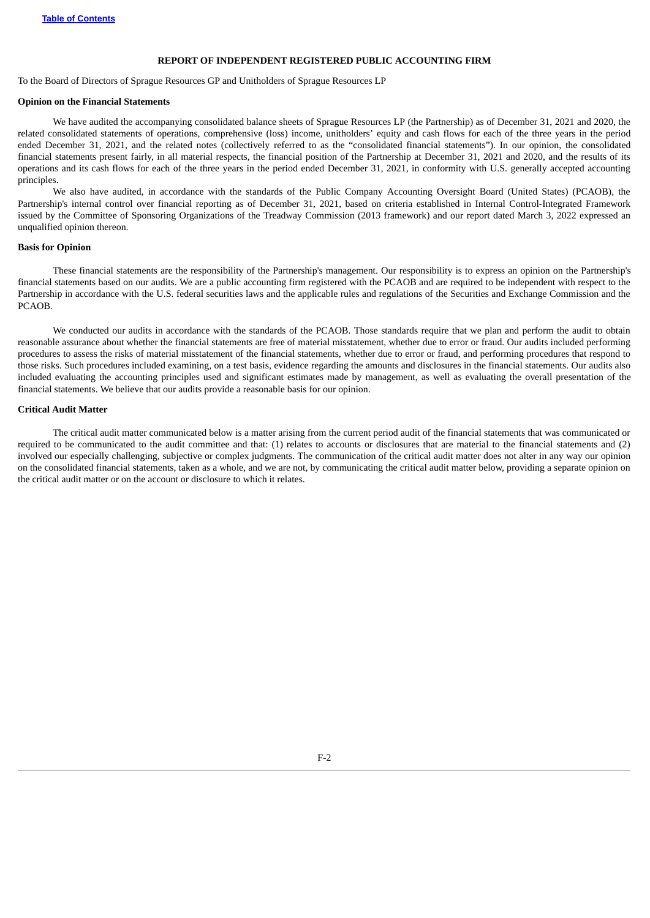## REPORT OF INDEPENDENT REGISTERED PUBLIC ACCOUNTING FIRM

To the Board of Directors of Sprague Resources GP and Unitholders of Sprague Resources LP

**Opinion on the Financial Statements**

We have audited the accompanying consolidated balance sheets of Sprague Resources LP (the Partnership) as of December 31, 2021 and 2020, the related consolidated statements of operations, comprehensive (loss) income, unitholders' equity and cash flows for each of the three years in the period ended December 31, 2021, and the related notes (collectively referred to as the "consolidated financial statements"). In our opinion, the consolidated financial statements present fairly, in all material respects, the financial position of the Partnership at December 31, 2021 and 2020, and the results of its operations and its cash flows for each of the three years in the period ended December 31, 2021, in conformity with U.S. generally accepted accounting principles.

We also have audited, in accordance with the standards of the Public Company Accounting Oversight Board (United States) (PCAOB), the Partnership's internal control over financial reporting as of December 31, 2021, based on criteria established in Internal Control-Integrated Framework issued by the Committee of Sponsoring Organizations of the Treadway Commission (2013 framework) and our report dated March 3, 2022 expressed an unqualified opinion thereon.

**Basis for Opinion**

These financial statements are the responsibility of the Partnership's management. Our responsibility is to express an opinion on the Partnership's financial statements based on our audits. We are a public accounting firm registered with the PCAOB and are required to be independent with respect to the Partnership in accordance with the U.S. federal securities laws and the applicable rules and regulations of the Securities and Exchange Commission and the PCAOB.

We conducted our audits in accordance with the standards of the PCAOB. Those standards require that we plan and perform the audit to obtain reasonable assurance about whether the financial statements are free of material misstatement, whether due to error or fraud. Our audits included performing procedures to assess the risks of material misstatement of the financial statements, whether due to error or fraud, and performing procedures that respond to those risks. Such procedures included examining, on a test basis, evidence regarding the amounts and disclosures in the financial statements. Our audits also included evaluating the accounting principles used and significant estimates made by management, as well as evaluating the overall presentation of the financial statements. We believe that our audits provide a reasonable basis for our opinion.

**Critical Audit Matter**

The critical audit matter communicated below is a matter arising from the current period audit of the financial statements that was communicated or required to be communicated to the audit committee and that: (1) relates to accounts or disclosures that are material to the financial statements and (2) involved our especially challenging, subjective or complex judgments. The communication of the critical audit matter does not alter in any way our opinion on the consolidated financial statements, taken as a whole, and we are not, by communicating the critical audit matter below, providing a separate opinion on the critical audit matter or on the account or disclosure to which it relates.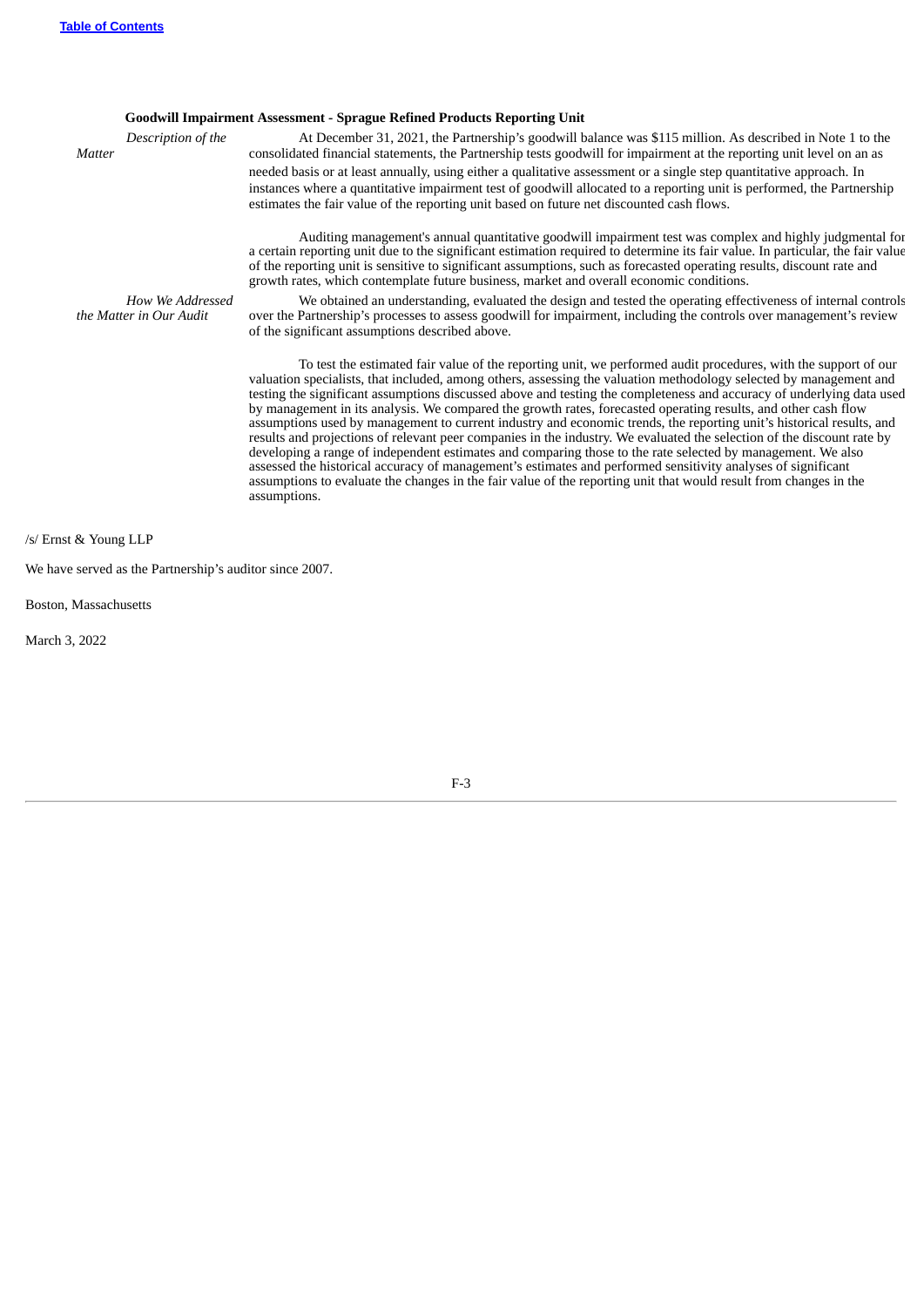**Goodwill Impairment Assessment - Sprague Refined Products Reporting Unit**

| | |
|---|---|
| *Description of the Matter* | At December 31, 2021, the Partnership's goodwill balance was $115 million. As described in Note 1 to the consolidated financial statements, the Partnership tests goodwill for impairment at the reporting unit level on an as needed basis or at least annually, using either a qualitative assessment or a single step quantitative approach. In instances where a quantitative impairment test of goodwill allocated to a reporting unit is performed, the Partnership estimates the fair value of the reporting unit based on future net discounted cash flows.<br><br>Auditing management's annual quantitative goodwill impairment test was complex and highly judgmental for a certain reporting unit due to the significant estimation required to determine its fair value. In particular, the fair value of the reporting unit is sensitive to significant assumptions, such as forecasted operating results, discount rate and growth rates, which contemplate future business, market and overall economic conditions. |
| *How We Addressed the Matter in Our Audit* | We obtained an understanding, evaluated the design and tested the operating effectiveness of internal controls over the Partnership's processes to assess goodwill for impairment, including the controls over management's review of the significant assumptions described above.<br><br>To test the estimated fair value of the reporting unit, we performed audit procedures, with the support of our valuation specialists, that included, among others, assessing the valuation methodology selected by management and testing the significant assumptions discussed above and testing the completeness and accuracy of underlying data used by management in its analysis. We compared the growth rates, forecasted operating results, and other cash flow assumptions used by management to current industry and economic trends, the reporting unit's historical results, and results and projections of relevant peer companies in the industry. We evaluated the selection of the discount rate by developing a range of independent estimates and comparing those to the rate selected by management. We also assessed the historical accuracy of management's estimates and performed sensitivity analyses of significant assumptions to evaluate the changes in the fair value of the reporting unit that would result from changes in the assumptions. |

/s/ Ernst & Young LLP

We have served as the Partnership's auditor since 2007.

Boston, Massachusetts

March 3, 2022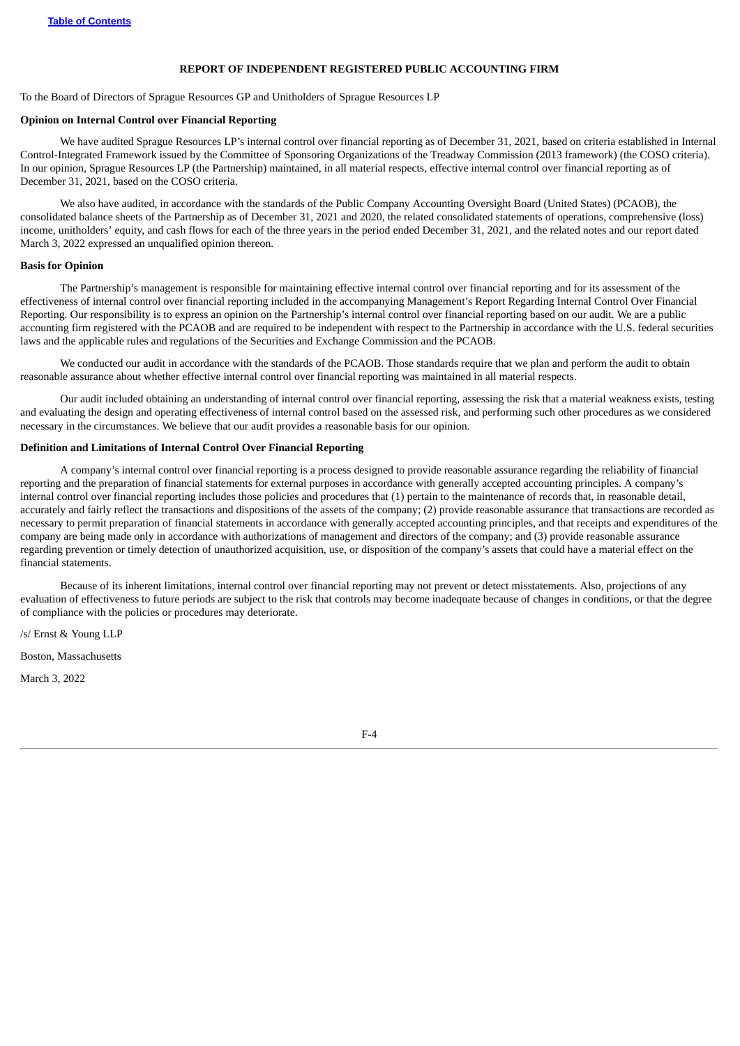## REPORT OF INDEPENDENT REGISTERED PUBLIC ACCOUNTING FIRM

To the Board of Directors of Sprague Resources GP and Unitholders of Sprague Resources LP

**Opinion on Internal Control over Financial Reporting**

We have audited Sprague Resources LP's internal control over financial reporting as of December 31, 2021, based on criteria established in Internal Control-Integrated Framework issued by the Committee of Sponsoring Organizations of the Treadway Commission (2013 framework) (the COSO criteria). In our opinion, Sprague Resources LP (the Partnership) maintained, in all material respects, effective internal control over financial reporting as of December 31, 2021, based on the COSO criteria.

We also have audited, in accordance with the standards of the Public Company Accounting Oversight Board (United States) (PCAOB), the consolidated balance sheets of the Partnership as of December 31, 2021 and 2020, the related consolidated statements of operations, comprehensive (loss) income, unitholders' equity, and cash flows for each of the three years in the period ended December 31, 2021, and the related notes and our report dated March 3, 2022 expressed an unqualified opinion thereon.

**Basis for Opinion**

The Partnership's management is responsible for maintaining effective internal control over financial reporting and for its assessment of the effectiveness of internal control over financial reporting included in the accompanying Management's Report Regarding Internal Control Over Financial Reporting. Our responsibility is to express an opinion on the Partnership's internal control over financial reporting based on our audit. We are a public accounting firm registered with the PCAOB and are required to be independent with respect to the Partnership in accordance with the U.S. federal securities laws and the applicable rules and regulations of the Securities and Exchange Commission and the PCAOB.

We conducted our audit in accordance with the standards of the PCAOB. Those standards require that we plan and perform the audit to obtain reasonable assurance about whether effective internal control over financial reporting was maintained in all material respects.

Our audit included obtaining an understanding of internal control over financial reporting, assessing the risk that a material weakness exists, testing and evaluating the design and operating effectiveness of internal control based on the assessed risk, and performing such other procedures as we considered necessary in the circumstances. We believe that our audit provides a reasonable basis for our opinion.

**Definition and Limitations of Internal Control Over Financial Reporting**

A company's internal control over financial reporting is a process designed to provide reasonable assurance regarding the reliability of financial reporting and the preparation of financial statements for external purposes in accordance with generally accepted accounting principles. A company's internal control over financial reporting includes those policies and procedures that (1) pertain to the maintenance of records that, in reasonable detail, accurately and fairly reflect the transactions and dispositions of the assets of the company; (2) provide reasonable assurance that transactions are recorded as necessary to permit preparation of financial statements in accordance with generally accepted accounting principles, and that receipts and expenditures of the company are being made only in accordance with authorizations of management and directors of the company; and (3) provide reasonable assurance regarding prevention or timely detection of unauthorized acquisition, use, or disposition of the company's assets that could have a material effect on the financial statements.

Because of its inherent limitations, internal control over financial reporting may not prevent or detect misstatements. Also, projections of any evaluation of effectiveness to future periods are subject to the risk that controls may become inadequate because of changes in conditions, or that the degree of compliance with the policies or procedures may deteriorate.

/s/ Ernst & Young LLP

Boston, Massachusetts

March 3, 2022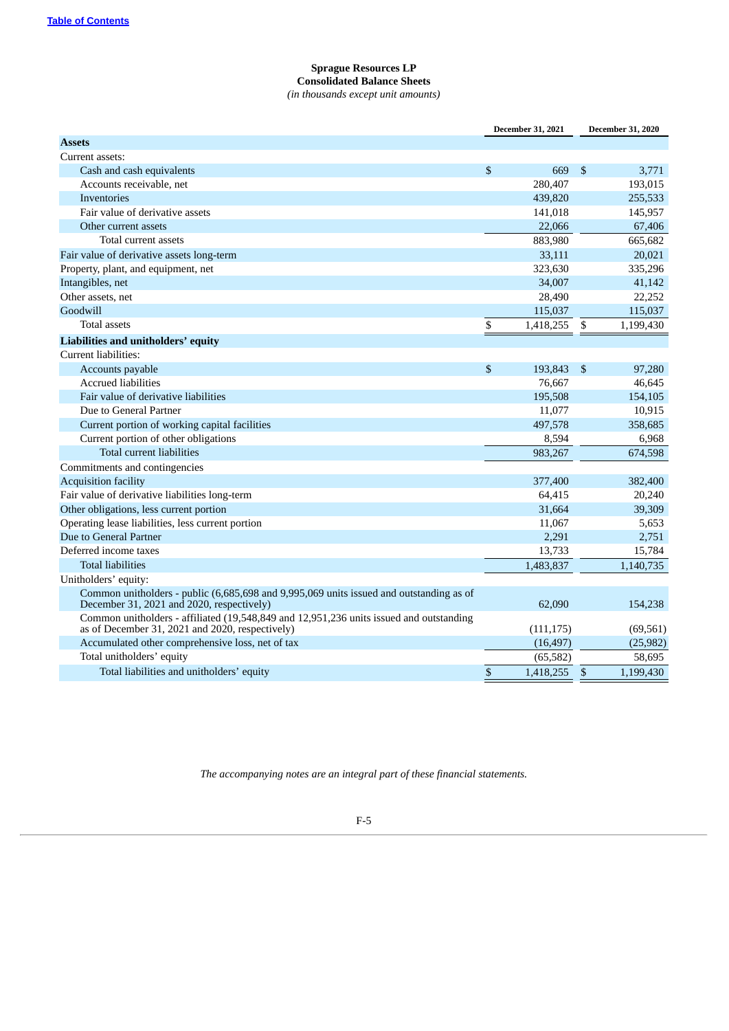**Sprague Resources LP**
**Consolidated Balance Sheets**
*(in thousands except unit amounts)*

| | December 31, 2021 | December 31, 2020 |
|---|---|---|
| **Assets** | | |
| Current assets: | | |
| Cash and cash equivalents | $ 669 | $ 3,771 |
| Accounts receivable, net | 280,407 | 193,015 |
| Inventories | 439,820 | 255,533 |
| Fair value of derivative assets | 141,018 | 145,957 |
| Other current assets | 22,066 | 67,406 |
| Total current assets | 883,980 | 665,682 |
| Fair value of derivative assets long-term | 33,111 | 20,021 |
| Property, plant, and equipment, net | 323,630 | 335,296 |
| Intangibles, net | 34,007 | 41,142 |
| Other assets, net | 28,490 | 22,252 |
| Goodwill | 115,037 | 115,037 |
| Total assets | $ 1,418,255 | $ 1,199,430 |
| **Liabilities and unitholders' equity** | | |
| Current liabilities: | | |
| Accounts payable | $ 193,843 | $ 97,280 |
| Accrued liabilities | 76,667 | 46,645 |
| Fair value of derivative liabilities | 195,508 | 154,105 |
| Due to General Partner | 11,077 | 10,915 |
| Current portion of working capital facilities | 497,578 | 358,685 |
| Current portion of other obligations | 8,594 | 6,968 |
| Total current liabilities | 983,267 | 674,598 |
| Commitments and contingencies | | |
| Acquisition facility | 377,400 | 382,400 |
| Fair value of derivative liabilities long-term | 64,415 | 20,240 |
| Other obligations, less current portion | 31,664 | 39,309 |
| Operating lease liabilities, less current portion | 11,067 | 5,653 |
| Due to General Partner | 2,291 | 2,751 |
| Deferred income taxes | 13,733 | 15,784 |
| Total liabilities | 1,483,837 | 1,140,735 |
| Unitholders' equity: | | |
| Common unitholders - public (6,685,698 and 9,995,069 units issued and outstanding as of December 31, 2021 and 2020, respectively) | 62,090 | 154,238 |
| Common unitholders - affiliated (19,548,849 and 12,951,236 units issued and outstanding as of December 31, 2021 and 2020, respectively) | (111,175) | (69,561) |
| Accumulated other comprehensive loss, net of tax | (16,497) | (25,982) |
| Total unitholders' equity | (65,582) | 58,695 |
| Total liabilities and unitholders' equity | $ 1,418,255 | $ 1,199,430 |

*The accompanying notes are an integral part of these financial statements.*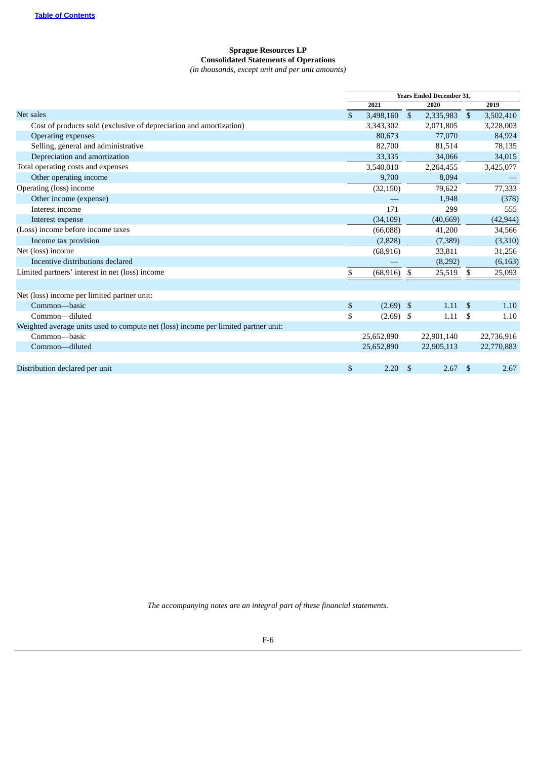**Sprague Resources LP**
**Consolidated Statements of Operations**
*(in thousands, except unit and per unit amounts)*

| | Years Ended December 31, | | |
|---|---|---|---|
| | 2021 | 2020 | 2019 |
| Net sales | $ 3,498,160 | $ 2,335,983 | $ 3,502,410 |
| Cost of products sold (exclusive of depreciation and amortization) | 3,343,302 | 2,071,805 | 3,228,003 |
| Operating expenses | 80,673 | 77,070 | 84,924 |
| Selling, general and administrative | 82,700 | 81,514 | 78,135 |
| Depreciation and amortization | 33,335 | 34,066 | 34,015 |
| Total operating costs and expenses | 3,540,010 | 2,264,455 | 3,425,077 |
| Other operating income | 9,700 | 8,094 | — |
| Operating (loss) income | (32,150) | 79,622 | 77,333 |
| Other income (expense) | — | 1,948 | (378) |
| Interest income | 171 | 299 | 555 |
| Interest expense | (34,109) | (40,669) | (42,944) |
| (Loss) income before income taxes | (66,088) | 41,200 | 34,566 |
| Income tax provision | (2,828) | (7,389) | (3,310) |
| Net (loss) income | (68,916) | 33,811 | 31,256 |
| Incentive distributions declared | — | (8,292) | (6,163) |
| Limited partners' interest in net (loss) income | $ (68,916) | $ 25,519 | $ 25,093 |
| | | | |
| Net (loss) income per limited partner unit: | | | |
| Common—basic | $ (2.69) | $ 1.11 | $ 1.10 |
| Common—diluted | $ (2.69) | $ 1.11 | $ 1.10 |
| Weighted average units used to compute net (loss) income per limited partner unit: | | | |
| Common—basic | 25,652,890 | 22,901,140 | 22,736,916 |
| Common—diluted | 25,652,890 | 22,905,113 | 22,770,883 |
| | | | |
| Distribution declared per unit | $ 2.20 | $ 2.67 | $ 2.67 |

*The accompanying notes are an integral part of these financial statements.*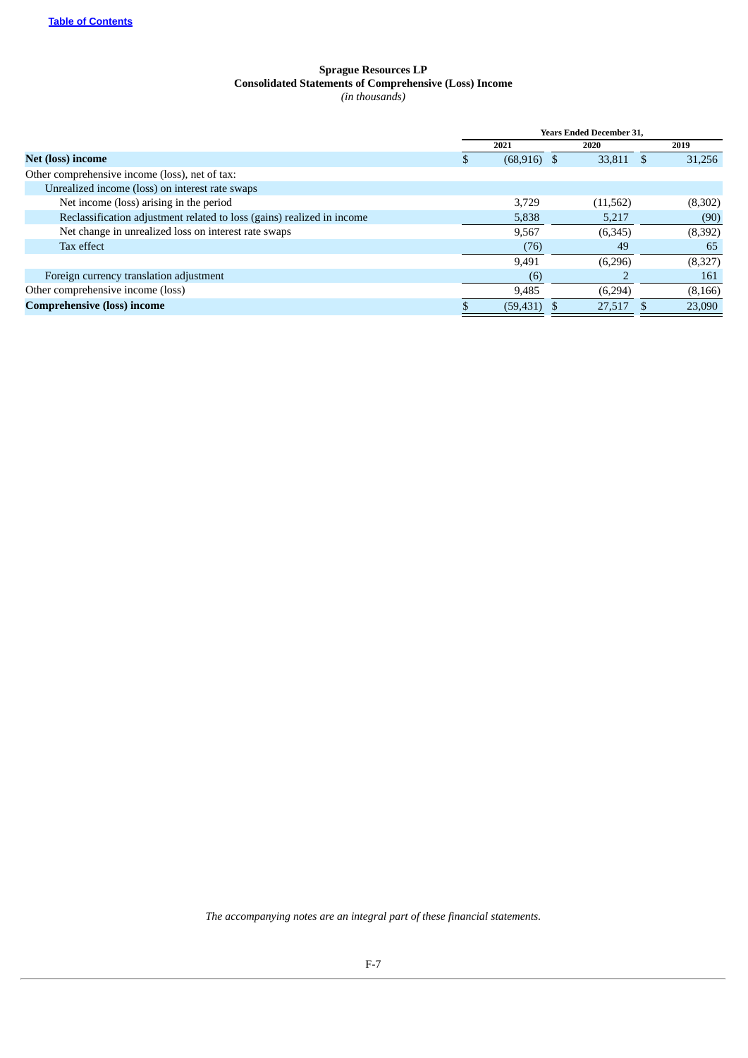**Sprague Resources LP**
**Consolidated Statements of Comprehensive (Loss) Income**
*(in thousands)*

| | Years Ended December 31, | | |
|---|---|---|---|
| | 2021 | 2020 | 2019 |
| **Net (loss) income** | $ (68,916) | $ 33,811 | $ 31,256 |
| Other comprehensive income (loss), net of tax: | | | |
| Unrealized income (loss) on interest rate swaps | | | |
| Net income (loss) arising in the period | 3,729 | (11,562) | (8,302) |
| Reclassification adjustment related to loss (gains) realized in income | 5,838 | 5,217 | (90) |
| Net change in unrealized loss on interest rate swaps | 9,567 | (6,345) | (8,392) |
| Tax effect | (76) | 49 | 65 |
| | 9,491 | (6,296) | (8,327) |
| Foreign currency translation adjustment | (6) | 2 | 161 |
| Other comprehensive income (loss) | 9,485 | (6,294) | (8,166) |
| **Comprehensive (loss) income** | $ (59,431) | $ 27,517 | $ 23,090 |

*The accompanying notes are an integral part of these financial statements.*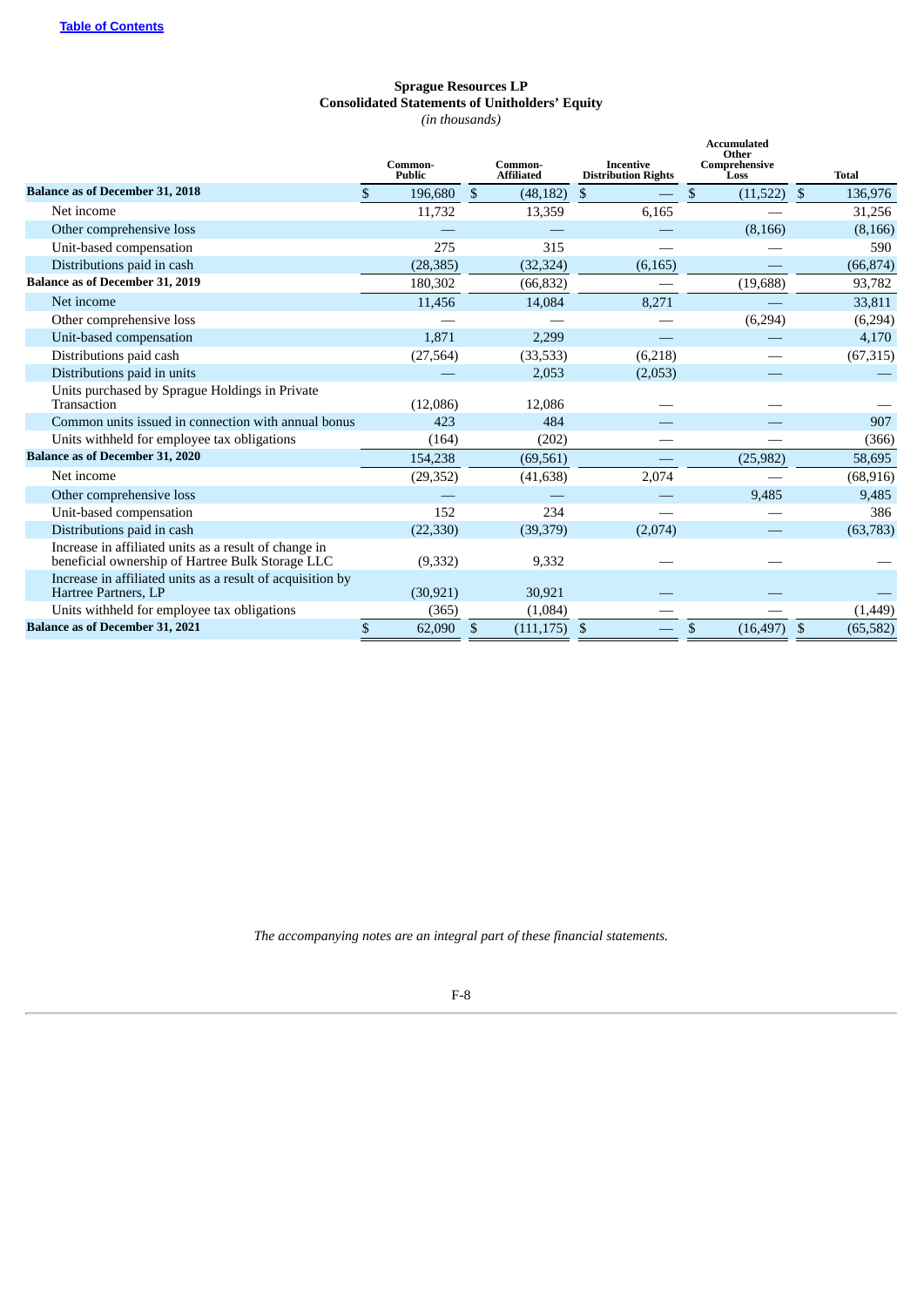**Sprague Resources LP**
**Consolidated Statements of Unitholders' Equity**
*(in thousands)*

| | Common-Public | Common-Affiliated | Incentive Distribution Rights | Accumulated Other Comprehensive Loss | Total |
|---|---|---|---|---|---|
| **Balance as of December 31, 2018** | $ 196,680 | $ (48,182) | $ — | $ (11,522) | $ 136,976 |
| Net income | 11,732 | 13,359 | 6,165 | — | 31,256 |
| Other comprehensive loss | — | — | — | (8,166) | (8,166) |
| Unit-based compensation | 275 | 315 | — | — | 590 |
| Distributions paid in cash | (28,385) | (32,324) | (6,165) | — | (66,874) |
| **Balance as of December 31, 2019** | 180,302 | (66,832) | — | (19,688) | 93,782 |
| Net income | 11,456 | 14,084 | 8,271 | — | 33,811 |
| Other comprehensive loss | — | — | — | (6,294) | (6,294) |
| Unit-based compensation | 1,871 | 2,299 | — | — | 4,170 |
| Distributions paid cash | (27,564) | (33,533) | (6,218) | — | (67,315) |
| Distributions paid in units | — | 2,053 | (2,053) | — | — |
| Units purchased by Sprague Holdings in Private Transaction | (12,086) | 12,086 | — | — | — |
| Common units issued in connection with annual bonus | 423 | 484 | — | — | 907 |
| Units withheld for employee tax obligations | (164) | (202) | — | — | (366) |
| **Balance as of December 31, 2020** | 154,238 | (69,561) | — | (25,982) | 58,695 |
| Net income | (29,352) | (41,638) | 2,074 | — | (68,916) |
| Other comprehensive loss | — | — | — | 9,485 | 9,485 |
| Unit-based compensation | 152 | 234 | — | — | 386 |
| Distributions paid in cash | (22,330) | (39,379) | (2,074) | — | (63,783) |
| Increase in affiliated units as a result of change in beneficial ownership of Hartree Bulk Storage LLC | (9,332) | 9,332 | — | — | — |
| Increase in affiliated units as a result of acquisition by Hartree Partners, LP | (30,921) | 30,921 | — | — | — |
| Units withheld for employee tax obligations | (365) | (1,084) | — | — | (1,449) |
| **Balance as of December 31, 2021** | $ 62,090 | $ (111,175) | $ — | $ (16,497) | $ (65,582) |

*The accompanying notes are an integral part of these financial statements.*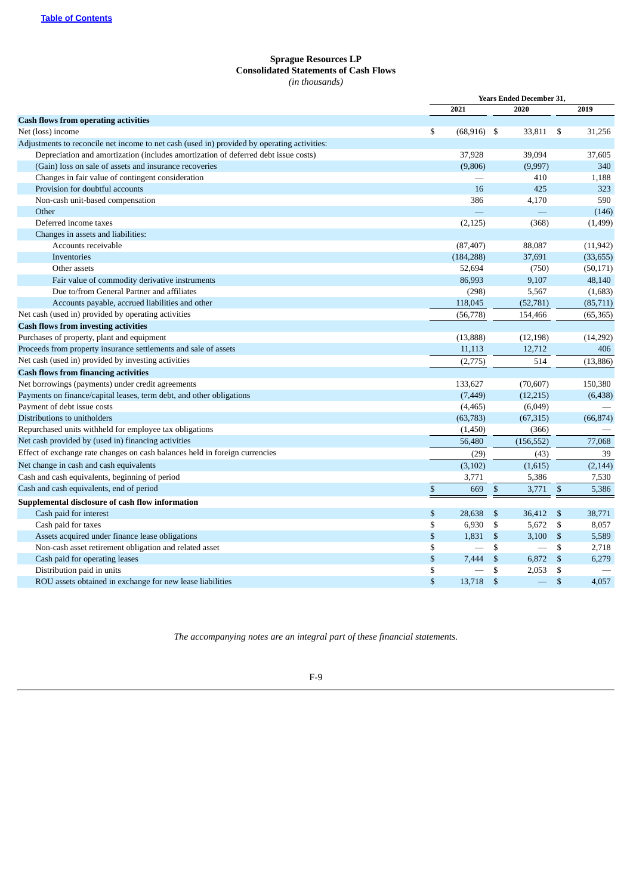[Table of Contents](#)

**Sprague Resources LP**
**Consolidated Statements of Cash Flows**
*(in thousands)*

| | Years Ended December 31, | | |
|---|---|---|---|
| | 2021 | 2020 | 2019 |
| **Cash flows from operating activities** | | | |
| Net (loss) income | $ (68,916) | $ 33,811 | $ 31,256 |
| Adjustments to reconcile net income to net cash (used in) provided by operating activities: | | | |
| Depreciation and amortization (includes amortization of deferred debt issue costs) | 37,928 | 39,094 | 37,605 |
| (Gain) loss on sale of assets and insurance recoveries | (9,806) | (9,997) | 340 |
| Changes in fair value of contingent consideration | — | 410 | 1,188 |
| Provision for doubtful accounts | 16 | 425 | 323 |
| Non-cash unit-based compensation | 386 | 4,170 | 590 |
| Other | — | — | (146) |
| Deferred income taxes | (2,125) | (368) | (1,499) |
| Changes in assets and liabilities: | | | |
| Accounts receivable | (87,407) | 88,087 | (11,942) |
| Inventories | (184,288) | 37,691 | (33,655) |
| Other assets | 52,694 | (750) | (50,171) |
| Fair value of commodity derivative instruments | 86,993 | 9,107 | 48,140 |
| Due to/from General Partner and affiliates | (298) | 5,567 | (1,683) |
| Accounts payable, accrued liabilities and other | 118,045 | (52,781) | (85,711) |
| Net cash (used in) provided by operating activities | (56,778) | 154,466 | (65,365) |
| **Cash flows from investing activities** | | | |
| Purchases of property, plant and equipment | (13,888) | (12,198) | (14,292) |
| Proceeds from property insurance settlements and sale of assets | 11,113 | 12,712 | 406 |
| Net cash (used in) provided by investing activities | (2,775) | 514 | (13,886) |
| **Cash flows from financing activities** | | | |
| Net borrowings (payments) under credit agreements | 133,627 | (70,607) | 150,380 |
| Payments on finance/capital leases, term debt, and other obligations | (7,449) | (12,215) | (6,438) |
| Payment of debt issue costs | (4,465) | (6,049) | — |
| Distributions to unitholders | (63,783) | (67,315) | (66,874) |
| Repurchased units withheld for employee tax obligations | (1,450) | (366) | — |
| Net cash provided by (used in) financing activities | 56,480 | (156,552) | 77,068 |
| Effect of exchange rate changes on cash balances held in foreign currencies | (29) | (43) | 39 |
| Net change in cash and cash equivalents | (3,102) | (1,615) | (2,144) |
| Cash and cash equivalents, beginning of period | 3,771 | 5,386 | 7,530 |
| Cash and cash equivalents, end of period | $ 669 | $ 3,771 | $ 5,386 |
| **Supplemental disclosure of cash flow information** | | | |
| Cash paid for interest | $ 28,638 | $ 36,412 | $ 38,771 |
| Cash paid for taxes | $ 6,930 | $ 5,672 | $ 8,057 |
| Assets acquired under finance lease obligations | $ 1,831 | $ 3,100 | $ 5,589 |
| Non-cash asset retirement obligation and related asset | $ — | $ — | $ 2,718 |
| Cash paid for operating leases | $ 7,444 | $ 6,872 | $ 6,279 |
| Distribution paid in units | $ — | $ 2,053 | $ — |
| ROU assets obtained in exchange for new lease liabilities | $ 13,718 | $ — | $ 4,057 |

*The accompanying notes are an integral part of these financial statements.*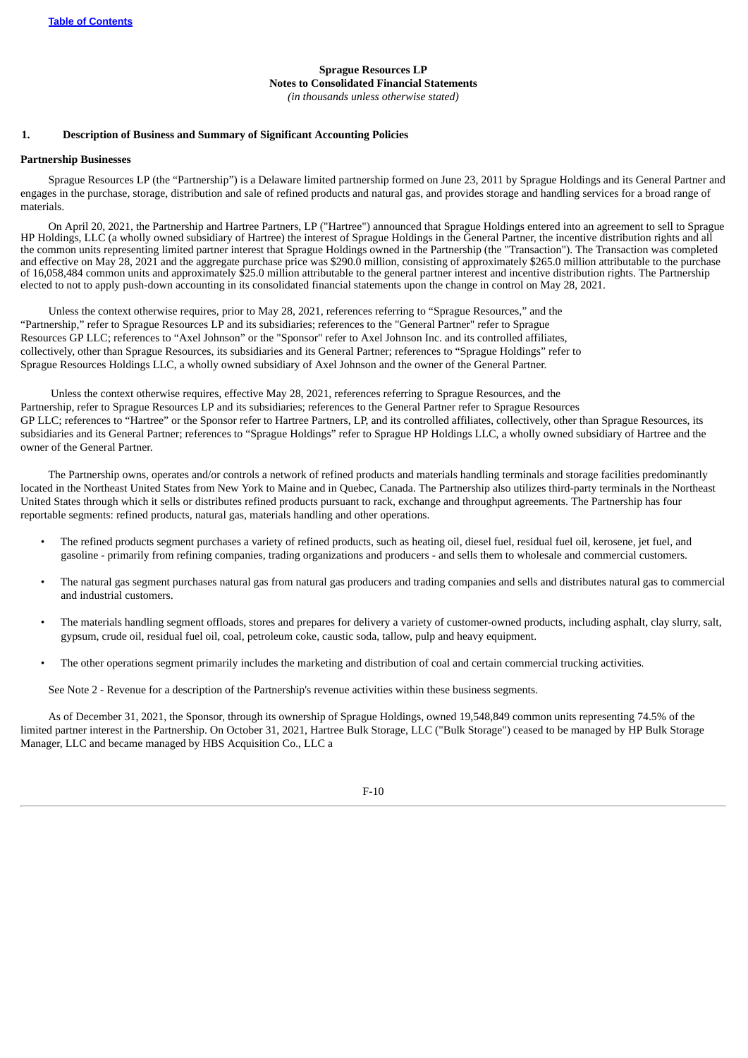**Sprague Resources LP**
**Notes to Consolidated Financial Statements**
*(in thousands unless otherwise stated)*

## 1. Description of Business and Summary of Significant Accounting Policies

### Partnership Businesses

Sprague Resources LP (the “Partnership”) is a Delaware limited partnership formed on June 23, 2011 by Sprague Holdings and its General Partner and engages in the purchase, storage, distribution and sale of refined products and natural gas, and provides storage and handling services for a broad range of materials.

On April 20, 2021, the Partnership and Hartree Partners, LP ("Hartree") announced that Sprague Holdings entered into an agreement to sell to Sprague HP Holdings, LLC (a wholly owned subsidiary of Hartree) the interest of Sprague Holdings in the General Partner, the incentive distribution rights and all the common units representing limited partner interest that Sprague Holdings owned in the Partnership (the "Transaction"). The Transaction was completed and effective on May 28, 2021 and the aggregate purchase price was $290.0 million, consisting of approximately $265.0 million attributable to the purchase of 16,058,484 common units and approximately $25.0 million attributable to the general partner interest and incentive distribution rights. The Partnership elected to not to apply push-down accounting in its consolidated financial statements upon the change in control on May 28, 2021.

Unless the context otherwise requires, prior to May 28, 2021, references referring to “Sprague Resources,” and the “Partnership,” refer to Sprague Resources LP and its subsidiaries; references to the "General Partner" refer to Sprague Resources GP LLC; references to “Axel Johnson” or the "Sponsor" refer to Axel Johnson Inc. and its controlled affiliates, collectively, other than Sprague Resources, its subsidiaries and its General Partner; references to “Sprague Holdings” refer to Sprague Resources Holdings LLC, a wholly owned subsidiary of Axel Johnson and the owner of the General Partner.

Unless the context otherwise requires, effective May 28, 2021, references referring to Sprague Resources, and the Partnership, refer to Sprague Resources LP and its subsidiaries; references to the General Partner refer to Sprague Resources GP LLC; references to “Hartree” or the Sponsor refer to Hartree Partners, LP, and its controlled affiliates, collectively, other than Sprague Resources, its subsidiaries and its General Partner; references to “Sprague Holdings” refer to Sprague HP Holdings LLC, a wholly owned subsidiary of Hartree and the owner of the General Partner.

The Partnership owns, operates and/or controls a network of refined products and materials handling terminals and storage facilities predominantly located in the Northeast United States from New York to Maine and in Quebec, Canada. The Partnership also utilizes third-party terminals in the Northeast United States through which it sells or distributes refined products pursuant to rack, exchange and throughput agreements. The Partnership has four reportable segments: refined products, natural gas, materials handling and other operations.

- The refined products segment purchases a variety of refined products, such as heating oil, diesel fuel, residual fuel oil, kerosene, jet fuel, and gasoline - primarily from refining companies, trading organizations and producers - and sells them to wholesale and commercial customers.
- The natural gas segment purchases natural gas from natural gas producers and trading companies and sells and distributes natural gas to commercial and industrial customers.
- The materials handling segment offloads, stores and prepares for delivery a variety of customer-owned products, including asphalt, clay slurry, salt, gypsum, crude oil, residual fuel oil, coal, petroleum coke, caustic soda, tallow, pulp and heavy equipment.
- The other operations segment primarily includes the marketing and distribution of coal and certain commercial trucking activities.

See Note 2 - Revenue for a description of the Partnership's revenue activities within these business segments.

As of December 31, 2021, the Sponsor, through its ownership of Sprague Holdings, owned 19,548,849 common units representing 74.5% of the limited partner interest in the Partnership. On October 31, 2021, Hartree Bulk Storage, LLC ("Bulk Storage") ceased to be managed by HP Bulk Storage Manager, LLC and became managed by HBS Acquisition Co., LLC a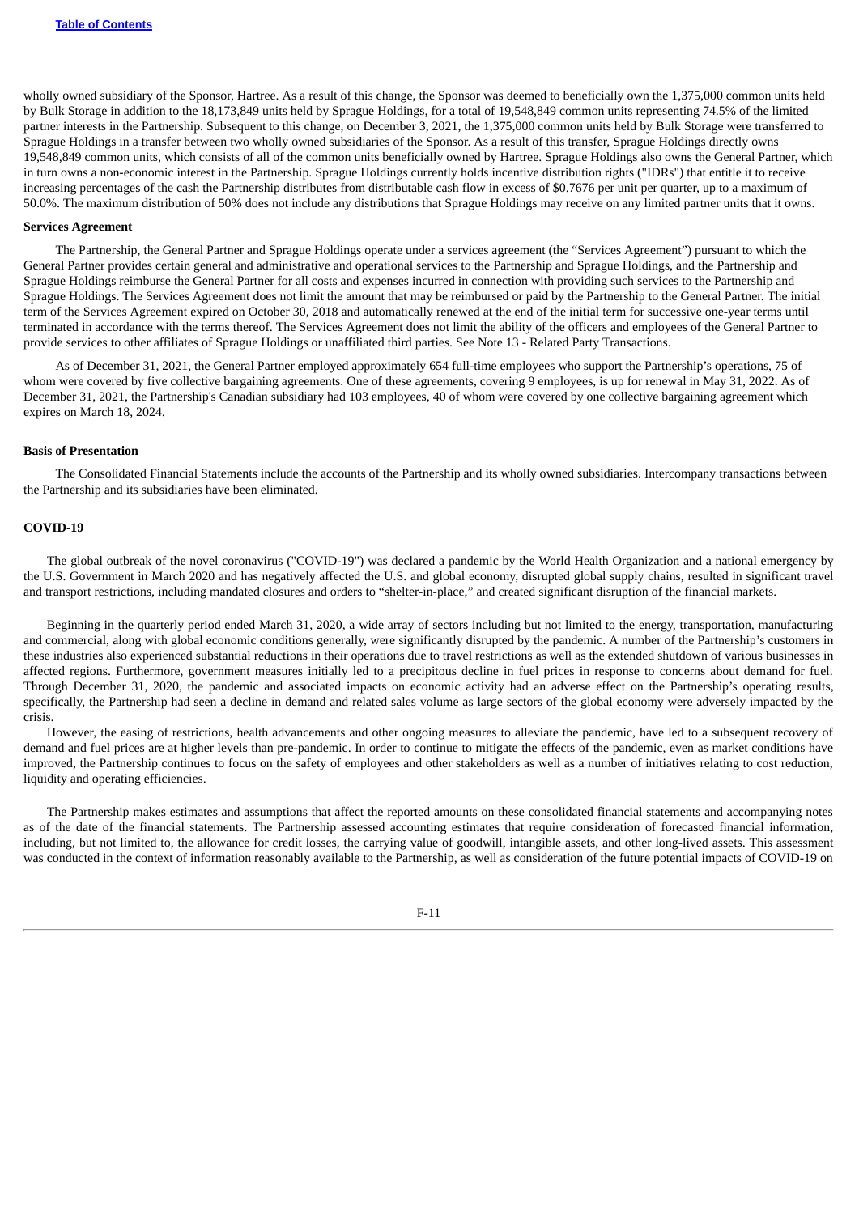wholly owned subsidiary of the Sponsor, Hartree. As a result of this change, the Sponsor was deemed to beneficially own the 1,375,000 common units held by Bulk Storage in addition to the 18,173,849 units held by Sprague Holdings, for a total of 19,548,849 common units representing 74.5% of the limited partner interests in the Partnership. Subsequent to this change, on December 3, 2021, the 1,375,000 common units held by Bulk Storage were transferred to Sprague Holdings in a transfer between two wholly owned subsidiaries of the Sponsor. As a result of this transfer, Sprague Holdings directly owns 19,548,849 common units, which consists of all of the common units beneficially owned by Hartree. Sprague Holdings also owns the General Partner, which in turn owns a non-economic interest in the Partnership. Sprague Holdings currently holds incentive distribution rights ("IDRs") that entitle it to receive increasing percentages of the cash the Partnership distributes from distributable cash flow in excess of $0.7676 per unit per quarter, up to a maximum of 50.0%. The maximum distribution of 50% does not include any distributions that Sprague Holdings may receive on any limited partner units that it owns.

**Services Agreement**

The Partnership, the General Partner and Sprague Holdings operate under a services agreement (the "Services Agreement") pursuant to which the General Partner provides certain general and administrative and operational services to the Partnership and Sprague Holdings, and the Partnership and Sprague Holdings reimburse the General Partner for all costs and expenses incurred in connection with providing such services to the Partnership and Sprague Holdings. The Services Agreement does not limit the amount that may be reimbursed or paid by the Partnership to the General Partner. The initial term of the Services Agreement expired on October 30, 2018 and automatically renewed at the end of the initial term for successive one-year terms until terminated in accordance with the terms thereof. The Services Agreement does not limit the ability of the officers and employees of the General Partner to provide services to other affiliates of Sprague Holdings or unaffiliated third parties. See Note 13 - Related Party Transactions.

As of December 31, 2021, the General Partner employed approximately 654 full-time employees who support the Partnership's operations, 75 of whom were covered by five collective bargaining agreements. One of these agreements, covering 9 employees, is up for renewal in May 31, 2022. As of December 31, 2021, the Partnership's Canadian subsidiary had 103 employees, 40 of whom were covered by one collective bargaining agreement which expires on March 18, 2024.

**Basis of Presentation**

The Consolidated Financial Statements include the accounts of the Partnership and its wholly owned subsidiaries. Intercompany transactions between the Partnership and its subsidiaries have been eliminated.

**COVID-19**

The global outbreak of the novel coronavirus ("COVID-19") was declared a pandemic by the World Health Organization and a national emergency by the U.S. Government in March 2020 and has negatively affected the U.S. and global economy, disrupted global supply chains, resulted in significant travel and transport restrictions, including mandated closures and orders to "shelter-in-place," and created significant disruption of the financial markets.

Beginning in the quarterly period ended March 31, 2020, a wide array of sectors including but not limited to the energy, transportation, manufacturing and commercial, along with global economic conditions generally, were significantly disrupted by the pandemic. A number of the Partnership's customers in these industries also experienced substantial reductions in their operations due to travel restrictions as well as the extended shutdown of various businesses in affected regions. Furthermore, government measures initially led to a precipitous decline in fuel prices in response to concerns about demand for fuel. Through December 31, 2020, the pandemic and associated impacts on economic activity had an adverse effect on the Partnership's operating results, specifically, the Partnership had seen a decline in demand and related sales volume as large sectors of the global economy were adversely impacted by the crisis.

However, the easing of restrictions, health advancements and other ongoing measures to alleviate the pandemic, have led to a subsequent recovery of demand and fuel prices are at higher levels than pre-pandemic. In order to continue to mitigate the effects of the pandemic, even as market conditions have improved, the Partnership continues to focus on the safety of employees and other stakeholders as well as a number of initiatives relating to cost reduction, liquidity and operating efficiencies.

The Partnership makes estimates and assumptions that affect the reported amounts on these consolidated financial statements and accompanying notes as of the date of the financial statements. The Partnership assessed accounting estimates that require consideration of forecasted financial information, including, but not limited to, the allowance for credit losses, the carrying value of goodwill, intangible assets, and other long-lived assets. This assessment was conducted in the context of information reasonably available to the Partnership, as well as consideration of the future potential impacts of COVID-19 on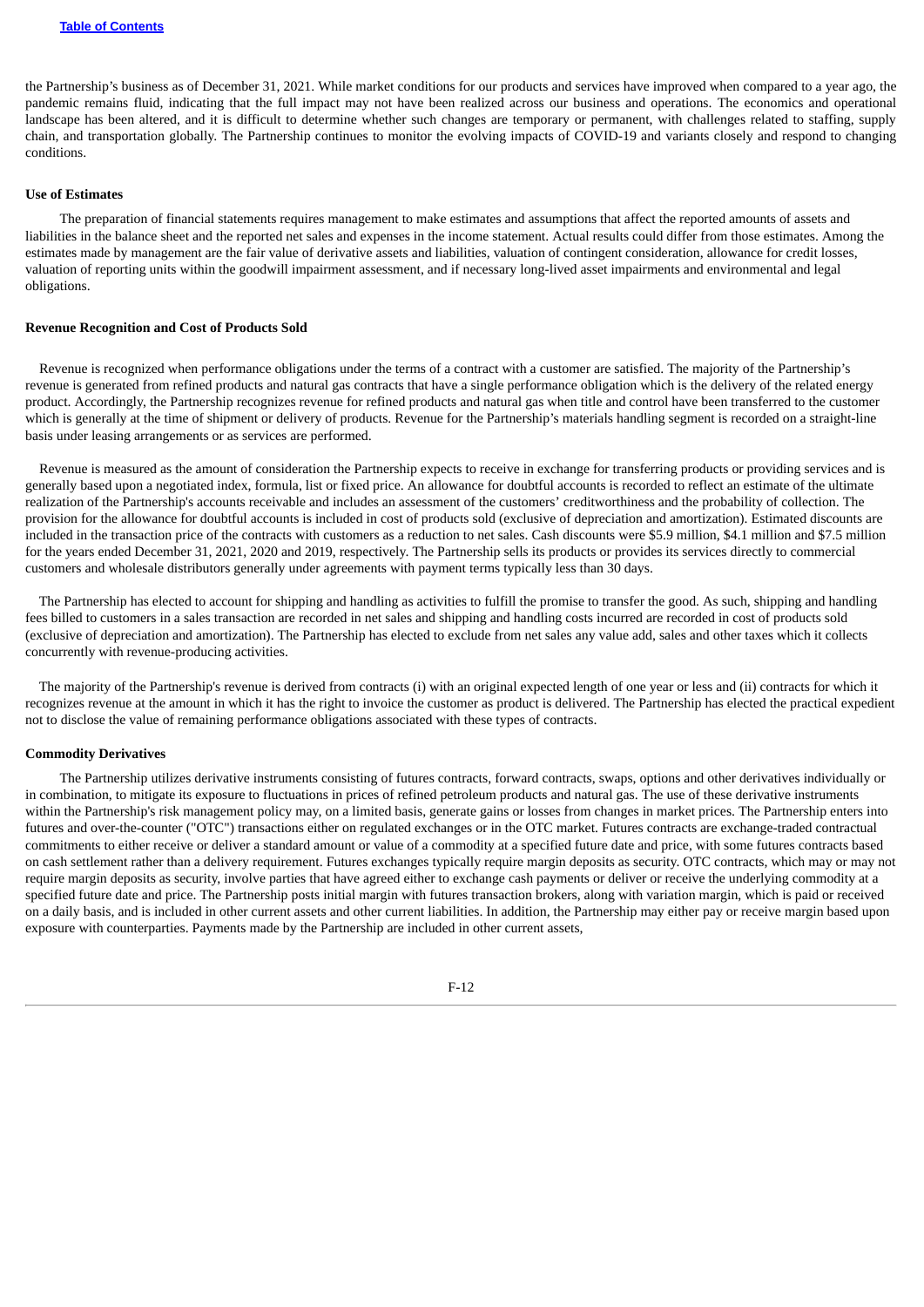the Partnership's business as of December 31, 2021. While market conditions for our products and services have improved when compared to a year ago, the pandemic remains fluid, indicating that the full impact may not have been realized across our business and operations. The economics and operational landscape has been altered, and it is difficult to determine whether such changes are temporary or permanent, with challenges related to staffing, supply chain, and transportation globally. The Partnership continues to monitor the evolving impacts of COVID-19 and variants closely and respond to changing conditions.

**Use of Estimates**

The preparation of financial statements requires management to make estimates and assumptions that affect the reported amounts of assets and liabilities in the balance sheet and the reported net sales and expenses in the income statement. Actual results could differ from those estimates. Among the estimates made by management are the fair value of derivative assets and liabilities, valuation of contingent consideration, allowance for credit losses, valuation of reporting units within the goodwill impairment assessment, and if necessary long-lived asset impairments and environmental and legal obligations.

**Revenue Recognition and Cost of Products Sold**

Revenue is recognized when performance obligations under the terms of a contract with a customer are satisfied. The majority of the Partnership's revenue is generated from refined products and natural gas contracts that have a single performance obligation which is the delivery of the related energy product. Accordingly, the Partnership recognizes revenue for refined products and natural gas when title and control have been transferred to the customer which is generally at the time of shipment or delivery of products. Revenue for the Partnership's materials handling segment is recorded on a straight-line basis under leasing arrangements or as services are performed.

Revenue is measured as the amount of consideration the Partnership expects to receive in exchange for transferring products or providing services and is generally based upon a negotiated index, formula, list or fixed price. An allowance for doubtful accounts is recorded to reflect an estimate of the ultimate realization of the Partnership's accounts receivable and includes an assessment of the customers' creditworthiness and the probability of collection. The provision for the allowance for doubtful accounts is included in cost of products sold (exclusive of depreciation and amortization). Estimated discounts are included in the transaction price of the contracts with customers as a reduction to net sales. Cash discounts were $5.9 million, $4.1 million and $7.5 million for the years ended December 31, 2021, 2020 and 2019, respectively. The Partnership sells its products or provides its services directly to commercial customers and wholesale distributors generally under agreements with payment terms typically less than 30 days.

The Partnership has elected to account for shipping and handling as activities to fulfill the promise to transfer the good. As such, shipping and handling fees billed to customers in a sales transaction are recorded in net sales and shipping and handling costs incurred are recorded in cost of products sold (exclusive of depreciation and amortization). The Partnership has elected to exclude from net sales any value add, sales and other taxes which it collects concurrently with revenue-producing activities.

The majority of the Partnership's revenue is derived from contracts (i) with an original expected length of one year or less and (ii) contracts for which it recognizes revenue at the amount in which it has the right to invoice the customer as product is delivered. The Partnership has elected the practical expedient not to disclose the value of remaining performance obligations associated with these types of contracts.

**Commodity Derivatives**

The Partnership utilizes derivative instruments consisting of futures contracts, forward contracts, swaps, options and other derivatives individually or in combination, to mitigate its exposure to fluctuations in prices of refined petroleum products and natural gas. The use of these derivative instruments within the Partnership's risk management policy may, on a limited basis, generate gains or losses from changes in market prices. The Partnership enters into futures and over-the-counter ("OTC") transactions either on regulated exchanges or in the OTC market. Futures contracts are exchange-traded contractual commitments to either receive or deliver a standard amount or value of a commodity at a specified future date and price, with some futures contracts based on cash settlement rather than a delivery requirement. Futures exchanges typically require margin deposits as security. OTC contracts, which may or may not require margin deposits as security, involve parties that have agreed either to exchange cash payments or deliver or receive the underlying commodity at a specified future date and price. The Partnership posts initial margin with futures transaction brokers, along with variation margin, which is paid or received on a daily basis, and is included in other current assets and other current liabilities. In addition, the Partnership may either pay or receive margin based upon exposure with counterparties. Payments made by the Partnership are included in other current assets,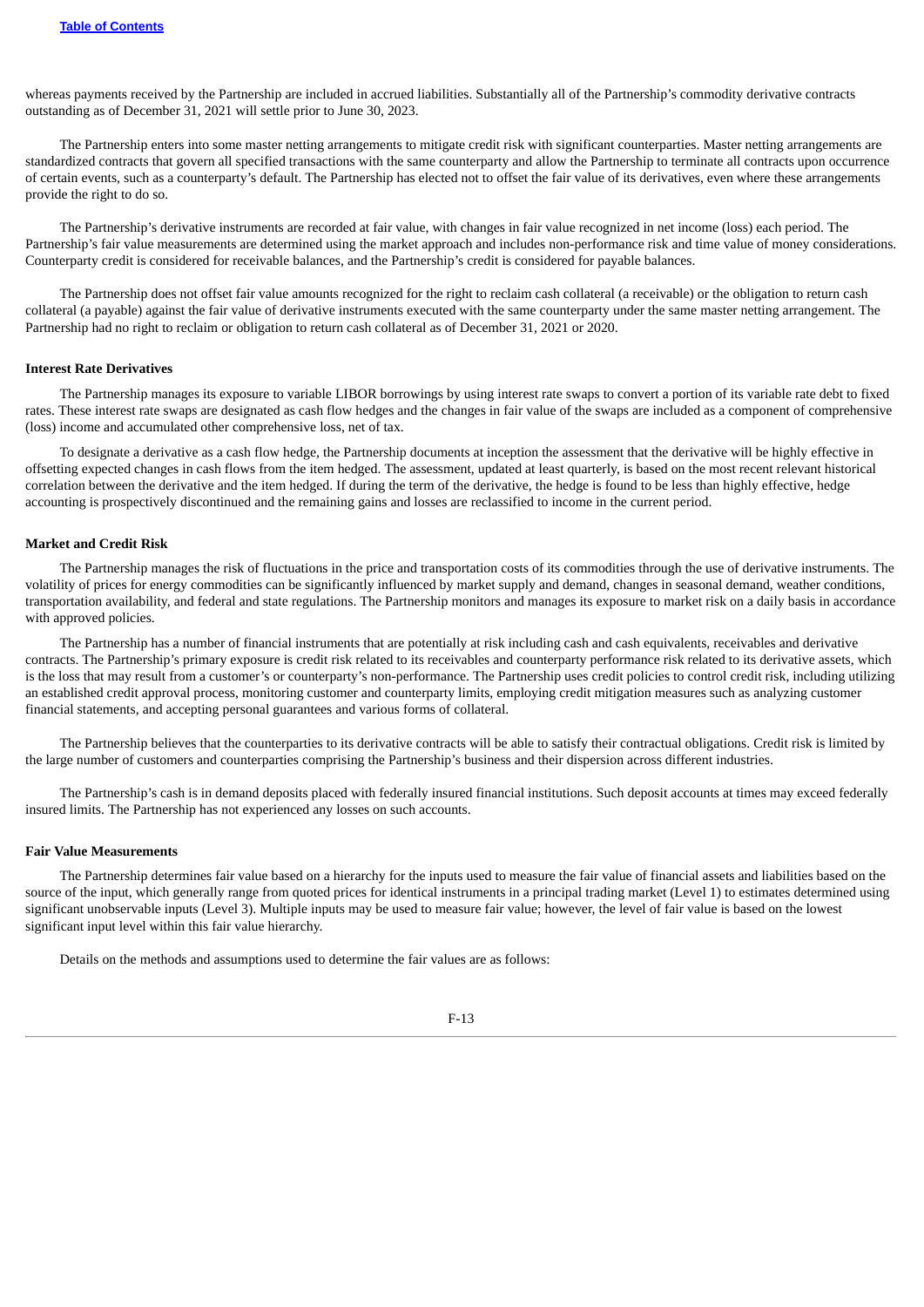whereas payments received by the Partnership are included in accrued liabilities. Substantially all of the Partnership's commodity derivative contracts outstanding as of December 31, 2021 will settle prior to June 30, 2023.

The Partnership enters into some master netting arrangements to mitigate credit risk with significant counterparties. Master netting arrangements are standardized contracts that govern all specified transactions with the same counterparty and allow the Partnership to terminate all contracts upon occurrence of certain events, such as a counterparty's default. The Partnership has elected not to offset the fair value of its derivatives, even where these arrangements provide the right to do so.

The Partnership's derivative instruments are recorded at fair value, with changes in fair value recognized in net income (loss) each period. The Partnership's fair value measurements are determined using the market approach and includes non-performance risk and time value of money considerations. Counterparty credit is considered for receivable balances, and the Partnership's credit is considered for payable balances.

The Partnership does not offset fair value amounts recognized for the right to reclaim cash collateral (a receivable) or the obligation to return cash collateral (a payable) against the fair value of derivative instruments executed with the same counterparty under the same master netting arrangement. The Partnership had no right to reclaim or obligation to return cash collateral as of December 31, 2021 or 2020.

**Interest Rate Derivatives**

The Partnership manages its exposure to variable LIBOR borrowings by using interest rate swaps to convert a portion of its variable rate debt to fixed rates. These interest rate swaps are designated as cash flow hedges and the changes in fair value of the swaps are included as a component of comprehensive (loss) income and accumulated other comprehensive loss, net of tax.

To designate a derivative as a cash flow hedge, the Partnership documents at inception the assessment that the derivative will be highly effective in offsetting expected changes in cash flows from the item hedged. The assessment, updated at least quarterly, is based on the most recent relevant historical correlation between the derivative and the item hedged. If during the term of the derivative, the hedge is found to be less than highly effective, hedge accounting is prospectively discontinued and the remaining gains and losses are reclassified to income in the current period.

**Market and Credit Risk**

The Partnership manages the risk of fluctuations in the price and transportation costs of its commodities through the use of derivative instruments. The volatility of prices for energy commodities can be significantly influenced by market supply and demand, changes in seasonal demand, weather conditions, transportation availability, and federal and state regulations. The Partnership monitors and manages its exposure to market risk on a daily basis in accordance with approved policies.

The Partnership has a number of financial instruments that are potentially at risk including cash and cash equivalents, receivables and derivative contracts. The Partnership's primary exposure is credit risk related to its receivables and counterparty performance risk related to its derivative assets, which is the loss that may result from a customer's or counterparty's non-performance. The Partnership uses credit policies to control credit risk, including utilizing an established credit approval process, monitoring customer and counterparty limits, employing credit mitigation measures such as analyzing customer financial statements, and accepting personal guarantees and various forms of collateral.

The Partnership believes that the counterparties to its derivative contracts will be able to satisfy their contractual obligations. Credit risk is limited by the large number of customers and counterparties comprising the Partnership's business and their dispersion across different industries.

The Partnership's cash is in demand deposits placed with federally insured financial institutions. Such deposit accounts at times may exceed federally insured limits. The Partnership has not experienced any losses on such accounts.

**Fair Value Measurements**

The Partnership determines fair value based on a hierarchy for the inputs used to measure the fair value of financial assets and liabilities based on the source of the input, which generally range from quoted prices for identical instruments in a principal trading market (Level 1) to estimates determined using significant unobservable inputs (Level 3). Multiple inputs may be used to measure fair value; however, the level of fair value is based on the lowest significant input level within this fair value hierarchy.

Details on the methods and assumptions used to determine the fair values are as follows: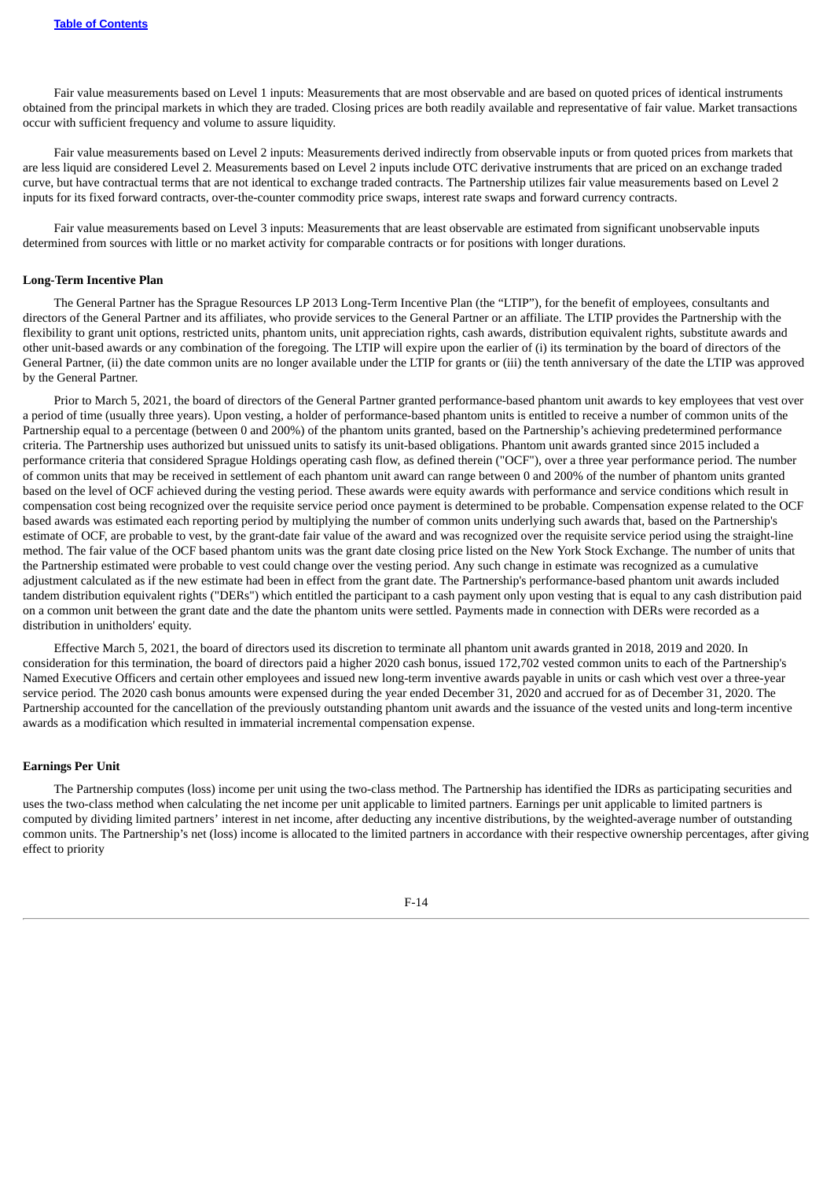Fair value measurements based on Level 1 inputs: Measurements that are most observable and are based on quoted prices of identical instruments obtained from the principal markets in which they are traded. Closing prices are both readily available and representative of fair value. Market transactions occur with sufficient frequency and volume to assure liquidity.

Fair value measurements based on Level 2 inputs: Measurements derived indirectly from observable inputs or from quoted prices from markets that are less liquid are considered Level 2. Measurements based on Level 2 inputs include OTC derivative instruments that are priced on an exchange traded curve, but have contractual terms that are not identical to exchange traded contracts. The Partnership utilizes fair value measurements based on Level 2 inputs for its fixed forward contracts, over-the-counter commodity price swaps, interest rate swaps and forward currency contracts.

Fair value measurements based on Level 3 inputs: Measurements that are least observable are estimated from significant unobservable inputs determined from sources with little or no market activity for comparable contracts or for positions with longer durations.

**Long-Term Incentive Plan**

The General Partner has the Sprague Resources LP 2013 Long-Term Incentive Plan (the "LTIP"), for the benefit of employees, consultants and directors of the General Partner and its affiliates, who provide services to the General Partner or an affiliate. The LTIP provides the Partnership with the flexibility to grant unit options, restricted units, phantom units, unit appreciation rights, cash awards, distribution equivalent rights, substitute awards and other unit-based awards or any combination of the foregoing. The LTIP will expire upon the earlier of (i) its termination by the board of directors of the General Partner, (ii) the date common units are no longer available under the LTIP for grants or (iii) the tenth anniversary of the date the LTIP was approved by the General Partner.

Prior to March 5, 2021, the board of directors of the General Partner granted performance-based phantom unit awards to key employees that vest over a period of time (usually three years). Upon vesting, a holder of performance-based phantom units is entitled to receive a number of common units of the Partnership equal to a percentage (between 0 and 200%) of the phantom units granted, based on the Partnership's achieving predetermined performance criteria. The Partnership uses authorized but unissued units to satisfy its unit-based obligations. Phantom unit awards granted since 2015 included a performance criteria that considered Sprague Holdings operating cash flow, as defined therein ("OCF"), over a three year performance period. The number of common units that may be received in settlement of each phantom unit award can range between 0 and 200% of the number of phantom units granted based on the level of OCF achieved during the vesting period. These awards were equity awards with performance and service conditions which result in compensation cost being recognized over the requisite service period once payment is determined to be probable. Compensation expense related to the OCF based awards was estimated each reporting period by multiplying the number of common units underlying such awards that, based on the Partnership's estimate of OCF, are probable to vest, by the grant-date fair value of the award and was recognized over the requisite service period using the straight-line method. The fair value of the OCF based phantom units was the grant date closing price listed on the New York Stock Exchange. The number of units that the Partnership estimated were probable to vest could change over the vesting period. Any such change in estimate was recognized as a cumulative adjustment calculated as if the new estimate had been in effect from the grant date. The Partnership's performance-based phantom unit awards included tandem distribution equivalent rights ("DERs") which entitled the participant to a cash payment only upon vesting that is equal to any cash distribution paid on a common unit between the grant date and the date the phantom units were settled. Payments made in connection with DERs were recorded as a distribution in unitholders' equity.

Effective March 5, 2021, the board of directors used its discretion to terminate all phantom unit awards granted in 2018, 2019 and 2020. In consideration for this termination, the board of directors paid a higher 2020 cash bonus, issued 172,702 vested common units to each of the Partnership's Named Executive Officers and certain other employees and issued new long-term inventive awards payable in units or cash which vest over a three-year service period. The 2020 cash bonus amounts were expensed during the year ended December 31, 2020 and accrued for as of December 31, 2020. The Partnership accounted for the cancellation of the previously outstanding phantom unit awards and the issuance of the vested units and long-term incentive awards as a modification which resulted in immaterial incremental compensation expense.

**Earnings Per Unit**

The Partnership computes (loss) income per unit using the two-class method. The Partnership has identified the IDRs as participating securities and uses the two-class method when calculating the net income per unit applicable to limited partners. Earnings per unit applicable to limited partners is computed by dividing limited partners' interest in net income, after deducting any incentive distributions, by the weighted-average number of outstanding common units. The Partnership's net (loss) income is allocated to the limited partners in accordance with their respective ownership percentages, after giving effect to priority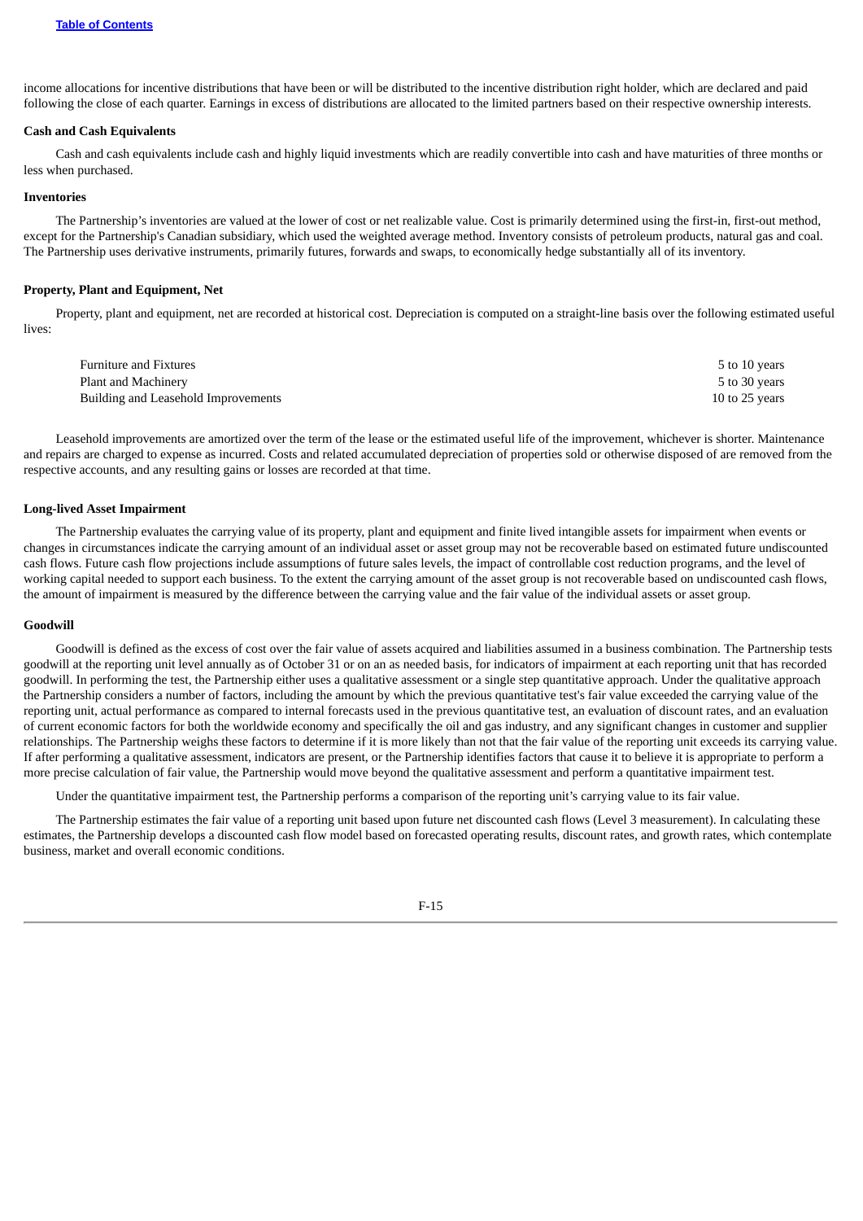income allocations for incentive distributions that have been or will be distributed to the incentive distribution right holder, which are declared and paid following the close of each quarter. Earnings in excess of distributions are allocated to the limited partners based on their respective ownership interests.

**Cash and Cash Equivalents**

Cash and cash equivalents include cash and highly liquid investments which are readily convertible into cash and have maturities of three months or less when purchased.

**Inventories**

The Partnership's inventories are valued at the lower of cost or net realizable value. Cost is primarily determined using the first-in, first-out method, except for the Partnership's Canadian subsidiary, which used the weighted average method. Inventory consists of petroleum products, natural gas and coal. The Partnership uses derivative instruments, primarily futures, forwards and swaps, to economically hedge substantially all of its inventory.

**Property, Plant and Equipment, Net**

Property, plant and equipment, net are recorded at historical cost. Depreciation is computed on a straight-line basis over the following estimated useful lives:

| | |
|---|---|
| Furniture and Fixtures | 5 to 10 years |
| Plant and Machinery | 5 to 30 years |
| Building and Leasehold Improvements | 10 to 25 years |

Leasehold improvements are amortized over the term of the lease or the estimated useful life of the improvement, whichever is shorter. Maintenance and repairs are charged to expense as incurred. Costs and related accumulated depreciation of properties sold or otherwise disposed of are removed from the respective accounts, and any resulting gains or losses are recorded at that time.

**Long-lived Asset Impairment**

The Partnership evaluates the carrying value of its property, plant and equipment and finite lived intangible assets for impairment when events or changes in circumstances indicate the carrying amount of an individual asset or asset group may not be recoverable based on estimated future undiscounted cash flows. Future cash flow projections include assumptions of future sales levels, the impact of controllable cost reduction programs, and the level of working capital needed to support each business. To the extent the carrying amount of the asset group is not recoverable based on undiscounted cash flows, the amount of impairment is measured by the difference between the carrying value and the fair value of the individual assets or asset group.

**Goodwill**

Goodwill is defined as the excess of cost over the fair value of assets acquired and liabilities assumed in a business combination. The Partnership tests goodwill at the reporting unit level annually as of October 31 or on an as needed basis, for indicators of impairment at each reporting unit that has recorded goodwill. In performing the test, the Partnership either uses a qualitative assessment or a single step quantitative approach. Under the qualitative approach the Partnership considers a number of factors, including the amount by which the previous quantitative test's fair value exceeded the carrying value of the reporting unit, actual performance as compared to internal forecasts used in the previous quantitative test, an evaluation of discount rates, and an evaluation of current economic factors for both the worldwide economy and specifically the oil and gas industry, and any significant changes in customer and supplier relationships. The Partnership weighs these factors to determine if it is more likely than not that the fair value of the reporting unit exceeds its carrying value. If after performing a qualitative assessment, indicators are present, or the Partnership identifies factors that cause it to believe it is appropriate to perform a more precise calculation of fair value, the Partnership would move beyond the qualitative assessment and perform a quantitative impairment test.

Under the quantitative impairment test, the Partnership performs a comparison of the reporting unit's carrying value to its fair value.

The Partnership estimates the fair value of a reporting unit based upon future net discounted cash flows (Level 3 measurement). In calculating these estimates, the Partnership develops a discounted cash flow model based on forecasted operating results, discount rates, and growth rates, which contemplate business, market and overall economic conditions.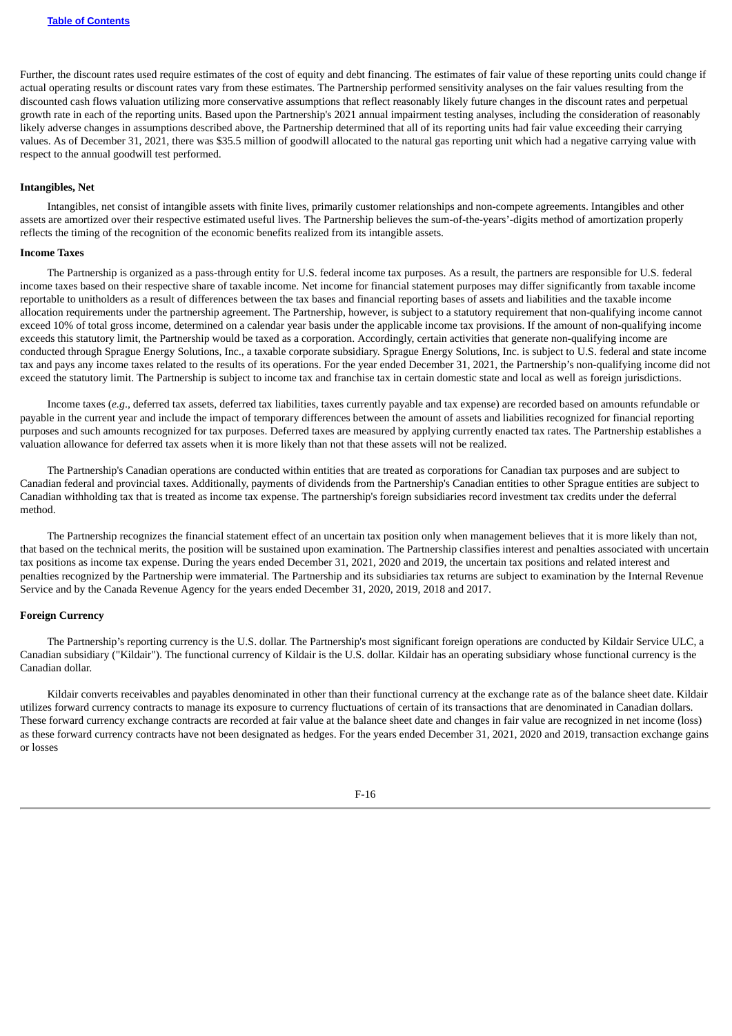Further, the discount rates used require estimates of the cost of equity and debt financing. The estimates of fair value of these reporting units could change if actual operating results or discount rates vary from these estimates. The Partnership performed sensitivity analyses on the fair values resulting from the discounted cash flows valuation utilizing more conservative assumptions that reflect reasonably likely future changes in the discount rates and perpetual growth rate in each of the reporting units. Based upon the Partnership's 2021 annual impairment testing analyses, including the consideration of reasonably likely adverse changes in assumptions described above, the Partnership determined that all of its reporting units had fair value exceeding their carrying values. As of December 31, 2021, there was $35.5 million of goodwill allocated to the natural gas reporting unit which had a negative carrying value with respect to the annual goodwill test performed.

**Intangibles, Net**

Intangibles, net consist of intangible assets with finite lives, primarily customer relationships and non-compete agreements. Intangibles and other assets are amortized over their respective estimated useful lives. The Partnership believes the sum-of-the-years'-digits method of amortization properly reflects the timing of the recognition of the economic benefits realized from its intangible assets.

**Income Taxes**

The Partnership is organized as a pass-through entity for U.S. federal income tax purposes. As a result, the partners are responsible for U.S. federal income taxes based on their respective share of taxable income. Net income for financial statement purposes may differ significantly from taxable income reportable to unitholders as a result of differences between the tax bases and financial reporting bases of assets and liabilities and the taxable income allocation requirements under the partnership agreement. The Partnership, however, is subject to a statutory requirement that non-qualifying income cannot exceed 10% of total gross income, determined on a calendar year basis under the applicable income tax provisions. If the amount of non-qualifying income exceeds this statutory limit, the Partnership would be taxed as a corporation. Accordingly, certain activities that generate non-qualifying income are conducted through Sprague Energy Solutions, Inc., a taxable corporate subsidiary. Sprague Energy Solutions, Inc. is subject to U.S. federal and state income tax and pays any income taxes related to the results of its operations. For the year ended December 31, 2021, the Partnership's non-qualifying income did not exceed the statutory limit. The Partnership is subject to income tax and franchise tax in certain domestic state and local as well as foreign jurisdictions.

Income taxes (*e.g*., deferred tax assets, deferred tax liabilities, taxes currently payable and tax expense) are recorded based on amounts refundable or payable in the current year and include the impact of temporary differences between the amount of assets and liabilities recognized for financial reporting purposes and such amounts recognized for tax purposes. Deferred taxes are measured by applying currently enacted tax rates. The Partnership establishes a valuation allowance for deferred tax assets when it is more likely than not that these assets will not be realized.

The Partnership's Canadian operations are conducted within entities that are treated as corporations for Canadian tax purposes and are subject to Canadian federal and provincial taxes. Additionally, payments of dividends from the Partnership's Canadian entities to other Sprague entities are subject to Canadian withholding tax that is treated as income tax expense. The partnership's foreign subsidiaries record investment tax credits under the deferral method.

The Partnership recognizes the financial statement effect of an uncertain tax position only when management believes that it is more likely than not, that based on the technical merits, the position will be sustained upon examination. The Partnership classifies interest and penalties associated with uncertain tax positions as income tax expense. During the years ended December 31, 2021, 2020 and 2019, the uncertain tax positions and related interest and penalties recognized by the Partnership were immaterial. The Partnership and its subsidiaries tax returns are subject to examination by the Internal Revenue Service and by the Canada Revenue Agency for the years ended December 31, 2020, 2019, 2018 and 2017.

**Foreign Currency**

The Partnership's reporting currency is the U.S. dollar. The Partnership's most significant foreign operations are conducted by Kildair Service ULC, a Canadian subsidiary ("Kildair"). The functional currency of Kildair is the U.S. dollar. Kildair has an operating subsidiary whose functional currency is the Canadian dollar.

Kildair converts receivables and payables denominated in other than their functional currency at the exchange rate as of the balance sheet date. Kildair utilizes forward currency contracts to manage its exposure to currency fluctuations of certain of its transactions that are denominated in Canadian dollars. These forward currency exchange contracts are recorded at fair value at the balance sheet date and changes in fair value are recognized in net income (loss) as these forward currency contracts have not been designated as hedges. For the years ended December 31, 2021, 2020 and 2019, transaction exchange gains or losses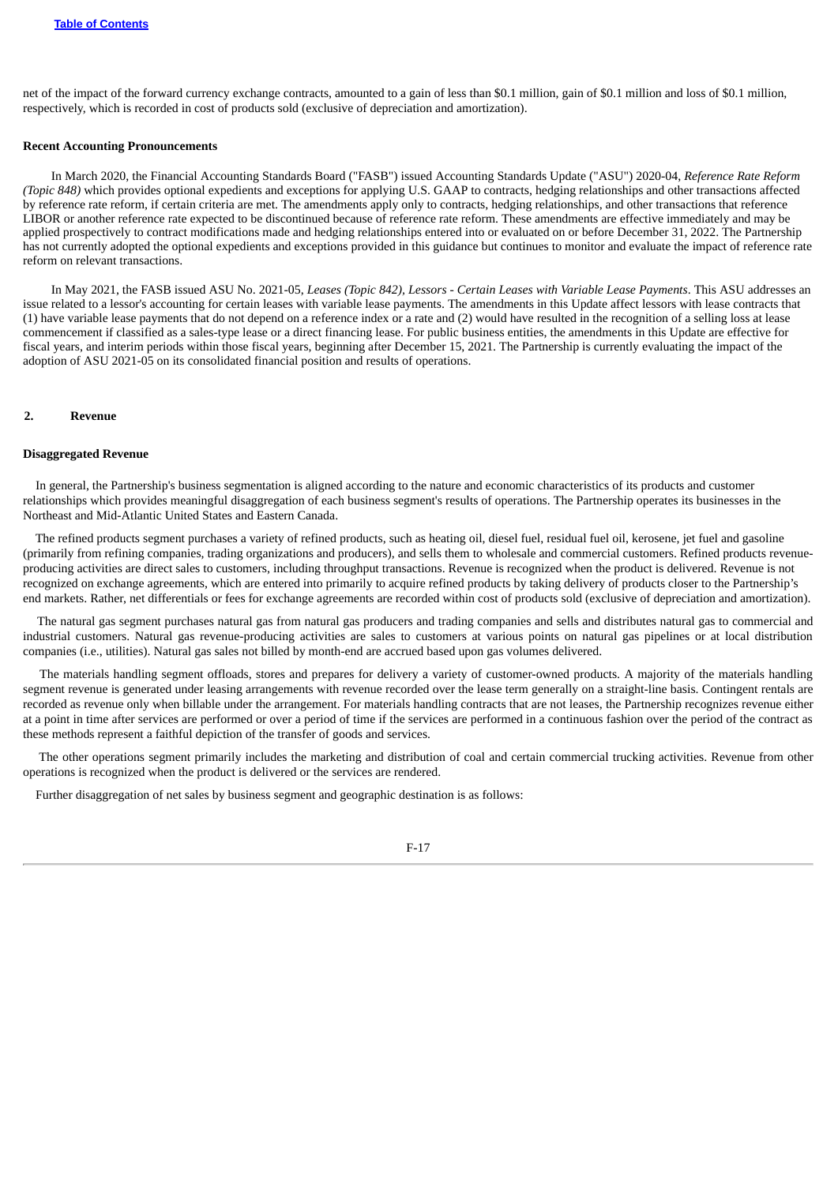net of the impact of the forward currency exchange contracts, amounted to a gain of less than $0.1 million, gain of $0.1 million and loss of $0.1 million, respectively, which is recorded in cost of products sold (exclusive of depreciation and amortization).

**Recent Accounting Pronouncements**

In March 2020, the Financial Accounting Standards Board ("FASB") issued Accounting Standards Update ("ASU") 2020-04, *Reference Rate Reform (Topic 848)* which provides optional expedients and exceptions for applying U.S. GAAP to contracts, hedging relationships and other transactions affected by reference rate reform, if certain criteria are met. The amendments apply only to contracts, hedging relationships, and other transactions that reference LIBOR or another reference rate expected to be discontinued because of reference rate reform. These amendments are effective immediately and may be applied prospectively to contract modifications made and hedging relationships entered into or evaluated on or before December 31, 2022. The Partnership has not currently adopted the optional expedients and exceptions provided in this guidance but continues to monitor and evaluate the impact of reference rate reform on relevant transactions.

In May 2021, the FASB issued ASU No. 2021-05, *Leases (Topic 842), Lessors - Certain Leases with Variable Lease Payments*. This ASU addresses an issue related to a lessor's accounting for certain leases with variable lease payments. The amendments in this Update affect lessors with lease contracts that (1) have variable lease payments that do not depend on a reference index or a rate and (2) would have resulted in the recognition of a selling loss at lease commencement if classified as a sales-type lease or a direct financing lease. For public business entities, the amendments in this Update are effective for fiscal years, and interim periods within those fiscal years, beginning after December 15, 2021. The Partnership is currently evaluating the impact of the adoption of ASU 2021-05 on its consolidated financial position and results of operations.

## 2. Revenue

**Disaggregated Revenue**

In general, the Partnership's business segmentation is aligned according to the nature and economic characteristics of its products and customer relationships which provides meaningful disaggregation of each business segment's results of operations. The Partnership operates its businesses in the Northeast and Mid-Atlantic United States and Eastern Canada.

The refined products segment purchases a variety of refined products, such as heating oil, diesel fuel, residual fuel oil, kerosene, jet fuel and gasoline (primarily from refining companies, trading organizations and producers), and sells them to wholesale and commercial customers. Refined products revenue-producing activities are direct sales to customers, including throughput transactions. Revenue is recognized when the product is delivered. Revenue is not recognized on exchange agreements, which are entered into primarily to acquire refined products by taking delivery of products closer to the Partnership's end markets. Rather, net differentials or fees for exchange agreements are recorded within cost of products sold (exclusive of depreciation and amortization).

The natural gas segment purchases natural gas from natural gas producers and trading companies and sells and distributes natural gas to commercial and industrial customers. Natural gas revenue-producing activities are sales to customers at various points on natural gas pipelines or at local distribution companies (i.e., utilities). Natural gas sales not billed by month-end are accrued based upon gas volumes delivered.

The materials handling segment offloads, stores and prepares for delivery a variety of customer-owned products. A majority of the materials handling segment revenue is generated under leasing arrangements with revenue recorded over the lease term generally on a straight-line basis. Contingent rentals are recorded as revenue only when billable under the arrangement. For materials handling contracts that are not leases, the Partnership recognizes revenue either at a point in time after services are performed or over a period of time if the services are performed in a continuous fashion over the period of the contract as these methods represent a faithful depiction of the transfer of goods and services.

The other operations segment primarily includes the marketing and distribution of coal and certain commercial trucking activities. Revenue from other operations is recognized when the product is delivered or the services are rendered.

Further disaggregation of net sales by business segment and geographic destination is as follows: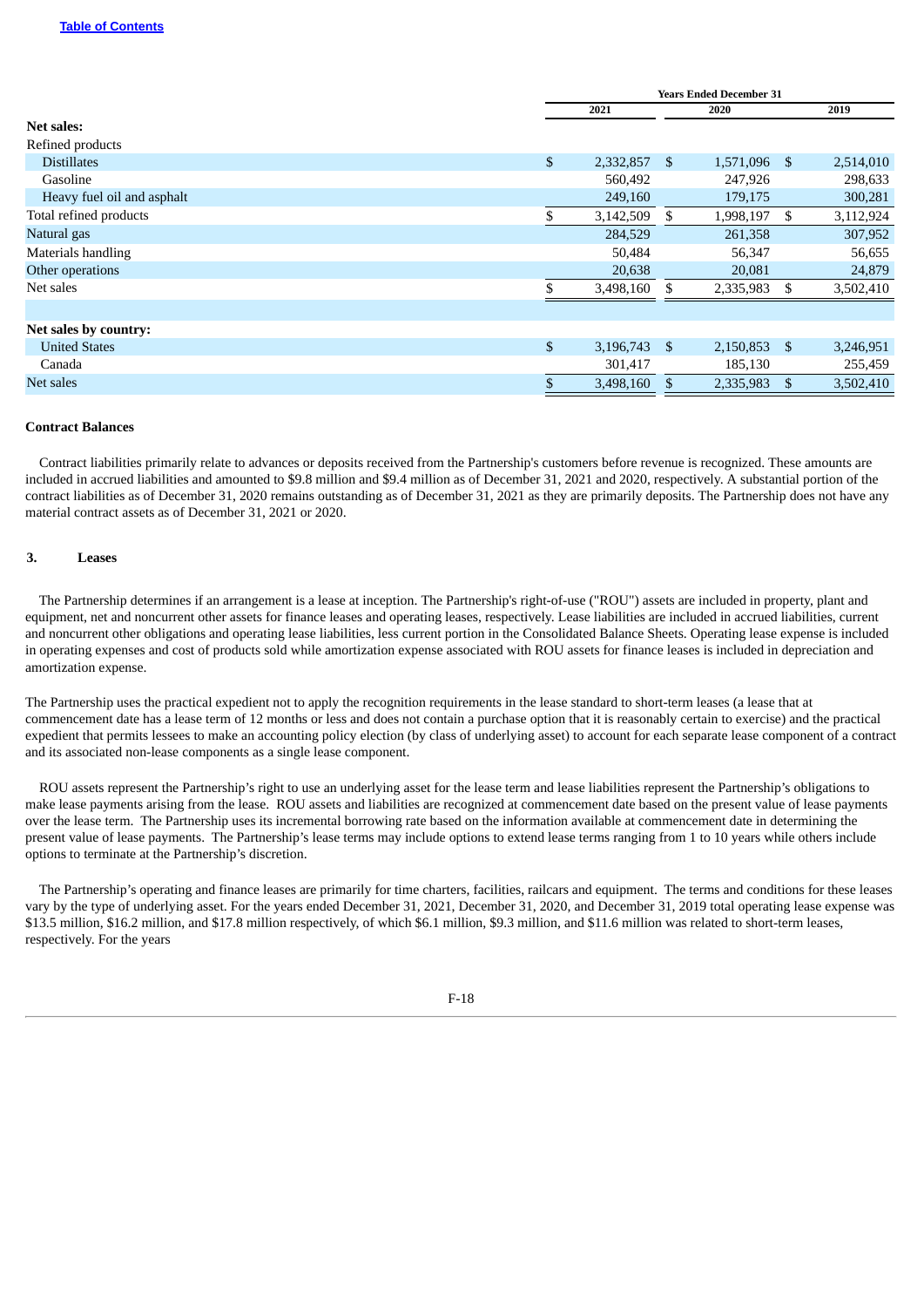|  | Years Ended December 31 |  |  |
|---|---|---|---|
|  | 2021 | 2020 | 2019 |
| **Net sales:** |  |  |  |
| Refined products |  |  |  |
| Distillates | $ 2,332,857 | $ 1,571,096 | $ 2,514,010 |
| Gasoline | 560,492 | 247,926 | 298,633 |
| Heavy fuel oil and asphalt | 249,160 | 179,175 | 300,281 |
| Total refined products | $ 3,142,509 | $ 1,998,197 | $ 3,112,924 |
| Natural gas | 284,529 | 261,358 | 307,952 |
| Materials handling | 50,484 | 56,347 | 56,655 |
| Other operations | 20,638 | 20,081 | 24,879 |
| Net sales | $ 3,498,160 | $ 2,335,983 | $ 3,502,410 |
|  |  |  |  |
| **Net sales by country:** |  |  |  |
| United States | $ 3,196,743 | $ 2,150,853 | $ 3,246,951 |
| Canada | 301,417 | 185,130 | 255,459 |
| Net sales | $ 3,498,160 | $ 2,335,983 | $ 3,502,410 |

**Contract Balances**

Contract liabilities primarily relate to advances or deposits received from the Partnership's customers before revenue is recognized. These amounts are included in accrued liabilities and amounted to $9.8 million and $9.4 million as of December 31, 2021 and 2020, respectively. A substantial portion of the contract liabilities as of December 31, 2020 remains outstanding as of December 31, 2021 as they are primarily deposits. The Partnership does not have any material contract assets as of December 31, 2021 or 2020.

## 3. Leases

The Partnership determines if an arrangement is a lease at inception. The Partnership's right-of-use ("ROU") assets are included in property, plant and equipment, net and noncurrent other assets for finance leases and operating leases, respectively. Lease liabilities are included in accrued liabilities, current and noncurrent other obligations and operating lease liabilities, less current portion in the Consolidated Balance Sheets. Operating lease expense is included in operating expenses and cost of products sold while amortization expense associated with ROU assets for finance leases is included in depreciation and amortization expense.

The Partnership uses the practical expedient not to apply the recognition requirements in the lease standard to short-term leases (a lease that at commencement date has a lease term of 12 months or less and does not contain a purchase option that it is reasonably certain to exercise) and the practical expedient that permits lessees to make an accounting policy election (by class of underlying asset) to account for each separate lease component of a contract and its associated non-lease components as a single lease component.

ROU assets represent the Partnership's right to use an underlying asset for the lease term and lease liabilities represent the Partnership's obligations to make lease payments arising from the lease. ROU assets and liabilities are recognized at commencement date based on the present value of lease payments over the lease term. The Partnership uses its incremental borrowing rate based on the information available at commencement date in determining the present value of lease payments. The Partnership's lease terms may include options to extend lease terms ranging from 1 to 10 years while others include options to terminate at the Partnership's discretion.

The Partnership's operating and finance leases are primarily for time charters, facilities, railcars and equipment. The terms and conditions for these leases vary by the type of underlying asset. For the years ended December 31, 2021, December 31, 2020, and December 31, 2019 total operating lease expense was $13.5 million, $16.2 million, and $17.8 million respectively, of which $6.1 million, $9.3 million, and $11.6 million was related to short-term leases, respectively. For the years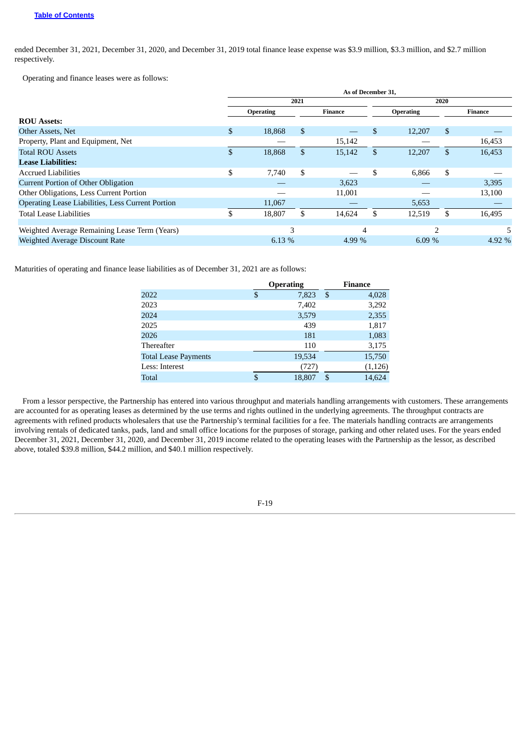ended December 31, 2021, December 31, 2020, and December 31, 2019 total finance lease expense was $3.9 million, $3.3 million, and $2.7 million respectively.

Operating and finance leases were as follows:

| | As of December 31, | | | |
|---|---|---|---|---|
| | 2021 | | 2020 | |
| | Operating | Finance | Operating | Finance |
| **ROU Assets:** | | | | |
| Other Assets, Net | $ 18,868 | $ — | $ 12,207 | $ — |
| Property, Plant and Equipment, Net | — | 15,142 | — | 16,453 |
| Total ROU Assets | $ 18,868 | $ 15,142 | $ 12,207 | $ 16,453 |
| **Lease Liabilities:** | | | | |
| Accrued Liabilities | $ 7,740 | $ — | $ 6,866 | $ — |
| Current Portion of Other Obligation | — | 3,623 | — | 3,395 |
| Other Obligations, Less Current Portion | — | 11,001 | — | 13,100 |
| Operating Lease Liabilities, Less Current Portion | 11,067 | — | 5,653 | — |
| Total Lease Liabilities | $ 18,807 | $ 14,624 | $ 12,519 | $ 16,495 |
| | | | | |
| Weighted Average Remaining Lease Term (Years) | 3 | 4 | 2 | 5 |
| Weighted Average Discount Rate | 6.13 % | 4.99 % | 6.09 % | 4.92 % |

Maturities of operating and finance lease liabilities as of December 31, 2021 are as follows:

| | Operating | Finance |
|---|---|---|
| 2022 | $ 7,823 | $ 4,028 |
| 2023 | 7,402 | 3,292 |
| 2024 | 3,579 | 2,355 |
| 2025 | 439 | 1,817 |
| 2026 | 181 | 1,083 |
| Thereafter | 110 | 3,175 |
| Total Lease Payments | 19,534 | 15,750 |
| Less: Interest | (727) | (1,126) |
| Total | $ 18,807 | $ 14,624 |

From a lessor perspective, the Partnership has entered into various throughput and materials handling arrangements with customers. These arrangements are accounted for as operating leases as determined by the use terms and rights outlined in the underlying agreements. The throughput contracts are agreements with refined products wholesalers that use the Partnership's terminal facilities for a fee. The materials handling contracts are arrangements involving rentals of dedicated tanks, pads, land and small office locations for the purposes of storage, parking and other related uses. For the years ended December 31, 2021, December 31, 2020, and December 31, 2019 income related to the operating leases with the Partnership as the lessor, as described above, totaled $39.8 million, $44.2 million, and $40.1 million respectively.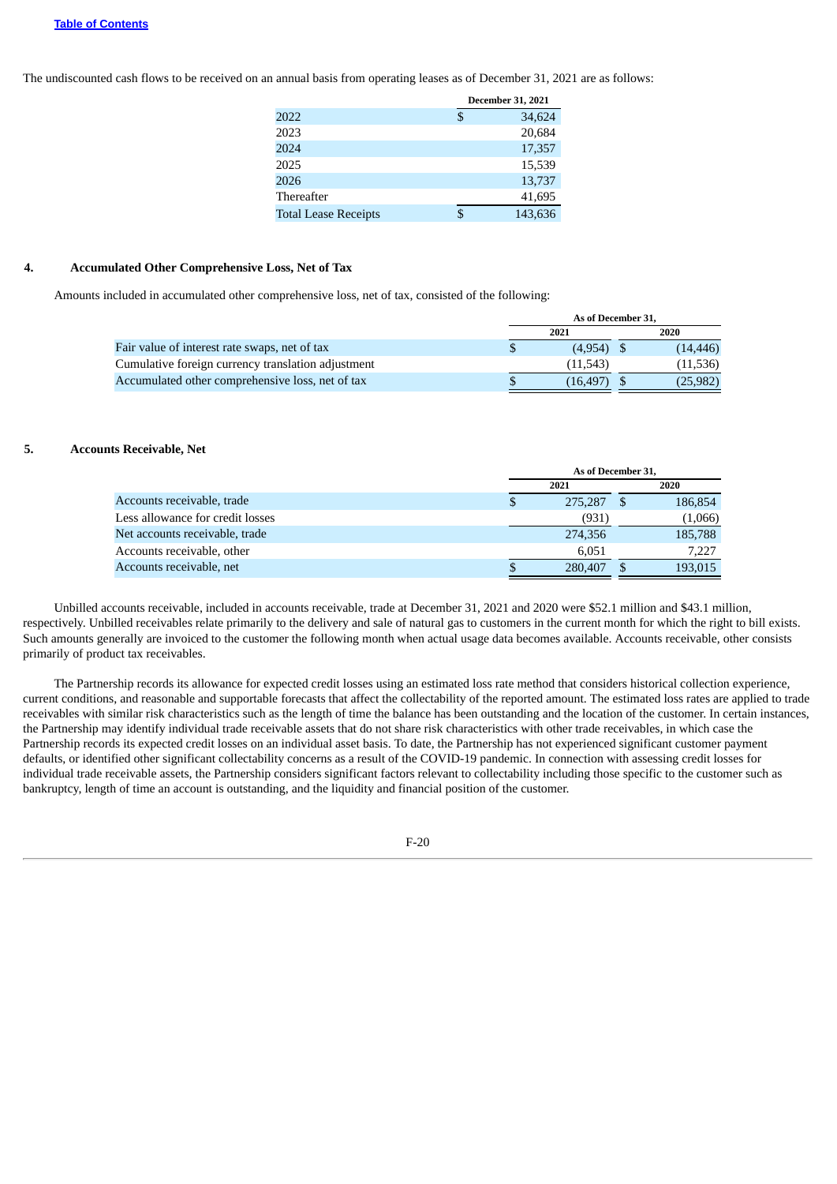The undiscounted cash flows to be received on an annual basis from operating leases as of December 31, 2021 are as follows:

| | December 31, 2021 |
|---|---|
| 2022 | $ 34,624 |
| 2023 | 20,684 |
| 2024 | 17,357 |
| 2025 | 15,539 |
| 2026 | 13,737 |
| Thereafter | 41,695 |
| Total Lease Receipts | $ 143,636 |

## 4. Accumulated Other Comprehensive Loss, Net of Tax

Amounts included in accumulated other comprehensive loss, net of tax, consisted of the following:

| | As of December 31, | |
|---|---|---|
| | 2021 | 2020 |
| Fair value of interest rate swaps, net of tax | $ (4,954) | $ (14,446) |
| Cumulative foreign currency translation adjustment | (11,543) | (11,536) |
| Accumulated other comprehensive loss, net of tax | $ (16,497) | $ (25,982) |

## 5. Accounts Receivable, Net

| | As of December 31, | |
|---|---|---|
| | 2021 | 2020 |
| Accounts receivable, trade | $ 275,287 | $ 186,854 |
| Less allowance for credit losses | (931) | (1,066) |
| Net accounts receivable, trade | 274,356 | 185,788 |
| Accounts receivable, other | 6,051 | 7,227 |
| Accounts receivable, net | $ 280,407 | $ 193,015 |

Unbilled accounts receivable, included in accounts receivable, trade at December 31, 2021 and 2020 were $52.1 million and $43.1 million, respectively. Unbilled receivables relate primarily to the delivery and sale of natural gas to customers in the current month for which the right to bill exists. Such amounts generally are invoiced to the customer the following month when actual usage data becomes available. Accounts receivable, other consists primarily of product tax receivables.

The Partnership records its allowance for expected credit losses using an estimated loss rate method that considers historical collection experience, current conditions, and reasonable and supportable forecasts that affect the collectability of the reported amount. The estimated loss rates are applied to trade receivables with similar risk characteristics such as the length of time the balance has been outstanding and the location of the customer. In certain instances, the Partnership may identify individual trade receivable assets that do not share risk characteristics with other trade receivables, in which case the Partnership records its expected credit losses on an individual asset basis. To date, the Partnership has not experienced significant customer payment defaults, or identified other significant collectability concerns as a result of the COVID-19 pandemic. In connection with assessing credit losses for individual trade receivable assets, the Partnership considers significant factors relevant to collectability including those specific to the customer such as bankruptcy, length of time an account is outstanding, and the liquidity and financial position of the customer.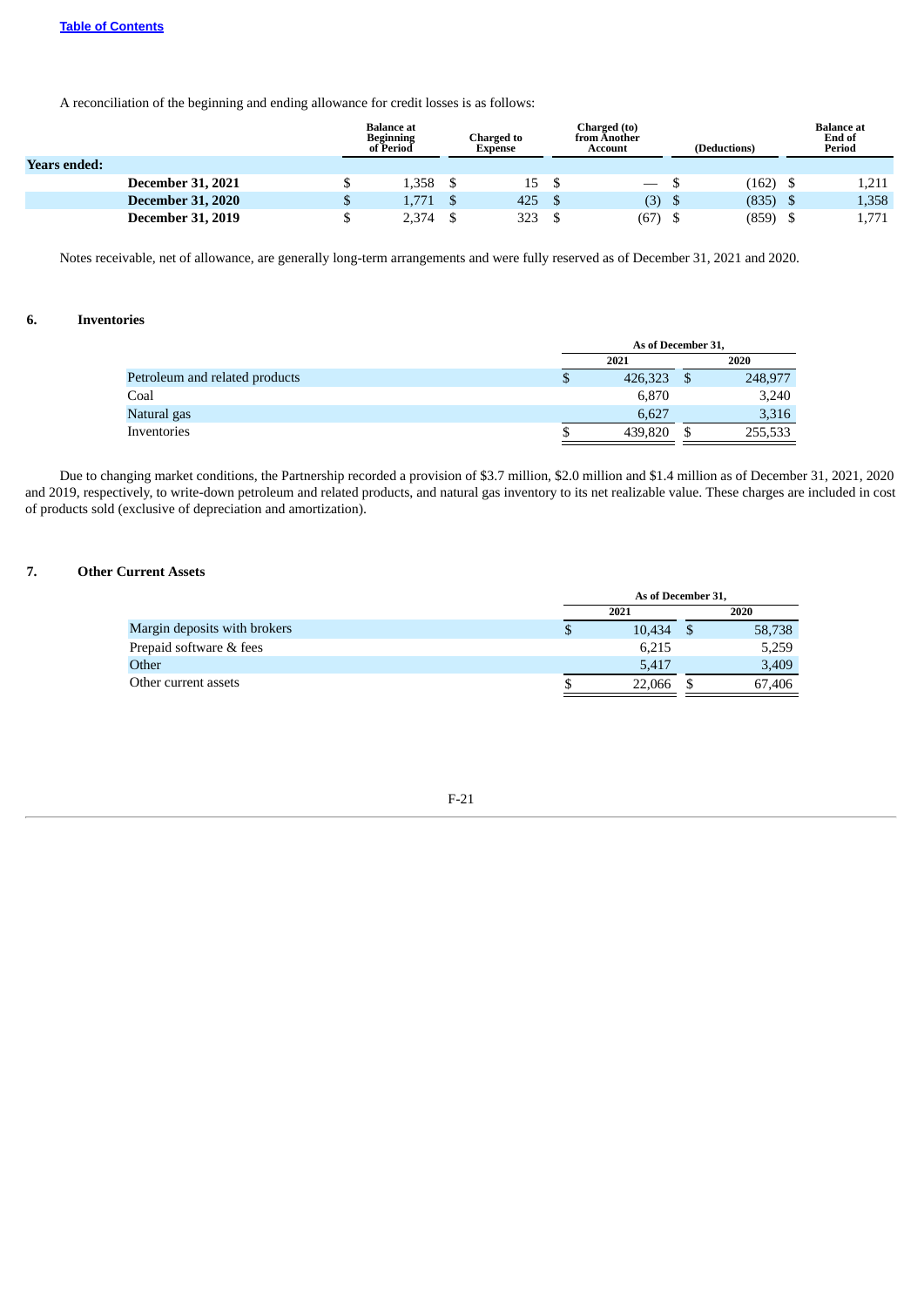A reconciliation of the beginning and ending allowance for credit losses is as follows:

| | Balance at Beginning of Period | Charged to Expense | Charged (to) from Another Account | (Deductions) | Balance at End of Period |
|---|---|---|---|---|---|
| **Years ended:** | | | | | |
| **December 31, 2021** | $ 1,358 | $ 15 | $ — | $ (162) | $ 1,211 |
| **December 31, 2020** | $ 1,771 | $ 425 | $ (3) | $ (835) | $ 1,358 |
| **December 31, 2019** | $ 2,374 | $ 323 | $ (67) | $ (859) | $ 1,771 |

Notes receivable, net of allowance, are generally long-term arrangements and were fully reserved as of December 31, 2021 and 2020.

## 6. Inventories

| | As of December 31, | |
|---|---|---|
| | 2021 | 2020 |
| Petroleum and related products | $ 426,323 | $ 248,977 |
| Coal | 6,870 | 3,240 |
| Natural gas | 6,627 | 3,316 |
| Inventories | $ 439,820 | $ 255,533 |

Due to changing market conditions, the Partnership recorded a provision of $3.7 million, $2.0 million and $1.4 million as of December 31, 2021, 2020 and 2019, respectively, to write-down petroleum and related products, and natural gas inventory to its net realizable value. These charges are included in cost of products sold (exclusive of depreciation and amortization).

## 7. Other Current Assets

| | As of December 31, | |
|---|---|---|
| | 2021 | 2020 |
| Margin deposits with brokers | $ 10,434 | $ 58,738 |
| Prepaid software & fees | 6,215 | 5,259 |
| Other | 5,417 | 3,409 |
| Other current assets | $ 22,066 | $ 67,406 |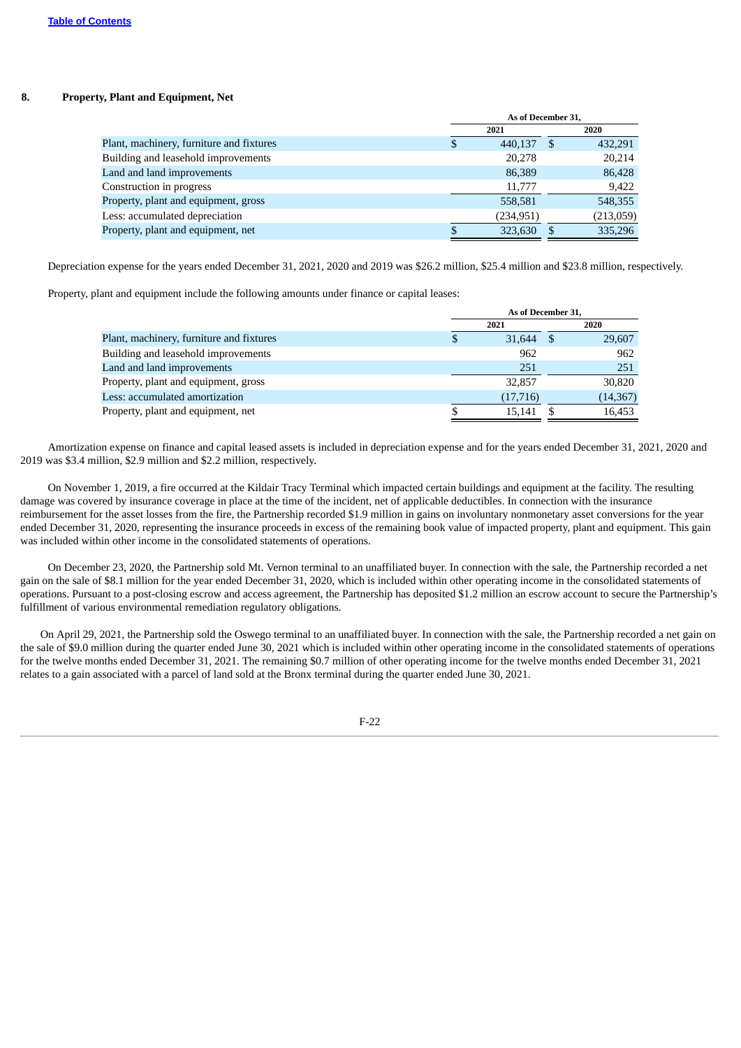## 8. Property, Plant and Equipment, Net

| | As of December 31, | |
|---|---|---|
| | 2021 | 2020 |
| Plant, machinery, furniture and fixtures | $ 440,137 | $ 432,291 |
| Building and leasehold improvements | 20,278 | 20,214 |
| Land and land improvements | 86,389 | 86,428 |
| Construction in progress | 11,777 | 9,422 |
| Property, plant and equipment, gross | 558,581 | 548,355 |
| Less: accumulated depreciation | (234,951) | (213,059) |
| Property, plant and equipment, net | $ 323,630 | $ 335,296 |

Depreciation expense for the years ended December 31, 2021, 2020 and 2019 was $26.2 million, $25.4 million and $23.8 million, respectively.

Property, plant and equipment include the following amounts under finance or capital leases:

| | As of December 31, | |
|---|---|---|
| | 2021 | 2020 |
| Plant, machinery, furniture and fixtures | $ 31,644 | $ 29,607 |
| Building and leasehold improvements | 962 | 962 |
| Land and land improvements | 251 | 251 |
| Property, plant and equipment, gross | 32,857 | 30,820 |
| Less: accumulated amortization | (17,716) | (14,367) |
| Property, plant and equipment, net | $ 15,141 | $ 16,453 |

Amortization expense on finance and capital leased assets is included in depreciation expense and for the years ended December 31, 2021, 2020 and 2019 was $3.4 million, $2.9 million and $2.2 million, respectively.

On November 1, 2019, a fire occurred at the Kildair Tracy Terminal which impacted certain buildings and equipment at the facility. The resulting damage was covered by insurance coverage in place at the time of the incident, net of applicable deductibles. In connection with the insurance reimbursement for the asset losses from the fire, the Partnership recorded $1.9 million in gains on involuntary nonmonetary asset conversions for the year ended December 31, 2020, representing the insurance proceeds in excess of the remaining book value of impacted property, plant and equipment. This gain was included within other income in the consolidated statements of operations.

On December 23, 2020, the Partnership sold Mt. Vernon terminal to an unaffiliated buyer. In connection with the sale, the Partnership recorded a net gain on the sale of $8.1 million for the year ended December 31, 2020, which is included within other operating income in the consolidated statements of operations. Pursuant to a post-closing escrow and access agreement, the Partnership has deposited $1.2 million an escrow account to secure the Partnership's fulfillment of various environmental remediation regulatory obligations.

On April 29, 2021, the Partnership sold the Oswego terminal to an unaffiliated buyer. In connection with the sale, the Partnership recorded a net gain on the sale of $9.0 million during the quarter ended June 30, 2021 which is included within other operating income in the consolidated statements of operations for the twelve months ended December 31, 2021. The remaining $0.7 million of other operating income for the twelve months ended December 31, 2021 relates to a gain associated with a parcel of land sold at the Bronx terminal during the quarter ended June 30, 2021.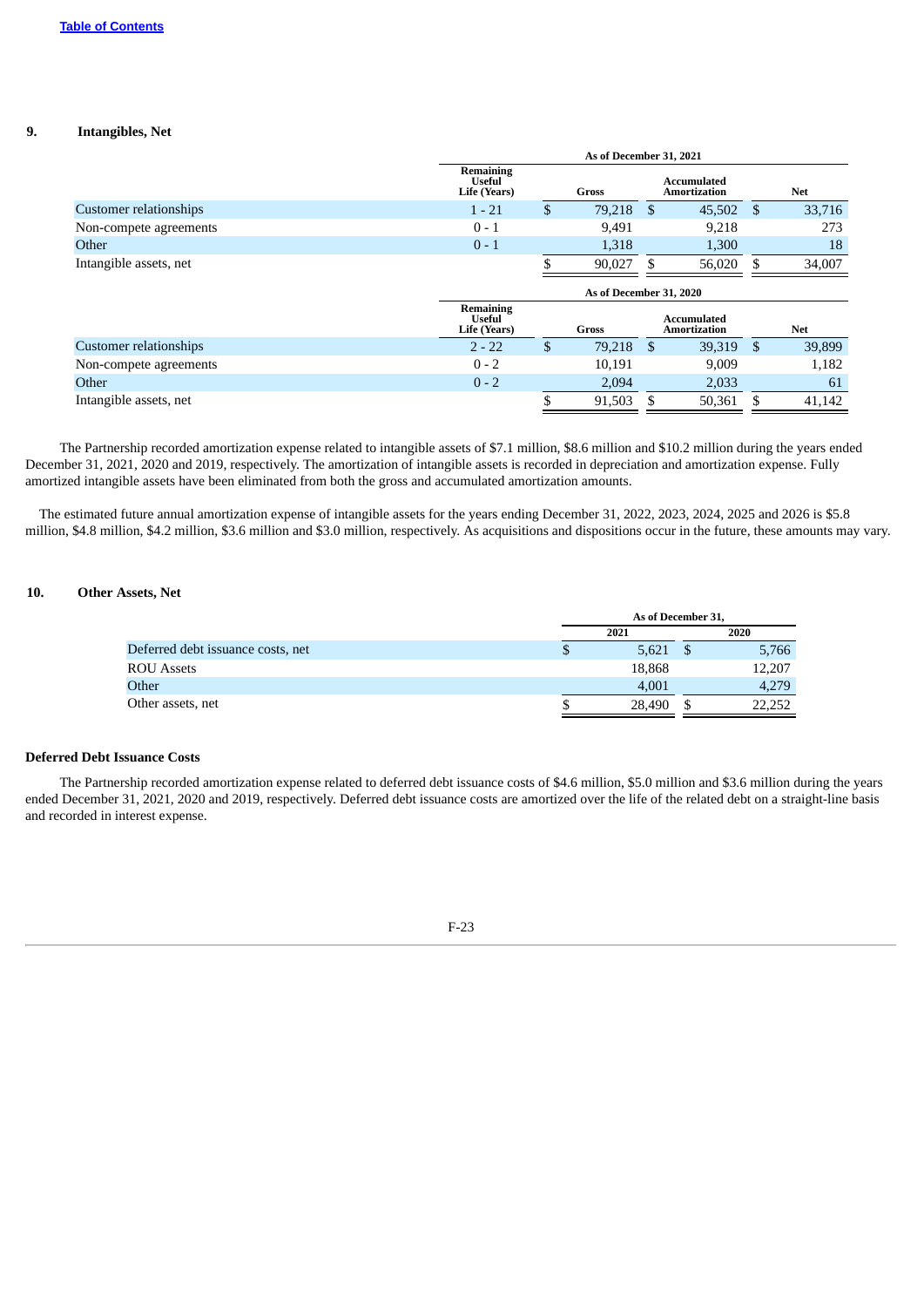## 9. Intangibles, Net

| | As of December 31, 2021 | | | |
|---|---|---|---|---|
| | Remaining Useful Life (Years) | Gross | Accumulated Amortization | Net |
| Customer relationships | 1 - 21 | $ 79,218 | $ 45,502 | $ 33,716 |
| Non-compete agreements | 0 - 1 | 9,491 | 9,218 | 273 |
| Other | 0 - 1 | 1,318 | 1,300 | 18 |
| Intangible assets, net | | $ 90,027 | $ 56,020 | $ 34,007 |

| | As of December 31, 2020 | | | |
|---|---|---|---|---|
| | Remaining Useful Life (Years) | Gross | Accumulated Amortization | Net |
| Customer relationships | 2 - 22 | $ 79,218 | $ 39,319 | $ 39,899 |
| Non-compete agreements | 0 - 2 | 10,191 | 9,009 | 1,182 |
| Other | 0 - 2 | 2,094 | 2,033 | 61 |
| Intangible assets, net | | $ 91,503 | $ 50,361 | $ 41,142 |

The Partnership recorded amortization expense related to intangible assets of $7.1 million, $8.6 million and $10.2 million during the years ended December 31, 2021, 2020 and 2019, respectively. The amortization of intangible assets is recorded in depreciation and amortization expense. Fully amortized intangible assets have been eliminated from both the gross and accumulated amortization amounts.

The estimated future annual amortization expense of intangible assets for the years ending December 31, 2022, 2023, 2024, 2025 and 2026 is $5.8 million, $4.8 million, $4.2 million, $3.6 million and $3.0 million, respectively. As acquisitions and dispositions occur in the future, these amounts may vary.

## 10. Other Assets, Net

| | As of December 31, | |
|---|---|---|
| | 2021 | 2020 |
| Deferred debt issuance costs, net | $ 5,621 | $ 5,766 |
| ROU Assets | 18,868 | 12,207 |
| Other | 4,001 | 4,279 |
| Other assets, net | $ 28,490 | $ 22,252 |

### Deferred Debt Issuance Costs

The Partnership recorded amortization expense related to deferred debt issuance costs of $4.6 million, $5.0 million and $3.6 million during the years ended December 31, 2021, 2020 and 2019, respectively. Deferred debt issuance costs are amortized over the life of the related debt on a straight-line basis and recorded in interest expense.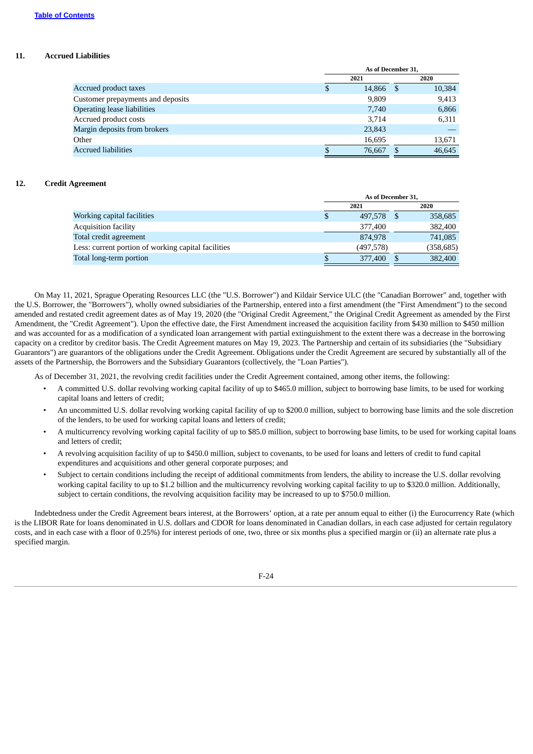## 11. Accrued Liabilities

| | As of December 31, | |
|---|---|---|
| | 2021 | 2020 |
| Accrued product taxes | $ 14,866 | $ 10,384 |
| Customer prepayments and deposits | 9,809 | 9,413 |
| Operating lease liabilities | 7,740 | 6,866 |
| Accrued product costs | 3,714 | 6,311 |
| Margin deposits from brokers | 23,843 | — |
| Other | 16,695 | 13,671 |
| Accrued liabilities | $ 76,667 | $ 46,645 |

## 12. Credit Agreement

| | As of December 31, | |
|---|---|---|
| | 2021 | 2020 |
| Working capital facilities | $ 497,578 | $ 358,685 |
| Acquisition facility | 377,400 | 382,400 |
| Total credit agreement | 874,978 | 741,085 |
| Less: current portion of working capital facilities | (497,578) | (358,685) |
| Total long-term portion | $ 377,400 | $ 382,400 |

On May 11, 2021, Sprague Operating Resources LLC (the "U.S. Borrower") and Kildair Service ULC (the "Canadian Borrower" and, together with the U.S. Borrower, the "Borrowers"), wholly owned subsidiaries of the Partnership, entered into a first amendment (the "First Amendment") to the second amended and restated credit agreement dates as of May 19, 2020 (the "Original Credit Agreement," the Original Credit Agreement as amended by the First Amendment, the "Credit Agreement"). Upon the effective date, the First Amendment increased the acquisition facility from $430 million to $450 million and was accounted for as a modification of a syndicated loan arrangement with partial extinguishment to the extent there was a decrease in the borrowing capacity on a creditor by creditor basis. The Credit Agreement matures on May 19, 2023. The Partnership and certain of its subsidiaries (the "Subsidiary Guarantors") are guarantors of the obligations under the Credit Agreement. Obligations under the Credit Agreement are secured by substantially all of the assets of the Partnership, the Borrowers and the Subsidiary Guarantors (collectively, the "Loan Parties").

As of December 31, 2021, the revolving credit facilities under the Credit Agreement contained, among other items, the following:

- A committed U.S. dollar revolving working capital facility of up to $465.0 million, subject to borrowing base limits, to be used for working capital loans and letters of credit;
- An uncommitted U.S. dollar revolving working capital facility of up to $200.0 million, subject to borrowing base limits and the sole discretion of the lenders, to be used for working capital loans and letters of credit;
- A multicurrency revolving working capital facility of up to $85.0 million, subject to borrowing base limits, to be used for working capital loans and letters of credit;
- A revolving acquisition facility of up to $450.0 million, subject to covenants, to be used for loans and letters of credit to fund capital expenditures and acquisitions and other general corporate purposes; and
- Subject to certain conditions including the receipt of additional commitments from lenders, the ability to increase the U.S. dollar revolving working capital facility to up to $1.2 billion and the multicurrency revolving working capital facility to up to $320.0 million. Additionally, subject to certain conditions, the revolving acquisition facility may be increased to up to $750.0 million.

Indebtedness under the Credit Agreement bears interest, at the Borrowers' option, at a rate per annum equal to either (i) the Eurocurrency Rate (which is the LIBOR Rate for loans denominated in U.S. dollars and CDOR for loans denominated in Canadian dollars, in each case adjusted for certain regulatory costs, and in each case with a floor of 0.25%) for interest periods of one, two, three or six months plus a specified margin or (ii) an alternate rate plus a specified margin.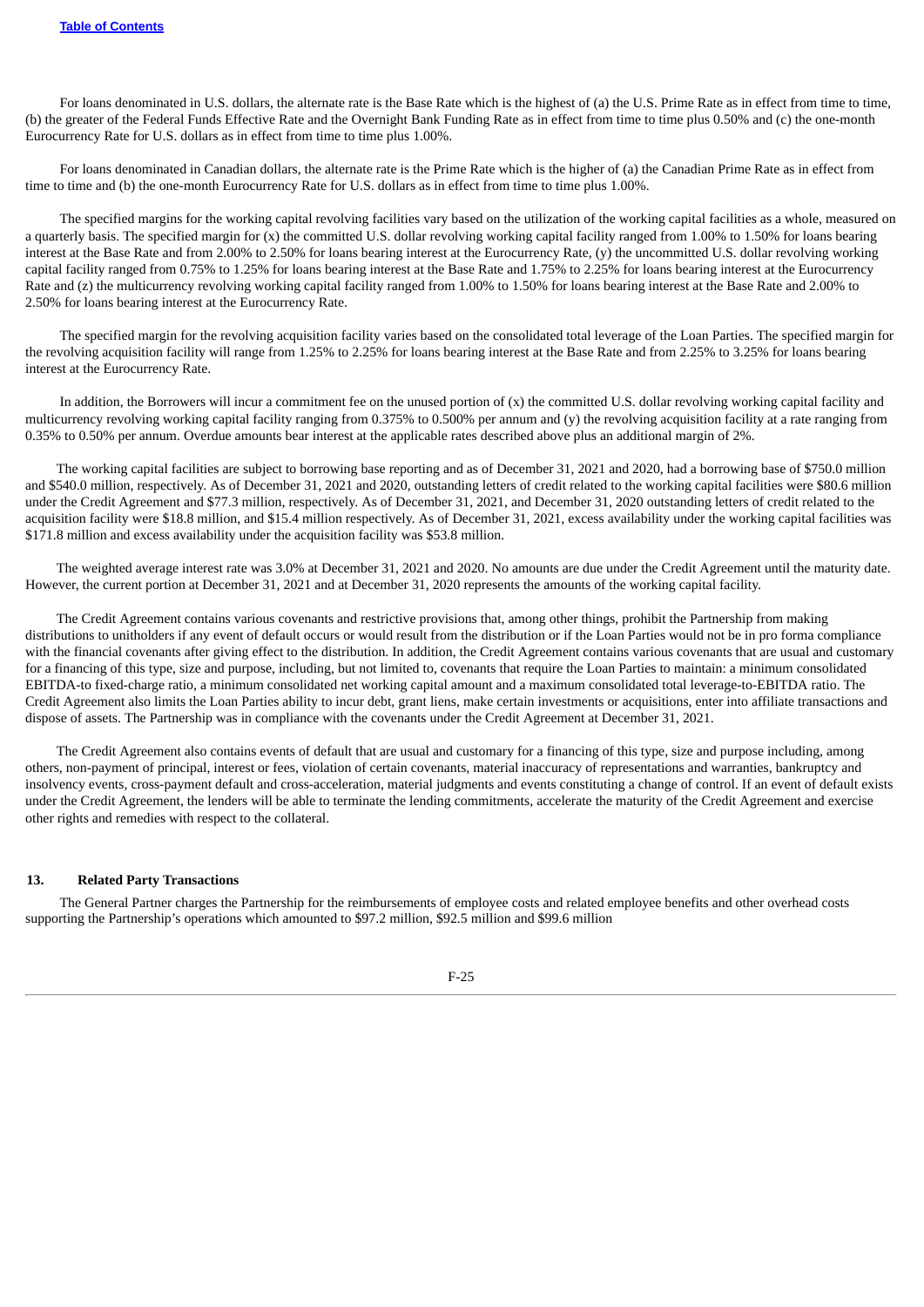For loans denominated in U.S. dollars, the alternate rate is the Base Rate which is the highest of (a) the U.S. Prime Rate as in effect from time to time, (b) the greater of the Federal Funds Effective Rate and the Overnight Bank Funding Rate as in effect from time to time plus 0.50% and (c) the one-month Eurocurrency Rate for U.S. dollars as in effect from time to time plus 1.00%.

For loans denominated in Canadian dollars, the alternate rate is the Prime Rate which is the higher of (a) the Canadian Prime Rate as in effect from time to time and (b) the one-month Eurocurrency Rate for U.S. dollars as in effect from time to time plus 1.00%.

The specified margins for the working capital revolving facilities vary based on the utilization of the working capital facilities as a whole, measured on a quarterly basis. The specified margin for (x) the committed U.S. dollar revolving working capital facility ranged from 1.00% to 1.50% for loans bearing interest at the Base Rate and from 2.00% to 2.50% for loans bearing interest at the Eurocurrency Rate, (y) the uncommitted U.S. dollar revolving working capital facility ranged from 0.75% to 1.25% for loans bearing interest at the Base Rate and 1.75% to 2.25% for loans bearing interest at the Eurocurrency Rate and (z) the multicurrency revolving working capital facility ranged from 1.00% to 1.50% for loans bearing interest at the Base Rate and 2.00% to 2.50% for loans bearing interest at the Eurocurrency Rate.

The specified margin for the revolving acquisition facility varies based on the consolidated total leverage of the Loan Parties. The specified margin for the revolving acquisition facility will range from 1.25% to 2.25% for loans bearing interest at the Base Rate and from 2.25% to 3.25% for loans bearing interest at the Eurocurrency Rate.

In addition, the Borrowers will incur a commitment fee on the unused portion of (x) the committed U.S. dollar revolving working capital facility and multicurrency revolving working capital facility ranging from 0.375% to 0.500% per annum and (y) the revolving acquisition facility at a rate ranging from 0.35% to 0.50% per annum. Overdue amounts bear interest at the applicable rates described above plus an additional margin of 2%.

The working capital facilities are subject to borrowing base reporting and as of December 31, 2021 and 2020, had a borrowing base of $750.0 million and $540.0 million, respectively. As of December 31, 2021 and 2020, outstanding letters of credit related to the working capital facilities were $80.6 million under the Credit Agreement and $77.3 million, respectively. As of December 31, 2021, and December 31, 2020 outstanding letters of credit related to the acquisition facility were $18.8 million, and $15.4 million respectively. As of December 31, 2021, excess availability under the working capital facilities was $171.8 million and excess availability under the acquisition facility was $53.8 million.

The weighted average interest rate was 3.0% at December 31, 2021 and 2020. No amounts are due under the Credit Agreement until the maturity date. However, the current portion at December 31, 2021 and at December 31, 2020 represents the amounts of the working capital facility.

The Credit Agreement contains various covenants and restrictive provisions that, among other things, prohibit the Partnership from making distributions to unitholders if any event of default occurs or would result from the distribution or if the Loan Parties would not be in pro forma compliance with the financial covenants after giving effect to the distribution. In addition, the Credit Agreement contains various covenants that are usual and customary for a financing of this type, size and purpose, including, but not limited to, covenants that require the Loan Parties to maintain: a minimum consolidated EBITDA-to fixed-charge ratio, a minimum consolidated net working capital amount and a maximum consolidated total leverage-to-EBITDA ratio. The Credit Agreement also limits the Loan Parties ability to incur debt, grant liens, make certain investments or acquisitions, enter into affiliate transactions and dispose of assets. The Partnership was in compliance with the covenants under the Credit Agreement at December 31, 2021.

The Credit Agreement also contains events of default that are usual and customary for a financing of this type, size and purpose including, among others, non-payment of principal, interest or fees, violation of certain covenants, material inaccuracy of representations and warranties, bankruptcy and insolvency events, cross-payment default and cross-acceleration, material judgments and events constituting a change of control. If an event of default exists under the Credit Agreement, the lenders will be able to terminate the lending commitments, accelerate the maturity of the Credit Agreement and exercise other rights and remedies with respect to the collateral.

## 13. Related Party Transactions

The General Partner charges the Partnership for the reimbursements of employee costs and related employee benefits and other overhead costs supporting the Partnership's operations which amounted to $97.2 million, $92.5 million and $99.6 million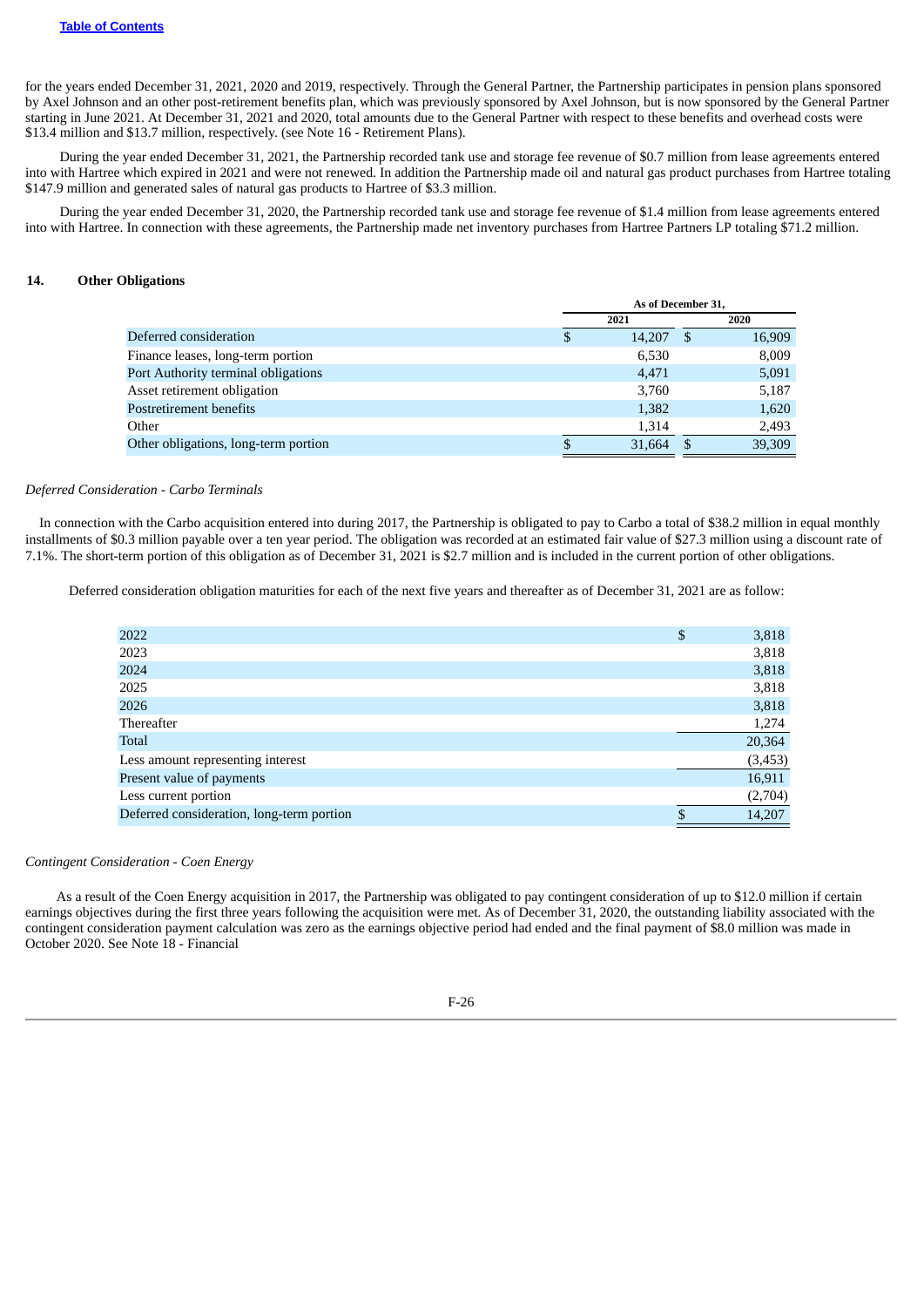for the years ended December 31, 2021, 2020 and 2019, respectively. Through the General Partner, the Partnership participates in pension plans sponsored by Axel Johnson and an other post-retirement benefits plan, which was previously sponsored by Axel Johnson, but is now sponsored by the General Partner starting in June 2021. At December 31, 2021 and 2020, total amounts due to the General Partner with respect to these benefits and overhead costs were $13.4 million and $13.7 million, respectively. (see Note 16 - Retirement Plans).

During the year ended December 31, 2021, the Partnership recorded tank use and storage fee revenue of $0.7 million from lease agreements entered into with Hartree which expired in 2021 and were not renewed. In addition the Partnership made oil and natural gas product purchases from Hartree totaling $147.9 million and generated sales of natural gas products to Hartree of $3.3 million.

During the year ended December 31, 2020, the Partnership recorded tank use and storage fee revenue of $1.4 million from lease agreements entered into with Hartree. In connection with these agreements, the Partnership made net inventory purchases from Hartree Partners LP totaling $71.2 million.

## 14. Other Obligations

| | As of December 31, | |
|---|---|---|
| | 2021 | 2020 |
| Deferred consideration | $ 14,207 | $ 16,909 |
| Finance leases, long-term portion | 6,530 | 8,009 |
| Port Authority terminal obligations | 4,471 | 5,091 |
| Asset retirement obligation | 3,760 | 5,187 |
| Postretirement benefits | 1,382 | 1,620 |
| Other | 1,314 | 2,493 |
| Other obligations, long-term portion | $ 31,664 | $ 39,309 |

*Deferred Consideration - Carbo Terminals*

In connection with the Carbo acquisition entered into during 2017, the Partnership is obligated to pay to Carbo a total of $38.2 million in equal monthly installments of $0.3 million payable over a ten year period. The obligation was recorded at an estimated fair value of $27.3 million using a discount rate of 7.1%. The short-term portion of this obligation as of December 31, 2021 is $2.7 million and is included in the current portion of other obligations.

Deferred consideration obligation maturities for each of the next five years and thereafter as of December 31, 2021 are as follow:

| | |
|---|---|
| 2022 | $ 3,818 |
| 2023 | 3,818 |
| 2024 | 3,818 |
| 2025 | 3,818 |
| 2026 | 3,818 |
| Thereafter | 1,274 |
| Total | 20,364 |
| Less amount representing interest | (3,453) |
| Present value of payments | 16,911 |
| Less current portion | (2,704) |
| Deferred consideration, long-term portion | $ 14,207 |

*Contingent Consideration - Coen Energy*

As a result of the Coen Energy acquisition in 2017, the Partnership was obligated to pay contingent consideration of up to $12.0 million if certain earnings objectives during the first three years following the acquisition were met. As of December 31, 2020, the outstanding liability associated with the contingent consideration payment calculation was zero as the earnings objective period had ended and the final payment of $8.0 million was made in October 2020. See Note 18 - Financial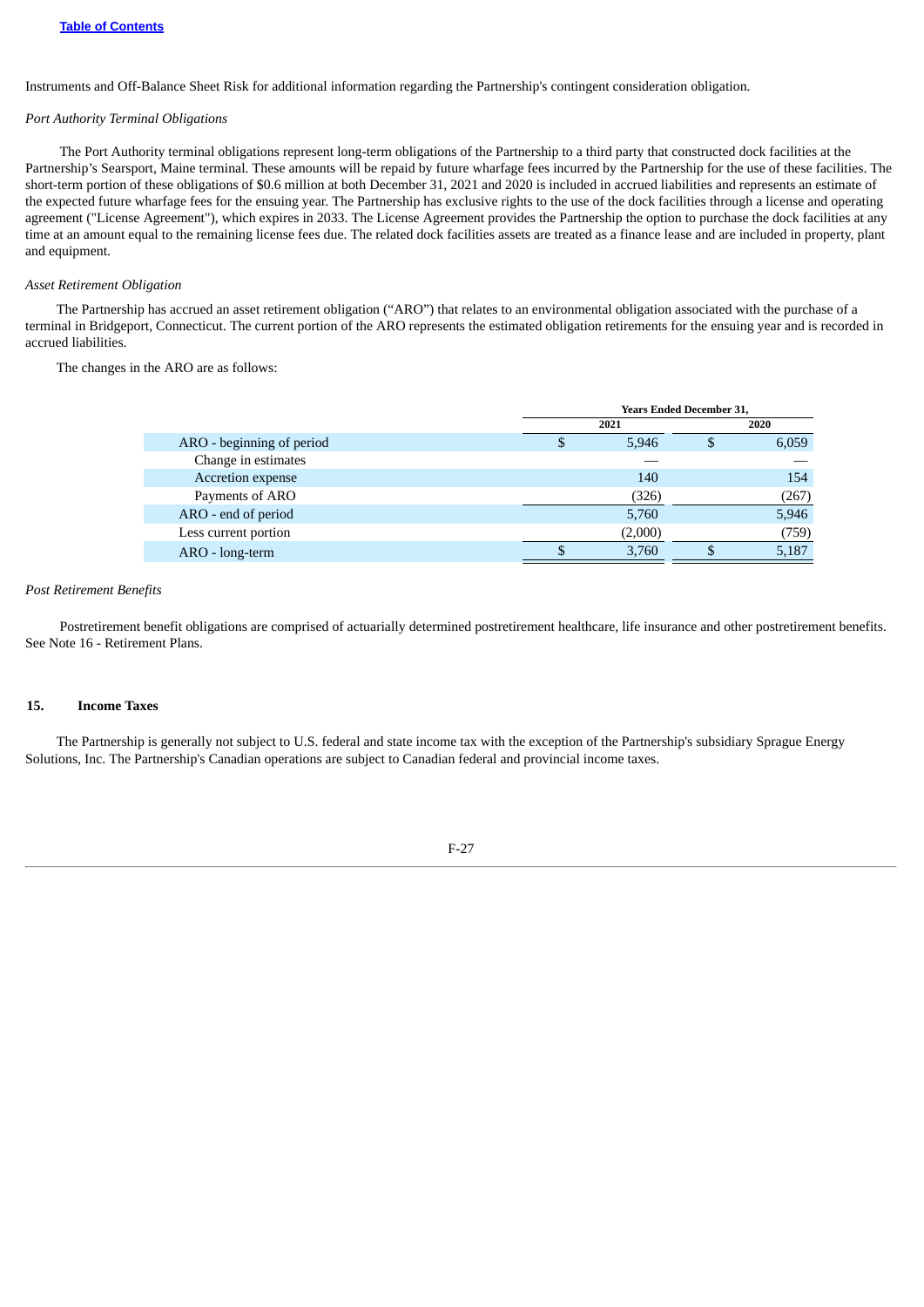Instruments and Off-Balance Sheet Risk for additional information regarding the Partnership's contingent consideration obligation.

*Port Authority Terminal Obligations*

The Port Authority terminal obligations represent long-term obligations of the Partnership to a third party that constructed dock facilities at the Partnership's Searsport, Maine terminal. These amounts will be repaid by future wharfage fees incurred by the Partnership for the use of these facilities. The short-term portion of these obligations of $0.6 million at both December 31, 2021 and 2020 is included in accrued liabilities and represents an estimate of the expected future wharfage fees for the ensuing year. The Partnership has exclusive rights to the use of the dock facilities through a license and operating agreement ("License Agreement"), which expires in 2033. The License Agreement provides the Partnership the option to purchase the dock facilities at any time at an amount equal to the remaining license fees due. The related dock facilities assets are treated as a finance lease and are included in property, plant and equipment.

*Asset Retirement Obligation*

The Partnership has accrued an asset retirement obligation ("ARO") that relates to an environmental obligation associated with the purchase of a terminal in Bridgeport, Connecticut. The current portion of the ARO represents the estimated obligation retirements for the ensuing year and is recorded in accrued liabilities.

The changes in the ARO are as follows:

| | Years Ended December 31, | |
|---|---|---|
| | 2021 | 2020 |
| ARO - beginning of period | $ 5,946 | $ 6,059 |
| Change in estimates | — | — |
| Accretion expense | 140 | 154 |
| Payments of ARO | (326) | (267) |
| ARO - end of period | 5,760 | 5,946 |
| Less current portion | (2,000) | (759) |
| ARO - long-term | $ 3,760 | $ 5,187 |

*Post Retirement Benefits*

Postretirement benefit obligations are comprised of actuarially determined postretirement healthcare, life insurance and other postretirement benefits. See Note 16 - Retirement Plans.

## 15. Income Taxes

The Partnership is generally not subject to U.S. federal and state income tax with the exception of the Partnership's subsidiary Sprague Energy Solutions, Inc. The Partnership's Canadian operations are subject to Canadian federal and provincial income taxes.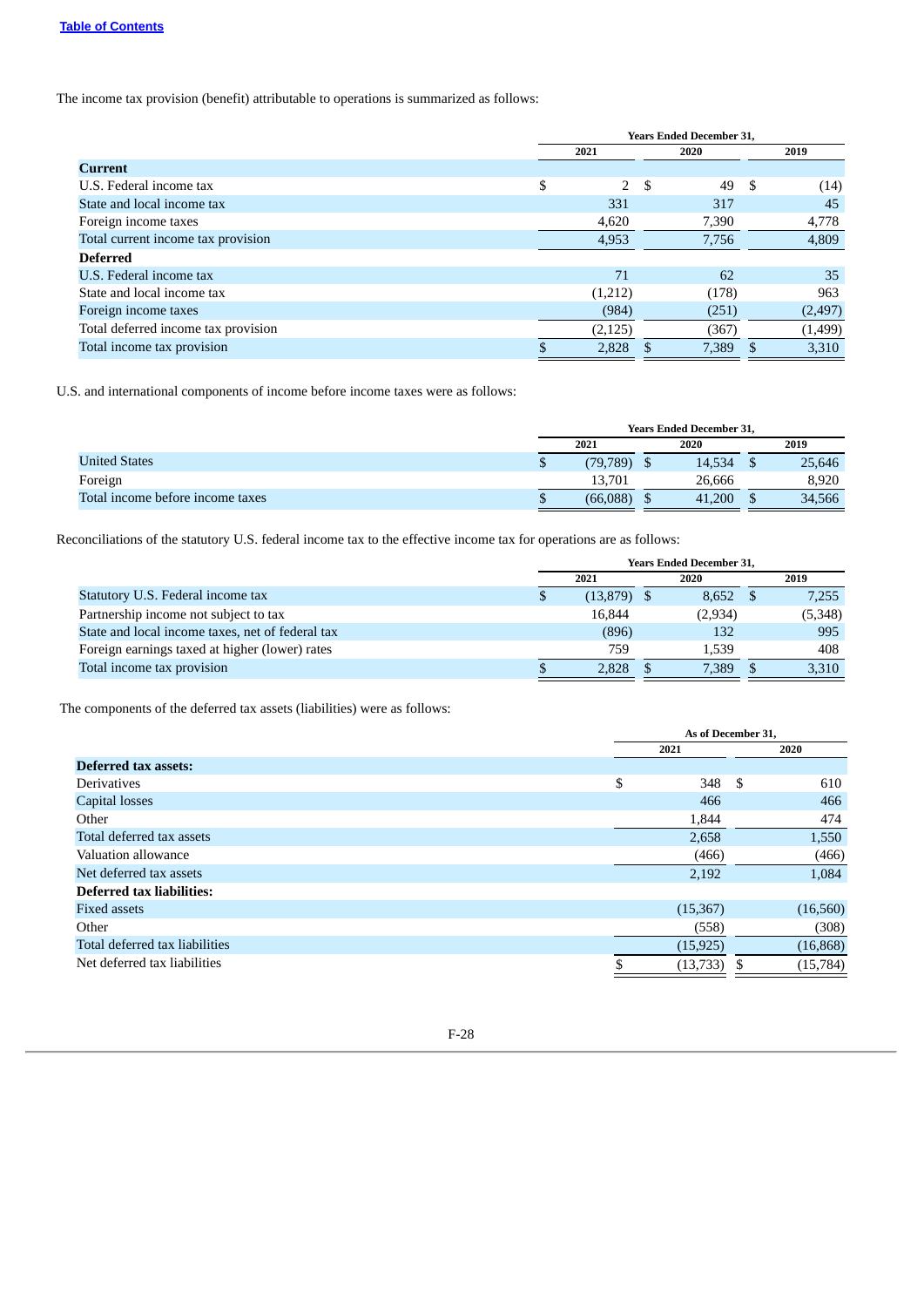The income tax provision (benefit) attributable to operations is summarized as follows:

| | Years Ended December 31, | | |
|---|---|---|---|
| | 2021 | 2020 | 2019 |
| **Current** | | | |
| U.S. Federal income tax | $ 2 | $ 49 | $ (14) |
| State and local income tax | 331 | 317 | 45 |
| Foreign income taxes | 4,620 | 7,390 | 4,778 |
| Total current income tax provision | 4,953 | 7,756 | 4,809 |
| **Deferred** | | | |
| U.S. Federal income tax | 71 | 62 | 35 |
| State and local income tax | (1,212) | (178) | 963 |
| Foreign income taxes | (984) | (251) | (2,497) |
| Total deferred income tax provision | (2,125) | (367) | (1,499) |
| Total income tax provision | $ 2,828 | $ 7,389 | $ 3,310 |

U.S. and international components of income before income taxes were as follows:

| | Years Ended December 31, | | |
|---|---|---|---|
| | 2021 | 2020 | 2019 |
| United States | $ (79,789) | $ 14,534 | $ 25,646 |
| Foreign | 13,701 | 26,666 | 8,920 |
| Total income before income taxes | $ (66,088) | $ 41,200 | $ 34,566 |

Reconciliations of the statutory U.S. federal income tax to the effective income tax for operations are as follows:

| | Years Ended December 31, | | |
|---|---|---|---|
| | 2021 | 2020 | 2019 |
| Statutory U.S. Federal income tax | $ (13,879) | $ 8,652 | $ 7,255 |
| Partnership income not subject to tax | 16,844 | (2,934) | (5,348) |
| State and local income taxes, net of federal tax | (896) | 132 | 995 |
| Foreign earnings taxed at higher (lower) rates | 759 | 1,539 | 408 |
| Total income tax provision | $ 2,828 | $ 7,389 | $ 3,310 |

The components of the deferred tax assets (liabilities) were as follows:

| | As of December 31, | |
|---|---|---|
| | 2021 | 2020 |
| **Deferred tax assets:** | | |
| Derivatives | $ 348 | $ 610 |
| Capital losses | 466 | 466 |
| Other | 1,844 | 474 |
| Total deferred tax assets | 2,658 | 1,550 |
| Valuation allowance | (466) | (466) |
| Net deferred tax assets | 2,192 | 1,084 |
| **Deferred tax liabilities:** | | |
| Fixed assets | (15,367) | (16,560) |
| Other | (558) | (308) |
| Total deferred tax liabilities | (15,925) | (16,868) |
| Net deferred tax liabilities | $ (13,733) | $ (15,784) |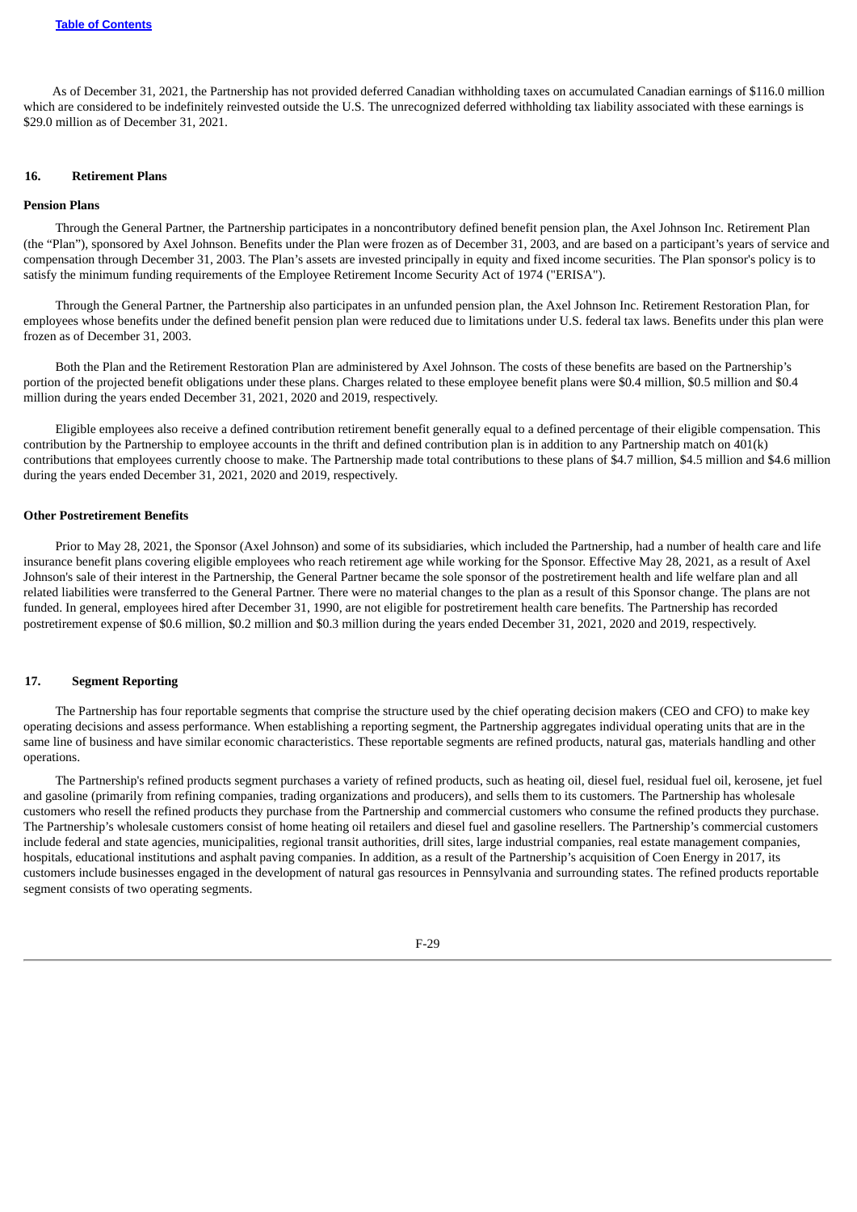As of December 31, 2021, the Partnership has not provided deferred Canadian withholding taxes on accumulated Canadian earnings of $116.0 million which are considered to be indefinitely reinvested outside the U.S. The unrecognized deferred withholding tax liability associated with these earnings is $29.0 million as of December 31, 2021.

## 16. Retirement Plans

### Pension Plans

Through the General Partner, the Partnership participates in a noncontributory defined benefit pension plan, the Axel Johnson Inc. Retirement Plan (the "Plan"), sponsored by Axel Johnson. Benefits under the Plan were frozen as of December 31, 2003, and are based on a participant's years of service and compensation through December 31, 2003. The Plan's assets are invested principally in equity and fixed income securities. The Plan sponsor's policy is to satisfy the minimum funding requirements of the Employee Retirement Income Security Act of 1974 ("ERISA").

Through the General Partner, the Partnership also participates in an unfunded pension plan, the Axel Johnson Inc. Retirement Restoration Plan, for employees whose benefits under the defined benefit pension plan were reduced due to limitations under U.S. federal tax laws. Benefits under this plan were frozen as of December 31, 2003.

Both the Plan and the Retirement Restoration Plan are administered by Axel Johnson. The costs of these benefits are based on the Partnership's portion of the projected benefit obligations under these plans. Charges related to these employee benefit plans were $0.4 million, $0.5 million and $0.4 million during the years ended December 31, 2021, 2020 and 2019, respectively.

Eligible employees also receive a defined contribution retirement benefit generally equal to a defined percentage of their eligible compensation. This contribution by the Partnership to employee accounts in the thrift and defined contribution plan is in addition to any Partnership match on 401(k) contributions that employees currently choose to make. The Partnership made total contributions to these plans of $4.7 million, $4.5 million and $4.6 million during the years ended December 31, 2021, 2020 and 2019, respectively.

### Other Postretirement Benefits

Prior to May 28, 2021, the Sponsor (Axel Johnson) and some of its subsidiaries, which included the Partnership, had a number of health care and life insurance benefit plans covering eligible employees who reach retirement age while working for the Sponsor. Effective May 28, 2021, as a result of Axel Johnson's sale of their interest in the Partnership, the General Partner became the sole sponsor of the postretirement health and life welfare plan and all related liabilities were transferred to the General Partner. There were no material changes to the plan as a result of this Sponsor change. The plans are not funded. In general, employees hired after December 31, 1990, are not eligible for postretirement health care benefits. The Partnership has recorded postretirement expense of $0.6 million, $0.2 million and $0.3 million during the years ended December 31, 2021, 2020 and 2019, respectively.

## 17. Segment Reporting

The Partnership has four reportable segments that comprise the structure used by the chief operating decision makers (CEO and CFO) to make key operating decisions and assess performance. When establishing a reporting segment, the Partnership aggregates individual operating units that are in the same line of business and have similar economic characteristics. These reportable segments are refined products, natural gas, materials handling and other operations.

The Partnership's refined products segment purchases a variety of refined products, such as heating oil, diesel fuel, residual fuel oil, kerosene, jet fuel and gasoline (primarily from refining companies, trading organizations and producers), and sells them to its customers. The Partnership has wholesale customers who resell the refined products they purchase from the Partnership and commercial customers who consume the refined products they purchase. The Partnership's wholesale customers consist of home heating oil retailers and diesel fuel and gasoline resellers. The Partnership's commercial customers include federal and state agencies, municipalities, regional transit authorities, drill sites, large industrial companies, real estate management companies, hospitals, educational institutions and asphalt paving companies. In addition, as a result of the Partnership's acquisition of Coen Energy in 2017, its customers include businesses engaged in the development of natural gas resources in Pennsylvania and surrounding states. The refined products reportable segment consists of two operating segments.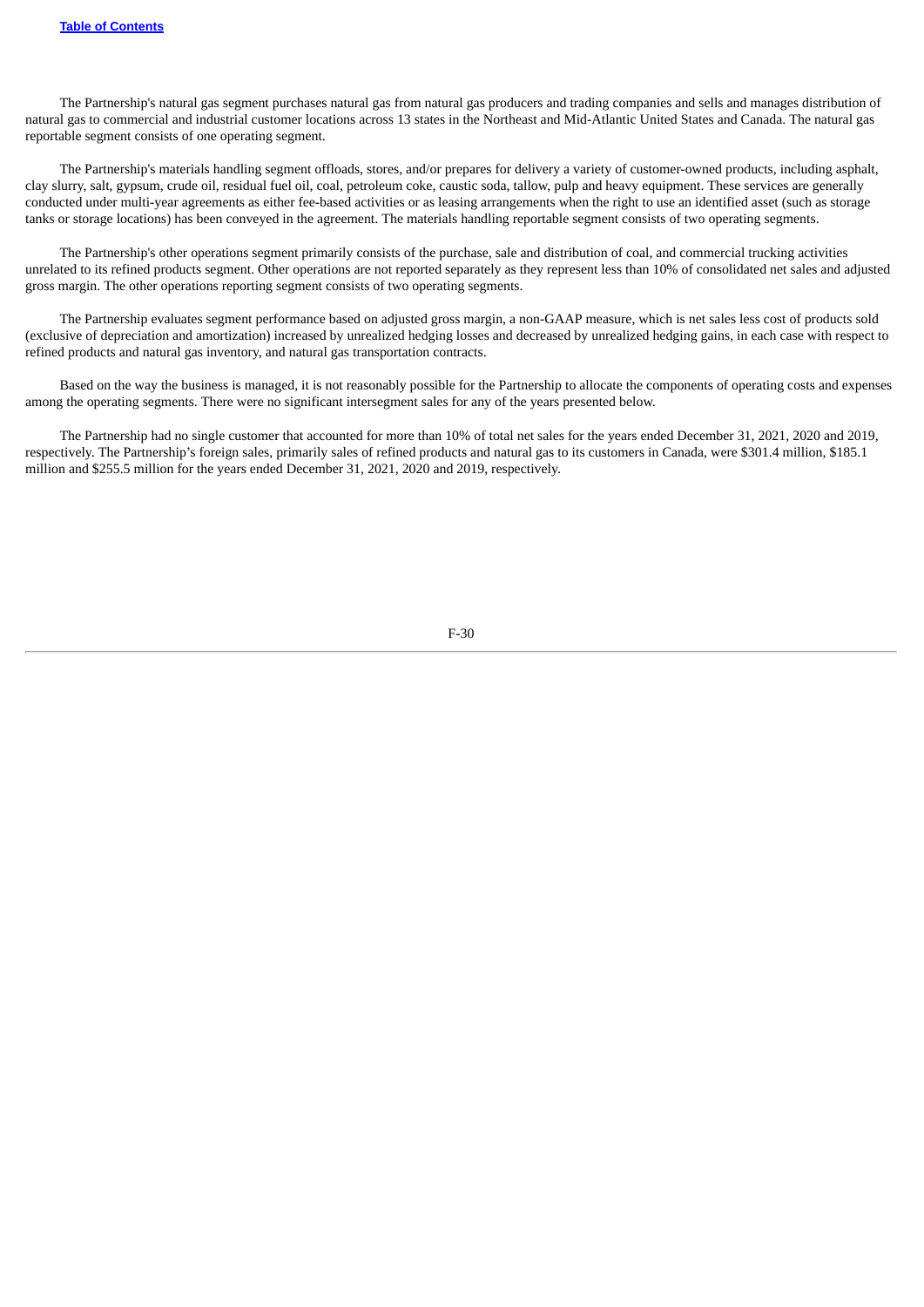The Partnership's natural gas segment purchases natural gas from natural gas producers and trading companies and sells and manages distribution of natural gas to commercial and industrial customer locations across 13 states in the Northeast and Mid-Atlantic United States and Canada. The natural gas reportable segment consists of one operating segment.

The Partnership's materials handling segment offloads, stores, and/or prepares for delivery a variety of customer-owned products, including asphalt, clay slurry, salt, gypsum, crude oil, residual fuel oil, coal, petroleum coke, caustic soda, tallow, pulp and heavy equipment. These services are generally conducted under multi-year agreements as either fee-based activities or as leasing arrangements when the right to use an identified asset (such as storage tanks or storage locations) has been conveyed in the agreement. The materials handling reportable segment consists of two operating segments.

The Partnership's other operations segment primarily consists of the purchase, sale and distribution of coal, and commercial trucking activities unrelated to its refined products segment. Other operations are not reported separately as they represent less than 10% of consolidated net sales and adjusted gross margin. The other operations reporting segment consists of two operating segments.

The Partnership evaluates segment performance based on adjusted gross margin, a non-GAAP measure, which is net sales less cost of products sold (exclusive of depreciation and amortization) increased by unrealized hedging losses and decreased by unrealized hedging gains, in each case with respect to refined products and natural gas inventory, and natural gas transportation contracts.

Based on the way the business is managed, it is not reasonably possible for the Partnership to allocate the components of operating costs and expenses among the operating segments. There were no significant intersegment sales for any of the years presented below.

The Partnership had no single customer that accounted for more than 10% of total net sales for the years ended December 31, 2021, 2020 and 2019, respectively. The Partnership's foreign sales, primarily sales of refined products and natural gas to its customers in Canada, were $301.4 million, $185.1 million and $255.5 million for the years ended December 31, 2021, 2020 and 2019, respectively.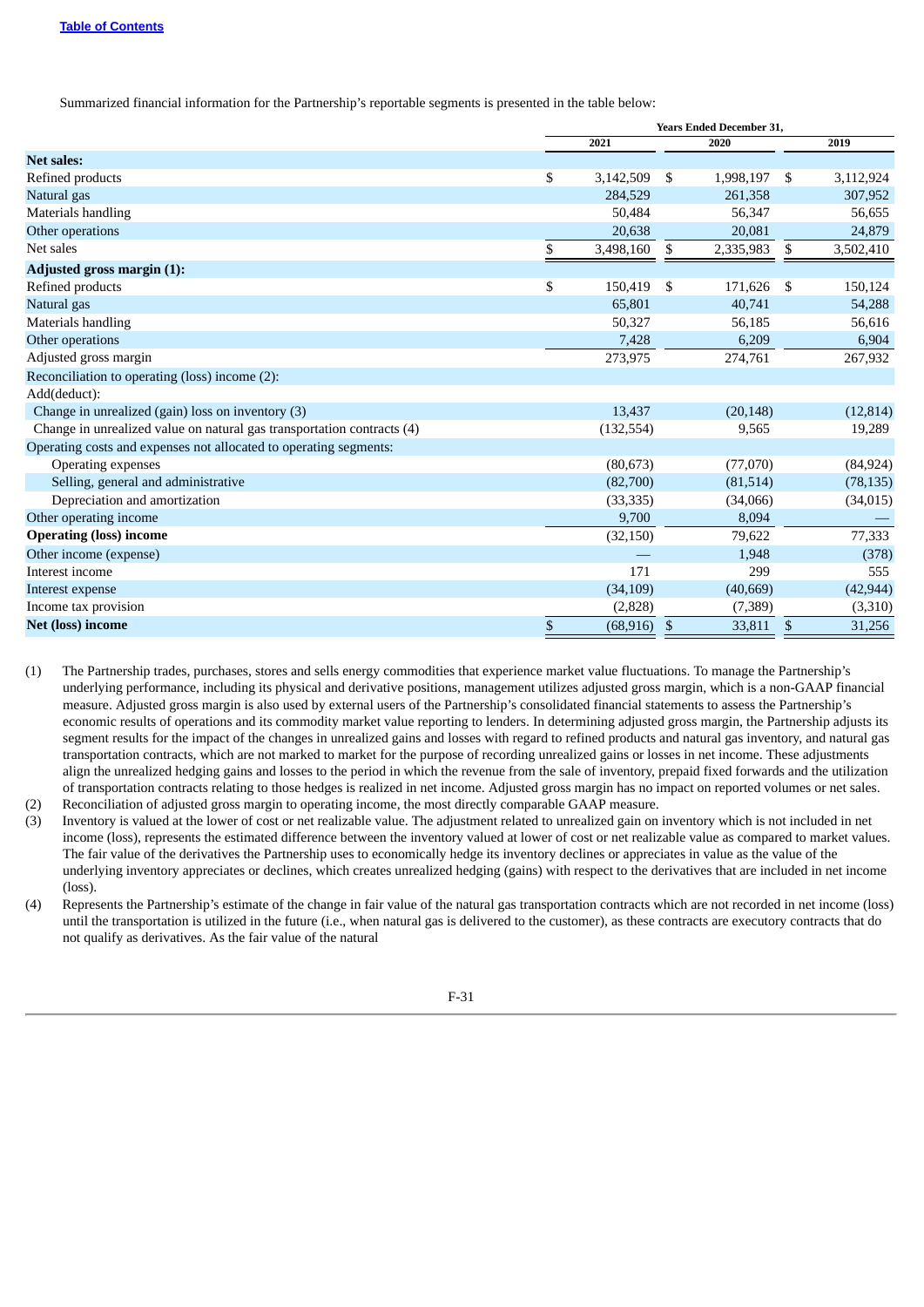Summarized financial information for the Partnership's reportable segments is presented in the table below:

| | Years Ended December 31, | | |
|---|---|---|---|
| | 2021 | 2020 | 2019 |
| **Net sales:** | | | |
| Refined products | $ 3,142,509 | $ 1,998,197 | $ 3,112,924 |
| Natural gas | 284,529 | 261,358 | 307,952 |
| Materials handling | 50,484 | 56,347 | 56,655 |
| Other operations | 20,638 | 20,081 | 24,879 |
| Net sales | $ 3,498,160 | $ 2,335,983 | $ 3,502,410 |
| **Adjusted gross margin (1):** | | | |
| Refined products | $ 150,419 | $ 171,626 | $ 150,124 |
| Natural gas | 65,801 | 40,741 | 54,288 |
| Materials handling | 50,327 | 56,185 | 56,616 |
| Other operations | 7,428 | 6,209 | 6,904 |
| Adjusted gross margin | 273,975 | 274,761 | 267,932 |
| Reconciliation to operating (loss) income (2): | | | |
| Add(deduct): | | | |
| Change in unrealized (gain) loss on inventory (3) | 13,437 | (20,148) | (12,814) |
| Change in unrealized value on natural gas transportation contracts (4) | (132,554) | 9,565 | 19,289 |
| Operating costs and expenses not allocated to operating segments: | | | |
| Operating expenses | (80,673) | (77,070) | (84,924) |
| Selling, general and administrative | (82,700) | (81,514) | (78,135) |
| Depreciation and amortization | (33,335) | (34,066) | (34,015) |
| Other operating income | 9,700 | 8,094 | — |
| **Operating (loss) income** | (32,150) | 79,622 | 77,333 |
| Other income (expense) | — | 1,948 | (378) |
| Interest income | 171 | 299 | 555 |
| Interest expense | (34,109) | (40,669) | (42,944) |
| Income tax provision | (2,828) | (7,389) | (3,310) |
| **Net (loss) income** | $ (68,916) | $ 33,811 | $ 31,256 |

(1) The Partnership trades, purchases, stores and sells energy commodities that experience market value fluctuations. To manage the Partnership's underlying performance, including its physical and derivative positions, management utilizes adjusted gross margin, which is a non-GAAP financial measure. Adjusted gross margin is also used by external users of the Partnership's consolidated financial statements to assess the Partnership's economic results of operations and its commodity market value reporting to lenders. In determining adjusted gross margin, the Partnership adjusts its segment results for the impact of the changes in unrealized gains and losses with regard to refined products and natural gas inventory, and natural gas transportation contracts, which are not marked to market for the purpose of recording unrealized gains or losses in net income. These adjustments align the unrealized hedging gains and losses to the period in which the revenue from the sale of inventory, prepaid fixed forwards and the utilization of transportation contracts relating to those hedges is realized in net income. Adjusted gross margin has no impact on reported volumes or net sales.

(2) Reconciliation of adjusted gross margin to operating income, the most directly comparable GAAP measure.

(3) Inventory is valued at the lower of cost or net realizable value. The adjustment related to unrealized gain on inventory which is not included in net income (loss), represents the estimated difference between the inventory valued at lower of cost or net realizable value as compared to market values. The fair value of the derivatives the Partnership uses to economically hedge its inventory declines or appreciates in value as the value of the underlying inventory appreciates or declines, which creates unrealized hedging (gains) with respect to the derivatives that are included in net income (loss).

(4) Represents the Partnership's estimate of the change in fair value of the natural gas transportation contracts which are not recorded in net income (loss) until the transportation is utilized in the future (i.e., when natural gas is delivered to the customer), as these contracts are executory contracts that do not qualify as derivatives. As the fair value of the natural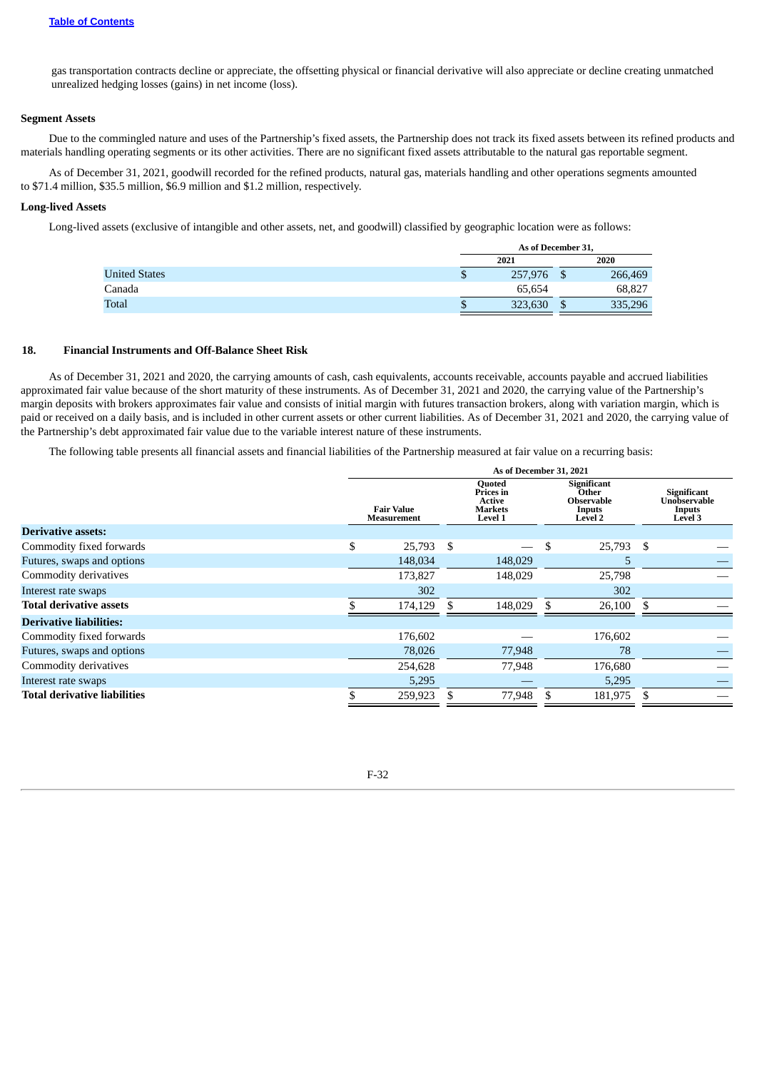gas transportation contracts decline or appreciate, the offsetting physical or financial derivative will also appreciate or decline creating unmatched unrealized hedging losses (gains) in net income (loss).

**Segment Assets**

Due to the commingled nature and uses of the Partnership's fixed assets, the Partnership does not track its fixed assets between its refined products and materials handling operating segments or its other activities. There are no significant fixed assets attributable to the natural gas reportable segment.

As of December 31, 2021, goodwill recorded for the refined products, natural gas, materials handling and other operations segments amounted to $71.4 million, $35.5 million, $6.9 million and $1.2 million, respectively.

**Long-lived Assets**

Long-lived assets (exclusive of intangible and other assets, net, and goodwill) classified by geographic location were as follows:

| | As of December 31, | |
|---|---|---|
| | 2021 | 2020 |
| United States | $ 257,976 | $ 266,469 |
| Canada | 65,654 | 68,827 |
| Total | $ 323,630 | $ 335,296 |

## 18. Financial Instruments and Off-Balance Sheet Risk

As of December 31, 2021 and 2020, the carrying amounts of cash, cash equivalents, accounts receivable, accounts payable and accrued liabilities approximated fair value because of the short maturity of these instruments. As of December 31, 2021 and 2020, the carrying value of the Partnership's margin deposits with brokers approximates fair value and consists of initial margin with futures transaction brokers, along with variation margin, which is paid or received on a daily basis, and is included in other current assets or other current liabilities. As of December 31, 2021 and 2020, the carrying value of the Partnership's debt approximated fair value due to the variable interest nature of these instruments.

The following table presents all financial assets and financial liabilities of the Partnership measured at fair value on a recurring basis:

| | As of December 31, 2021 | | | |
|---|---|---|---|---|
| | Fair Value Measurement | Quoted Prices in Active Markets Level 1 | Significant Other Observable Inputs Level 2 | Significant Unobservable Inputs Level 3 |
| **Derivative assets:** | | | | |
| Commodity fixed forwards | $ 25,793 | $ — | $ 25,793 | $ — |
| Futures, swaps and options | 148,034 | 148,029 | 5 | — |
| Commodity derivatives | 173,827 | 148,029 | 25,798 | — |
| Interest rate swaps | 302 | | 302 | |
| **Total derivative assets** | $ 174,129 | $ 148,029 | $ 26,100 | $ — |
| **Derivative liabilities:** | | | | |
| Commodity fixed forwards | 176,602 | — | 176,602 | — |
| Futures, swaps and options | 78,026 | 77,948 | 78 | — |
| Commodity derivatives | 254,628 | 77,948 | 176,680 | — |
| Interest rate swaps | 5,295 | — | 5,295 | — |
| **Total derivative liabilities** | $ 259,923 | $ 77,948 | $ 181,975 | $ — |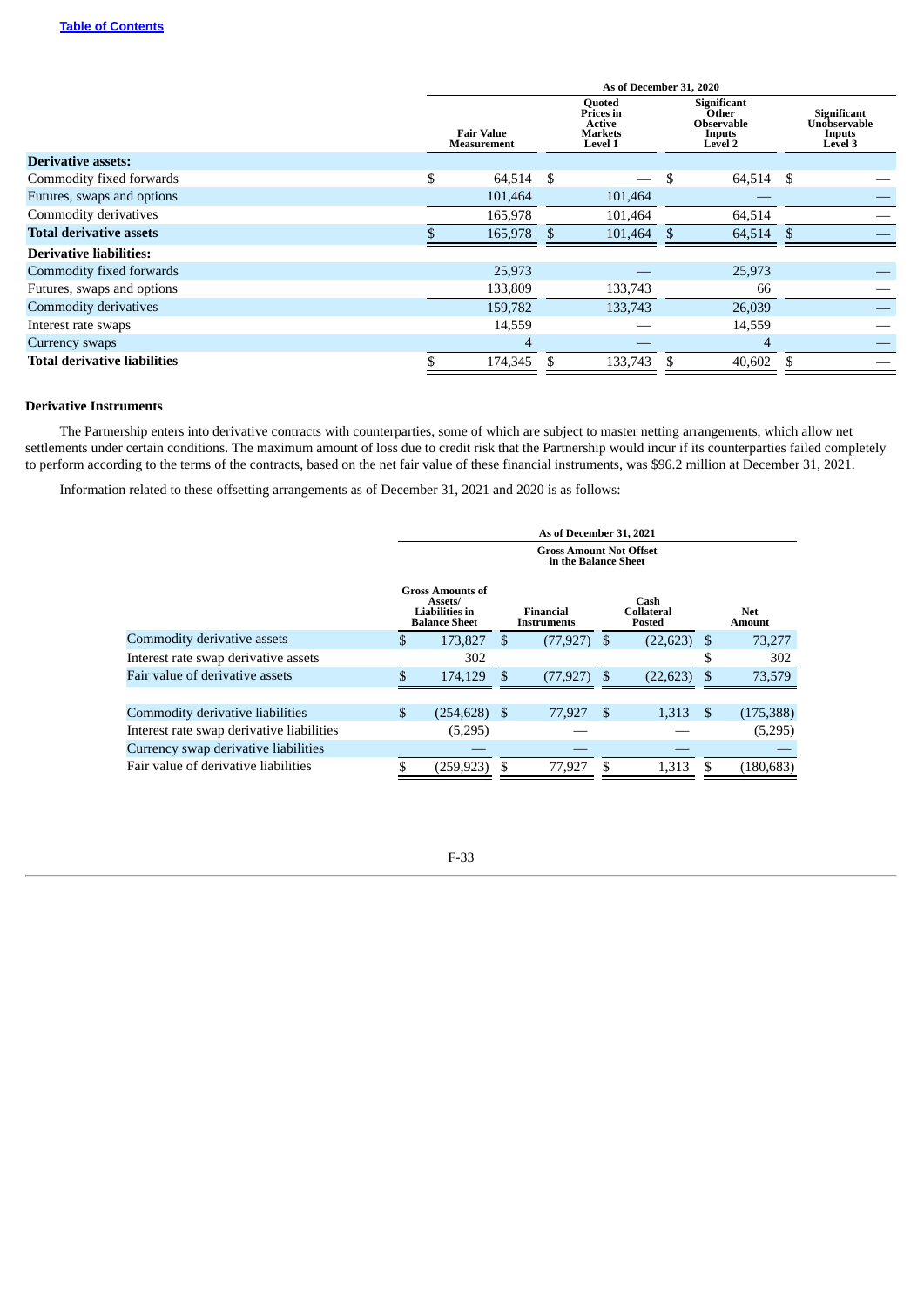| | As of December 31, 2020 | | | |
|---|---|---|---|---|
| | Fair Value Measurement | Quoted Prices in Active Markets Level 1 | Significant Other Observable Inputs Level 2 | Significant Unobservable Inputs Level 3 |
| **Derivative assets:** | | | | |
| Commodity fixed forwards | $ 64,514 | $ — | $ 64,514 | $ — |
| Futures, swaps and options | 101,464 | 101,464 | — | — |
| Commodity derivatives | 165,978 | 101,464 | 64,514 | — |
| **Total derivative assets** | $ 165,978 | $ 101,464 | $ 64,514 | $ — |
| **Derivative liabilities:** | | | | |
| Commodity fixed forwards | 25,973 | — | 25,973 | — |
| Futures, swaps and options | 133,809 | 133,743 | 66 | — |
| Commodity derivatives | 159,782 | 133,743 | 26,039 | — |
| Interest rate swaps | 14,559 | — | 14,559 | — |
| Currency swaps | 4 | — | 4 | — |
| **Total derivative liabilities** | $ 174,345 | $ 133,743 | $ 40,602 | $ — |

**Derivative Instruments**

The Partnership enters into derivative contracts with counterparties, some of which are subject to master netting arrangements, which allow net settlements under certain conditions. The maximum amount of loss due to credit risk that the Partnership would incur if its counterparties failed completely to perform according to the terms of the contracts, based on the net fair value of these financial instruments, was $96.2 million at December 31, 2021.

Information related to these offsetting arrangements as of December 31, 2021 and 2020 is as follows:

| | As of December 31, 2021 | | | |
|---|---|---|---|---|
| | | Gross Amount Not Offset in the Balance Sheet | | |
| | Gross Amounts of Assets/ Liabilities in Balance Sheet | Financial Instruments | Cash Collateral Posted | Net Amount |
| Commodity derivative assets | $ 173,827 | $ (77,927) | $ (22,623) | $ 73,277 |
| Interest rate swap derivative assets | 302 | | | $ 302 |
| Fair value of derivative assets | $ 174,129 | $ (77,927) | $ (22,623) | $ 73,579 |
| | | | | |
| Commodity derivative liabilities | $ (254,628) | $ 77,927 | $ 1,313 | $ (175,388) |
| Interest rate swap derivative liabilities | (5,295) | — | — | (5,295) |
| Currency swap derivative liabilities | — | — | — | — |
| Fair value of derivative liabilities | $ (259,923) | $ 77,927 | $ 1,313 | $ (180,683) |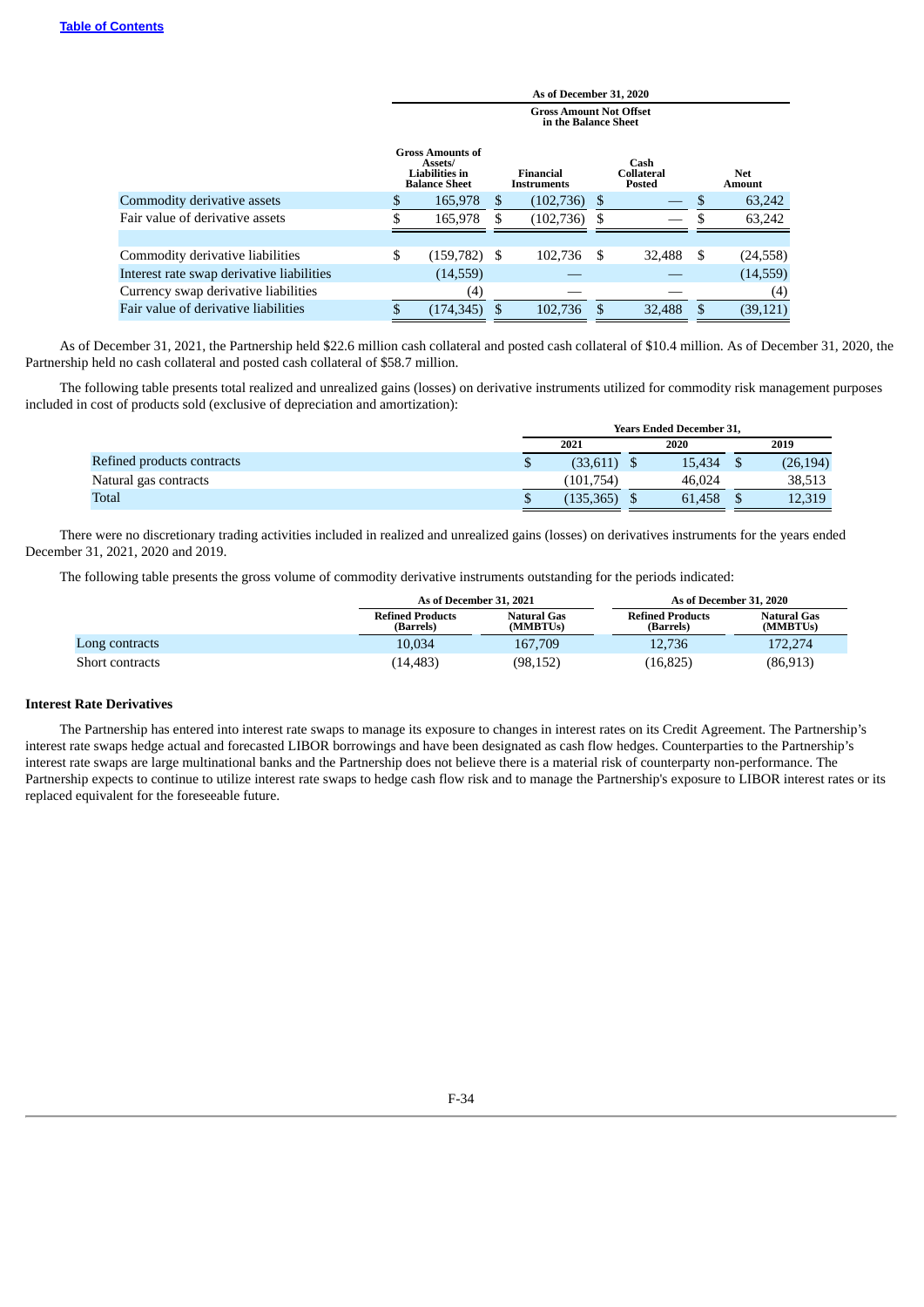| | As of December 31, 2020 | | | |
|---|---|---|---|---|
| | | Gross Amount Not Offset in the Balance Sheet | | |
| | Gross Amounts of Assets/ Liabilities in Balance Sheet | Financial Instruments | Cash Collateral Posted | Net Amount |
| Commodity derivative assets | $ 165,978 | $ (102,736) | $ — | $ 63,242 |
| Fair value of derivative assets | $ 165,978 | $ (102,736) | $ — | $ 63,242 |
| | | | | |
| Commodity derivative liabilities | $ (159,782) | $ 102,736 | $ 32,488 | $ (24,558) |
| Interest rate swap derivative liabilities | (14,559) | — | — | (14,559) |
| Currency swap derivative liabilities | (4) | — | — | (4) |
| Fair value of derivative liabilities | $ (174,345) | $ 102,736 | $ 32,488 | $ (39,121) |

As of December 31, 2021, the Partnership held $22.6 million cash collateral and posted cash collateral of $10.4 million. As of December 31, 2020, the Partnership held no cash collateral and posted cash collateral of $58.7 million.

The following table presents total realized and unrealized gains (losses) on derivative instruments utilized for commodity risk management purposes included in cost of products sold (exclusive of depreciation and amortization):

| | Years Ended December 31, | | |
|---|---|---|---|
| | 2021 | 2020 | 2019 |
| Refined products contracts | $ (33,611) | $ 15,434 | $ (26,194) |
| Natural gas contracts | (101,754) | 46,024 | 38,513 |
| Total | $ (135,365) | $ 61,458 | $ 12,319 |

There were no discretionary trading activities included in realized and unrealized gains (losses) on derivatives instruments for the years ended December 31, 2021, 2020 and 2019.

The following table presents the gross volume of commodity derivative instruments outstanding for the periods indicated:

| | As of December 31, 2021 | | As of December 31, 2020 | |
|---|---|---|---|---|
| | Refined Products (Barrels) | Natural Gas (MMBTUs) | Refined Products (Barrels) | Natural Gas (MMBTUs) |
| Long contracts | 10,034 | 167,709 | 12,736 | 172,274 |
| Short contracts | (14,483) | (98,152) | (16,825) | (86,913) |

**Interest Rate Derivatives**

The Partnership has entered into interest rate swaps to manage its exposure to changes in interest rates on its Credit Agreement. The Partnership's interest rate swaps hedge actual and forecasted LIBOR borrowings and have been designated as cash flow hedges. Counterparties to the Partnership's interest rate swaps are large multinational banks and the Partnership does not believe there is a material risk of counterparty non-performance. The Partnership expects to continue to utilize interest rate swaps to hedge cash flow risk and to manage the Partnership's exposure to LIBOR interest rates or its replaced equivalent for the foreseeable future.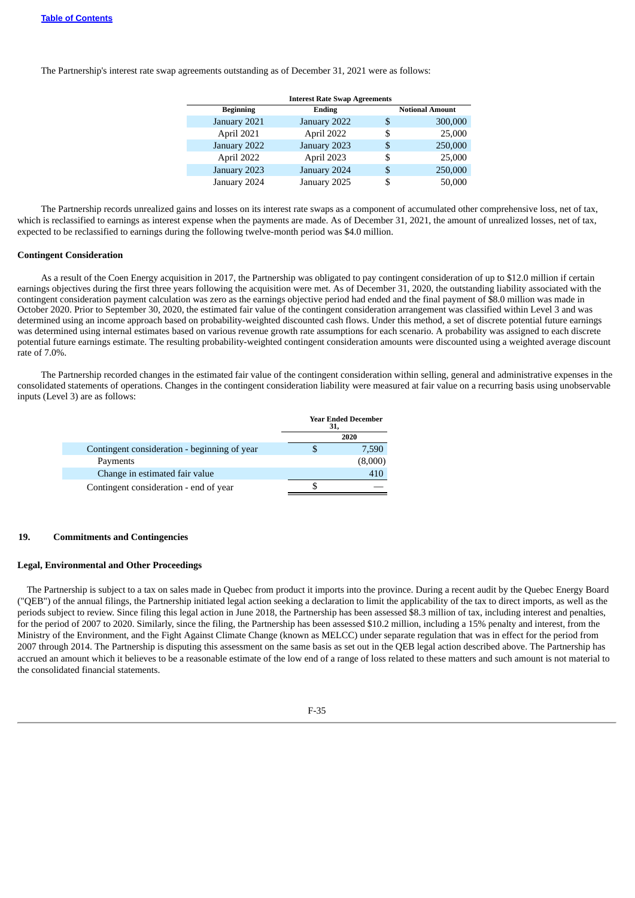The Partnership's interest rate swap agreements outstanding as of December 31, 2021 were as follows:

| Interest Rate Swap Agreements | | | |
|---|---|---|---|
| Beginning | Ending | | Notional Amount |
| January 2021 | January 2022 | $ | 300,000 |
| April 2021 | April 2022 | $ | 25,000 |
| January 2022 | January 2023 | $ | 250,000 |
| April 2022 | April 2023 | $ | 25,000 |
| January 2023 | January 2024 | $ | 250,000 |
| January 2024 | January 2025 | $ | 50,000 |

The Partnership records unrealized gains and losses on its interest rate swaps as a component of accumulated other comprehensive loss, net of tax, which is reclassified to earnings as interest expense when the payments are made. As of December 31, 2021, the amount of unrealized losses, net of tax, expected to be reclassified to earnings during the following twelve-month period was $4.0 million.

**Contingent Consideration**

As a result of the Coen Energy acquisition in 2017, the Partnership was obligated to pay contingent consideration of up to $12.0 million if certain earnings objectives during the first three years following the acquisition were met. As of December 31, 2020, the outstanding liability associated with the contingent consideration payment calculation was zero as the earnings objective period had ended and the final payment of $8.0 million was made in October 2020. Prior to September 30, 2020, the estimated fair value of the contingent consideration arrangement was classified within Level 3 and was determined using an income approach based on probability-weighted discounted cash flows. Under this method, a set of discrete potential future earnings was determined using internal estimates based on various revenue growth rate assumptions for each scenario. A probability was assigned to each discrete potential future earnings estimate. The resulting probability-weighted contingent consideration amounts were discounted using a weighted average discount rate of 7.0%.

The Partnership recorded changes in the estimated fair value of the contingent consideration within selling, general and administrative expenses in the consolidated statements of operations. Changes in the contingent consideration liability were measured at fair value on a recurring basis using unobservable inputs (Level 3) are as follows:

| | Year Ended December 31, | |
|---|---|---|
| | | 2020 |
| Contingent consideration - beginning of year | $ | 7,590 |
| Payments | | (8,000) |
| Change in estimated fair value | | 410 |
| Contingent consideration - end of year | $ | — |

## 19. Commitments and Contingencies

**Legal, Environmental and Other Proceedings**

The Partnership is subject to a tax on sales made in Quebec from product it imports into the province. During a recent audit by the Quebec Energy Board ("QEB") of the annual filings, the Partnership initiated legal action seeking a declaration to limit the applicability of the tax to direct imports, as well as the periods subject to review. Since filing this legal action in June 2018, the Partnership has been assessed $8.3 million of tax, including interest and penalties, for the period of 2007 to 2020. Similarly, since the filing, the Partnership has been assessed $10.2 million, including a 15% penalty and interest, from the Ministry of the Environment, and the Fight Against Climate Change (known as MELCC) under separate regulation that was in effect for the period from 2007 through 2014. The Partnership is disputing this assessment on the same basis as set out in the QEB legal action described above. The Partnership has accrued an amount which it believes to be a reasonable estimate of the low end of a range of loss related to these matters and such amount is not material to the consolidated financial statements.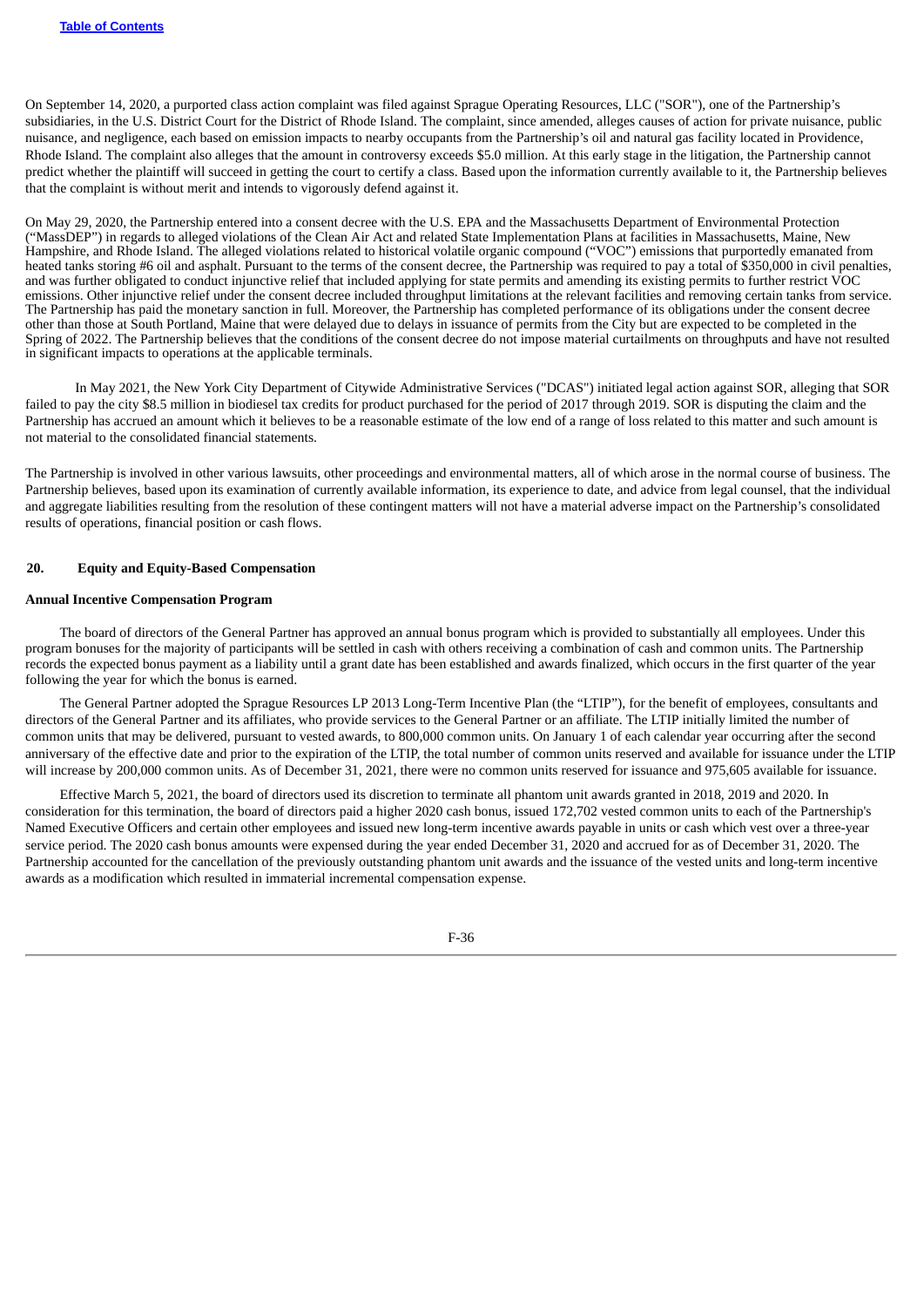On September 14, 2020, a purported class action complaint was filed against Sprague Operating Resources, LLC ("SOR"), one of the Partnership's subsidiaries, in the U.S. District Court for the District of Rhode Island. The complaint, since amended, alleges causes of action for private nuisance, public nuisance, and negligence, each based on emission impacts to nearby occupants from the Partnership's oil and natural gas facility located in Providence, Rhode Island. The complaint also alleges that the amount in controversy exceeds $5.0 million. At this early stage in the litigation, the Partnership cannot predict whether the plaintiff will succeed in getting the court to certify a class. Based upon the information currently available to it, the Partnership believes that the complaint is without merit and intends to vigorously defend against it.

On May 29, 2020, the Partnership entered into a consent decree with the U.S. EPA and the Massachusetts Department of Environmental Protection ("MassDEP") in regards to alleged violations of the Clean Air Act and related State Implementation Plans at facilities in Massachusetts, Maine, New Hampshire, and Rhode Island. The alleged violations related to historical volatile organic compound ("VOC") emissions that purportedly emanated from heated tanks storing #6 oil and asphalt. Pursuant to the terms of the consent decree, the Partnership was required to pay a total of $350,000 in civil penalties, and was further obligated to conduct injunctive relief that included applying for state permits and amending its existing permits to further restrict VOC emissions. Other injunctive relief under the consent decree included throughput limitations at the relevant facilities and removing certain tanks from service. The Partnership has paid the monetary sanction in full. Moreover, the Partnership has completed performance of its obligations under the consent decree other than those at South Portland, Maine that were delayed due to delays in issuance of permits from the City but are expected to be completed in the Spring of 2022. The Partnership believes that the conditions of the consent decree do not impose material curtailments on throughputs and have not resulted in significant impacts to operations at the applicable terminals.

In May 2021, the New York City Department of Citywide Administrative Services ("DCAS") initiated legal action against SOR, alleging that SOR failed to pay the city $8.5 million in biodiesel tax credits for product purchased for the period of 2017 through 2019. SOR is disputing the claim and the Partnership has accrued an amount which it believes to be a reasonable estimate of the low end of a range of loss related to this matter and such amount is not material to the consolidated financial statements.

The Partnership is involved in other various lawsuits, other proceedings and environmental matters, all of which arose in the normal course of business. The Partnership believes, based upon its examination of currently available information, its experience to date, and advice from legal counsel, that the individual and aggregate liabilities resulting from the resolution of these contingent matters will not have a material adverse impact on the Partnership's consolidated results of operations, financial position or cash flows.

## 20. Equity and Equity-Based Compensation

### Annual Incentive Compensation Program

The board of directors of the General Partner has approved an annual bonus program which is provided to substantially all employees. Under this program bonuses for the majority of participants will be settled in cash with others receiving a combination of cash and common units. The Partnership records the expected bonus payment as a liability until a grant date has been established and awards finalized, which occurs in the first quarter of the year following the year for which the bonus is earned.

The General Partner adopted the Sprague Resources LP 2013 Long-Term Incentive Plan (the "LTIP"), for the benefit of employees, consultants and directors of the General Partner and its affiliates, who provide services to the General Partner or an affiliate. The LTIP initially limited the number of common units that may be delivered, pursuant to vested awards, to 800,000 common units. On January 1 of each calendar year occurring after the second anniversary of the effective date and prior to the expiration of the LTIP, the total number of common units reserved and available for issuance under the LTIP will increase by 200,000 common units. As of December 31, 2021, there were no common units reserved for issuance and 975,605 available for issuance.

Effective March 5, 2021, the board of directors used its discretion to terminate all phantom unit awards granted in 2018, 2019 and 2020. In consideration for this termination, the board of directors paid a higher 2020 cash bonus, issued 172,702 vested common units to each of the Partnership's Named Executive Officers and certain other employees and issued new long-term incentive awards payable in units or cash which vest over a three-year service period. The 2020 cash bonus amounts were expensed during the year ended December 31, 2020 and accrued for as of December 31, 2020. The Partnership accounted for the cancellation of the previously outstanding phantom unit awards and the issuance of the vested units and long-term incentive awards as a modification which resulted in immaterial incremental compensation expense.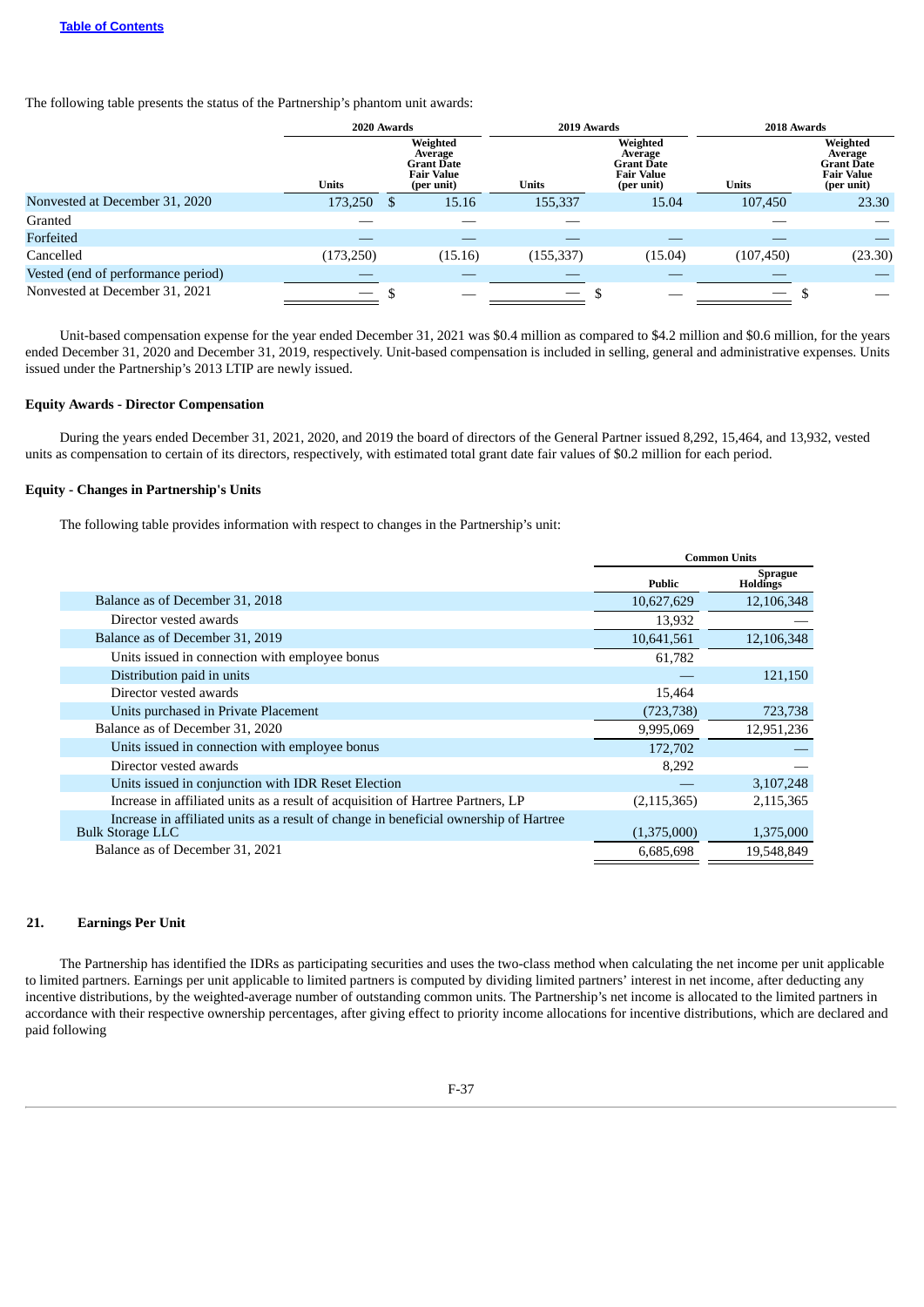The following table presents the status of the Partnership's phantom unit awards:

| | 2020 Awards | | 2019 Awards | | 2018 Awards | |
|---|---|---|---|---|---|---|
| | Units | Weighted Average Grant Date Fair Value (per unit) | Units | Weighted Average Grant Date Fair Value (per unit) | Units | Weighted Average Grant Date Fair Value (per unit) |
| Nonvested at December 31, 2020 | 173,250 | $ 15.16 | 155,337 | 15.04 | 107,450 | 23.30 |
| Granted | — | — | — | | — | — |
| Forfeited | — | — | — | — | — | — |
| Cancelled | (173,250) | (15.16) | (155,337) | (15.04) | (107,450) | (23.30) |
| Vested (end of performance period) | — | — | — | — | — | — |
| Nonvested at December 31, 2021 | — | $ — | — | $ — | — | $ — |

Unit-based compensation expense for the year ended December 31, 2021 was $0.4 million as compared to $4.2 million and $0.6 million, for the years ended December 31, 2020 and December 31, 2019, respectively. Unit-based compensation is included in selling, general and administrative expenses. Units issued under the Partnership's 2013 LTIP are newly issued.

**Equity Awards - Director Compensation**

During the years ended December 31, 2021, 2020, and 2019 the board of directors of the General Partner issued 8,292, 15,464, and 13,932, vested units as compensation to certain of its directors, respectively, with estimated total grant date fair values of $0.2 million for each period.

**Equity - Changes in Partnership's Units**

The following table provides information with respect to changes in the Partnership's unit:

| | Common Units | |
|---|---|---|
| | Public | Sprague Holdings |
| Balance as of December 31, 2018 | 10,627,629 | 12,106,348 |
| Director vested awards | 13,932 | — |
| Balance as of December 31, 2019 | 10,641,561 | 12,106,348 |
| Units issued in connection with employee bonus | 61,782 | |
| Distribution paid in units | — | 121,150 |
| Director vested awards | 15,464 | |
| Units purchased in Private Placement | (723,738) | 723,738 |
| Balance as of December 31, 2020 | 9,995,069 | 12,951,236 |
| Units issued in connection with employee bonus | 172,702 | — |
| Director vested awards | 8,292 | — |
| Units issued in conjunction with IDR Reset Election | — | 3,107,248 |
| Increase in affiliated units as a result of acquisition of Hartree Partners, LP | (2,115,365) | 2,115,365 |
| Increase in affiliated units as a result of change in beneficial ownership of Hartree Bulk Storage LLC | (1,375,000) | 1,375,000 |
| Balance as of December 31, 2021 | 6,685,698 | 19,548,849 |

## 21. Earnings Per Unit

The Partnership has identified the IDRs as participating securities and uses the two-class method when calculating the net income per unit applicable to limited partners. Earnings per unit applicable to limited partners is computed by dividing limited partners' interest in net income, after deducting any incentive distributions, by the weighted-average number of outstanding common units. The Partnership's net income is allocated to the limited partners in accordance with their respective ownership percentages, after giving effect to priority income allocations for incentive distributions, which are declared and paid following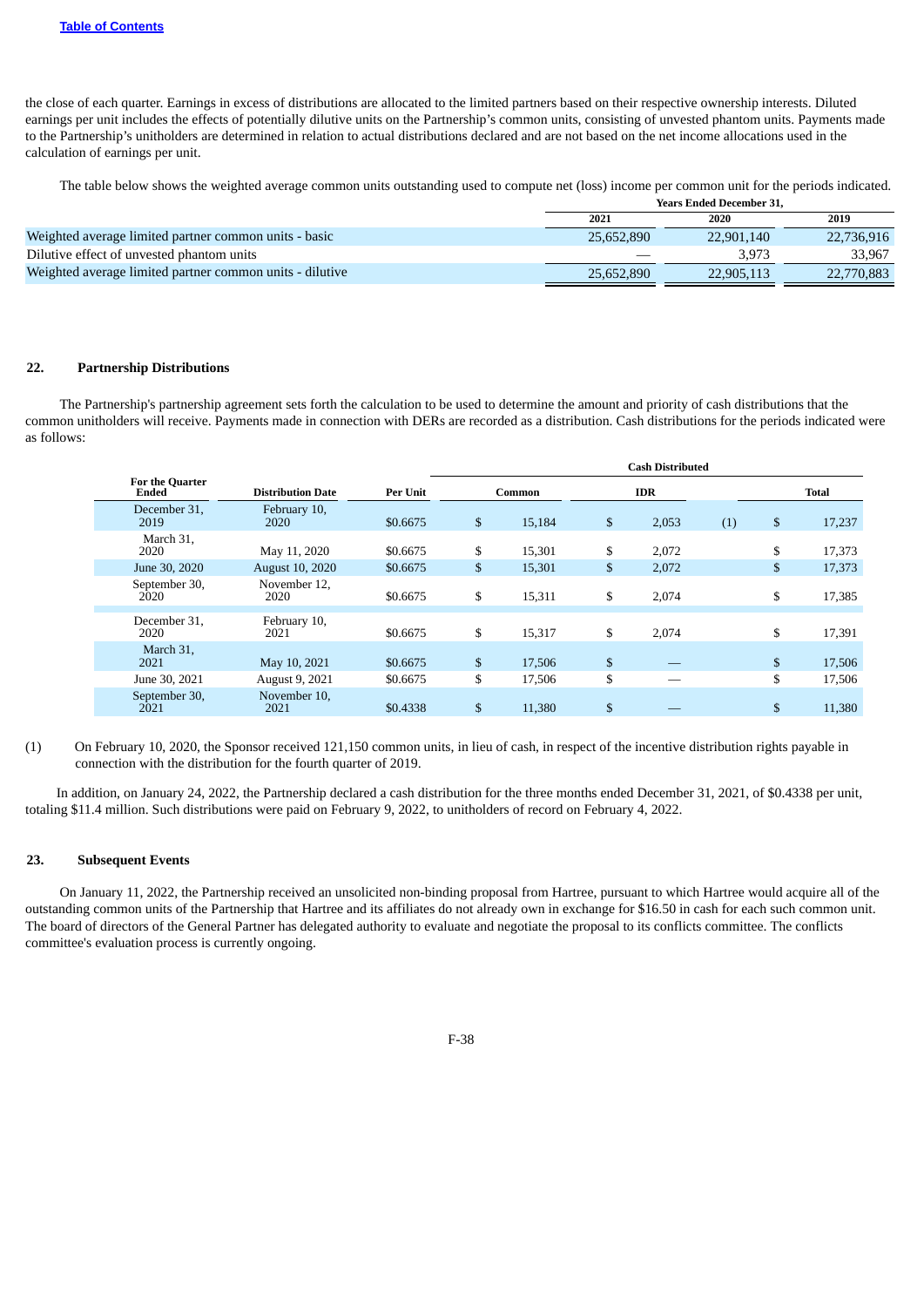the close of each quarter. Earnings in excess of distributions are allocated to the limited partners based on their respective ownership interests. Diluted earnings per unit includes the effects of potentially dilutive units on the Partnership's common units, consisting of unvested phantom units. Payments made to the Partnership's unitholders are determined in relation to actual distributions declared and are not based on the net income allocations used in the calculation of earnings per unit.

The table below shows the weighted average common units outstanding used to compute net (loss) income per common unit for the periods indicated.

| | Years Ended December 31, | | |
|---|---|---|---|
| | 2021 | 2020 | 2019 |
| Weighted average limited partner common units - basic | 25,652,890 | 22,901,140 | 22,736,916 |
| Dilutive effect of unvested phantom units | — | 3,973 | 33,967 |
| Weighted average limited partner common units - dilutive | 25,652,890 | 22,905,113 | 22,770,883 |

## 22. Partnership Distributions

The Partnership's partnership agreement sets forth the calculation to be used to determine the amount and priority of cash distributions that the common unitholders will receive. Payments made in connection with DERs are recorded as a distribution. Cash distributions for the periods indicated were as follows:

| | | | Cash Distributed | | | |
|---|---|---|---|---|---|---|
| For the Quarter Ended | Distribution Date | Per Unit | Common | IDR | | Total |
| December 31, 2019 | February 10, 2020 | $0.6675 | $ 15,184 | $ 2,053 | (1) | $ 17,237 |
| March 31, 2020 | May 11, 2020 | $0.6675 | $ 15,301 | $ 2,072 | | $ 17,373 |
| June 30, 2020 | August 10, 2020 | $0.6675 | $ 15,301 | $ 2,072 | | $ 17,373 |
| September 30, 2020 | November 12, 2020 | $0.6675 | $ 15,311 | $ 2,074 | | $ 17,385 |
| December 31, 2020 | February 10, 2021 | $0.6675 | $ 15,317 | $ 2,074 | | $ 17,391 |
| March 31, 2021 | May 10, 2021 | $0.6675 | $ 17,506 | $ — | | $ 17,506 |
| June 30, 2021 | August 9, 2021 | $0.6675 | $ 17,506 | $ — | | $ 17,506 |
| September 30, 2021 | November 10, 2021 | $0.4338 | $ 11,380 | $ — | | $ 11,380 |

(1) On February 10, 2020, the Sponsor received 121,150 common units, in lieu of cash, in respect of the incentive distribution rights payable in connection with the distribution for the fourth quarter of 2019.

In addition, on January 24, 2022, the Partnership declared a cash distribution for the three months ended December 31, 2021, of $0.4338 per unit, totaling $11.4 million. Such distributions were paid on February 9, 2022, to unitholders of record on February 4, 2022.

## 23. Subsequent Events

On January 11, 2022, the Partnership received an unsolicited non-binding proposal from Hartree, pursuant to which Hartree would acquire all of the outstanding common units of the Partnership that Hartree and its affiliates do not already own in exchange for $16.50 in cash for each such common unit. The board of directors of the General Partner has delegated authority to evaluate and negotiate the proposal to its conflicts committee. The conflicts committee's evaluation process is currently ongoing.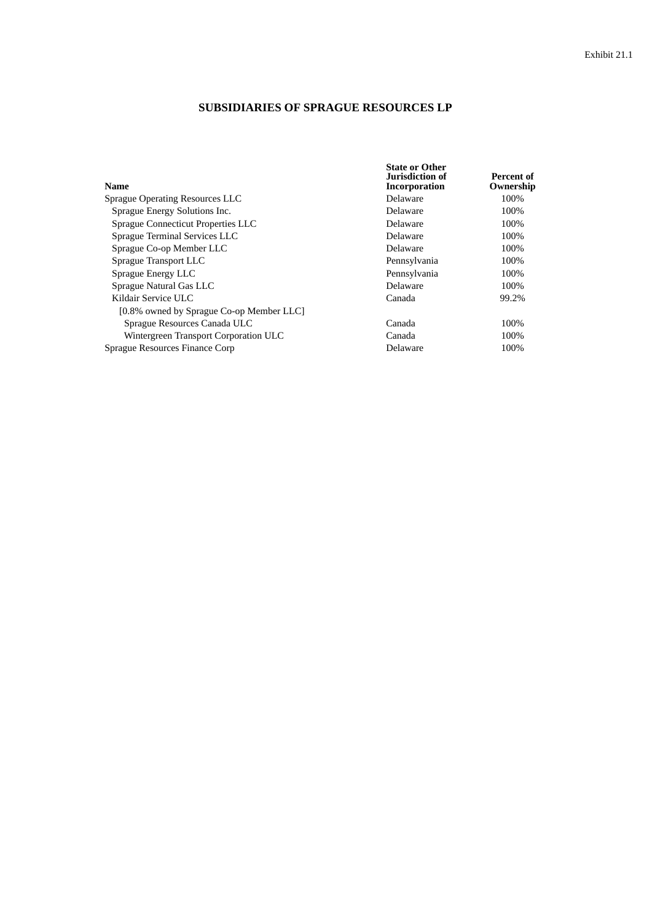Exhibit 21.1

# SUBSIDIARIES OF SPRAGUE RESOURCES LP

| Name | State or Other Jurisdiction of Incorporation | Percent of Ownership |
|---|---|---|
| Sprague Operating Resources LLC | Delaware | 100% |
| Sprague Energy Solutions Inc. | Delaware | 100% |
| Sprague Connecticut Properties LLC | Delaware | 100% |
| Sprague Terminal Services LLC | Delaware | 100% |
| Sprague Co-op Member LLC | Delaware | 100% |
| Sprague Transport LLC | Pennsylvania | 100% |
| Sprague Energy LLC | Pennsylvania | 100% |
| Sprague Natural Gas LLC | Delaware | 100% |
| Kildair Service ULC | Canada | 99.2% |
| [0.8% owned by Sprague Co-op Member LLC] | | |
| Sprague Resources Canada ULC | Canada | 100% |
| Wintergreen Transport Corporation ULC | Canada | 100% |
| Sprague Resources Finance Corp | Delaware | 100% |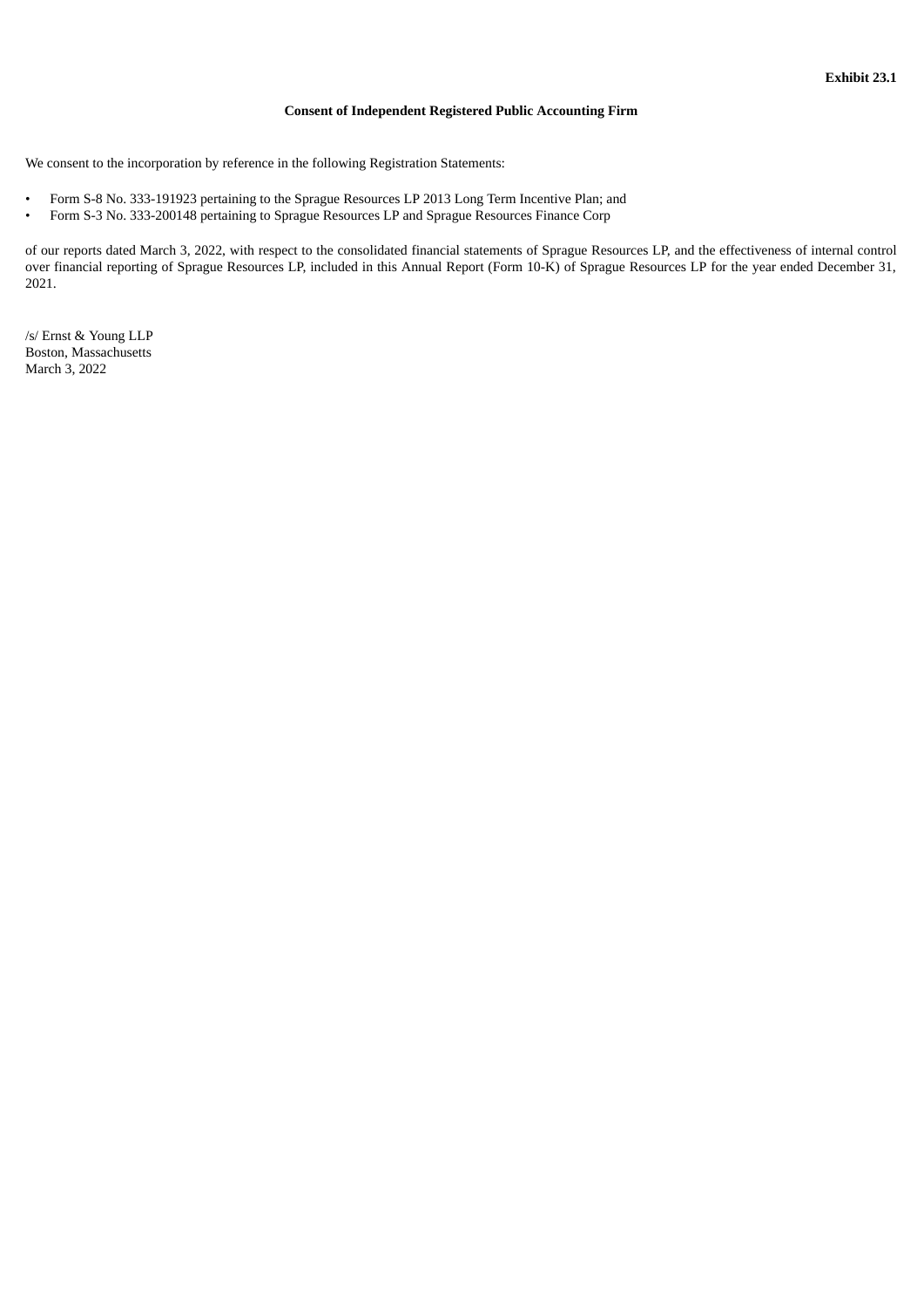**Exhibit 23.1**

**Consent of Independent Registered Public Accounting Firm**

We consent to the incorporation by reference in the following Registration Statements:

- Form S-8 No. 333-191923 pertaining to the Sprague Resources LP 2013 Long Term Incentive Plan; and
- Form S-3 No. 333-200148 pertaining to Sprague Resources LP and Sprague Resources Finance Corp

of our reports dated March 3, 2022, with respect to the consolidated financial statements of Sprague Resources LP, and the effectiveness of internal control over financial reporting of Sprague Resources LP, included in this Annual Report (Form 10-K) of Sprague Resources LP for the year ended December 31, 2021.

/s/ Ernst & Young LLP
Boston, Massachusetts
March 3, 2022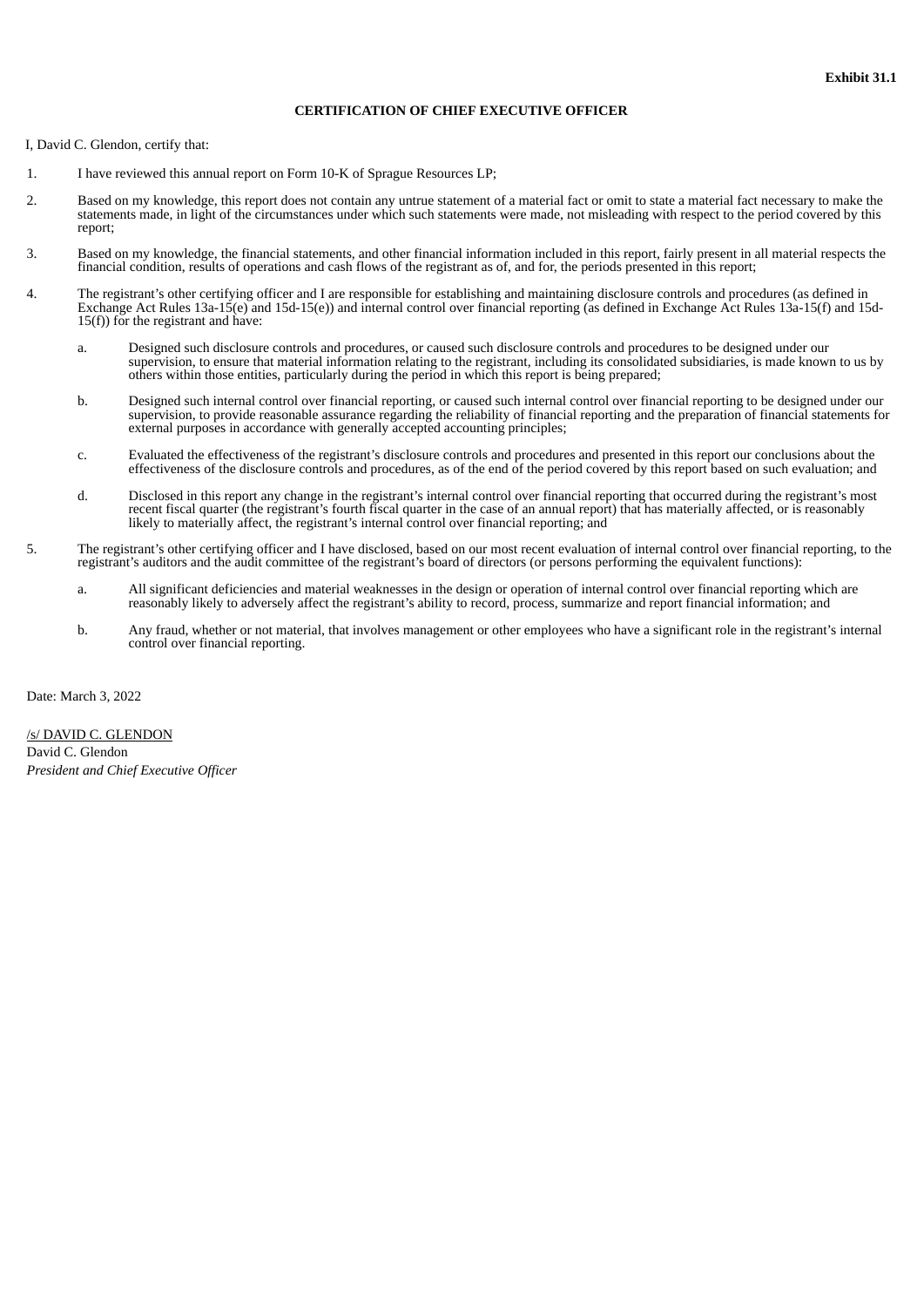**Exhibit 31.1**

**CERTIFICATION OF CHIEF EXECUTIVE OFFICER**

I, David C. Glendon, certify that:

1. I have reviewed this annual report on Form 10-K of Sprague Resources LP;

2. Based on my knowledge, this report does not contain any untrue statement of a material fact or omit to state a material fact necessary to make the statements made, in light of the circumstances under which such statements were made, not misleading with respect to the period covered by this report;

3. Based on my knowledge, the financial statements, and other financial information included in this report, fairly present in all material respects the financial condition, results of operations and cash flows of the registrant as of, and for, the periods presented in this report;

4. The registrant's other certifying officer and I are responsible for establishing and maintaining disclosure controls and procedures (as defined in Exchange Act Rules 13a-15(e) and 15d-15(e)) and internal control over financial reporting (as defined in Exchange Act Rules 13a-15(f) and 15d-15(f)) for the registrant and have:

   a. Designed such disclosure controls and procedures, or caused such disclosure controls and procedures to be designed under our supervision, to ensure that material information relating to the registrant, including its consolidated subsidiaries, is made known to us by others within those entities, particularly during the period in which this report is being prepared;

   b. Designed such internal control over financial reporting, or caused such internal control over financial reporting to be designed under our supervision, to provide reasonable assurance regarding the reliability of financial reporting and the preparation of financial statements for external purposes in accordance with generally accepted accounting principles;

   c. Evaluated the effectiveness of the registrant's disclosure controls and procedures and presented in this report our conclusions about the effectiveness of the disclosure controls and procedures, as of the end of the period covered by this report based on such evaluation; and

   d. Disclosed in this report any change in the registrant's internal control over financial reporting that occurred during the registrant's most recent fiscal quarter (the registrant's fourth fiscal quarter in the case of an annual report) that has materially affected, or is reasonably likely to materially affect, the registrant's internal control over financial reporting; and

5. The registrant's other certifying officer and I have disclosed, based on our most recent evaluation of internal control over financial reporting, to the registrant's auditors and the audit committee of the registrant's board of directors (or persons performing the equivalent functions):

   a. All significant deficiencies and material weaknesses in the design or operation of internal control over financial reporting which are reasonably likely to adversely affect the registrant's ability to record, process, summarize and report financial information; and

   b. Any fraud, whether or not material, that involves management or other employees who have a significant role in the registrant's internal control over financial reporting.

Date: March 3, 2022

/s/ DAVID C. GLENDON
David C. Glendon
*President and Chief Executive Officer*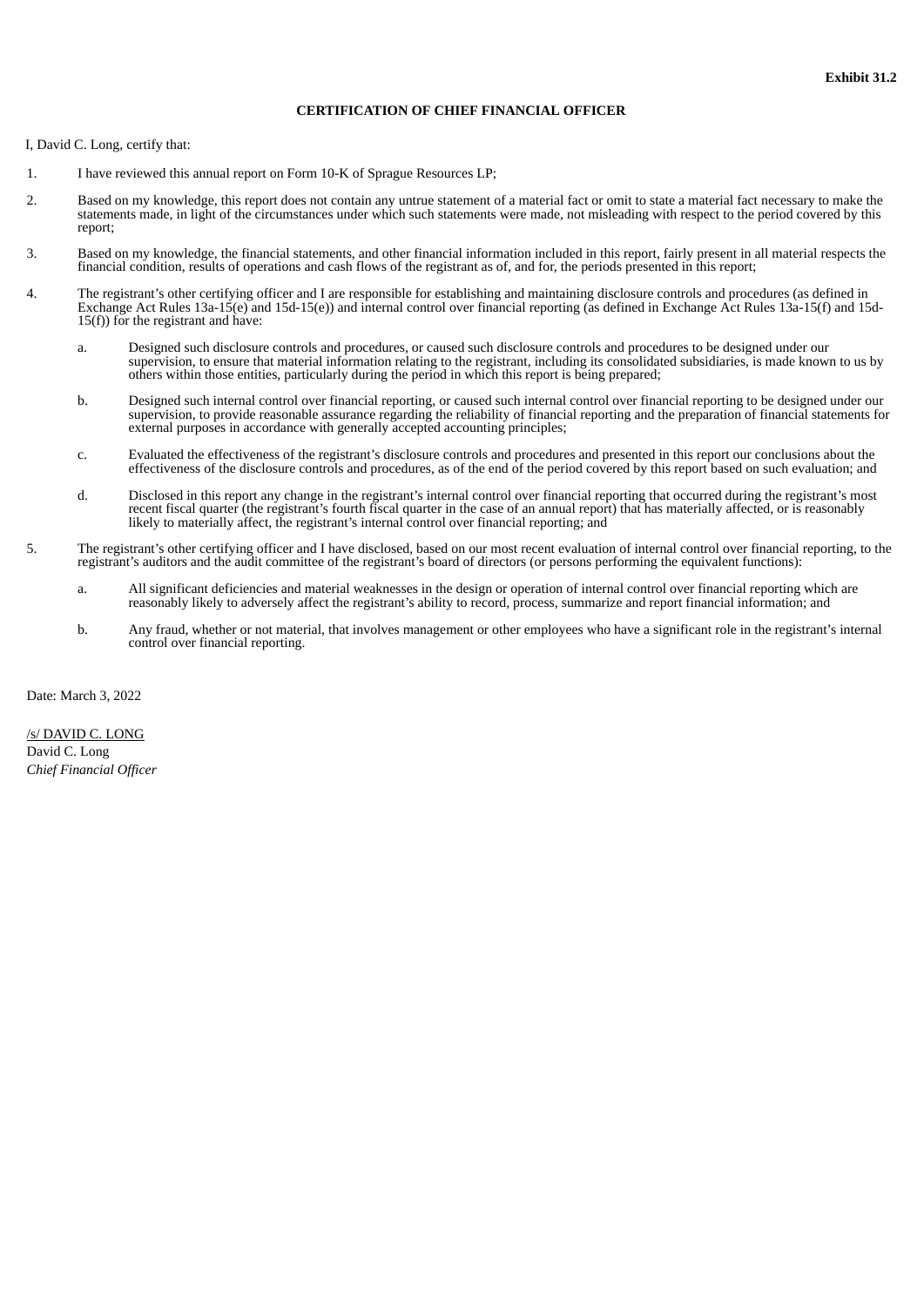**Exhibit 31.2**

**CERTIFICATION OF CHIEF FINANCIAL OFFICER**

I, David C. Long, certify that:

1. I have reviewed this annual report on Form 10-K of Sprague Resources LP;

2. Based on my knowledge, this report does not contain any untrue statement of a material fact or omit to state a material fact necessary to make the statements made, in light of the circumstances under which such statements were made, not misleading with respect to the period covered by this report;

3. Based on my knowledge, the financial statements, and other financial information included in this report, fairly present in all material respects the financial condition, results of operations and cash flows of the registrant as of, and for, the periods presented in this report;

4. The registrant's other certifying officer and I are responsible for establishing and maintaining disclosure controls and procedures (as defined in Exchange Act Rules 13a-15(e) and 15d-15(e)) and internal control over financial reporting (as defined in Exchange Act Rules 13a-15(f) and 15d-15(f)) for the registrant and have:

   a. Designed such disclosure controls and procedures, or caused such disclosure controls and procedures to be designed under our supervision, to ensure that material information relating to the registrant, including its consolidated subsidiaries, is made known to us by others within those entities, particularly during the period in which this report is being prepared;

   b. Designed such internal control over financial reporting, or caused such internal control over financial reporting to be designed under our supervision, to provide reasonable assurance regarding the reliability of financial reporting and the preparation of financial statements for external purposes in accordance with generally accepted accounting principles;

   c. Evaluated the effectiveness of the registrant's disclosure controls and procedures and presented in this report our conclusions about the effectiveness of the disclosure controls and procedures, as of the end of the period covered by this report based on such evaluation; and

   d. Disclosed in this report any change in the registrant's internal control over financial reporting that occurred during the registrant's most recent fiscal quarter (the registrant's fourth fiscal quarter in the case of an annual report) that has materially affected, or is reasonably likely to materially affect, the registrant's internal control over financial reporting; and

5. The registrant's other certifying officer and I have disclosed, based on our most recent evaluation of internal control over financial reporting, to the registrant's auditors and the audit committee of the registrant's board of directors (or persons performing the equivalent functions):

   a. All significant deficiencies and material weaknesses in the design or operation of internal control over financial reporting which are reasonably likely to adversely affect the registrant's ability to record, process, summarize and report financial information; and

   b. Any fraud, whether or not material, that involves management or other employees who have a significant role in the registrant's internal control over financial reporting.

Date: March 3, 2022

/s/ DAVID C. LONG
David C. Long
*Chief Financial Officer*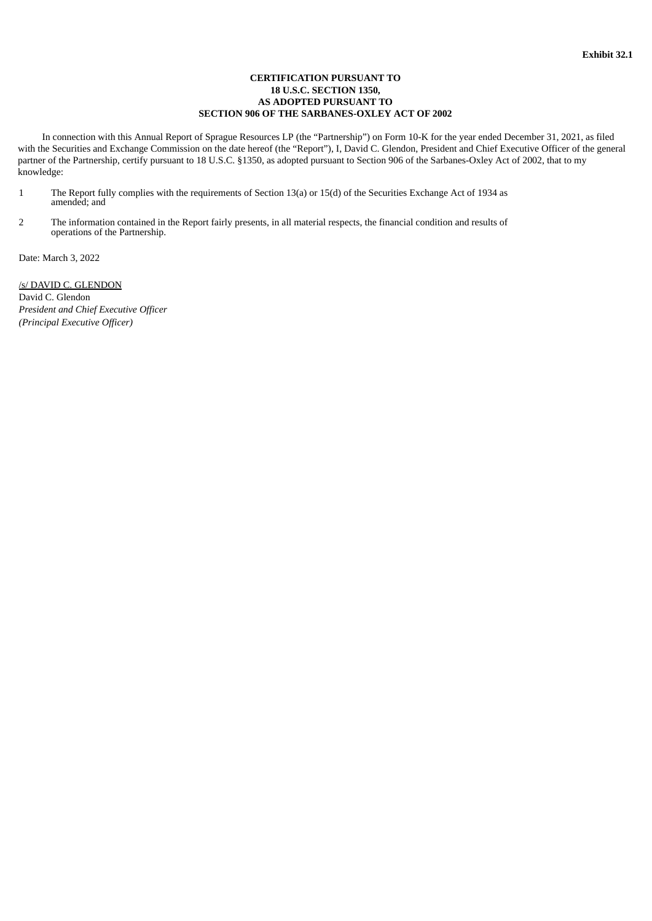**Exhibit 32.1**

**CERTIFICATION PURSUANT TO**
**18 U.S.C. SECTION 1350,**
**AS ADOPTED PURSUANT TO**
**SECTION 906 OF THE SARBANES-OXLEY ACT OF 2002**

In connection with this Annual Report of Sprague Resources LP (the "Partnership") on Form 10-K for the year ended December 31, 2021, as filed with the Securities and Exchange Commission on the date hereof (the "Report"), I, David C. Glendon, President and Chief Executive Officer of the general partner of the Partnership, certify pursuant to 18 U.S.C. §1350, as adopted pursuant to Section 906 of the Sarbanes-Oxley Act of 2002, that to my knowledge:

1. The Report fully complies with the requirements of Section 13(a) or 15(d) of the Securities Exchange Act of 1934 as amended; and

2. The information contained in the Report fairly presents, in all material respects, the financial condition and results of operations of the Partnership.

Date: March 3, 2022

/s/ DAVID C. GLENDON
David C. Glendon
*President and Chief Executive Officer*
*(Principal Executive Officer)*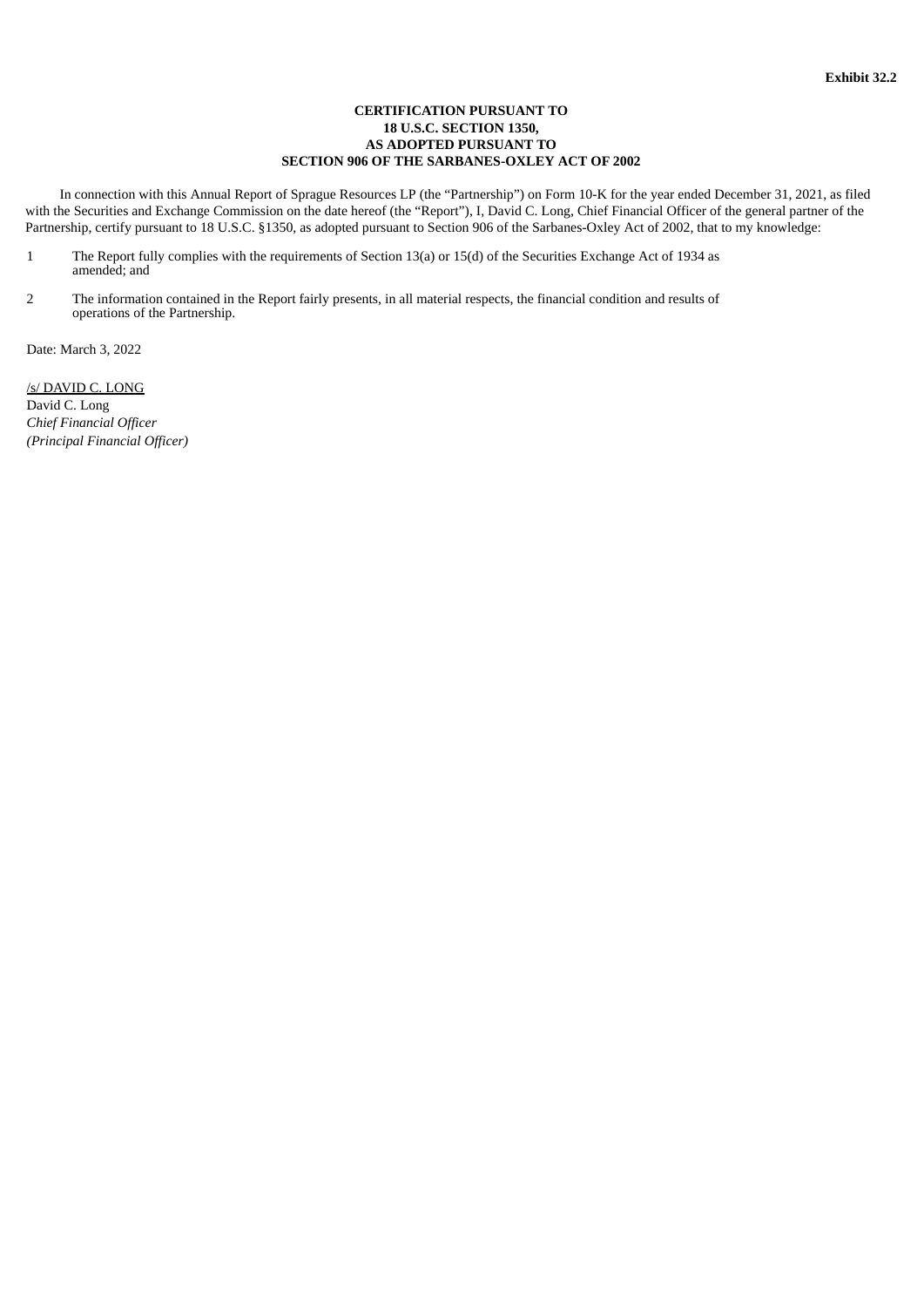**Exhibit 32.2**

**CERTIFICATION PURSUANT TO
18 U.S.C. SECTION 1350,
AS ADOPTED PURSUANT TO
SECTION 906 OF THE SARBANES-OXLEY ACT OF 2002**

In connection with this Annual Report of Sprague Resources LP (the “Partnership”) on Form 10-K for the year ended December 31, 2021, as filed with the Securities and Exchange Commission on the date hereof (the “Report”), I, David C. Long, Chief Financial Officer of the general partner of the Partnership, certify pursuant to 18 U.S.C. §1350, as adopted pursuant to Section 906 of the Sarbanes-Oxley Act of 2002, that to my knowledge:

1 The Report fully complies with the requirements of Section 13(a) or 15(d) of the Securities Exchange Act of 1934 as amended; and

2 The information contained in the Report fairly presents, in all material respects, the financial condition and results of operations of the Partnership.

Date: March 3, 2022

/s/ DAVID C. LONG
David C. Long
*Chief Financial Officer*
*(Principal Financial Officer)*